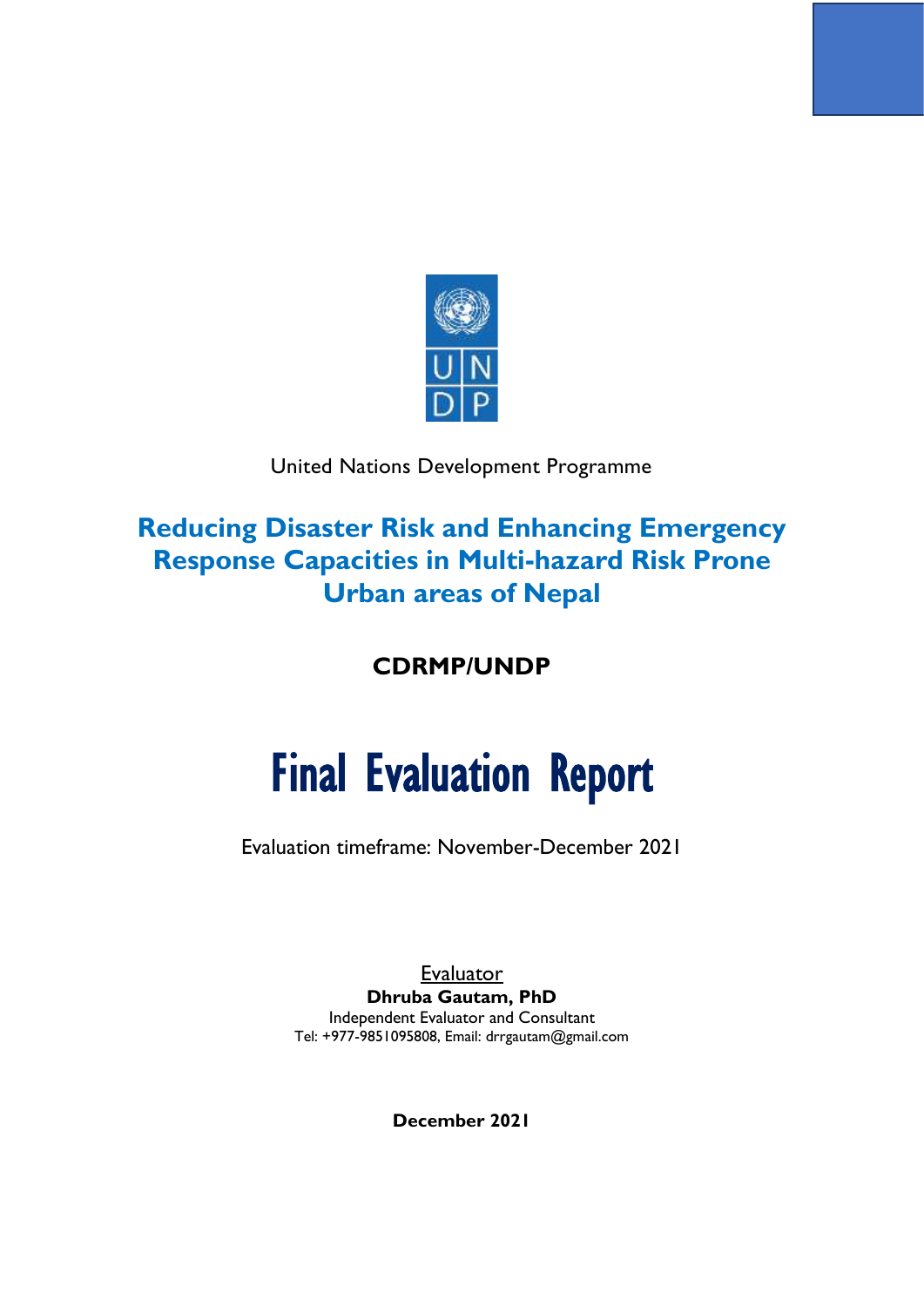United Nations Development Programme

# Reducing Disaster Risk and Enhancing Emergency Response Capacities in Multi-hazard Risk Prone Urban areas of Nepal

**CDRMP/UNDP**

# Final Evaluation Report

Evaluation timeframe: November-December 2021

Evaluator

**Dhruba Gautam, PhD**

Independent Evaluator and Consultant

Tel: +977-9851095808, Email: drrgautam@gmail.com

**December 2021**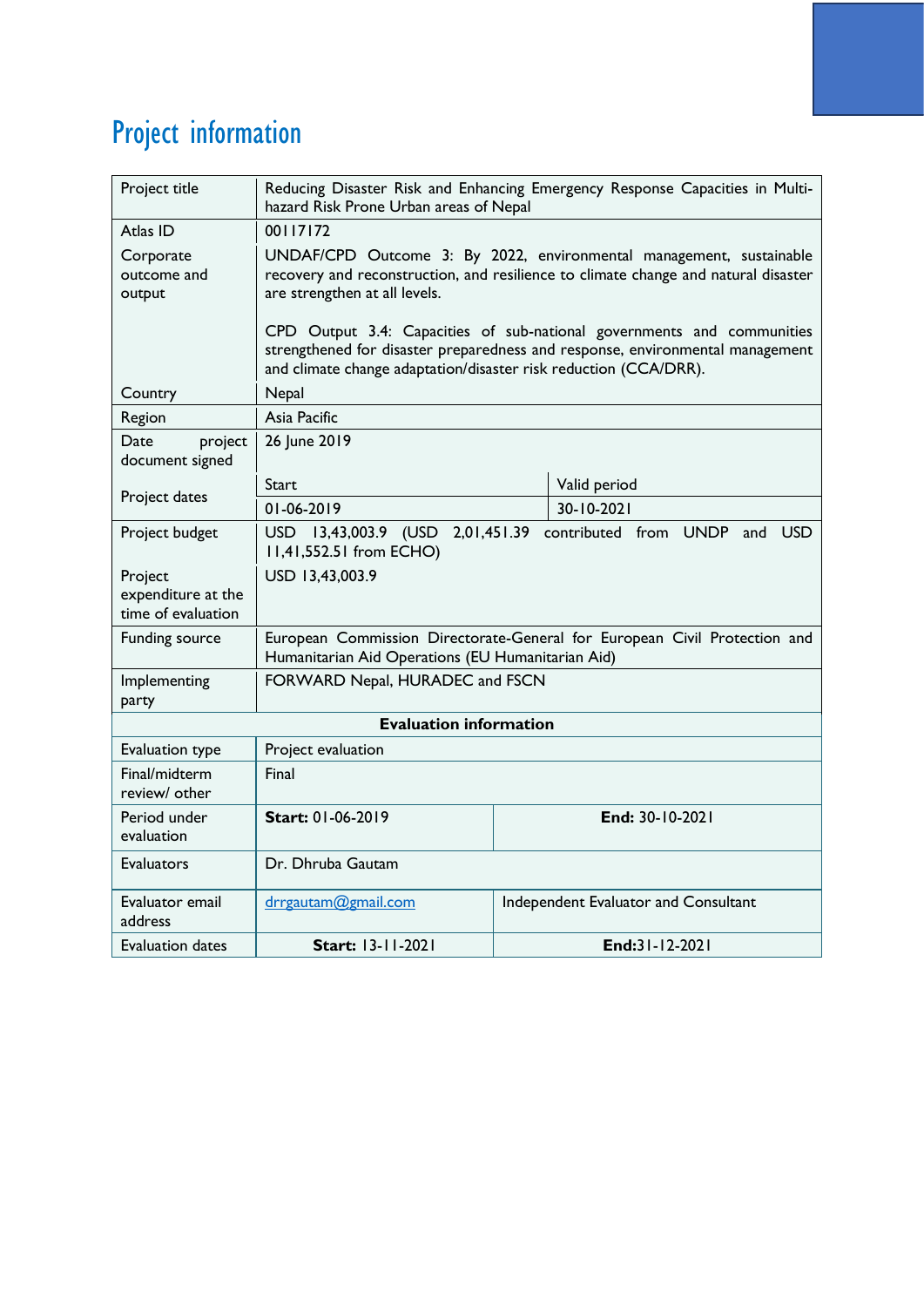# Project information

| Project title | Reducing Disaster Risk and Enhancing Emergency Response Capacities in Multi-hazard Risk Prone Urban areas of Nepal | |
|---|---|---|
| Atlas ID | 00117172 | |
| Corporate outcome and output | UNDAF/CPD Outcome 3: By 2022, environmental management, sustainable recovery and reconstruction, and resilience to climate change and natural disaster are strengthen at all levels.<br><br>CPD Output 3.4: Capacities of sub-national governments and communities strengthened for disaster preparedness and response, environmental management and climate change adaptation/disaster risk reduction (CCA/DRR). | |
| Country | Nepal | |
| Region | Asia Pacific | |
| Date project document signed | 26 June 2019 | |
| Project dates | Start | Valid period |
| | 01-06-2019 | 30-10-2021 |
| Project budget | USD 13,43,003.9 (USD 2,01,451.39 contributed from UNDP and USD 11,41,552.51 from ECHO) | |
| Project expenditure at the time of evaluation | USD 13,43,003.9 | |
| Funding source | European Commission Directorate-General for European Civil Protection and Humanitarian Aid Operations (EU Humanitarian Aid) | |
| Implementing party | FORWARD Nepal, HURADEC and FSCN | |
| **Evaluation information** | | |
| Evaluation type | Project evaluation | |
| Final/midterm review/ other | Final | |
| Period under evaluation | **Start:** 01-06-2019 | **End:** 30-10-2021 |
| Evaluators | Dr. Dhruba Gautam | |
| Evaluator email address | drrgautam@gmail.com | Independent Evaluator and Consultant |
| Evaluation dates | **Start:** 13-11-2021 | **End:**31-12-2021 |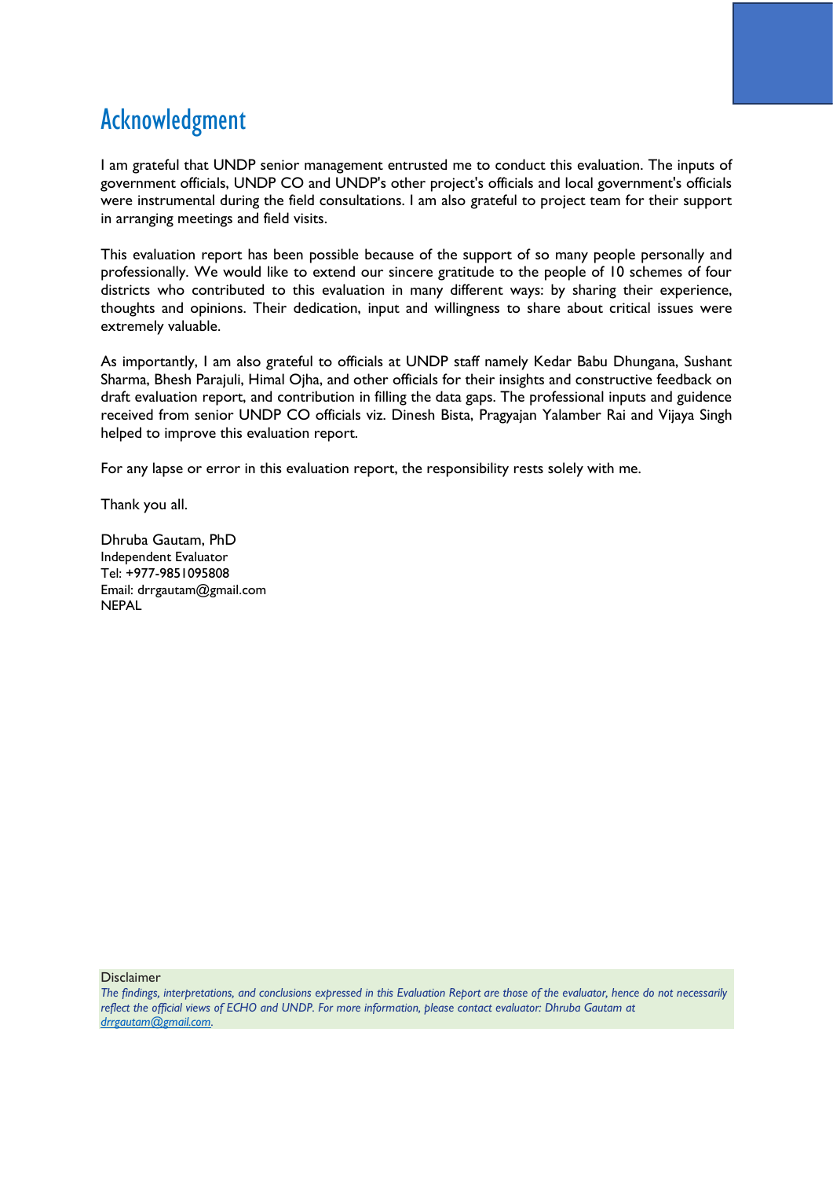# Acknowledgment

I am grateful that UNDP senior management entrusted me to conduct this evaluation. The inputs of government officials, UNDP CO and UNDP's other project's officials and local government's officials were instrumental during the field consultations. I am also grateful to project team for their support in arranging meetings and field visits.

This evaluation report has been possible because of the support of so many people personally and professionally. We would like to extend our sincere gratitude to the people of 10 schemes of four districts who contributed to this evaluation in many different ways: by sharing their experience, thoughts and opinions. Their dedication, input and willingness to share about critical issues were extremely valuable.

As importantly, I am also grateful to officials at UNDP staff namely Kedar Babu Dhungana, Sushant Sharma, Bhesh Parajuli, Himal Ojha, and other officials for their insights and constructive feedback on draft evaluation report, and contribution in filling the data gaps. The professional inputs and guidence received from senior UNDP CO officials viz. Dinesh Bista, Pragyajan Yalamber Rai and Vijaya Singh helped to improve this evaluation report.

For any lapse or error in this evaluation report, the responsibility rests solely with me.

Thank you all.

Dhruba Gautam, PhD
Independent Evaluator
Tel: +977-9851095808
Email: drrgautam@gmail.com
NEPAL

Disclaimer
*The findings, interpretations, and conclusions expressed in this Evaluation Report are those of the evaluator, hence do not necessarily reflect the official views of ECHO and UNDP. For more information, please contact evaluator: Dhruba Gautam at drrgautam@gmail.com.*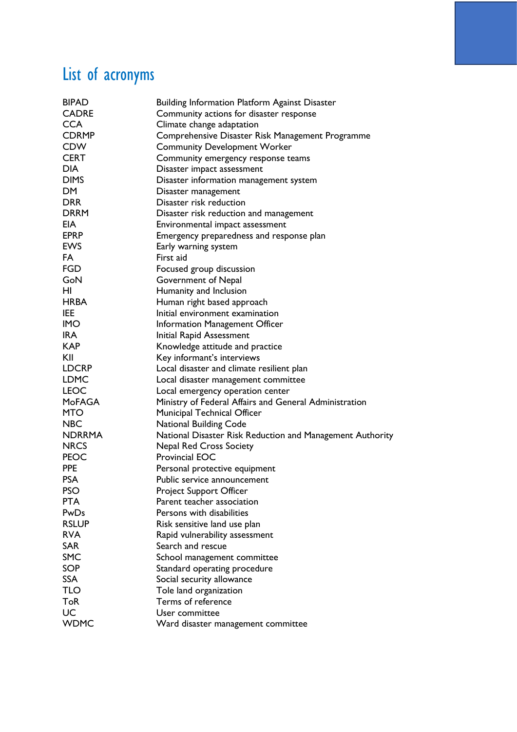# List of acronyms

| | |
|---|---|
| BIPAD | Building Information Platform Against Disaster |
| CADRE | Community actions for disaster response |
| CCA | Climate change adaptation |
| CDRMP | Comprehensive Disaster Risk Management Programme |
| CDW | Community Development Worker |
| CERT | Community emergency response teams |
| DIA | Disaster impact assessment |
| DIMS | Disaster information management system |
| DM | Disaster management |
| DRR | Disaster risk reduction |
| DRRM | Disaster risk reduction and management |
| EIA | Environmental impact assessment |
| EPRP | Emergency preparedness and response plan |
| EWS | Early warning system |
| FA | First aid |
| FGD | Focused group discussion |
| GoN | Government of Nepal |
| HI | Humanity and Inclusion |
| HRBA | Human right based approach |
| IEE | Initial environment examination |
| IMO | Information Management Officer |
| IRA | Initial Rapid Assessment |
| KAP | Knowledge attitude and practice |
| KII | Key informant's interviews |
| LDCRP | Local disaster and climate resilient plan |
| LDMC | Local disaster management committee |
| LEOC | Local emergency operation center |
| MoFAGA | Ministry of Federal Affairs and General Administration |
| MTO | Municipal Technical Officer |
| NBC | National Building Code |
| NDRRMA | National Disaster Risk Reduction and Management Authority |
| NRCS | Nepal Red Cross Society |
| PEOC | Provincial EOC |
| PPE | Personal protective equipment |
| PSA | Public service announcement |
| PSO | Project Support Officer |
| PTA | Parent teacher association |
| PwDs | Persons with disabilities |
| RSLUP | Risk sensitive land use plan |
| RVA | Rapid vulnerability assessment |
| SAR | Search and rescue |
| SMC | School management committee |
| SOP | Standard operating procedure |
| SSA | Social security allowance |
| TLO | Tole land organization |
| ToR | Terms of reference |
| UC | User committee |
| WDMC | Ward disaster management committee |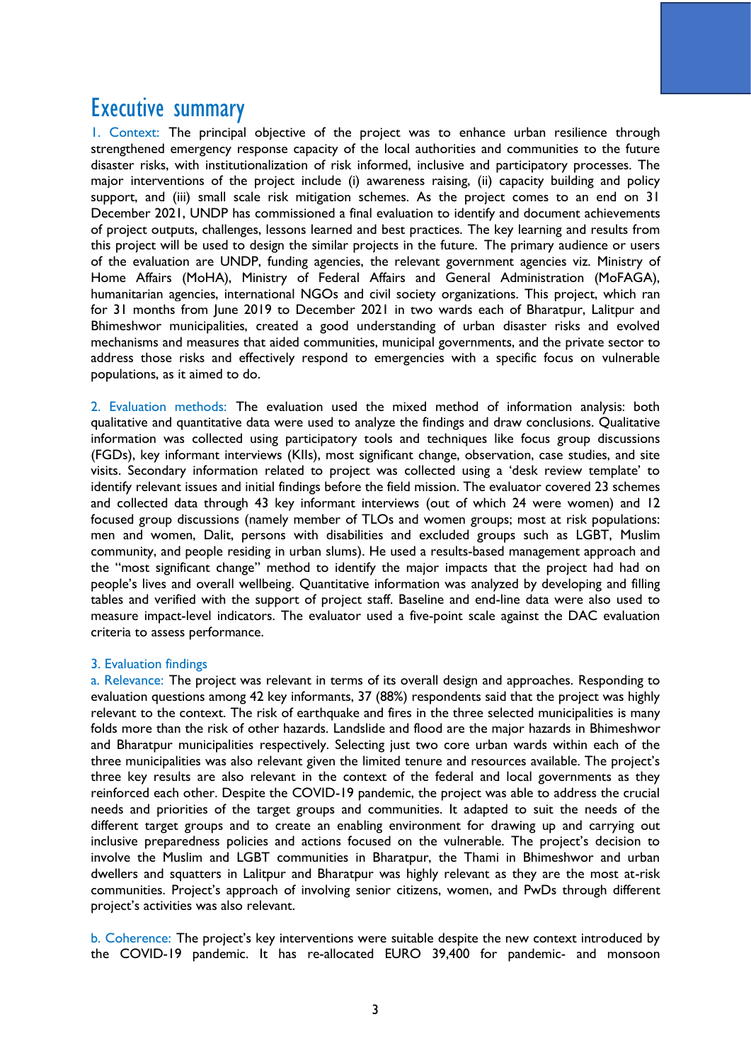# Executive summary

1. Context: The principal objective of the project was to enhance urban resilience through strengthened emergency response capacity of the local authorities and communities to the future disaster risks, with institutionalization of risk informed, inclusive and participatory processes. The major interventions of the project include (i) awareness raising, (ii) capacity building and policy support, and (iii) small scale risk mitigation schemes. As the project comes to an end on 31 December 2021, UNDP has commissioned a final evaluation to identify and document achievements of project outputs, challenges, lessons learned and best practices. The key learning and results from this project will be used to design the similar projects in the future. The primary audience or users of the evaluation are UNDP, funding agencies, the relevant government agencies viz. Ministry of Home Affairs (MoHA), Ministry of Federal Affairs and General Administration (MoFAGA), humanitarian agencies, international NGOs and civil society organizations. This project, which ran for 31 months from June 2019 to December 2021 in two wards each of Bharatpur, Lalitpur and Bhimeshwor municipalities, created a good understanding of urban disaster risks and evolved mechanisms and measures that aided communities, municipal governments, and the private sector to address those risks and effectively respond to emergencies with a specific focus on vulnerable populations, as it aimed to do.

2. Evaluation methods: The evaluation used the mixed method of information analysis: both qualitative and quantitative data were used to analyze the findings and draw conclusions. Qualitative information was collected using participatory tools and techniques like focus group discussions (FGDs), key informant interviews (KIIs), most significant change, observation, case studies, and site visits. Secondary information related to project was collected using a 'desk review template' to identify relevant issues and initial findings before the field mission. The evaluator covered 23 schemes and collected data through 43 key informant interviews (out of which 24 were women) and 12 focused group discussions (namely member of TLOs and women groups; most at risk populations: men and women, Dalit, persons with disabilities and excluded groups such as LGBT, Muslim community, and people residing in urban slums). He used a results-based management approach and the "most significant change" method to identify the major impacts that the project had had on people's lives and overall wellbeing. Quantitative information was analyzed by developing and filling tables and verified with the support of project staff. Baseline and end-line data were also used to measure impact-level indicators. The evaluator used a five-point scale against the DAC evaluation criteria to assess performance.

3. Evaluation findings

a. Relevance: The project was relevant in terms of its overall design and approaches. Responding to evaluation questions among 42 key informants, 37 (88%) respondents said that the project was highly relevant to the context. The risk of earthquake and fires in the three selected municipalities is many folds more than the risk of other hazards. Landslide and flood are the major hazards in Bhimeshwor and Bharatpur municipalities respectively. Selecting just two core urban wards within each of the three municipalities was also relevant given the limited tenure and resources available. The project's three key results are also relevant in the context of the federal and local governments as they reinforced each other. Despite the COVID-19 pandemic, the project was able to address the crucial needs and priorities of the target groups and communities. It adapted to suit the needs of the different target groups and to create an enabling environment for drawing up and carrying out inclusive preparedness policies and actions focused on the vulnerable. The project's decision to involve the Muslim and LGBT communities in Bharatpur, the Thami in Bhimeshwor and urban dwellers and squatters in Lalitpur and Bharatpur was highly relevant as they are the most at-risk communities. Project's approach of involving senior citizens, women, and PwDs through different project's activities was also relevant.

b. Coherence: The project's key interventions were suitable despite the new context introduced by the COVID-19 pandemic. It has re-allocated EURO 39,400 for pandemic- and monsoon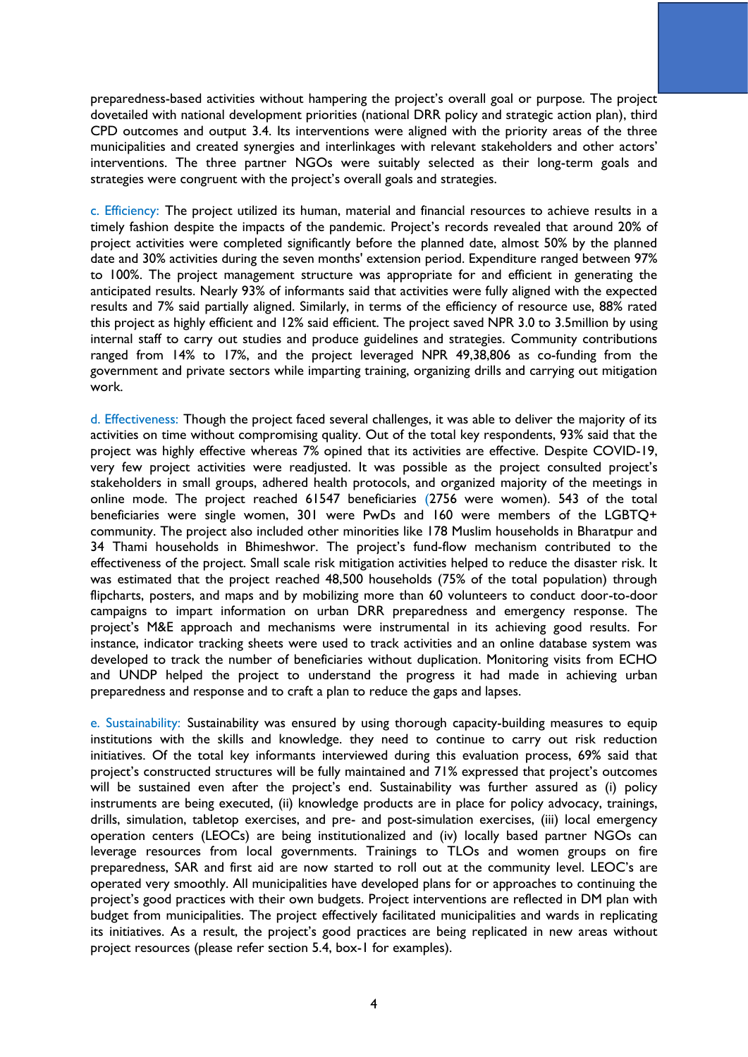preparedness-based activities without hampering the project's overall goal or purpose. The project dovetailed with national development priorities (national DRR policy and strategic action plan), third CPD outcomes and output 3.4. Its interventions were aligned with the priority areas of the three municipalities and created synergies and interlinkages with relevant stakeholders and other actors' interventions. The three partner NGOs were suitably selected as their long-term goals and strategies were congruent with the project's overall goals and strategies.

c. Efficiency: The project utilized its human, material and financial resources to achieve results in a timely fashion despite the impacts of the pandemic. Project's records revealed that around 20% of project activities were completed significantly before the planned date, almost 50% by the planned date and 30% activities during the seven months' extension period. Expenditure ranged between 97% to 100%. The project management structure was appropriate for and efficient in generating the anticipated results. Nearly 93% of informants said that activities were fully aligned with the expected results and 7% said partially aligned. Similarly, in terms of the efficiency of resource use, 88% rated this project as highly efficient and 12% said efficient. The project saved NPR 3.0 to 3.5million by using internal staff to carry out studies and produce guidelines and strategies. Community contributions ranged from 14% to 17%, and the project leveraged NPR 49,38,806 as co-funding from the government and private sectors while imparting training, organizing drills and carrying out mitigation work.

d. Effectiveness: Though the project faced several challenges, it was able to deliver the majority of its activities on time without compromising quality. Out of the total key respondents, 93% said that the project was highly effective whereas 7% opined that its activities are effective. Despite COVID-19, very few project activities were readjusted. It was possible as the project consulted project's stakeholders in small groups, adhered health protocols, and organized majority of the meetings in online mode. The project reached 61547 beneficiaries (2756 were women). 543 of the total beneficiaries were single women, 301 were PwDs and 160 were members of the LGBTQ+ community. The project also included other minorities like 178 Muslim households in Bharatpur and 34 Thami households in Bhimeshwor. The project's fund-flow mechanism contributed to the effectiveness of the project. Small scale risk mitigation activities helped to reduce the disaster risk. It was estimated that the project reached 48,500 households (75% of the total population) through flipcharts, posters, and maps and by mobilizing more than 60 volunteers to conduct door-to-door campaigns to impart information on urban DRR preparedness and emergency response. The project's M&E approach and mechanisms were instrumental in its achieving good results. For instance, indicator tracking sheets were used to track activities and an online database system was developed to track the number of beneficiaries without duplication. Monitoring visits from ECHO and UNDP helped the project to understand the progress it had made in achieving urban preparedness and response and to craft a plan to reduce the gaps and lapses.

e. Sustainability: Sustainability was ensured by using thorough capacity-building measures to equip institutions with the skills and knowledge. they need to continue to carry out risk reduction initiatives. Of the total key informants interviewed during this evaluation process, 69% said that project's constructed structures will be fully maintained and 71% expressed that project's outcomes will be sustained even after the project's end. Sustainability was further assured as (i) policy instruments are being executed, (ii) knowledge products are in place for policy advocacy, trainings, drills, simulation, tabletop exercises, and pre- and post-simulation exercises, (iii) local emergency operation centers (LEOCs) are being institutionalized and (iv) locally based partner NGOs can leverage resources from local governments. Trainings to TLOs and women groups on fire preparedness, SAR and first aid are now started to roll out at the community level. LEOC's are operated very smoothly. All municipalities have developed plans for or approaches to continuing the project's good practices with their own budgets. Project interventions are reflected in DM plan with budget from municipalities. The project effectively facilitated municipalities and wards in replicating its initiatives. As a result, the project's good practices are being replicated in new areas without project resources (please refer section 5.4, box-1 for examples).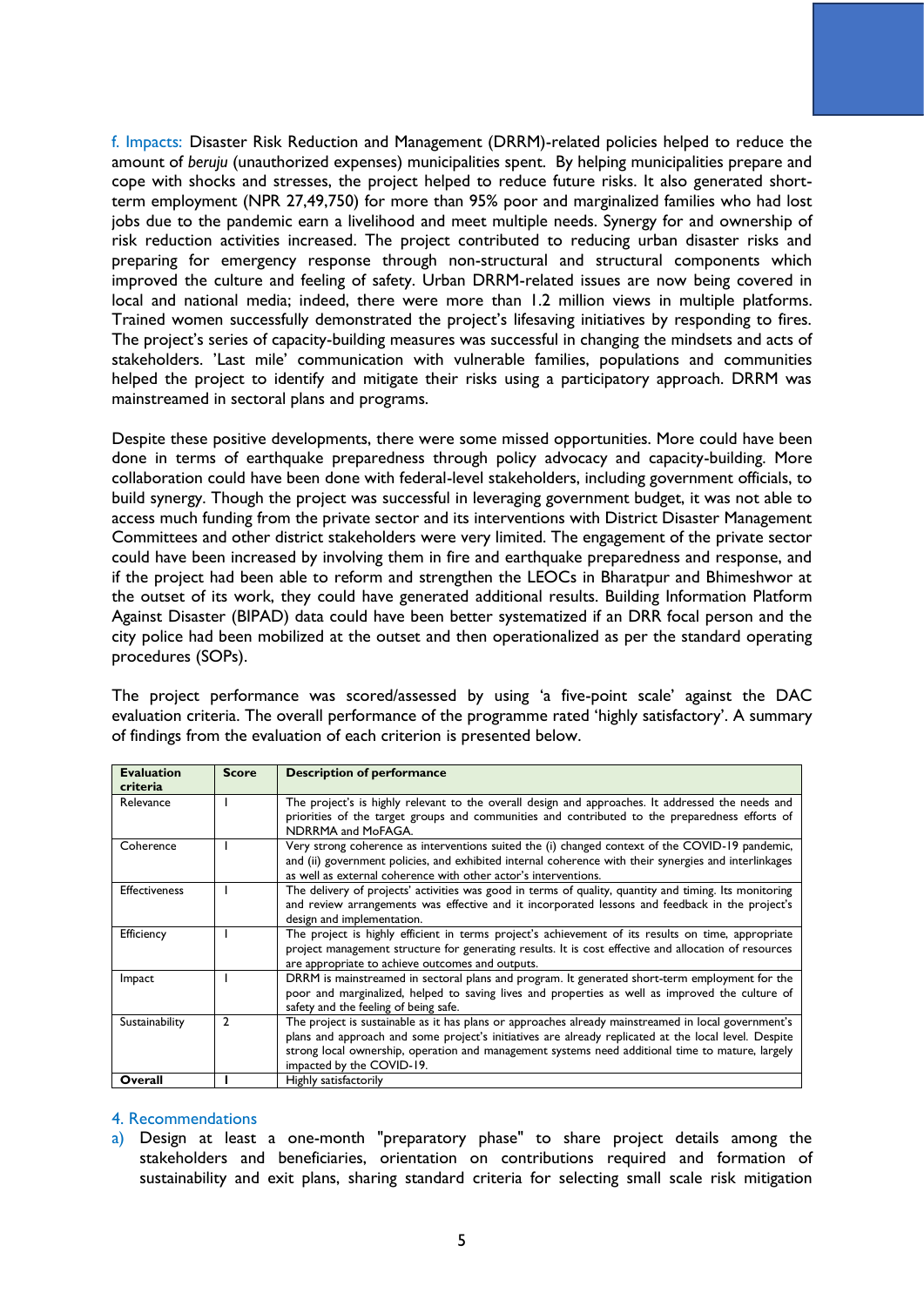f. Impacts: Disaster Risk Reduction and Management (DRRM)-related policies helped to reduce the amount of *beruju* (unauthorized expenses) municipalities spent. By helping municipalities prepare and cope with shocks and stresses, the project helped to reduce future risks. It also generated short-term employment (NPR 27,49,750) for more than 95% poor and marginalized families who had lost jobs due to the pandemic earn a livelihood and meet multiple needs. Synergy for and ownership of risk reduction activities increased. The project contributed to reducing urban disaster risks and preparing for emergency response through non-structural and structural components which improved the culture and feeling of safety. Urban DRRM-related issues are now being covered in local and national media; indeed, there were more than 1.2 million views in multiple platforms. Trained women successfully demonstrated the project's lifesaving initiatives by responding to fires. The project's series of capacity-building measures was successful in changing the mindsets and acts of stakeholders. 'Last mile' communication with vulnerable families, populations and communities helped the project to identify and mitigate their risks using a participatory approach. DRRM was mainstreamed in sectoral plans and programs.

Despite these positive developments, there were some missed opportunities. More could have been done in terms of earthquake preparedness through policy advocacy and capacity-building. More collaboration could have been done with federal-level stakeholders, including government officials, to build synergy. Though the project was successful in leveraging government budget, it was not able to access much funding from the private sector and its interventions with District Disaster Management Committees and other district stakeholders were very limited. The engagement of the private sector could have been increased by involving them in fire and earthquake preparedness and response, and if the project had been able to reform and strengthen the LEOCs in Bharatpur and Bhimeshwor at the outset of its work, they could have generated additional results. Building Information Platform Against Disaster (BIPAD) data could have been better systematized if an DRR focal person and the city police had been mobilized at the outset and then operationalized as per the standard operating procedures (SOPs).

The project performance was scored/assessed by using 'a five-point scale' against the DAC evaluation criteria. The overall performance of the programme rated 'highly satisfactory'. A summary of findings from the evaluation of each criterion is presented below.

| Evaluation criteria | Score | Description of performance |
|---|---|---|
| Relevance | 1 | The project's is highly relevant to the overall design and approaches. It addressed the needs and priorities of the target groups and communities and contributed to the preparedness efforts of NDRRMA and MoFAGA. |
| Coherence | 1 | Very strong coherence as interventions suited the (i) changed context of the COVID-19 pandemic, and (ii) government policies, and exhibited internal coherence with their synergies and interlinkages as well as external coherence with other actor's interventions. |
| Effectiveness | 1 | The delivery of projects' activities was good in terms of quality, quantity and timing. Its monitoring and review arrangements was effective and it incorporated lessons and feedback in the project's design and implementation. |
| Efficiency | 1 | The project is highly efficient in terms project's achievement of its results on time, appropriate project management structure for generating results. It is cost effective and allocation of resources are appropriate to achieve outcomes and outputs. |
| Impact | 1 | DRRM is mainstreamed in sectoral plans and program. It generated short-term employment for the poor and marginalized, helped to saving lives and properties as well as improved the culture of safety and the feeling of being safe. |
| Sustainability | 2 | The project is sustainable as it has plans or approaches already mainstreamed in local government's plans and approach and some project's initiatives are already replicated at the local level. Despite strong local ownership, operation and management systems need additional time to mature, largely impacted by the COVID-19. |
| **Overall** | **1** | Highly satisfactorily |

## 4. Recommendations

a) Design at least a one-month "preparatory phase" to share project details among the stakeholders and beneficiaries, orientation on contributions required and formation of sustainability and exit plans, sharing standard criteria for selecting small scale risk mitigation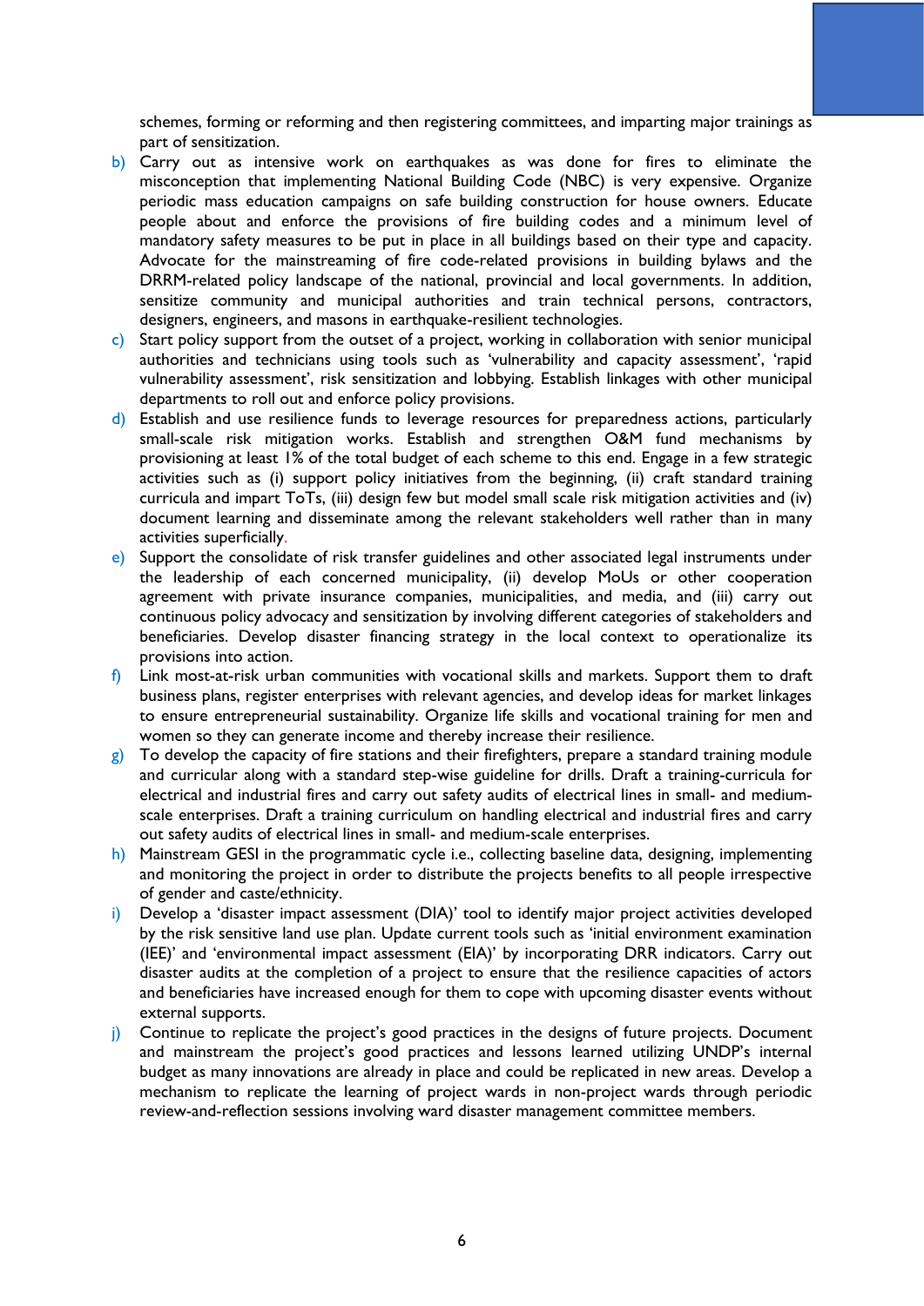schemes, forming or reforming and then registering committees, and imparting major trainings as part of sensitization.

b) Carry out as intensive work on earthquakes as was done for fires to eliminate the misconception that implementing National Building Code (NBC) is very expensive. Organize periodic mass education campaigns on safe building construction for house owners. Educate people about and enforce the provisions of fire building codes and a minimum level of mandatory safety measures to be put in place in all buildings based on their type and capacity. Advocate for the mainstreaming of fire code-related provisions in building bylaws and the DRRM-related policy landscape of the national, provincial and local governments. In addition, sensitize community and municipal authorities and train technical persons, contractors, designers, engineers, and masons in earthquake-resilient technologies.

c) Start policy support from the outset of a project, working in collaboration with senior municipal authorities and technicians using tools such as 'vulnerability and capacity assessment', 'rapid vulnerability assessment', risk sensitization and lobbying. Establish linkages with other municipal departments to roll out and enforce policy provisions.

d) Establish and use resilience funds to leverage resources for preparedness actions, particularly small-scale risk mitigation works. Establish and strengthen O&M fund mechanisms by provisioning at least 1% of the total budget of each scheme to this end. Engage in a few strategic activities such as (i) support policy initiatives from the beginning, (ii) craft standard training curricula and impart ToTs, (iii) design few but model small scale risk mitigation activities and (iv) document learning and disseminate among the relevant stakeholders well rather than in many activities superficially.

e) Support the consolidate of risk transfer guidelines and other associated legal instruments under the leadership of each concerned municipality, (ii) develop MoUs or other cooperation agreement with private insurance companies, municipalities, and media, and (iii) carry out continuous policy advocacy and sensitization by involving different categories of stakeholders and beneficiaries. Develop disaster financing strategy in the local context to operationalize its provisions into action.

f) Link most-at-risk urban communities with vocational skills and markets. Support them to draft business plans, register enterprises with relevant agencies, and develop ideas for market linkages to ensure entrepreneurial sustainability. Organize life skills and vocational training for men and women so they can generate income and thereby increase their resilience.

g) To develop the capacity of fire stations and their firefighters, prepare a standard training module and curricular along with a standard step-wise guideline for drills. Draft a training-curricula for electrical and industrial fires and carry out safety audits of electrical lines in small- and medium-scale enterprises. Draft a training curriculum on handling electrical and industrial fires and carry out safety audits of electrical lines in small- and medium-scale enterprises.

h) Mainstream GESI in the programmatic cycle i.e., collecting baseline data, designing, implementing and monitoring the project in order to distribute the projects benefits to all people irrespective of gender and caste/ethnicity.

i) Develop a 'disaster impact assessment (DIA)' tool to identify major project activities developed by the risk sensitive land use plan. Update current tools such as 'initial environment examination (IEE)' and 'environmental impact assessment (EIA)' by incorporating DRR indicators. Carry out disaster audits at the completion of a project to ensure that the resilience capacities of actors and beneficiaries have increased enough for them to cope with upcoming disaster events without external supports.

j) Continue to replicate the project's good practices in the designs of future projects. Document and mainstream the project's good practices and lessons learned utilizing UNDP's internal budget as many innovations are already in place and could be replicated in new areas. Develop a mechanism to replicate the learning of project wards in non-project wards through periodic review-and-reflection sessions involving ward disaster management committee members.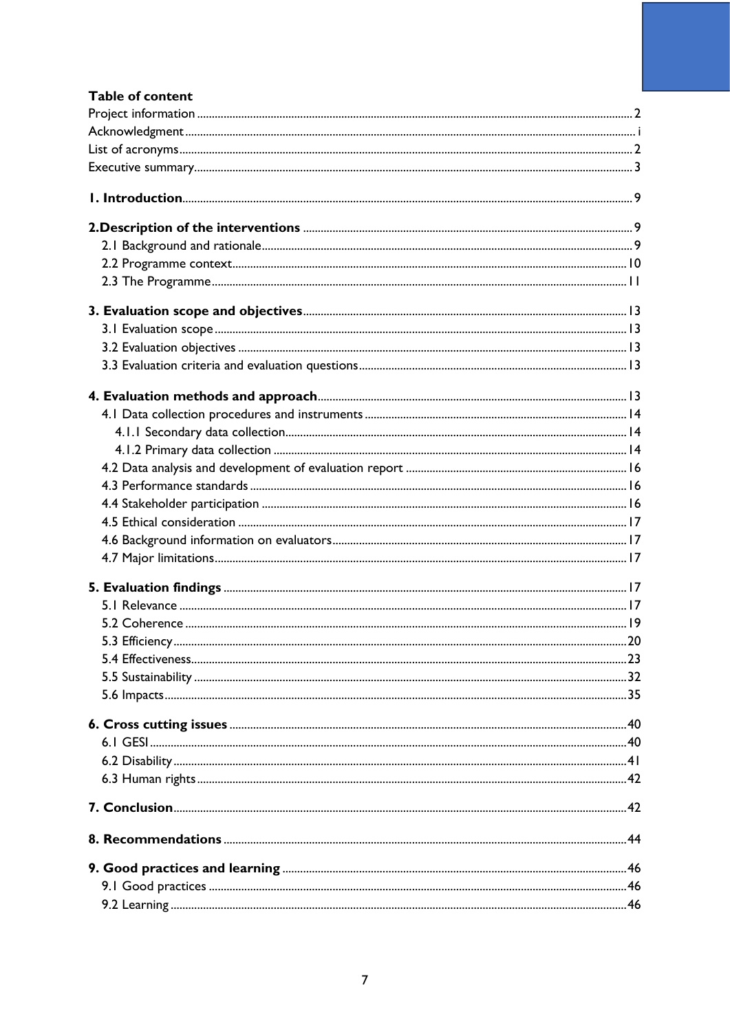**Table of content**

Project information ........ 2
Acknowledgment ........ i
List of acronyms ........ 2
Executive summary ........ 3

**1. Introduction** ........ 9

**2. Description of the interventions** ........ 9
- 2.1 Background and rationale ........ 9
- 2.2 Programme context ........ 10
- 2.3 The Programme ........ 11

**3. Evaluation scope and objectives** ........ 13
- 3.1 Evaluation scope ........ 13
- 3.2 Evaluation objectives ........ 13
- 3.3 Evaluation criteria and evaluation questions ........ 13

**4. Evaluation methods and approach** ........ 13
- 4.1 Data collection procedures and instruments ........ 14
  - 4.1.1 Secondary data collection ........ 14
  - 4.1.2 Primary data collection ........ 14
- 4.2 Data analysis and development of evaluation report ........ 16
- 4.3 Performance standards ........ 16
- 4.4 Stakeholder participation ........ 16
- 4.5 Ethical consideration ........ 17
- 4.6 Background information on evaluators ........ 17
- 4.7 Major limitations ........ 17

**5. Evaluation findings** ........ 17
- 5.1 Relevance ........ 17
- 5.2 Coherence ........ 19
- 5.3 Efficiency ........ 20
- 5.4 Effectiveness ........ 23
- 5.5 Sustainability ........ 32
- 5.6 Impacts ........ 35

**6. Cross cutting issues** ........ 40
- 6.1 GESI ........ 40
- 6.2 Disability ........ 41
- 6.3 Human rights ........ 42

**7. Conclusion** ........ 42

**8. Recommendations** ........ 44

**9. Good practices and learning** ........ 46
- 9.1 Good practices ........ 46
- 9.2 Learning ........ 46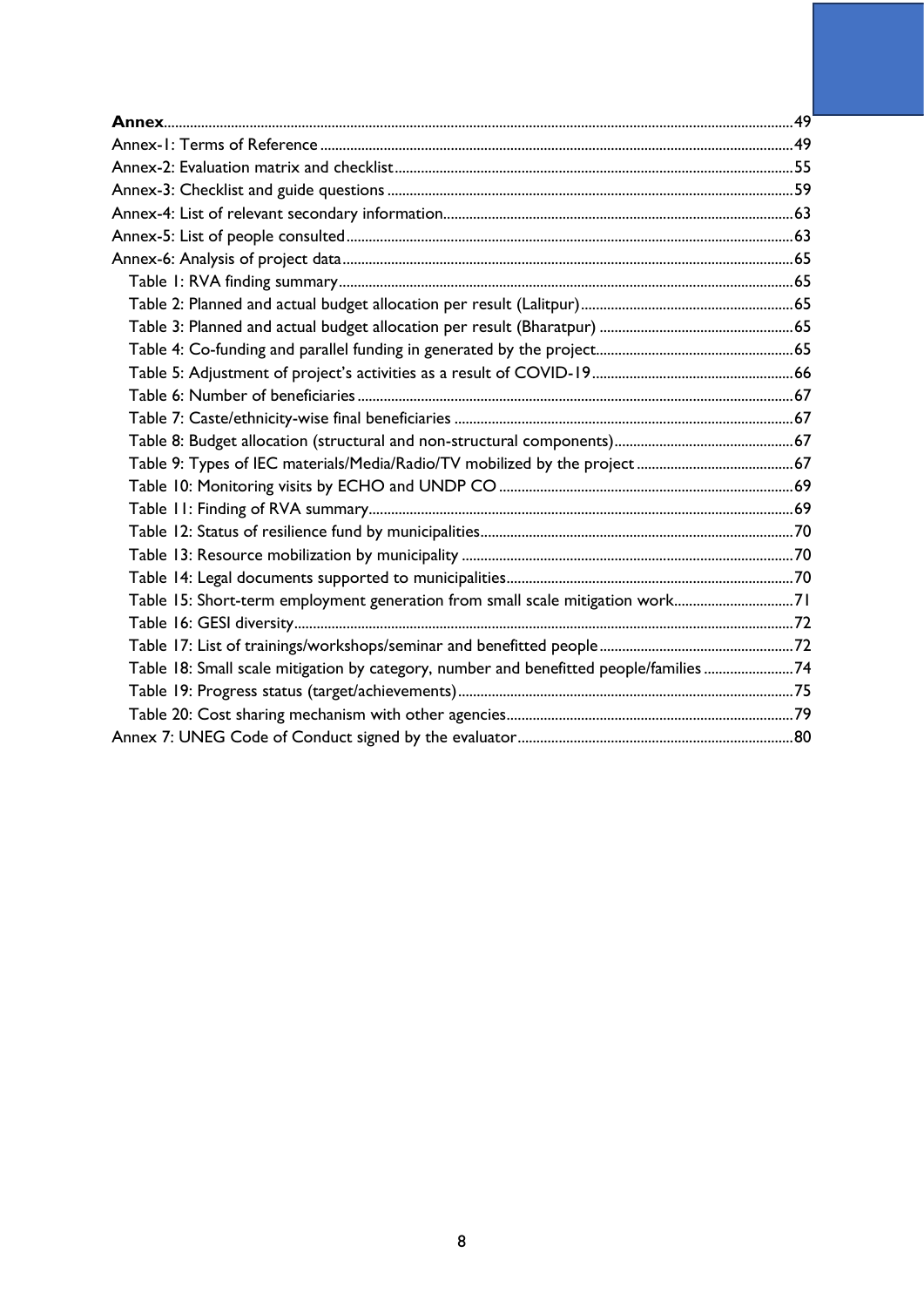**Annex** ......................................................... 49

Annex-1: Terms of Reference ......................................................... 49

Annex-2: Evaluation matrix and checklist ......................................................... 55

Annex-3: Checklist and guide questions ......................................................... 59

Annex-4: List of relevant secondary information ......................................................... 63

Annex-5: List of people consulted ......................................................... 63

Annex-6: Analysis of project data ......................................................... 65

- Table 1: RVA finding summary ......................................................... 65
- Table 2: Planned and actual budget allocation per result (Lalitpur) ......................................................... 65
- Table 3: Planned and actual budget allocation per result (Bharatpur) ......................................................... 65
- Table 4: Co-funding and parallel funding in generated by the project ......................................................... 65
- Table 5: Adjustment of project's activities as a result of COVID-19 ......................................................... 66
- Table 6: Number of beneficiaries ......................................................... 67
- Table 7: Caste/ethnicity-wise final beneficiaries ......................................................... 67
- Table 8: Budget allocation (structural and non-structural components) ......................................................... 67
- Table 9: Types of IEC materials/Media/Radio/TV mobilized by the project ......................................................... 67
- Table 10: Monitoring visits by ECHO and UNDP CO ......................................................... 69
- Table 11: Finding of RVA summary ......................................................... 69
- Table 12: Status of resilience fund by municipalities ......................................................... 70
- Table 13: Resource mobilization by municipality ......................................................... 70
- Table 14: Legal documents supported to municipalities ......................................................... 70
- Table 15: Short-term employment generation from small scale mitigation work ......................................................... 71
- Table 16: GESI diversity ......................................................... 72
- Table 17: List of trainings/workshops/seminar and benefitted people ......................................................... 72
- Table 18: Small scale mitigation by category, number and benefitted people/families ......................................................... 74
- Table 19: Progress status (target/achievements) ......................................................... 75
- Table 20: Cost sharing mechanism with other agencies ......................................................... 79

Annex 7: UNEG Code of Conduct signed by the evaluator ......................................................... 80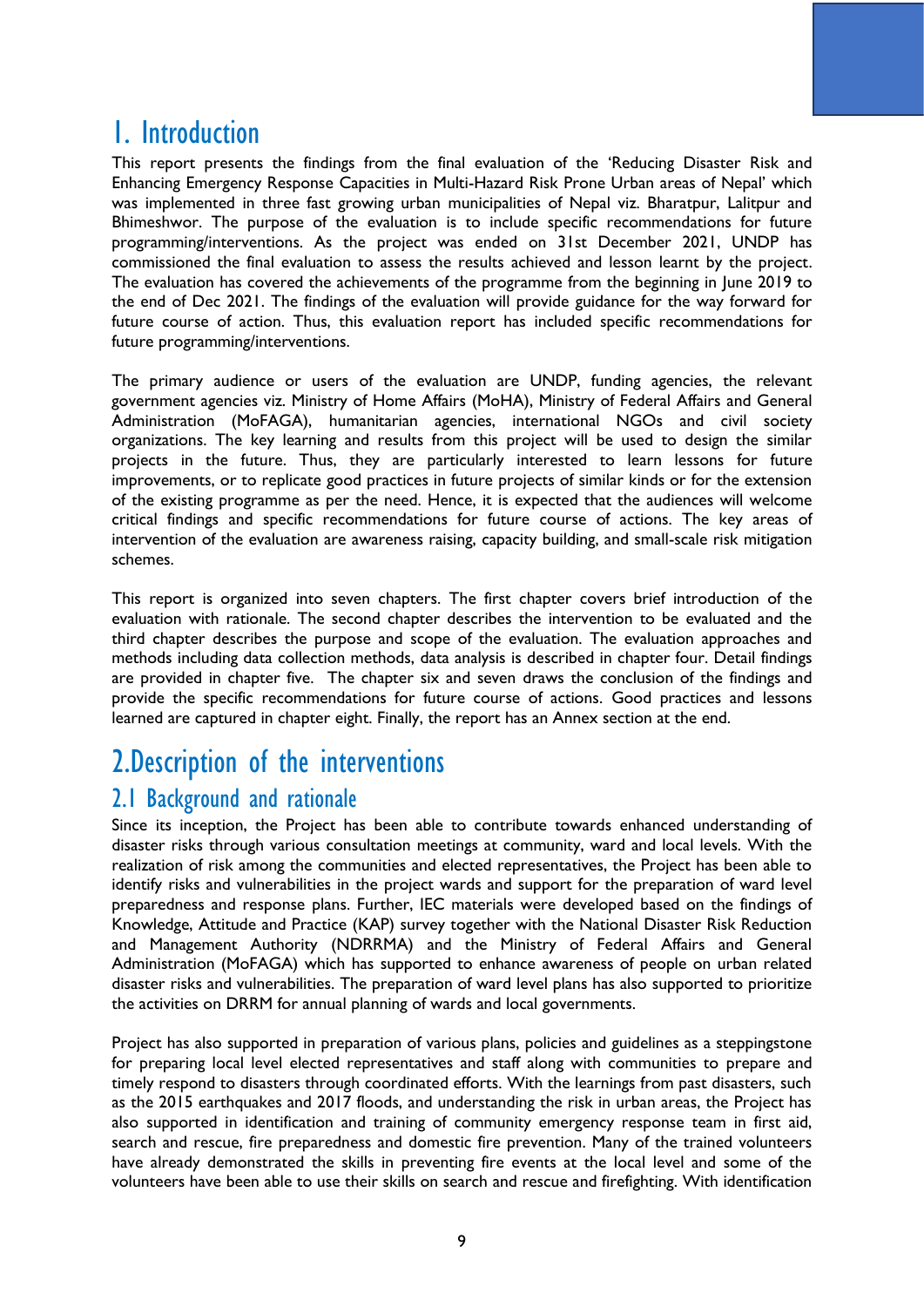# 1. Introduction

This report presents the findings from the final evaluation of the 'Reducing Disaster Risk and Enhancing Emergency Response Capacities in Multi-Hazard Risk Prone Urban areas of Nepal' which was implemented in three fast growing urban municipalities of Nepal viz. Bharatpur, Lalitpur and Bhimeshwor. The purpose of the evaluation is to include specific recommendations for future programming/interventions. As the project was ended on 31st December 2021, UNDP has commissioned the final evaluation to assess the results achieved and lesson learnt by the project. The evaluation has covered the achievements of the programme from the beginning in June 2019 to the end of Dec 2021. The findings of the evaluation will provide guidance for the way forward for future course of action. Thus, this evaluation report has included specific recommendations for future programming/interventions.

The primary audience or users of the evaluation are UNDP, funding agencies, the relevant government agencies viz. Ministry of Home Affairs (MoHA), Ministry of Federal Affairs and General Administration (MoFAGA), humanitarian agencies, international NGOs and civil society organizations. The key learning and results from this project will be used to design the similar projects in the future. Thus, they are particularly interested to learn lessons for future improvements, or to replicate good practices in future projects of similar kinds or for the extension of the existing programme as per the need. Hence, it is expected that the audiences will welcome critical findings and specific recommendations for future course of actions. The key areas of intervention of the evaluation are awareness raising, capacity building, and small-scale risk mitigation schemes.

This report is organized into seven chapters. The first chapter covers brief introduction of the evaluation with rationale. The second chapter describes the intervention to be evaluated and the third chapter describes the purpose and scope of the evaluation. The evaluation approaches and methods including data collection methods, data analysis is described in chapter four. Detail findings are provided in chapter five. The chapter six and seven draws the conclusion of the findings and provide the specific recommendations for future course of actions. Good practices and lessons learned are captured in chapter eight. Finally, the report has an Annex section at the end.

# 2.Description of the interventions

## 2.1 Background and rationale

Since its inception, the Project has been able to contribute towards enhanced understanding of disaster risks through various consultation meetings at community, ward and local levels. With the realization of risk among the communities and elected representatives, the Project has been able to identify risks and vulnerabilities in the project wards and support for the preparation of ward level preparedness and response plans. Further, IEC materials were developed based on the findings of Knowledge, Attitude and Practice (KAP) survey together with the National Disaster Risk Reduction and Management Authority (NDRRMA) and the Ministry of Federal Affairs and General Administration (MoFAGA) which has supported to enhance awareness of people on urban related disaster risks and vulnerabilities. The preparation of ward level plans has also supported to prioritize the activities on DRRM for annual planning of wards and local governments.

Project has also supported in preparation of various plans, policies and guidelines as a steppingstone for preparing local level elected representatives and staff along with communities to prepare and timely respond to disasters through coordinated efforts. With the learnings from past disasters, such as the 2015 earthquakes and 2017 floods, and understanding the risk in urban areas, the Project has also supported in identification and training of community emergency response team in first aid, search and rescue, fire preparedness and domestic fire prevention. Many of the trained volunteers have already demonstrated the skills in preventing fire events at the local level and some of the volunteers have been able to use their skills on search and rescue and firefighting. With identification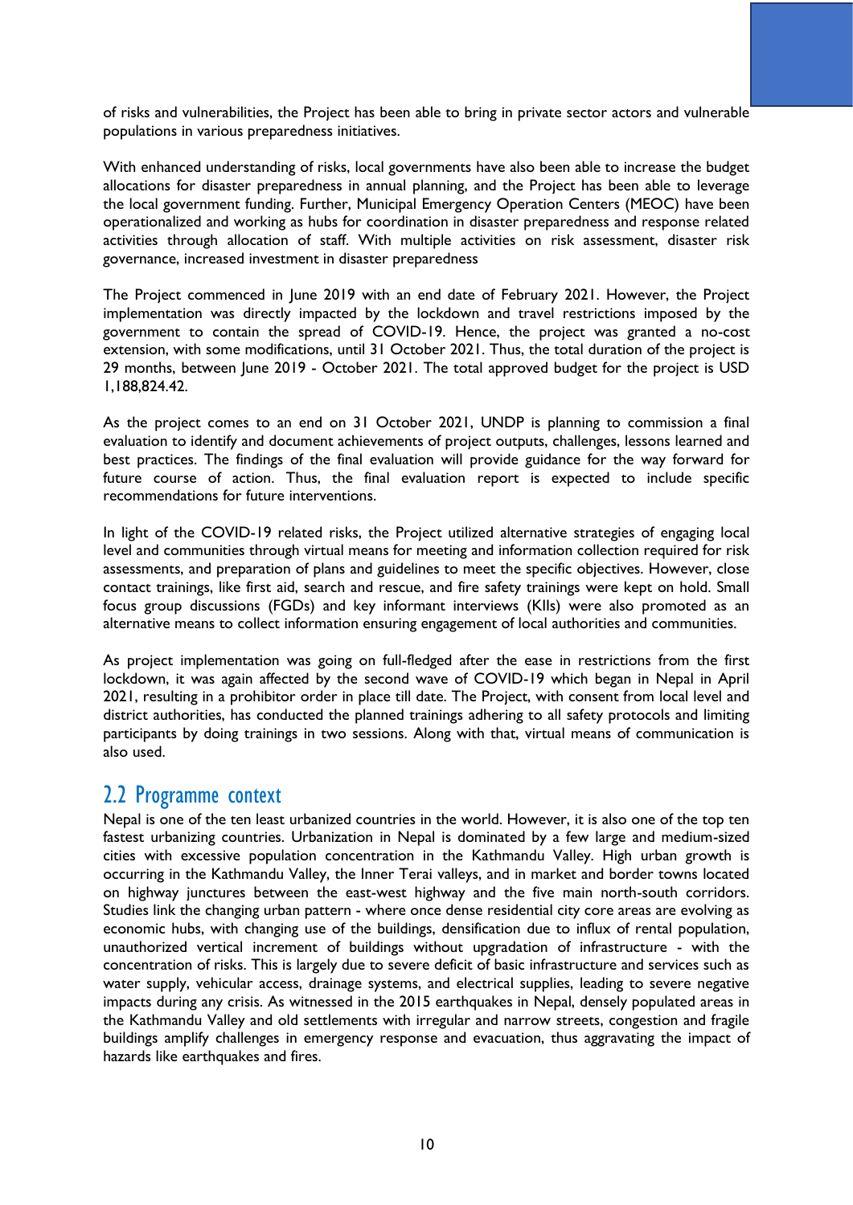of risks and vulnerabilities, the Project has been able to bring in private sector actors and vulnerable populations in various preparedness initiatives.

With enhanced understanding of risks, local governments have also been able to increase the budget allocations for disaster preparedness in annual planning, and the Project has been able to leverage the local government funding. Further, Municipal Emergency Operation Centers (MEOC) have been operationalized and working as hubs for coordination in disaster preparedness and response related activities through allocation of staff. With multiple activities on risk assessment, disaster risk governance, increased investment in disaster preparedness

The Project commenced in June 2019 with an end date of February 2021. However, the Project implementation was directly impacted by the lockdown and travel restrictions imposed by the government to contain the spread of COVID-19. Hence, the project was granted a no-cost extension, with some modifications, until 31 October 2021. Thus, the total duration of the project is 29 months, between June 2019 - October 2021. The total approved budget for the project is USD 1,188,824.42.

As the project comes to an end on 31 October 2021, UNDP is planning to commission a final evaluation to identify and document achievements of project outputs, challenges, lessons learned and best practices. The findings of the final evaluation will provide guidance for the way forward for future course of action. Thus, the final evaluation report is expected to include specific recommendations for future interventions.

In light of the COVID-19 related risks, the Project utilized alternative strategies of engaging local level and communities through virtual means for meeting and information collection required for risk assessments, and preparation of plans and guidelines to meet the specific objectives. However, close contact trainings, like first aid, search and rescue, and fire safety trainings were kept on hold. Small focus group discussions (FGDs) and key informant interviews (KIIs) were also promoted as an alternative means to collect information ensuring engagement of local authorities and communities.

As project implementation was going on full-fledged after the ease in restrictions from the first lockdown, it was again affected by the second wave of COVID-19 which began in Nepal in April 2021, resulting in a prohibitor order in place till date. The Project, with consent from local level and district authorities, has conducted the planned trainings adhering to all safety protocols and limiting participants by doing trainings in two sessions. Along with that, virtual means of communication is also used.

## 2.2 Programme context

Nepal is one of the ten least urbanized countries in the world. However, it is also one of the top ten fastest urbanizing countries. Urbanization in Nepal is dominated by a few large and medium-sized cities with excessive population concentration in the Kathmandu Valley. High urban growth is occurring in the Kathmandu Valley, the Inner Terai valleys, and in market and border towns located on highway junctures between the east-west highway and the five main north-south corridors. Studies link the changing urban pattern - where once dense residential city core areas are evolving as economic hubs, with changing use of the buildings, densification due to influx of rental population, unauthorized vertical increment of buildings without upgradation of infrastructure - with the concentration of risks. This is largely due to severe deficit of basic infrastructure and services such as water supply, vehicular access, drainage systems, and electrical supplies, leading to severe negative impacts during any crisis. As witnessed in the 2015 earthquakes in Nepal, densely populated areas in the Kathmandu Valley and old settlements with irregular and narrow streets, congestion and fragile buildings amplify challenges in emergency response and evacuation, thus aggravating the impact of hazards like earthquakes and fires.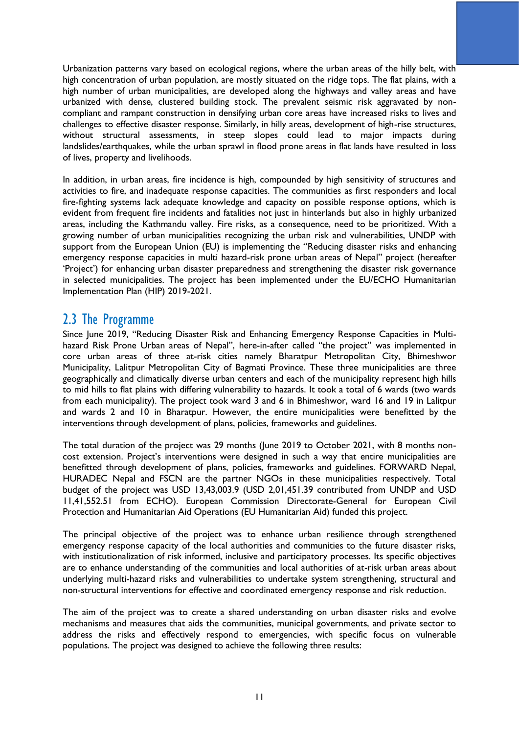Urbanization patterns vary based on ecological regions, where the urban areas of the hilly belt, with high concentration of urban population, are mostly situated on the ridge tops. The flat plains, with a high number of urban municipalities, are developed along the highways and valley areas and have urbanized with dense, clustered building stock. The prevalent seismic risk aggravated by non-compliant and rampant construction in densifying urban core areas have increased risks to lives and challenges to effective disaster response. Similarly, in hilly areas, development of high-rise structures, without structural assessments, in steep slopes could lead to major impacts during landslides/earthquakes, while the urban sprawl in flood prone areas in flat lands have resulted in loss of lives, property and livelihoods.

In addition, in urban areas, fire incidence is high, compounded by high sensitivity of structures and activities to fire, and inadequate response capacities. The communities as first responders and local fire-fighting systems lack adequate knowledge and capacity on possible response options, which is evident from frequent fire incidents and fatalities not just in hinterlands but also in highly urbanized areas, including the Kathmandu valley. Fire risks, as a consequence, need to be prioritized. With a growing number of urban municipalities recognizing the urban risk and vulnerabilities, UNDP with support from the European Union (EU) is implementing the "Reducing disaster risks and enhancing emergency response capacities in multi hazard-risk prone urban areas of Nepal" project (hereafter 'Project') for enhancing urban disaster preparedness and strengthening the disaster risk governance in selected municipalities. The project has been implemented under the EU/ECHO Humanitarian Implementation Plan (HIP) 2019-2021.

## 2.3 The Programme

Since June 2019, "Reducing Disaster Risk and Enhancing Emergency Response Capacities in Multi-hazard Risk Prone Urban areas of Nepal", here-in-after called "the project" was implemented in core urban areas of three at-risk cities namely Bharatpur Metropolitan City, Bhimeshwor Municipality, Lalitpur Metropolitan City of Bagmati Province. These three municipalities are three geographically and climatically diverse urban centers and each of the municipality represent high hills to mid hills to flat plains with differing vulnerability to hazards. It took a total of 6 wards (two wards from each municipality). The project took ward 3 and 6 in Bhimeshwor, ward 16 and 19 in Lalitpur and wards 2 and 10 in Bharatpur. However, the entire municipalities were benefited by the interventions through development of plans, policies, frameworks and guidelines.

The total duration of the project was 29 months (June 2019 to October 2021, with 8 months non-cost extension. Project's interventions were designed in such a way that entire municipalities are benefitted through development of plans, policies, frameworks and guidelines. FORWARD Nepal, HURADEC Nepal and FSCN are the partner NGOs in these municipalities respectively. Total budget of the project was USD 13,43,003.9 (USD 2,01,451.39 contributed from UNDP and USD 11,41,552.51 from ECHO). European Commission Directorate-General for European Civil Protection and Humanitarian Aid Operations (EU Humanitarian Aid) funded this project.

The principal objective of the project was to enhance urban resilience through strengthened emergency response capacity of the local authorities and communities to the future disaster risks, with institutionalization of risk informed, inclusive and participatory processes. Its specific objectives are to enhance understanding of the communities and local authorities of at-risk urban areas about underlying multi-hazard risks and vulnerabilities to undertake system strengthening, structural and non-structural interventions for effective and coordinated emergency response and risk reduction.

The aim of the project was to create a shared understanding on urban disaster risks and evolve mechanisms and measures that aids the communities, municipal governments, and private sector to address the risks and effectively respond to emergencies, with specific focus on vulnerable populations. The project was designed to achieve the following three results: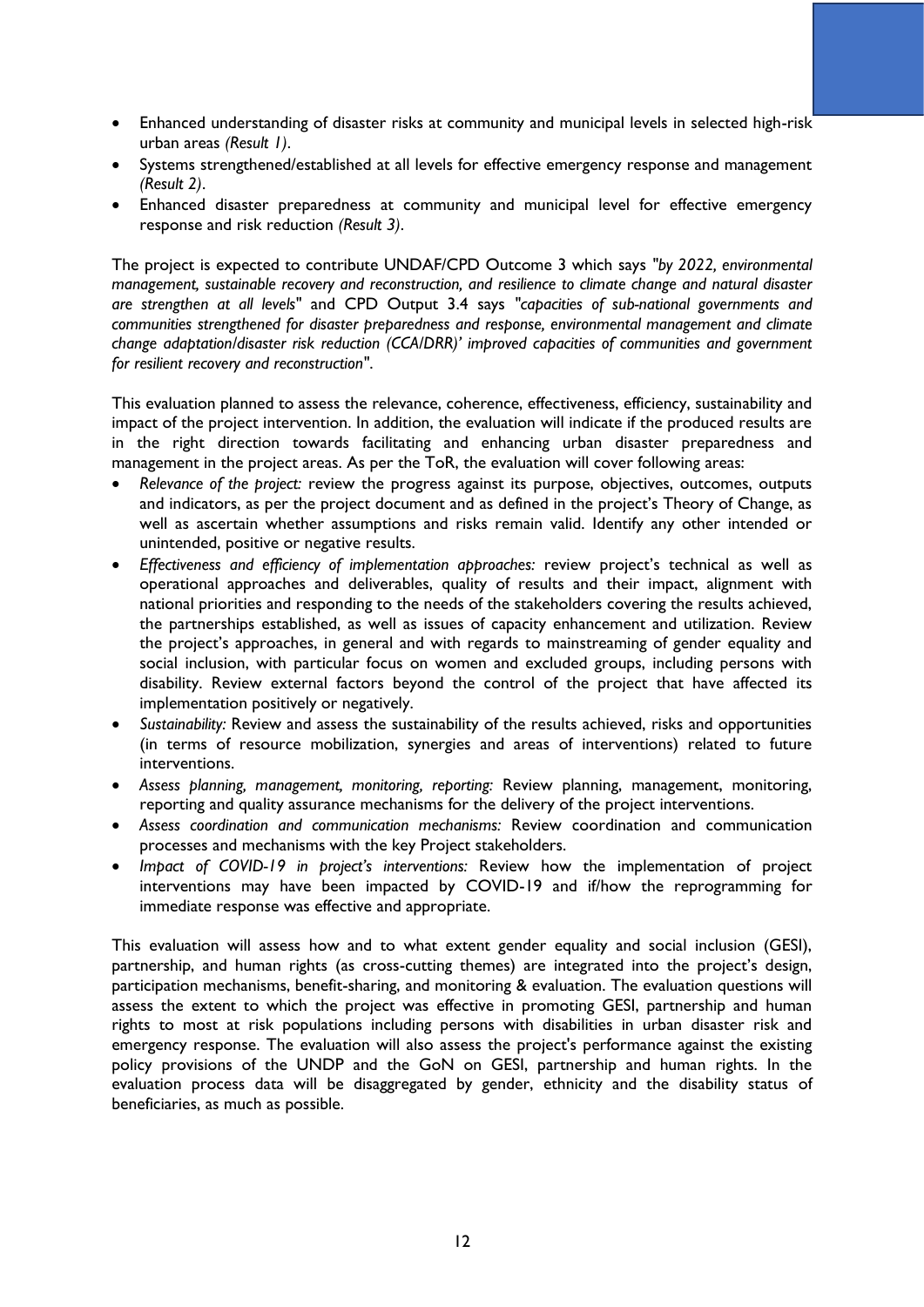- Enhanced understanding of disaster risks at community and municipal levels in selected high-risk urban areas *(Result 1)*.
- Systems strengthened/established at all levels for effective emergency response and management *(Result 2)*.
- Enhanced disaster preparedness at community and municipal level for effective emergency response and risk reduction *(Result 3)*.

The project is expected to contribute UNDAF/CPD Outcome 3 which says "*by 2022, environmental management, sustainable recovery and reconstruction, and resilience to climate change and natural disaster are strengthen at all levels*" and CPD Output 3.4 says "*capacities of sub-national governments and communities strengthened for disaster preparedness and response, environmental management and climate change adaptation/disaster risk reduction (CCA/DRR)' improved capacities of communities and government for resilient recovery and reconstruction*".

This evaluation planned to assess the relevance, coherence, effectiveness, efficiency, sustainability and impact of the project intervention. In addition, the evaluation will indicate if the produced results are in the right direction towards facilitating and enhancing urban disaster preparedness and management in the project areas. As per the ToR, the evaluation will cover following areas:

- *Relevance of the project:* review the progress against its purpose, objectives, outcomes, outputs and indicators, as per the project document and as defined in the project's Theory of Change, as well as ascertain whether assumptions and risks remain valid. Identify any other intended or unintended, positive or negative results.
- *Effectiveness and efficiency of implementation approaches:* review project's technical as well as operational approaches and deliverables, quality of results and their impact, alignment with national priorities and responding to the needs of the stakeholders covering the results achieved, the partnerships established, as well as issues of capacity enhancement and utilization. Review the project's approaches, in general and with regards to mainstreaming of gender equality and social inclusion, with particular focus on women and excluded groups, including persons with disability. Review external factors beyond the control of the project that have affected its implementation positively or negatively.
- *Sustainability:* Review and assess the sustainability of the results achieved, risks and opportunities (in terms of resource mobilization, synergies and areas of interventions) related to future interventions.
- *Assess planning, management, monitoring, reporting:* Review planning, management, monitoring, reporting and quality assurance mechanisms for the delivery of the project interventions.
- *Assess coordination and communication mechanisms:* Review coordination and communication processes and mechanisms with the key Project stakeholders.
- *Impact of COVID-19 in project's interventions:* Review how the implementation of project interventions may have been impacted by COVID-19 and if/how the reprogramming for immediate response was effective and appropriate.

This evaluation will assess how and to what extent gender equality and social inclusion (GESI), partnership, and human rights (as cross-cutting themes) are integrated into the project's design, participation mechanisms, benefit-sharing, and monitoring & evaluation. The evaluation questions will assess the extent to which the project was effective in promoting GESI, partnership and human rights to most at risk populations including persons with disabilities in urban disaster risk and emergency response. The evaluation will also assess the project's performance against the existing policy provisions of the UNDP and the GoN on GESI, partnership and human rights. In the evaluation process data will be disaggregated by gender, ethnicity and the disability status of beneficiaries, as much as possible.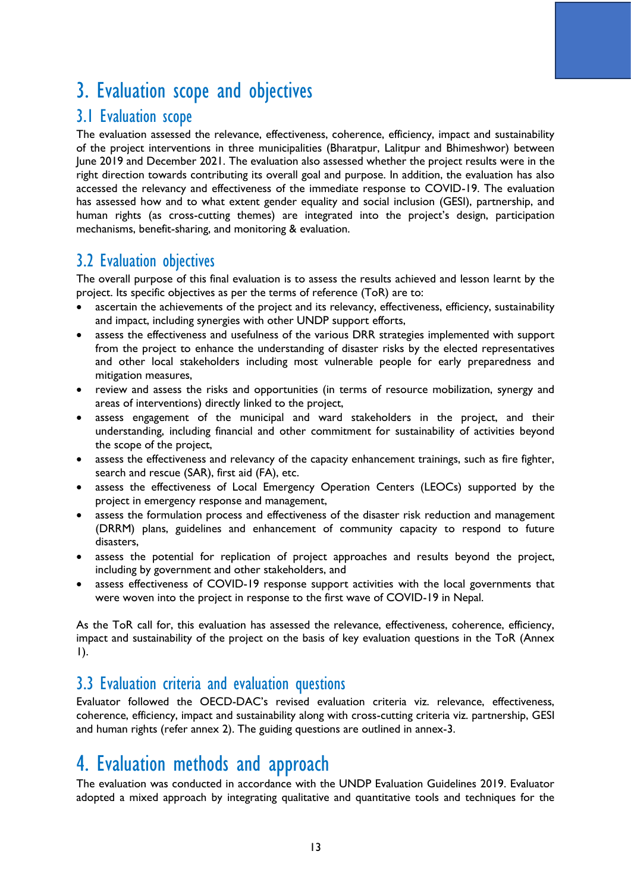# 3. Evaluation scope and objectives

## 3.1 Evaluation scope

The evaluation assessed the relevance, effectiveness, coherence, efficiency, impact and sustainability of the project interventions in three municipalities (Bharatpur, Lalitpur and Bhimeshwor) between June 2019 and December 2021. The evaluation also assessed whether the project results were in the right direction towards contributing its overall goal and purpose. In addition, the evaluation has also accessed the relevancy and effectiveness of the immediate response to COVID-19. The evaluation has assessed how and to what extent gender equality and social inclusion (GESI), partnership, and human rights (as cross-cutting themes) are integrated into the project's design, participation mechanisms, benefit-sharing, and monitoring & evaluation.

## 3.2 Evaluation objectives

The overall purpose of this final evaluation is to assess the results achieved and lesson learnt by the project. Its specific objectives as per the terms of reference (ToR) are to:

- ascertain the achievements of the project and its relevancy, effectiveness, efficiency, sustainability and impact, including synergies with other UNDP support efforts,
- assess the effectiveness and usefulness of the various DRR strategies implemented with support from the project to enhance the understanding of disaster risks by the elected representatives and other local stakeholders including most vulnerable people for early preparedness and mitigation measures,
- review and assess the risks and opportunities (in terms of resource mobilization, synergy and areas of interventions) directly linked to the project,
- assess engagement of the municipal and ward stakeholders in the project, and their understanding, including financial and other commitment for sustainability of activities beyond the scope of the project,
- assess the effectiveness and relevancy of the capacity enhancement trainings, such as fire fighter, search and rescue (SAR), first aid (FA), etc.
- assess the effectiveness of Local Emergency Operation Centers (LEOCs) supported by the project in emergency response and management,
- assess the formulation process and effectiveness of the disaster risk reduction and management (DRRM) plans, guidelines and enhancement of community capacity to respond to future disasters,
- assess the potential for replication of project approaches and results beyond the project, including by government and other stakeholders, and
- assess effectiveness of COVID-19 response support activities with the local governments that were woven into the project in response to the first wave of COVID-19 in Nepal.

As the ToR call for, this evaluation has assessed the relevance, effectiveness, coherence, efficiency, impact and sustainability of the project on the basis of key evaluation questions in the ToR (Annex 1).

## 3.3 Evaluation criteria and evaluation questions

Evaluator followed the OECD-DAC's revised evaluation criteria viz. relevance, effectiveness, coherence, efficiency, impact and sustainability along with cross-cutting criteria viz. partnership, GESI and human rights (refer annex 2). The guiding questions are outlined in annex-3.

# 4. Evaluation methods and approach

The evaluation was conducted in accordance with the UNDP Evaluation Guidelines 2019. Evaluator adopted a mixed approach by integrating qualitative and quantitative tools and techniques for the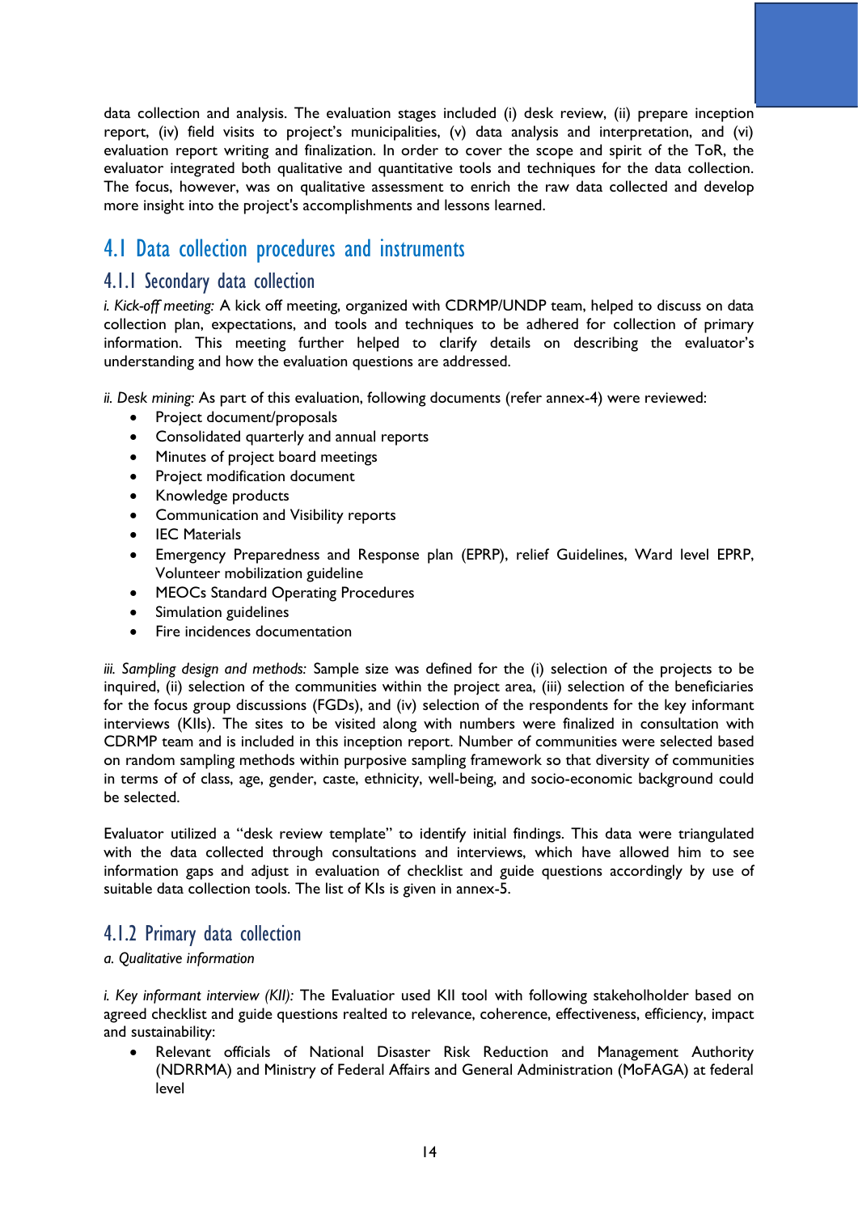data collection and analysis. The evaluation stages included (i) desk review, (ii) prepare inception report, (iv) field visits to project's municipalities, (v) data analysis and interpretation, and (vi) evaluation report writing and finalization. In order to cover the scope and spirit of the ToR, the evaluator integrated both qualitative and quantitative tools and techniques for the data collection. The focus, however, was on qualitative assessment to enrich the raw data collected and develop more insight into the project's accomplishments and lessons learned.

## 4.1 Data collection procedures and instruments

### 4.1.1 Secondary data collection

*i. Kick-off meeting:* A kick off meeting, organized with CDRMP/UNDP team, helped to discuss on data collection plan, expectations, and tools and techniques to be adhered for collection of primary information. This meeting further helped to clarify details on describing the evaluator's understanding and how the evaluation questions are addressed.

*ii. Desk mining:* As part of this evaluation, following documents (refer annex-4) were reviewed:

- Project document/proposals
- Consolidated quarterly and annual reports
- Minutes of project board meetings
- Project modification document
- Knowledge products
- Communication and Visibility reports
- IEC Materials
- Emergency Preparedness and Response plan (EPRP), relief Guidelines, Ward level EPRP, Volunteer mobilization guideline
- MEOCs Standard Operating Procedures
- Simulation guidelines
- Fire incidences documentation

*iii. Sampling design and methods:* Sample size was defined for the (i) selection of the projects to be inquired, (ii) selection of the communities within the project area, (iii) selection of the beneficiaries for the focus group discussions (FGDs), and (iv) selection of the respondents for the key informant interviews (KIIs). The sites to be visited along with numbers were finalized in consultation with CDRMP team and is included in this inception report. Number of communities were selected based on random sampling methods within purposive sampling framework so that diversity of communities in terms of of class, age, gender, caste, ethnicity, well-being, and socio-economic background could be selected.

Evaluator utilized a "desk review template" to identify initial findings. This data were triangulated with the data collected through consultations and interviews, which have allowed him to see information gaps and adjust in evaluation of checklist and guide questions accordingly by use of suitable data collection tools. The list of KIs is given in annex-5.

### 4.1.2 Primary data collection

*a. Qualitative information*

*i. Key informant interview (KII):* The Evaluatior used KII tool with following stakeholholder based on agreed checklist and guide questions realted to relevance, coherence, effectiveness, efficiency, impact and sustainability:

- Relevant officials of National Disaster Risk Reduction and Management Authority (NDRRMA) and Ministry of Federal Affairs and General Administration (MoFAGA) at federal level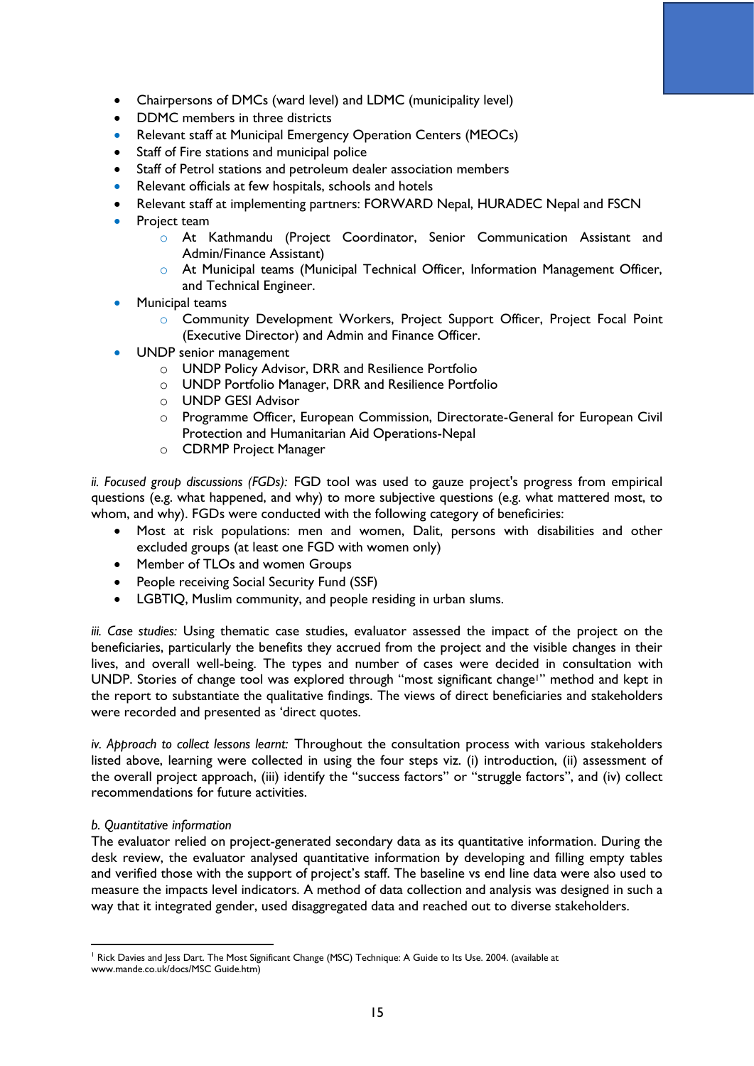- Chairpersons of DMCs (ward level) and LDMC (municipality level)
- DDMC members in three districts
- Relevant staff at Municipal Emergency Operation Centers (MEOCs)
- Staff of Fire stations and municipal police
- Staff of Petrol stations and petroleum dealer association members
- Relevant officials at few hospitals, schools and hotels
- Relevant staff at implementing partners: FORWARD Nepal, HURADEC Nepal and FSCN
- Project team
    - At Kathmandu (Project Coordinator, Senior Communication Assistant and Admin/Finance Assistant)
    - At Municipal teams (Municipal Technical Officer, Information Management Officer, and Technical Engineer.
- Municipal teams
    - Community Development Workers, Project Support Officer, Project Focal Point (Executive Director) and Admin and Finance Officer.
- UNDP senior management
    - UNDP Policy Advisor, DRR and Resilience Portfolio
    - UNDP Portfolio Manager, DRR and Resilience Portfolio
    - UNDP GESI Advisor
    - Programme Officer, European Commission, Directorate-General for European Civil Protection and Humanitarian Aid Operations-Nepal
    - CDRMP Project Manager

*ii. Focused group discussions (FGDs):* FGD tool was used to gauze project's progress from empirical questions (e.g. what happened, and why) to more subjective questions (e.g. what mattered most, to whom, and why). FGDs were conducted with the following category of beneficiries:

- Most at risk populations: men and women, Dalit, persons with disabilities and other excluded groups (at least one FGD with women only)
- Member of TLOs and women Groups
- People receiving Social Security Fund (SSF)
- LGBTIQ, Muslim community, and people residing in urban slums.

*iii. Case studies:* Using thematic case studies, evaluator assessed the impact of the project on the beneficiaries, particularly the benefits they accrued from the project and the visible changes in their lives, and overall well-being. The types and number of cases were decided in consultation with UNDP. Stories of change tool was explored through "most significant change[1]" method and kept in the report to substantiate the qualitative findings. The views of direct beneficiaries and stakeholders were recorded and presented as 'direct quotes.

*iv. Approach to collect lessons learnt:* Throughout the consultation process with various stakeholders listed above, learning were collected in using the four steps viz. (i) introduction, (ii) assessment of the overall project approach, (iii) identify the "success factors" or "struggle factors", and (iv) collect recommendations for future activities.

*b. Quantitative information*

The evaluator relied on project-generated secondary data as its quantitative information. During the desk review, the evaluator analysed quantitative information by developing and filling empty tables and verified those with the support of project's staff. The baseline vs end line data were also used to measure the impacts level indicators. A method of data collection and analysis was designed in such a way that it integrated gender, used disaggregated data and reached out to diverse stakeholders.

[1] Rick Davies and Jess Dart. The Most Significant Change (MSC) Technique: A Guide to Its Use. 2004. (available at www.mande.co.uk/docs/MSC Guide.htm)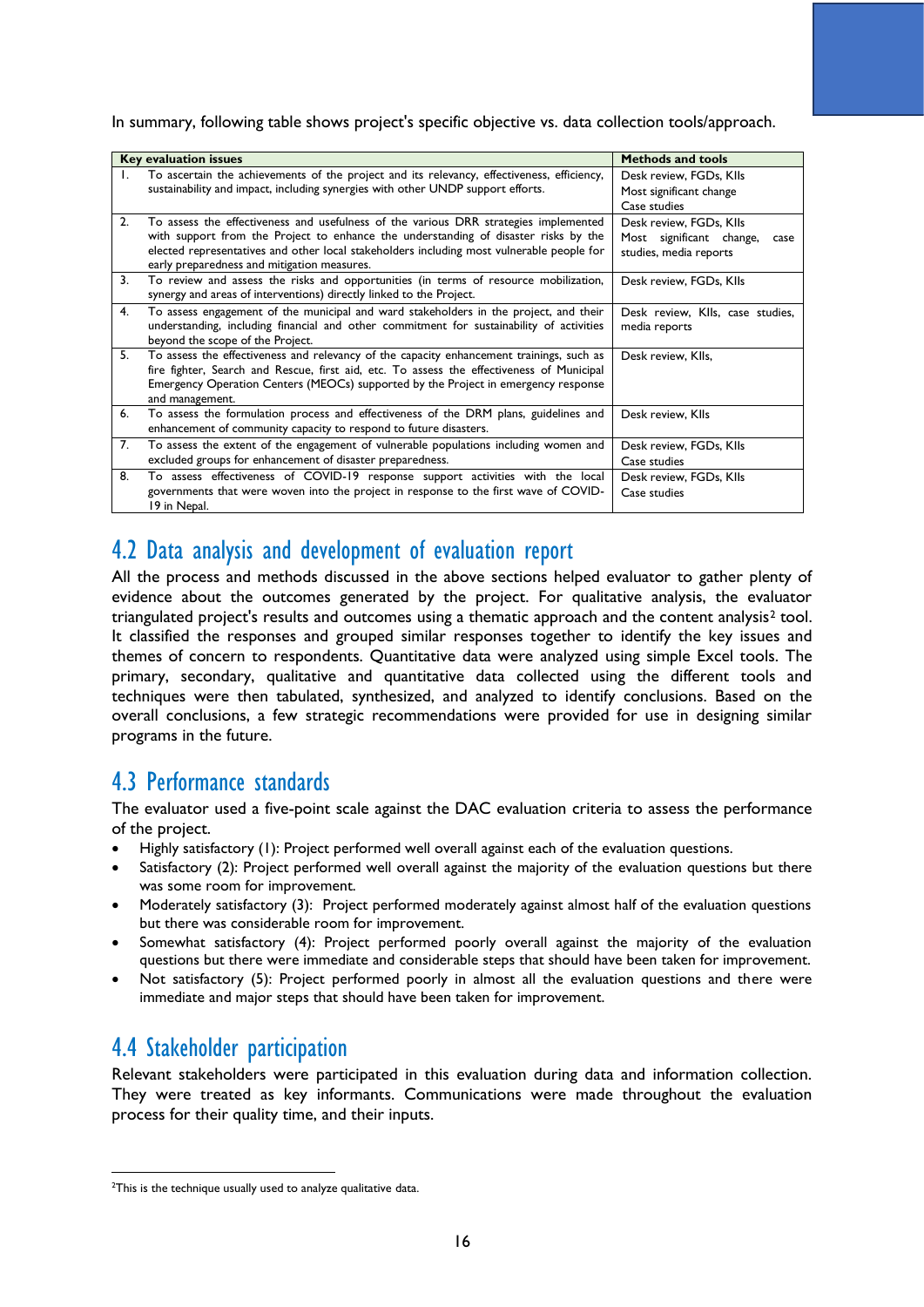In summary, following table shows project's specific objective vs. data collection tools/approach.

| Key evaluation issues | Methods and tools |
|---|---|
| 1. To ascertain the achievements of the project and its relevancy, effectiveness, efficiency, sustainability and impact, including synergies with other UNDP support efforts. | Desk review, FGDs, KIIs<br>Most significant change<br>Case studies |
| 2. To assess the effectiveness and usefulness of the various DRR strategies implemented with support from the Project to enhance the understanding of disaster risks by the elected representatives and other local stakeholders including most vulnerable people for early preparedness and mitigation measures. | Desk review, FGDs, KIIs<br>Most significant change, case studies, media reports |
| 3. To review and assess the risks and opportunities (in terms of resource mobilization, synergy and areas of interventions) directly linked to the Project. | Desk review, FGDs, KIIs |
| 4. To assess engagement of the municipal and ward stakeholders in the project, and their understanding, including financial and other commitment for sustainability of activities beyond the scope of the Project. | Desk review, KIIs, case studies, media reports |
| 5. To assess the effectiveness and relevancy of the capacity enhancement trainings, such as fire fighter, Search and Rescue, first aid, etc. To assess the effectiveness of Municipal Emergency Operation Centers (MEOCs) supported by the Project in emergency response and management. | Desk review, KIIs, |
| 6. To assess the formulation process and effectiveness of the DRM plans, guidelines and enhancement of community capacity to respond to future disasters. | Desk review, KIIs |
| 7. To assess the extent of the engagement of vulnerable populations including women and excluded groups for enhancement of disaster preparedness. | Desk review, FGDs, KIIs<br>Case studies |
| 8. To assess effectiveness of COVID-19 response support activities with the local governments that were woven into the project in response to the first wave of COVID-19 in Nepal. | Desk review, FGDs, KIIs<br>Case studies |

## 4.2 Data analysis and development of evaluation report

All the process and methods discussed in the above sections helped evaluator to gather plenty of evidence about the outcomes generated by the project. For qualitative analysis, the evaluator triangulated project's results and outcomes using a thematic approach and the content analysis[2] tool. It classified the responses and grouped similar responses together to identify the key issues and themes of concern to respondents. Quantitative data were analyzed using simple Excel tools. The primary, secondary, qualitative and quantitative data collected using the different tools and techniques were then tabulated, synthesized, and analyzed to identify conclusions. Based on the overall conclusions, a few strategic recommendations were provided for use in designing similar programs in the future.

## 4.3 Performance standards

The evaluator used a five-point scale against the DAC evaluation criteria to assess the performance of the project.

- Highly satisfactory (1): Project performed well overall against each of the evaluation questions.
- Satisfactory (2): Project performed well overall against the majority of the evaluation questions but there was some room for improvement.
- Moderately satisfactory (3): Project performed moderately against almost half of the evaluation questions but there was considerable room for improvement.
- Somewhat satisfactory (4): Project performed poorly overall against the majority of the evaluation questions but there were immediate and considerable steps that should have been taken for improvement.
- Not satisfactory (5): Project performed poorly in almost all the evaluation questions and there were immediate and major steps that should have been taken for improvement.

## 4.4 Stakeholder participation

Relevant stakeholders were participated in this evaluation during data and information collection. They were treated as key informants. Communications were made throughout the evaluation process for their quality time, and their inputs.

[2]This is the technique usually used to analyze qualitative data.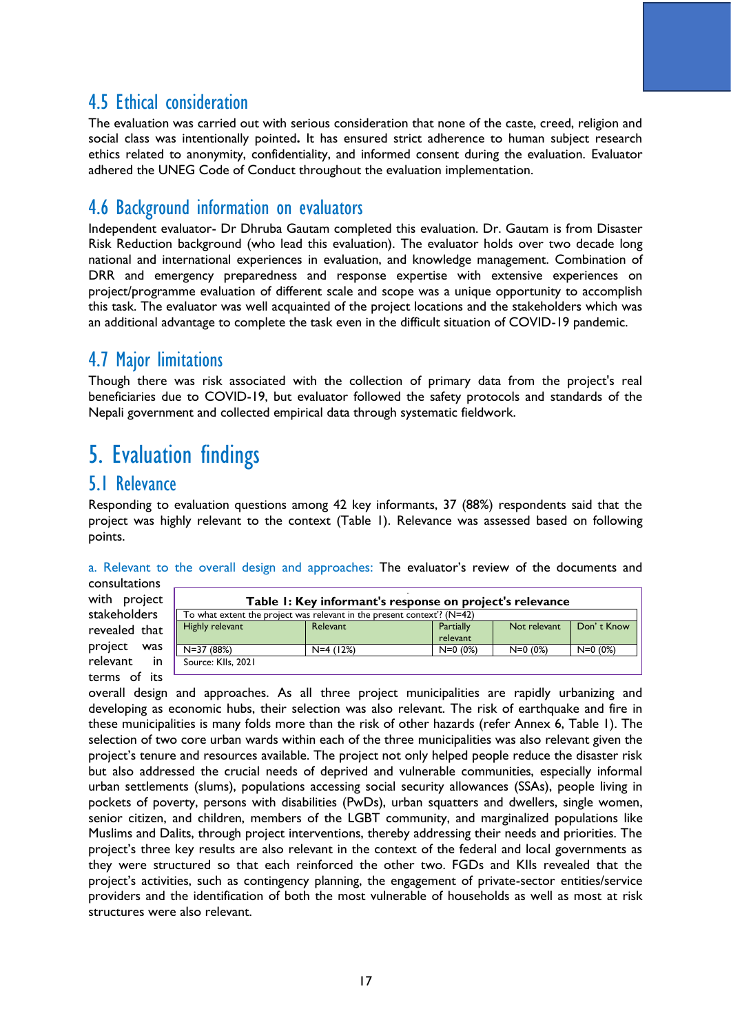## 4.5 Ethical consideration

The evaluation was carried out with serious consideration that none of the caste, creed, religion and social class was intentionally pointed**.** It has ensured strict adherence to human subject research ethics related to anonymity, confidentiality, and informed consent during the evaluation. Evaluator adhered the UNEG Code of Conduct throughout the evaluation implementation.

## 4.6 Background information on evaluators

Independent evaluator- Dr Dhruba Gautam completed this evaluation. Dr. Gautam is from Disaster Risk Reduction background (who lead this evaluation). The evaluator holds over two decade long national and international experiences in evaluation, and knowledge management. Combination of DRR and emergency preparedness and response expertise with extensive experiences on project/programme evaluation of different scale and scope was a unique opportunity to accomplish this task. The evaluator was well acquainted of the project locations and the stakeholders which was an additional advantage to complete the task even in the difficult situation of COVID-19 pandemic.

## 4.7 Major limitations

Though there was risk associated with the collection of primary data from the project's real beneficiaries due to COVID-19, but evaluator followed the safety protocols and standards of the Nepali government and collected empirical data through systematic fieldwork.

# 5. Evaluation findings

## 5.1 Relevance

Responding to evaluation questions among 42 key informants, 37 (88%) respondents said that the project was highly relevant to the context (Table 1). Relevance was assessed based on following points.

a. Relevant to the overall design and approaches: The evaluator's review of the documents and consultations with project stakeholders revealed that project was relevant in terms of its overall design and approaches. As all three project municipalities are rapidly urbanizing and developing as economic hubs, their selection was also relevant. The risk of earthquake and fire in these municipalities is many folds more than the risk of other hazards (refer Annex 6, Table 1). The selection of two core urban wards within each of the three municipalities was also relevant given the project's tenure and resources available. The project not only helped people reduce the disaster risk but also addressed the crucial needs of deprived and vulnerable communities, especially informal urban settlements (slums), populations accessing social security allowances (SSAs), people living in pockets of poverty, persons with disabilities (PwDs), urban squatters and dwellers, single women, senior citizen, and children, members of the LGBT community, and marginalized populations like Muslims and Dalits, through project interventions, thereby addressing their needs and priorities. The project's three key results are also relevant in the context of the federal and local governments as they were structured so that each reinforced the other two. FGDs and KIIs revealed that the project's activities, such as contingency planning, the engagement of private-sector entities/service providers and the identification of both the most vulnerable of households as well as most at risk structures were also relevant.

**Table 1: Key informant's response on project's relevance**

| To what extent the project was relevant in the present context? (N=42) | | | | |
|---|---|---|---|---|
| Highly relevant | Relevant | Partially relevant | Not relevant | Don' t Know |
| N=37 (88%) | N=4 (12%) | N=0 (0%) | N=0 (0%) | N=0 (0%) |

Source: KIIs, 2021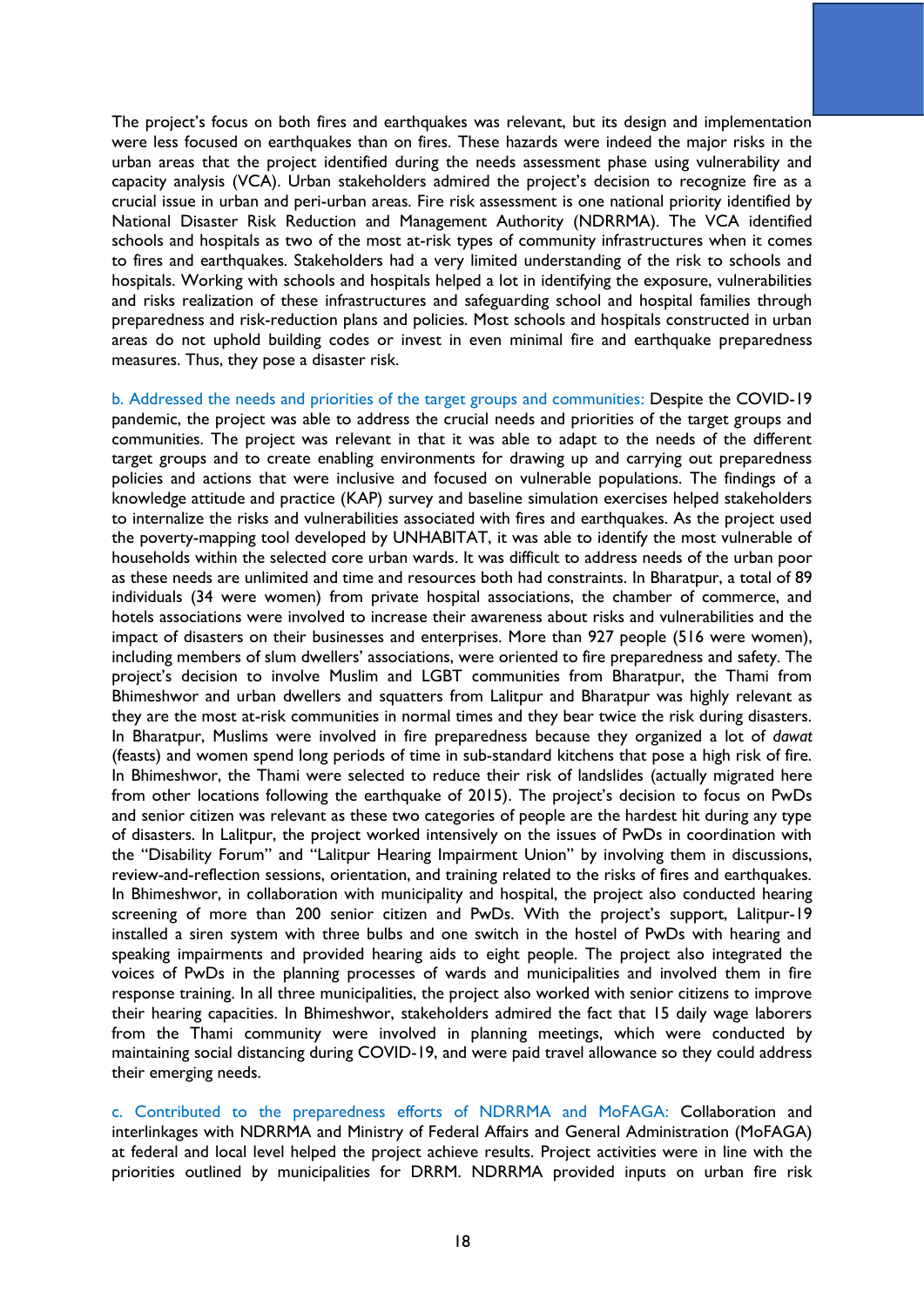The project's focus on both fires and earthquakes was relevant, but its design and implementation were less focused on earthquakes than on fires. These hazards were indeed the major risks in the urban areas that the project identified during the needs assessment phase using vulnerability and capacity analysis (VCA). Urban stakeholders admired the project's decision to recognize fire as a crucial issue in urban and peri-urban areas. Fire risk assessment is one national priority identified by National Disaster Risk Reduction and Management Authority (NDRRMA). The VCA identified schools and hospitals as two of the most at-risk types of community infrastructures when it comes to fires and earthquakes. Stakeholders had a very limited understanding of the risk to schools and hospitals. Working with schools and hospitals helped a lot in identifying the exposure, vulnerabilities and risks realization of these infrastructures and safeguarding school and hospital families through preparedness and risk-reduction plans and policies. Most schools and hospitals constructed in urban areas do not uphold building codes or invest in even minimal fire and earthquake preparedness measures. Thus, they pose a disaster risk.

b. Addressed the needs and priorities of the target groups and communities: Despite the COVID-19 pandemic, the project was able to address the crucial needs and priorities of the target groups and communities. The project was relevant in that it was able to adapt to the needs of the different target groups and to create enabling environments for drawing up and carrying out preparedness policies and actions that were inclusive and focused on vulnerable populations. The findings of a knowledge attitude and practice (KAP) survey and baseline simulation exercises helped stakeholders to internalize the risks and vulnerabilities associated with fires and earthquakes. As the project used the poverty-mapping tool developed by UNHABITAT, it was able to identify the most vulnerable of households within the selected core urban wards. It was difficult to address needs of the urban poor as these needs are unlimited and time and resources both had constraints. In Bharatpur, a total of 89 individuals (34 were women) from private hospital associations, the chamber of commerce, and hotels associations were involved to increase their awareness about risks and vulnerabilities and the impact of disasters on their businesses and enterprises. More than 927 people (516 were women), including members of slum dwellers' associations, were oriented to fire preparedness and safety. The project's decision to involve Muslim and LGBT communities from Bharatpur, the Thami from Bhimeshwor and urban dwellers and squatters from Lalitpur and Bharatpur was highly relevant as they are the most at-risk communities in normal times and they bear twice the risk during disasters. In Bharatpur, Muslims were involved in fire preparedness because they organized a lot of *dawat* (feasts) and women spend long periods of time in sub-standard kitchens that pose a high risk of fire. In Bhimeshwor, the Thami were selected to reduce their risk of landslides (actually migrated here from other locations following the earthquake of 2015). The project's decision to focus on PwDs and senior citizen was relevant as these two categories of people are the hardest hit during any type of disasters. In Lalitpur, the project worked intensively on the issues of PwDs in coordination with the "Disability Forum" and "Lalitpur Hearing Impairment Union" by involving them in discussions, review-and-reflection sessions, orientation, and training related to the risks of fires and earthquakes. In Bhimeshwor, in collaboration with municipality and hospital, the project also conducted hearing screening of more than 200 senior citizen and PwDs. With the project's support, Lalitpur-19 installed a siren system with three bulbs and one switch in the hostel of PwDs with hearing and speaking impairments and provided hearing aids to eight people. The project also integrated the voices of PwDs in the planning processes of wards and municipalities and involved them in fire response training. In all three municipalities, the project also worked with senior citizens to improve their hearing capacities. In Bhimeshwor, stakeholders admired the fact that 15 daily wage laborers from the Thami community were involved in planning meetings, which were conducted by maintaining social distancing during COVID-19, and were paid travel allowance so they could address their emerging needs.

c. Contributed to the preparedness efforts of NDRRMA and MoFAGA: Collaboration and interlinkages with NDRRMA and Ministry of Federal Affairs and General Administration (MoFAGA) at federal and local level helped the project achieve results. Project activities were in line with the priorities outlined by municipalities for DRRM. NDRRMA provided inputs on urban fire risk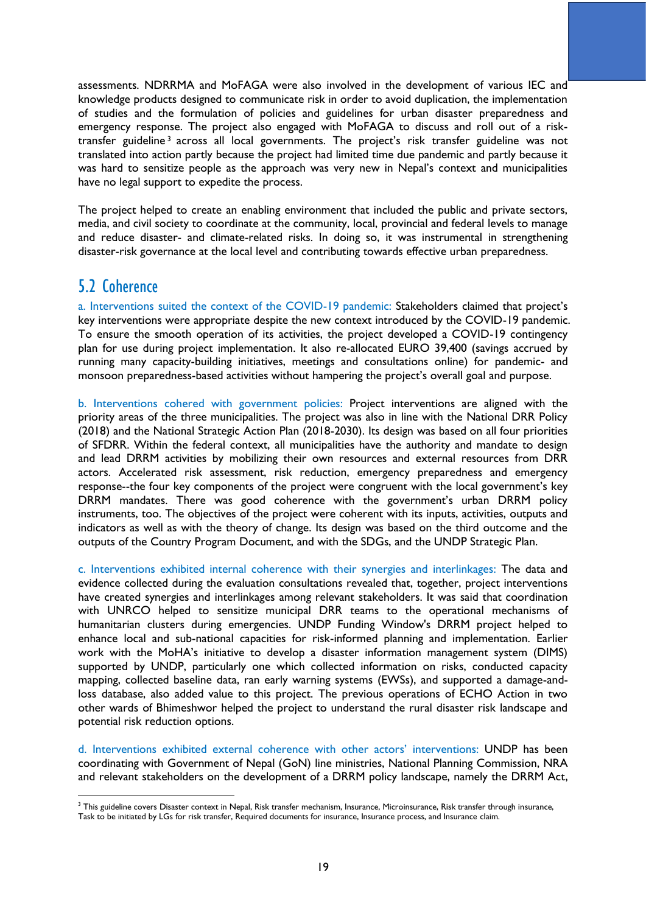assessments. NDRRMA and MoFAGA were also involved in the development of various IEC and knowledge products designed to communicate risk in order to avoid duplication, the implementation of studies and the formulation of policies and guidelines for urban disaster preparedness and emergency response. The project also engaged with MoFAGA to discuss and roll out of a risk-transfer guideline[3] across all local governments. The project's risk transfer guideline was not translated into action partly because the project had limited time due pandemic and partly because it was hard to sensitize people as the approach was very new in Nepal's context and municipalities have no legal support to expedite the process.

The project helped to create an enabling environment that included the public and private sectors, media, and civil society to coordinate at the community, local, provincial and federal levels to manage and reduce disaster- and climate-related risks. In doing so, it was instrumental in strengthening disaster-risk governance at the local level and contributing towards effective urban preparedness.

## 5.2 Coherence

a. Interventions suited the context of the COVID-19 pandemic: Stakeholders claimed that project's key interventions were appropriate despite the new context introduced by the COVID-19 pandemic. To ensure the smooth operation of its activities, the project developed a COVID-19 contingency plan for use during project implementation. It also re-allocated EURO 39,400 (savings accrued by running many capacity-building initiatives, meetings and consultations online) for pandemic- and monsoon preparedness-based activities without hampering the project's overall goal and purpose.

b. Interventions cohered with government policies: Project interventions are aligned with the priority areas of the three municipalities. The project was also in line with the National DRR Policy (2018) and the National Strategic Action Plan (2018-2030). Its design was based on all four priorities of SFDRR. Within the federal context, all municipalities have the authority and mandate to design and lead DRRM activities by mobilizing their own resources and external resources from DRR actors. Accelerated risk assessment, risk reduction, emergency preparedness and emergency response--the four key components of the project were congruent with the local government's key DRRM mandates. There was good coherence with the government's urban DRRM policy instruments, too. The objectives of the project were coherent with its inputs, activities, outputs and indicators as well as with the theory of change. Its design was based on the third outcome and the outputs of the Country Program Document, and with the SDGs, and the UNDP Strategic Plan.

c. Interventions exhibited internal coherence with their synergies and interlinkages: The data and evidence collected during the evaluation consultations revealed that, together, project interventions have created synergies and interlinkages among relevant stakeholders. It was said that coordination with UNRCO helped to sensitize municipal DRR teams to the operational mechanisms of humanitarian clusters during emergencies. UNDP Funding Window's DRRM project helped to enhance local and sub-national capacities for risk-informed planning and implementation. Earlier work with the MoHA's initiative to develop a disaster information management system (DIMS) supported by UNDP, particularly one which collected information on risks, conducted capacity mapping, collected baseline data, ran early warning systems (EWSs), and supported a damage-and-loss database, also added value to this project. The previous operations of ECHO Action in two other wards of Bhimeshwor helped the project to understand the rural disaster risk landscape and potential risk reduction options.

d. Interventions exhibited external coherence with other actors' interventions: UNDP has been coordinating with Government of Nepal (GoN) line ministries, National Planning Commission, NRA and relevant stakeholders on the development of a DRRM policy landscape, namely the DRRM Act,

---

[3] This guideline covers Disaster context in Nepal, Risk transfer mechanism, Insurance, Microinsurance, Risk transfer through insurance, Task to be initiated by LGs for risk transfer, Required documents for insurance, Insurance process, and Insurance claim.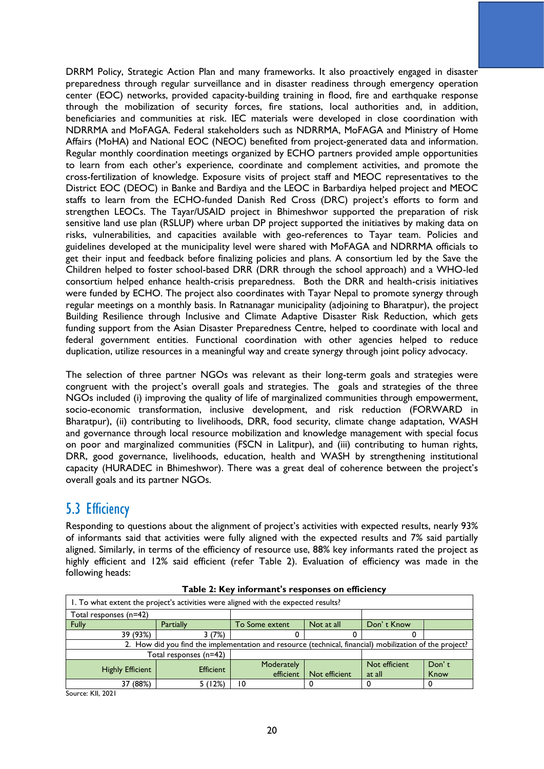DRRM Policy, Strategic Action Plan and many frameworks. It also proactively engaged in disaster preparedness through regular surveillance and in disaster readiness through emergency operation center (EOC) networks, provided capacity-building training in flood, fire and earthquake response through the mobilization of security forces, fire stations, local authorities and, in addition, beneficiaries and communities at risk. IEC materials were developed in close coordination with NDRRMA and MoFAGA. Federal stakeholders such as NDRRMA, MoFAGA and Ministry of Home Affairs (MoHA) and National EOC (NEOC) benefited from project-generated data and information. Regular monthly coordination meetings organized by ECHO partners provided ample opportunities to learn from each other's experience, coordinate and complement activities, and promote the cross-fertilization of knowledge. Exposure visits of project staff and MEOC representatives to the District EOC (DEOC) in Banke and Bardiya and the LEOC in Barbardiya helped project and MEOC staffs to learn from the ECHO-funded Danish Red Cross (DRC) project's efforts to form and strengthen LEOCs. The Tayar/USAID project in Bhimeshwor supported the preparation of risk sensitive land use plan (RSLUP) where urban DP project supported the initiatives by making data on risks, vulnerabilities, and capacities available with geo-references to Tayar team. Policies and guidelines developed at the municipality level were shared with MoFAGA and NDRRMA officials to get their input and feedback before finalizing policies and plans. A consortium led by the Save the Children helped to foster school-based DRR (DRR through the school approach) and a WHO-led consortium helped enhance health-crisis preparedness. Both the DRR and health-crisis initiatives were funded by ECHO. The project also coordinates with Tayar Nepal to promote synergy through regular meetings on a monthly basis. In Ratnanagar municipality (adjoining to Bharatpur), the project Building Resilience through Inclusive and Climate Adaptive Disaster Risk Reduction, which gets funding support from the Asian Disaster Preparedness Centre, helped to coordinate with local and federal government entities. Functional coordination with other agencies helped to reduce duplication, utilize resources in a meaningful way and create synergy through joint policy advocacy.

The selection of three partner NGOs was relevant as their long-term goals and strategies were congruent with the project's overall goals and strategies. The goals and strategies of the three NGOs included (i) improving the quality of life of marginalized communities through empowerment, socio-economic transformation, inclusive development, and risk reduction (FORWARD in Bharatpur), (ii) contributing to livelihoods, DRR, food security, climate change adaptation, WASH and governance through local resource mobilization and knowledge management with special focus on poor and marginalized communities (FSCN in Lalitpur), and (iii) contributing to human rights, DRR, good governance, livelihoods, education, health and WASH by strengthening institutional capacity (HURADEC in Bhimeshwor). There was a great deal of coherence between the project's overall goals and its partner NGOs.

## 5.3 Efficiency

Responding to questions about the alignment of project's activities with expected results, nearly 93% of informants said that activities were fully aligned with the expected results and 7% said partially aligned. Similarly, in terms of the efficiency of resource use, 88% key informants rated the project as highly efficient and 12% said efficient (refer Table 2). Evaluation of efficiency was made in the following heads:

**Table 2: Key informant's responses on efficiency**

| 1. To what extent the project's activities were aligned with the expected results? | | | | | |
|---|---|---|---|---|---|
| Total responses (n=42) | | | | | |
| Fully | Partially | To Some extent | Not at all | Don' t Know | |
| 39 (93%) | 3 (7%) | 0 | 0 | 0 | |
| 2. How did you find the implementation and resource (technical, financial) mobilization of the project? | | | | | |
| Total responses (n=42) | | | | | |
| Highly Efficient | Efficient | Moderately efficient | Not efficient | Not efficient at all | Don' t Know |
| 37 (88%) | 5 (12%) | 10 | 0 | 0 | 0 |

Source: KII, 2021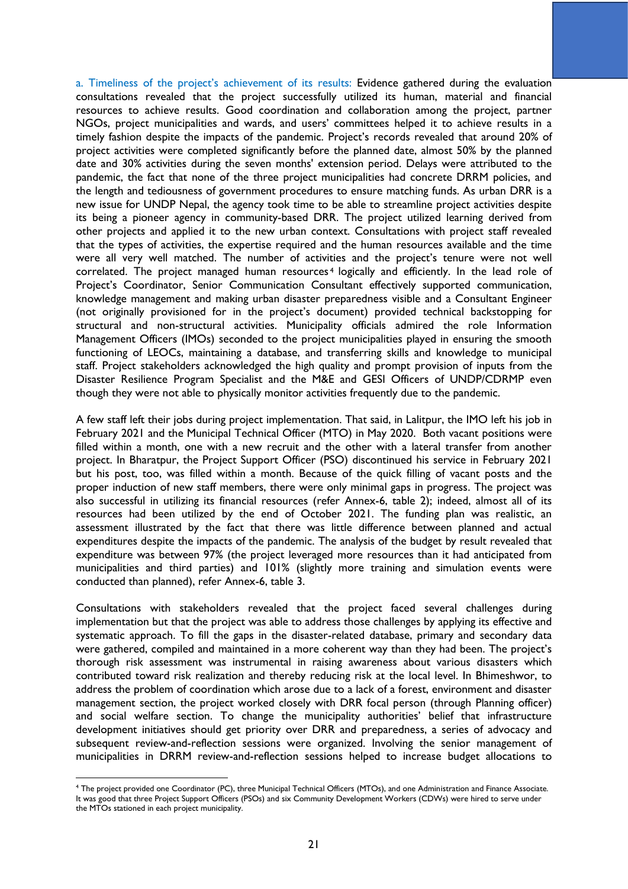a. Timeliness of the project's achievement of its results: Evidence gathered during the evaluation consultations revealed that the project successfully utilized its human, material and financial resources to achieve results. Good coordination and collaboration among the project, partner NGOs, project municipalities and wards, and users' committees helped it to achieve results in a timely fashion despite the impacts of the pandemic. Project's records revealed that around 20% of project activities were completed significantly before the planned date, almost 50% by the planned date and 30% activities during the seven months' extension period. Delays were attributed to the pandemic, the fact that none of the three project municipalities had concrete DRRM policies, and the length and tediousness of government procedures to ensure matching funds. As urban DRR is a new issue for UNDP Nepal, the agency took time to be able to streamline project activities despite its being a pioneer agency in community-based DRR. The project utilized learning derived from other projects and applied it to the new urban context. Consultations with project staff revealed that the types of activities, the expertise required and the human resources available and the time were all very well matched. The number of activities and the project's tenure were not well correlated. The project managed human resources[4] logically and efficiently. In the lead role of Project's Coordinator, Senior Communication Consultant effectively supported communication, knowledge management and making urban disaster preparedness visible and a Consultant Engineer (not originally provisioned for in the project's document) provided technical backstopping for structural and non-structural activities. Municipality officials admired the role Information Management Officers (IMOs) seconded to the project municipalities played in ensuring the smooth functioning of LEOCs, maintaining a database, and transferring skills and knowledge to municipal staff. Project stakeholders acknowledged the high quality and prompt provision of inputs from the Disaster Resilience Program Specialist and the M&E and GESI Officers of UNDP/CDRMP even though they were not able to physically monitor activities frequently due to the pandemic.

A few staff left their jobs during project implementation. That said, in Lalitpur, the IMO left his job in February 2021 and the Municipal Technical Officer (MTO) in May 2020. Both vacant positions were filled within a month, one with a new recruit and the other with a lateral transfer from another project. In Bharatpur, the Project Support Officer (PSO) discontinued his service in February 2021 but his post, too, was filled within a month. Because of the quick filling of vacant posts and the proper induction of new staff members, there were only minimal gaps in progress. The project was also successful in utilizing its financial resources (refer Annex-6, table 2); indeed, almost all of its resources had been utilized by the end of October 2021. The funding plan was realistic, an assessment illustrated by the fact that there was little difference between planned and actual expenditures despite the impacts of the pandemic. The analysis of the budget by result revealed that expenditure was between 97% (the project leveraged more resources than it had anticipated from municipalities and third parties) and 101% (slightly more training and simulation events were conducted than planned), refer Annex-6, table 3.

Consultations with stakeholders revealed that the project faced several challenges during implementation but that the project was able to address those challenges by applying its effective and systematic approach. To fill the gaps in the disaster-related database, primary and secondary data were gathered, compiled and maintained in a more coherent way than they had been. The project's thorough risk assessment was instrumental in raising awareness about various disasters which contributed toward risk realization and thereby reducing risk at the local level. In Bhimeshwor, to address the problem of coordination which arose due to a lack of a forest, environment and disaster management section, the project worked closely with DRR focal person (through Planning officer) and social welfare section. To change the municipality authorities' belief that infrastructure development initiatives should get priority over DRR and preparedness, a series of advocacy and subsequent review-and-reflection sessions were organized. Involving the senior management of municipalities in DRRM review-and-reflection sessions helped to increase budget allocations to

---

[4] The project provided one Coordinator (PC), three Municipal Technical Officers (MTOs), and one Administration and Finance Associate. It was good that three Project Support Officers (PSOs) and six Community Development Workers (CDWs) were hired to serve under the MTOs stationed in each project municipality.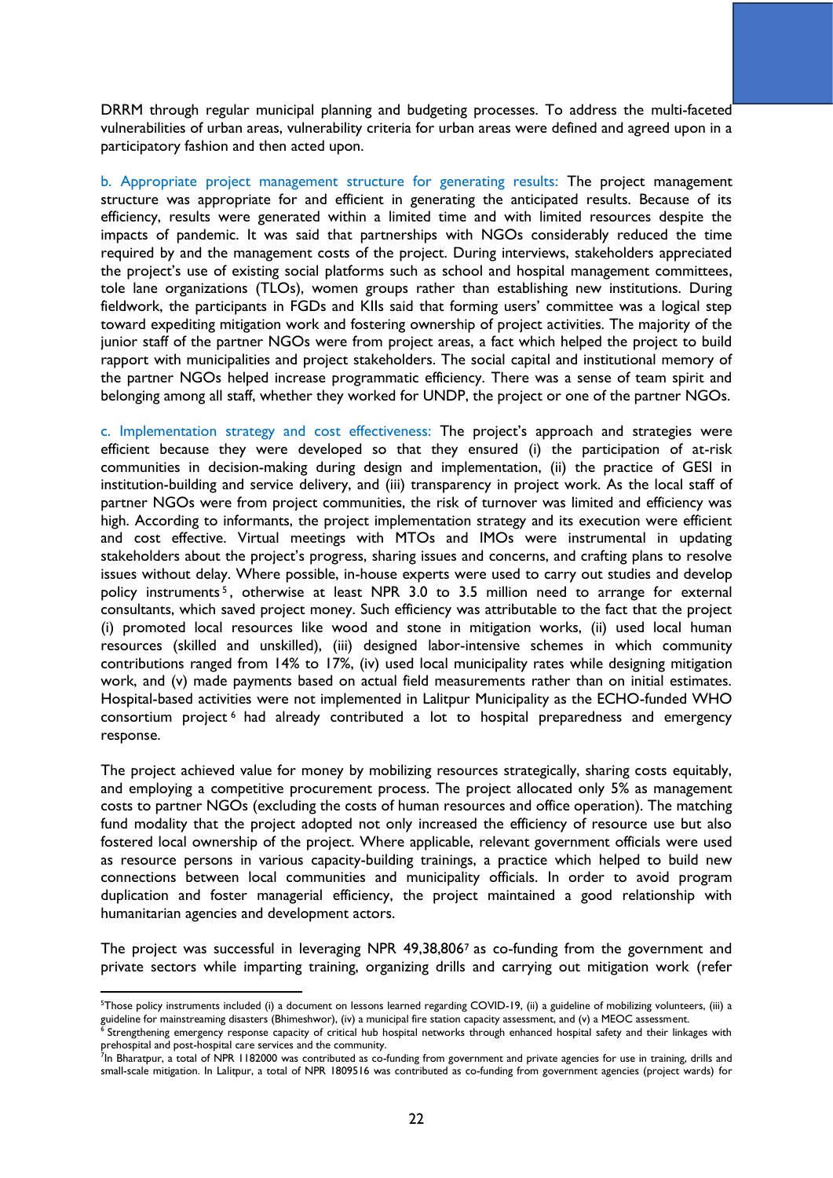DRRM through regular municipal planning and budgeting processes. To address the multi-faceted vulnerabilities of urban areas, vulnerability criteria for urban areas were defined and agreed upon in a participatory fashion and then acted upon.

b. Appropriate project management structure for generating results: The project management structure was appropriate for and efficient in generating the anticipated results. Because of its efficiency, results were generated within a limited time and with limited resources despite the impacts of pandemic. It was said that partnerships with NGOs considerably reduced the time required by and the management costs of the project. During interviews, stakeholders appreciated the project's use of existing social platforms such as school and hospital management committees, tole lane organizations (TLOs), women groups rather than establishing new institutions. During fieldwork, the participants in FGDs and KIIs said that forming users' committee was a logical step toward expediting mitigation work and fostering ownership of project activities. The majority of the junior staff of the partner NGOs were from project areas, a fact which helped the project to build rapport with municipalities and project stakeholders. The social capital and institutional memory of the partner NGOs helped increase programmatic efficiency. There was a sense of team spirit and belonging among all staff, whether they worked for UNDP, the project or one of the partner NGOs.

c. Implementation strategy and cost effectiveness: The project's approach and strategies were efficient because they were developed so that they ensured (i) the participation of at-risk communities in decision-making during design and implementation, (ii) the practice of GESI in institution-building and service delivery, and (iii) transparency in project work. As the local staff of partner NGOs were from project communities, the risk of turnover was limited and efficiency was high. According to informants, the project implementation strategy and its execution were efficient and cost effective. Virtual meetings with MTOs and IMOs were instrumental in updating stakeholders about the project's progress, sharing issues and concerns, and crafting plans to resolve issues without delay. Where possible, in-house experts were used to carry out studies and develop policy instruments[5], otherwise at least NPR 3.0 to 3.5 million need to arrange for external consultants, which saved project money. Such efficiency was attributable to the fact that the project (i) promoted local resources like wood and stone in mitigation works, (ii) used local human resources (skilled and unskilled), (iii) designed labor-intensive schemes in which community contributions ranged from 14% to 17%, (iv) used local municipality rates while designing mitigation work, and (v) made payments based on actual field measurements rather than on initial estimates. Hospital-based activities were not implemented in Lalitpur Municipality as the ECHO-funded WHO consortium project[6] had already contributed a lot to hospital preparedness and emergency response.

The project achieved value for money by mobilizing resources strategically, sharing costs equitably, and employing a competitive procurement process. The project allocated only 5% as management costs to partner NGOs (excluding the costs of human resources and office operation). The matching fund modality that the project adopted not only increased the efficiency of resource use but also fostered local ownership of the project. Where applicable, relevant government officials were used as resource persons in various capacity-building trainings, a practice which helped to build new connections between local communities and municipality officials. In order to avoid program duplication and foster managerial efficiency, the project maintained a good relationship with humanitarian agencies and development actors.

The project was successful in leveraging NPR 49,38,806[7] as co-funding from the government and private sectors while imparting training, organizing drills and carrying out mitigation work (refer

---

[5] Those policy instruments included (i) a document on lessons learned regarding COVID-19, (ii) a guideline of mobilizing volunteers, (iii) a guideline for mainstreaming disasters (Bhimeshwor), (iv) a municipal fire station capacity assessment, and (v) a MEOC assessment.

[6] Strengthening emergency response capacity of critical hub hospital networks through enhanced hospital safety and their linkages with prehospital and post-hospital care services and the community.

[7] In Bharatpur, a total of NPR 1182000 was contributed as co-funding from government and private agencies for use in training, drills and small-scale mitigation. In Lalitpur, a total of NPR 1809516 was contributed as co-funding from government agencies (project wards) for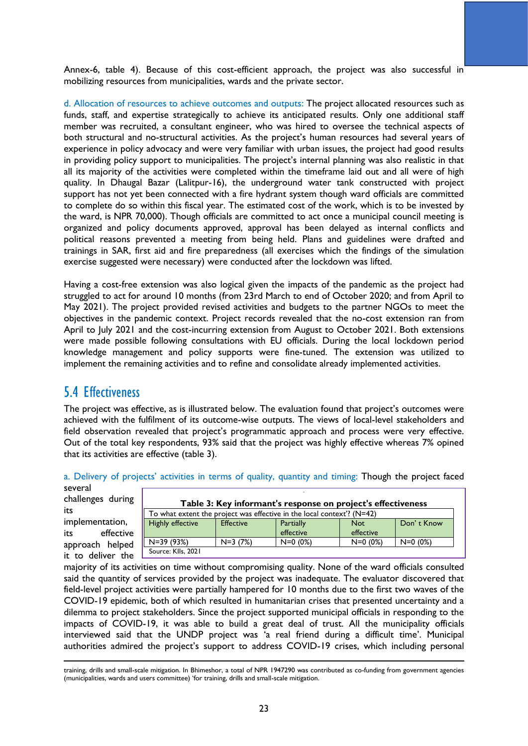Annex-6, table 4). Because of this cost-efficient approach, the project was also successful in mobilizing resources from municipalities, wards and the private sector.

d. Allocation of resources to achieve outcomes and outputs: The project allocated resources such as funds, staff, and expertise strategically to achieve its anticipated results. Only one additional staff member was recruited, a consultant engineer, who was hired to oversee the technical aspects of both structural and no-structural activities. As the project's human resources had several years of experience in policy advocacy and were very familiar with urban issues, the project had good results in providing policy support to municipalities. The project's internal planning was also realistic in that all its majority of the activities were completed within the timeframe laid out and all were of high quality. In Dhaugal Bazar (Lalitpur-16), the underground water tank constructed with project support has not yet been connected with a fire hydrant system though ward officials are committed to complete do so within this fiscal year. The estimated cost of the work, which is to be invested by the ward, is NPR 70,000). Though officials are committed to act once a municipal council meeting is organized and policy documents approved, approval has been delayed as internal conflicts and political reasons prevented a meeting from being held. Plans and guidelines were drafted and trainings in SAR, first aid and fire preparedness (all exercises which the findings of the simulation exercise suggested were necessary) were conducted after the lockdown was lifted.

Having a cost-free extension was also logical given the impacts of the pandemic as the project had struggled to act for around 10 months (from 23rd March to end of October 2020; and from April to May 2021). The project provided revised activities and budgets to the partner NGOs to meet the objectives in the pandemic context. Project records revealed that the no-cost extension ran from April to July 2021 and the cost-incurring extension from August to October 2021. Both extensions were made possible following consultations with EU officials. During the local lockdown period knowledge management and policy supports were fine-tuned. The extension was utilized to implement the remaining activities and to refine and consolidate already implemented activities.

## 5.4 Effectiveness

The project was effective, as is illustrated below. The evaluation found that project's outcomes were achieved with the fulfilment of its outcome-wise outputs. The views of local-level stakeholders and field observation revealed that project's programmatic approach and process were very effective. Out of the total key respondents, 93% said that the project was highly effective whereas 7% opined that its activities are effective (table 3).

**Table 3: Key informant's response on project's effectiveness**

| To what extent the project was effective in the local context'? (N=42) | | | | |
|---|---|---|---|---|
| Highly effective | Effective | Partially effective | Not effective | Don' t Know |
| N=39 (93%) | N=3 (7%) | N=0 (0%) | N=0 (0%) | N=0 (0%) |

Source: KIIs, 2021

a. Delivery of projects' activities in terms of quality, quantity and timing: Though the project faced several challenges during its implementation, its effective approach helped it to deliver the majority of its activities on time without compromising quality. None of the ward officials consulted said the quantity of services provided by the project was inadequate. The evaluator discovered that field-level project activities were partially hampered for 10 months due to the first two waves of the COVID-19 epidemic, both of which resulted in humanitarian crises that presented uncertainty and a dilemma to project stakeholders. Since the project supported municipal officials in responding to the impacts of COVID-19, it was able to build a great deal of trust. All the municipality officials interviewed said that the UNDP project was 'a real friend during a difficult time'. Municipal authorities admired the project's support to address COVID-19 crises, which including personal

---

training, drills and small-scale mitigation. In Bhimeshor, a total of NPR 1947290 was contributed as co-funding from government agencies (municipalities, wards and users committee) 'for training, drills and small-scale mitigation.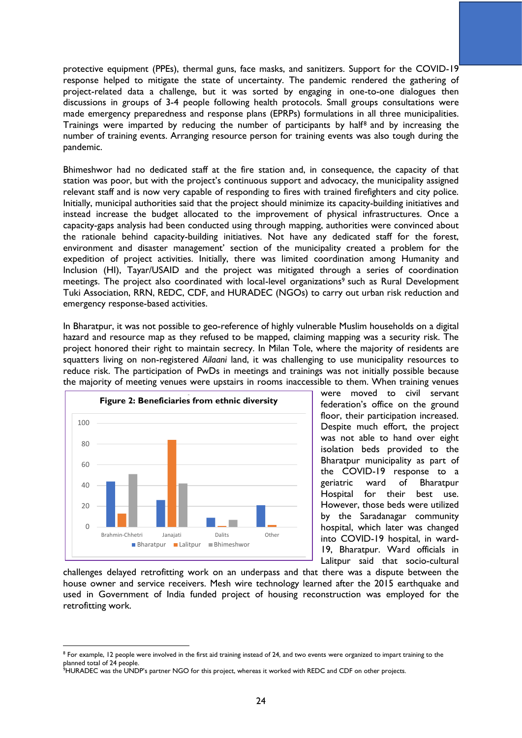protective equipment (PPEs), thermal guns, face masks, and sanitizers. Support for the COVID-19 response helped to mitigate the state of uncertainty. The pandemic rendered the gathering of project-related data a challenge, but it was sorted by engaging in one-to-one dialogues then discussions in groups of 3-4 people following health protocols. Small groups consultations were made emergency preparedness and response plans (EPRPs) formulations in all three municipalities. Trainings were imparted by reducing the number of participants by half[8] and by increasing the number of training events. Arranging resource person for training events was also tough during the pandemic.

Bhimeshwor had no dedicated staff at the fire station and, in consequence, the capacity of that station was poor, but with the project's continuous support and advocacy, the municipality assigned relevant staff and is now very capable of responding to fires with trained firefighters and city police. Initially, municipal authorities said that the project should minimize its capacity-building initiatives and instead increase the budget allocated to the improvement of physical infrastructures. Once a capacity-gaps analysis had been conducted using through mapping, authorities were convinced about the rationale behind capacity-building initiatives. Not have any dedicated staff for the forest, environment and disaster management' section of the municipality created a problem for the expedition of project activities. Initially, there was limited coordination among Humanity and Inclusion (HI), Tayar/USAID and the project was mitigated through a series of coordination meetings. The project also coordinated with local-level organizations[9] such as Rural Development Tuki Association, RRN, REDC, CDF, and HURADEC (NGOs) to carry out urban risk reduction and emergency response-based activities.

In Bharatpur, it was not possible to geo-reference of highly vulnerable Muslim households on a digital hazard and resource map as they refused to be mapped, claiming mapping was a security risk. The project honored their right to maintain secrecy. In Milan Tole, where the majority of residents are squatters living on non-registered *Ailaani* land, it was challenging to use municipality resources to reduce risk. The participation of PwDs in meetings and trainings was not initially possible because the majority of meeting venues were upstairs in rooms inaccessible to them. When training venues were moved to civil servant federation's office on the ground floor, their participation increased. Despite much effort, the project was not able to hand over eight isolation beds provided to the Bharatpur municipality as part of the COVID-19 response to a geriatric ward of Bharatpur Hospital for their best use. However, those beds were utilized by the Saradanagar community hospital, which later was changed into COVID-19 hospital, in ward-19, Bharatpur. Ward officials in Lalitpur said that socio-cultural challenges delayed retrofitting work on an underpass and that there was a dispute between the house owner and service receivers. Mesh wire technology learned after the 2015 earthquake and used in Government of India funded project of housing reconstruction was employed for the retrofitting work.

**Figure 2: Beneficiaries from ethnic diversity**

| | Bharatpur | Lalitpur | Bhimeshwor |
|---|---|---|---|
| Brahmin-Chhetri | 44 | 13 | 51 |
| Janajati | 26 | 84 | 42 |
| Dalits | 9 | 1 | 7 |
| Other | 21 | 2 | |

[8] For example, 12 people were involved in the first aid training instead of 24, and two events were organized to impart training to the planned total of 24 people.

[9] HURADEC was the UNDP's partner NGO for this project, whereas it worked with REDC and CDF on other projects.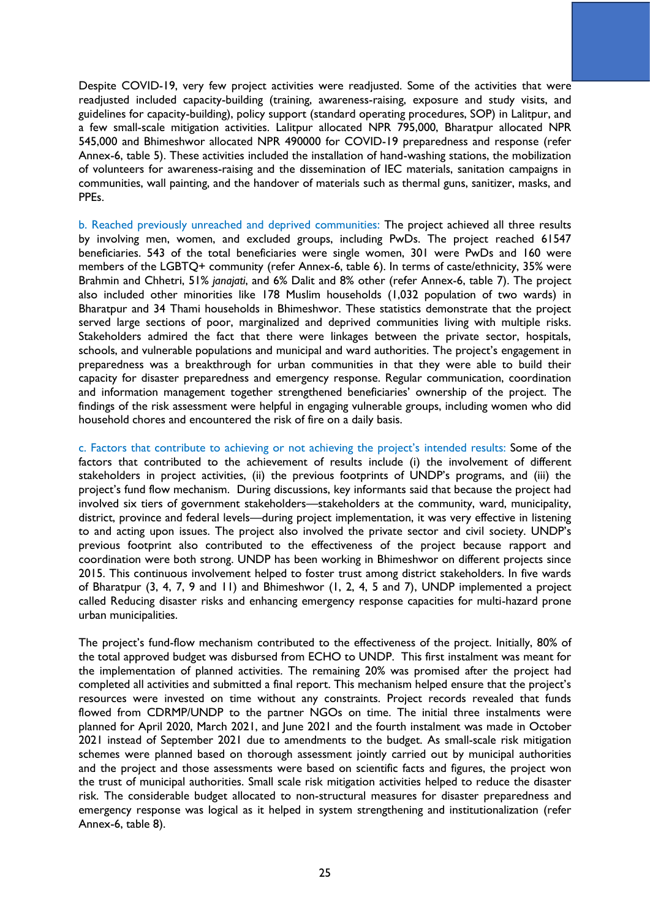Despite COVID-19, very few project activities were readjusted. Some of the activities that were readjusted included capacity-building (training, awareness-raising, exposure and study visits, and guidelines for capacity-building), policy support (standard operating procedures, SOP) in Lalitpur, and a few small-scale mitigation activities. Lalitpur allocated NPR 795,000, Bharatpur allocated NPR 545,000 and Bhimeshwor allocated NPR 490000 for COVID-19 preparedness and response (refer Annex-6, table 5). These activities included the installation of hand-washing stations, the mobilization of volunteers for awareness-raising and the dissemination of IEC materials, sanitation campaigns in communities, wall painting, and the handover of materials such as thermal guns, sanitizer, masks, and PPEs.

b. Reached previously unreached and deprived communities: The project achieved all three results by involving men, women, and excluded groups, including PwDs. The project reached 61547 beneficiaries. 543 of the total beneficiaries were single women, 301 were PwDs and 160 were members of the LGBTQ+ community (refer Annex-6, table 6). In terms of caste/ethnicity, 35% were Brahmin and Chhetri, 51% *janajati*, and 6% Dalit and 8% other (refer Annex-6, table 7). The project also included other minorities like 178 Muslim households (1,032 population of two wards) in Bharatpur and 34 Thami households in Bhimeshwor. These statistics demonstrate that the project served large sections of poor, marginalized and deprived communities living with multiple risks. Stakeholders admired the fact that there were linkages between the private sector, hospitals, schools, and vulnerable populations and municipal and ward authorities. The project's engagement in preparedness was a breakthrough for urban communities in that they were able to build their capacity for disaster preparedness and emergency response. Regular communication, coordination and information management together strengthened beneficiaries' ownership of the project. The findings of the risk assessment were helpful in engaging vulnerable groups, including women who did household chores and encountered the risk of fire on a daily basis.

c. Factors that contribute to achieving or not achieving the project's intended results: Some of the factors that contributed to the achievement of results include (i) the involvement of different stakeholders in project activities, (ii) the previous footprints of UNDP's programs, and (iii) the project's fund flow mechanism. During discussions, key informants said that because the project had involved six tiers of government stakeholders—stakeholders at the community, ward, municipality, district, province and federal levels—during project implementation, it was very effective in listening to and acting upon issues. The project also involved the private sector and civil society. UNDP's previous footprint also contributed to the effectiveness of the project because rapport and coordination were both strong. UNDP has been working in Bhimeshwor on different projects since 2015. This continuous involvement helped to foster trust among district stakeholders. In five wards of Bharatpur (3, 4, 7, 9 and 11) and Bhimeshwor (1, 2, 4, 5 and 7), UNDP implemented a project called Reducing disaster risks and enhancing emergency response capacities for multi-hazard prone urban municipalities.

The project's fund-flow mechanism contributed to the effectiveness of the project. Initially, 80% of the total approved budget was disbursed from ECHO to UNDP. This first instalment was meant for the implementation of planned activities. The remaining 20% was promised after the project had completed all activities and submitted a final report. This mechanism helped ensure that the project's resources were invested on time without any constraints. Project records revealed that funds flowed from CDRMP/UNDP to the partner NGOs on time. The initial three instalments were planned for April 2020, March 2021, and June 2021 and the fourth instalment was made in October 2021 instead of September 2021 due to amendments to the budget. As small-scale risk mitigation schemes were planned based on thorough assessment jointly carried out by municipal authorities and the project and those assessments were based on scientific facts and figures, the project won the trust of municipal authorities. Small scale risk mitigation activities helped to reduce the disaster risk. The considerable budget allocated to non-structural measures for disaster preparedness and emergency response was logical as it helped in system strengthening and institutionalization (refer Annex-6, table 8).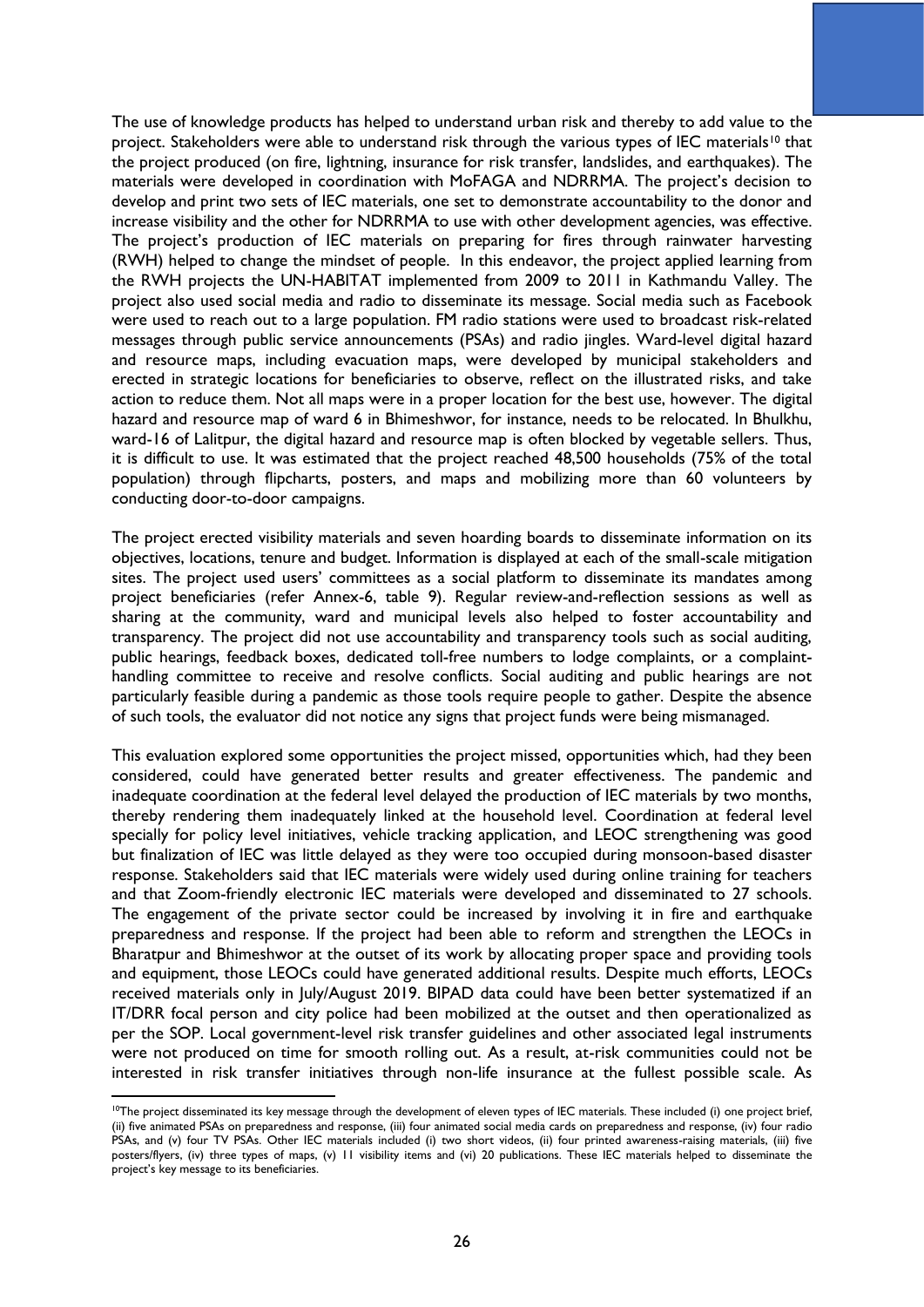The use of knowledge products has helped to understand urban risk and thereby to add value to the project. Stakeholders were able to understand risk through the various types of IEC materials[10] that the project produced (on fire, lightning, insurance for risk transfer, landslides, and earthquakes). The materials were developed in coordination with MoFAGA and NDRRMA. The project's decision to develop and print two sets of IEC materials, one set to demonstrate accountability to the donor and increase visibility and the other for NDRRMA to use with other development agencies, was effective. The project's production of IEC materials on preparing for fires through rainwater harvesting (RWH) helped to change the mindset of people. In this endeavor, the project applied learning from the RWH projects the UN-HABITAT implemented from 2009 to 2011 in Kathmandu Valley. The project also used social media and radio to disseminate its message. Social media such as Facebook were used to reach out to a large population. FM radio stations were used to broadcast risk-related messages through public service announcements (PSAs) and radio jingles. Ward-level digital hazard and resource maps, including evacuation maps, were developed by municipal stakeholders and erected in strategic locations for beneficiaries to observe, reflect on the illustrated risks, and take action to reduce them. Not all maps were in a proper location for the best use, however. The digital hazard and resource map of ward 6 in Bhimeshwor, for instance, needs to be relocated. In Bhulkhu, ward-16 of Lalitpur, the digital hazard and resource map is often blocked by vegetable sellers. Thus, it is difficult to use. It was estimated that the project reached 48,500 households (75% of the total population) through flipcharts, posters, and maps and mobilizing more than 60 volunteers by conducting door-to-door campaigns.

The project erected visibility materials and seven hoarding boards to disseminate information on its objectives, locations, tenure and budget. Information is displayed at each of the small-scale mitigation sites. The project used users' committees as a social platform to disseminate its mandates among project beneficiaries (refer Annex-6, table 9). Regular review-and-reflection sessions as well as sharing at the community, ward and municipal levels also helped to foster accountability and transparency. The project did not use accountability and transparency tools such as social auditing, public hearings, feedback boxes, dedicated toll-free numbers to lodge complaints, or a complaint-handling committee to receive and resolve conflicts. Social auditing and public hearings are not particularly feasible during a pandemic as those tools require people to gather. Despite the absence of such tools, the evaluator did not notice any signs that project funds were being mismanaged.

This evaluation explored some opportunities the project missed, opportunities which, had they been considered, could have generated better results and greater effectiveness. The pandemic and inadequate coordination at the federal level delayed the production of IEC materials by two months, thereby rendering them inadequately linked at the household level. Coordination at federal level specially for policy level initiatives, vehicle tracking application, and LEOC strengthening was good but finalization of IEC was little delayed as they were too occupied during monsoon-based disaster response. Stakeholders said that IEC materials were widely used during online training for teachers and that Zoom-friendly electronic IEC materials were developed and disseminated to 27 schools. The engagement of the private sector could be increased by involving it in fire and earthquake preparedness and response. If the project had been able to reform and strengthen the LEOCs in Bharatpur and Bhimeshwor at the outset of its work by allocating proper space and providing tools and equipment, those LEOCs could have generated additional results. Despite much efforts, LEOCs received materials only in July/August 2019. BIPAD data could have been better systematized if an IT/DRR focal person and city police had been mobilized at the outset and then operationalized as per the SOP. Local government-level risk transfer guidelines and other associated legal instruments were not produced on time for smooth rolling out. As a result, at-risk communities could not be interested in risk transfer initiatives through non-life insurance at the fullest possible scale. As

[10]The project disseminated its key message through the development of eleven types of IEC materials. These included (i) one project brief, (ii) five animated PSAs on preparedness and response, (iii) four animated social media cards on preparedness and response, (iv) four radio PSAs, and (v) four TV PSAs. Other IEC materials included (i) two short videos, (ii) four printed awareness-raising materials, (iii) five posters/flyers, (iv) three types of maps, (v) 11 visibility items and (vi) 20 publications. These IEC materials helped to disseminate the project's key message to its beneficiaries.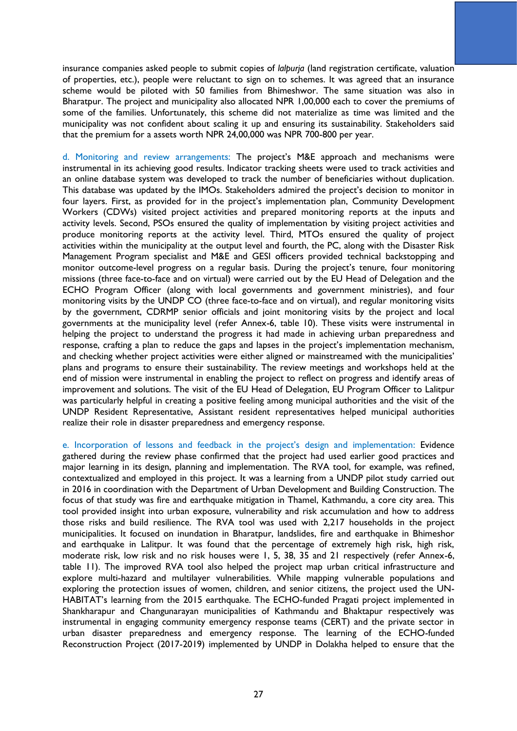insurance companies asked people to submit copies of *lalpurja* (land registration certificate, valuation of properties, etc.), people were reluctant to sign on to schemes. It was agreed that an insurance scheme would be piloted with 50 families from Bhimeshwor. The same situation was also in Bharatpur. The project and municipality also allocated NPR 1,00,000 each to cover the premiums of some of the families. Unfortunately, this scheme did not materialize as time was limited and the municipality was not confident about scaling it up and ensuring its sustainability. Stakeholders said that the premium for a assets worth NPR 24,00,000 was NPR 700-800 per year.

d. Monitoring and review arrangements: The project's M&E approach and mechanisms were instrumental in its achieving good results. Indicator tracking sheets were used to track activities and an online database system was developed to track the number of beneficiaries without duplication. This database was updated by the IMOs. Stakeholders admired the project's decision to monitor in four layers. First, as provided for in the project's implementation plan, Community Development Workers (CDWs) visited project activities and prepared monitoring reports at the inputs and activity levels. Second, PSOs ensured the quality of implementation by visiting project activities and produce monitoring reports at the activity level. Third, MTOs ensured the quality of project activities within the municipality at the output level and fourth, the PC, along with the Disaster Risk Management Program specialist and M&E and GESI officers provided technical backstopping and monitor outcome-level progress on a regular basis. During the project's tenure, four monitoring missions (three face-to-face and on virtual) were carried out by the EU Head of Delegation and the ECHO Program Officer (along with local governments and government ministries), and four monitoring visits by the UNDP CO (three face-to-face and on virtual), and regular monitoring visits by the government, CDRMP senior officials and joint monitoring visits by the project and local governments at the municipality level (refer Annex-6, table 10). These visits were instrumental in helping the project to understand the progress it had made in achieving urban preparedness and response, crafting a plan to reduce the gaps and lapses in the project's implementation mechanism, and checking whether project activities were either aligned or mainstreamed with the municipalities' plans and programs to ensure their sustainability. The review meetings and workshops held at the end of mission were instrumental in enabling the project to reflect on progress and identify areas of improvement and solutions. The visit of the EU Head of Delegation, EU Program Officer to Lalitpur was particularly helpful in creating a positive feeling among municipal authorities and the visit of the UNDP Resident Representative, Assistant resident representatives helped municipal authorities realize their role in disaster preparedness and emergency response.

e. Incorporation of lessons and feedback in the project's design and implementation: Evidence gathered during the review phase confirmed that the project had used earlier good practices and major learning in its design, planning and implementation. The RVA tool, for example, was refined, contextualized and employed in this project. It was a learning from a UNDP pilot study carried out in 2016 in coordination with the Department of Urban Development and Building Construction. The focus of that study was fire and earthquake mitigation in Thamel, Kathmandu, a core city area. This tool provided insight into urban exposure, vulnerability and risk accumulation and how to address those risks and build resilience. The RVA tool was used with 2,217 households in the project municipalities. It focused on inundation in Bharatpur, landslides, fire and earthquake in Bhimeshor and earthquake in Lalitpur. It was found that the percentage of extremely high risk, high risk, moderate risk, low risk and no risk houses were 1, 5, 38, 35 and 21 respectively (refer Annex-6, table 11). The improved RVA tool also helped the project map urban critical infrastructure and explore multi-hazard and multilayer vulnerabilities. While mapping vulnerable populations and exploring the protection issues of women, children, and senior citizens, the project used the UN-HABITAT's learning from the 2015 earthquake. The ECHO-funded Pragati project implemented in Shankharapur and Changunarayan municipalities of Kathmandu and Bhaktapur respectively was instrumental in engaging community emergency response teams (CERT) and the private sector in urban disaster preparedness and emergency response. The learning of the ECHO-funded Reconstruction Project (2017-2019) implemented by UNDP in Dolakha helped to ensure that the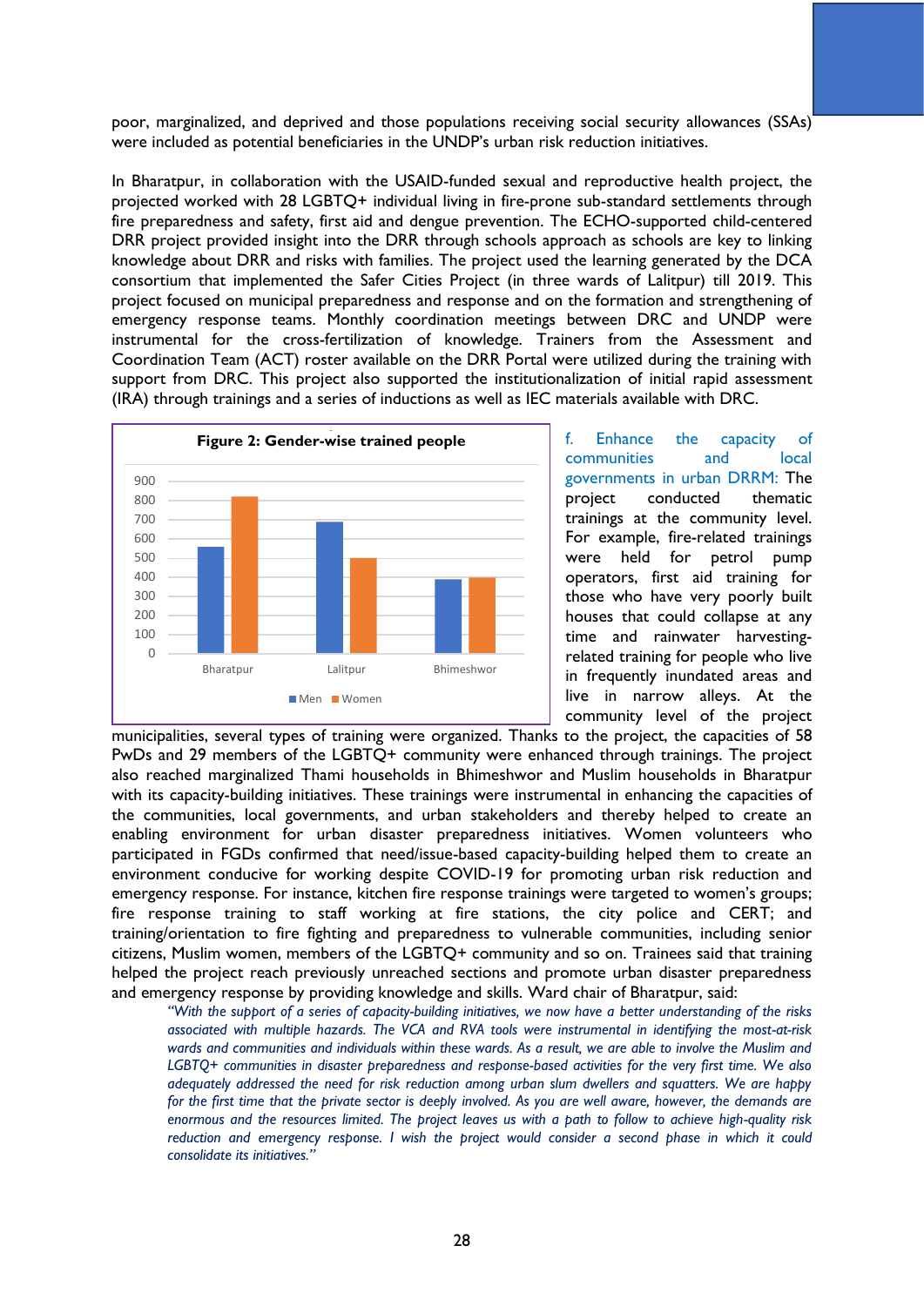poor, marginalized, and deprived and those populations receiving social security allowances (SSAs) were included as potential beneficiaries in the UNDP's urban risk reduction initiatives.

In Bharatpur, in collaboration with the USAID-funded sexual and reproductive health project, the projected worked with 28 LGBTQ+ individual living in fire-prone sub-standard settlements through fire preparedness and safety, first aid and dengue prevention. The ECHO-supported child-centered DRR project provided insight into the DRR through schools approach as schools are key to linking knowledge about DRR and risks with families. The project used the learning generated by the DCA consortium that implemented the Safer Cities Project (in three wards of Lalitpur) till 2019. This project focused on municipal preparedness and response and on the formation and strengthening of emergency response teams. Monthly coordination meetings between DRC and UNDP were instrumental for the cross-fertilization of knowledge. Trainers from the Assessment and Coordination Team (ACT) roster available on the DRR Portal were utilized during the training with support from DRC. This project also supported the institutionalization of initial rapid assessment (IRA) through trainings and a series of inductions as well as IEC materials available with DRC.

**Figure 2: Gender-wise trained people**

| | Men | Women |
|---|---|---|
| Bharatpur | 560 | 820 |
| Lalitpur | 690 | 500 |
| Bhimeshwor | 390 | 400 |

f. Enhance the capacity of communities and local governments in urban DRRM: The project conducted thematic trainings at the community level. For example, fire-related trainings were held for petrol pump operators, first aid training for those who have very poorly built houses that could collapse at any time and rainwater harvesting-related training for people who live in frequently inundated areas and live in narrow alleys. At the community level of the project municipalities, several types of training were organized. Thanks to the project, the capacities of 58 PwDs and 29 members of the LGBTQ+ community were enhanced through trainings. The project also reached marginalized Thami households in Bhimeshwor and Muslim households in Bharatpur with its capacity-building initiatives. These trainings were instrumental in enhancing the capacities of the communities, local governments, and urban stakeholders and thereby helped to create an enabling environment for urban disaster preparedness initiatives. Women volunteers who participated in FGDs confirmed that need/issue-based capacity-building helped them to create an environment conducive for working despite COVID-19 for promoting urban risk reduction and emergency response. For instance, kitchen fire response trainings were targeted to women's groups; fire response training to staff working at fire stations, the city police and CERT; and training/orientation to fire fighting and preparedness to vulnerable communities, including senior citizens, Muslim women, members of the LGBTQ+ community and so on. Trainees said that training helped the project reach previously unreached sections and promote urban disaster preparedness and emergency response by providing knowledge and skills. Ward chair of Bharatpur, said:

> *"With the support of a series of capacity-building initiatives, we now have a better understanding of the risks associated with multiple hazards. The VCA and RVA tools were instrumental in identifying the most-at-risk wards and communities and individuals within these wards. As a result, we are able to involve the Muslim and LGBTQ+ communities in disaster preparedness and response-based activities for the very first time. We also adequately addressed the need for risk reduction among urban slum dwellers and squatters. We are happy for the first time that the private sector is deeply involved. As you are well aware, however, the demands are enormous and the resources limited. The project leaves us with a path to follow to achieve high-quality risk reduction and emergency response. I wish the project would consider a second phase in which it could consolidate its initiatives."*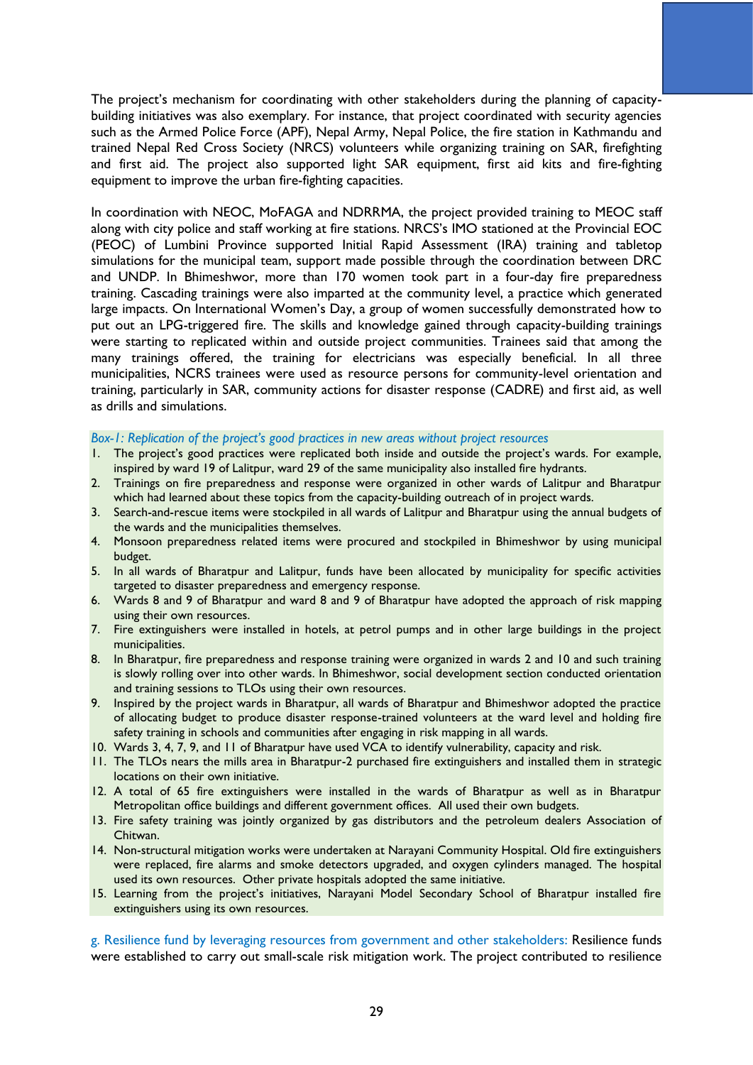The project's mechanism for coordinating with other stakeholders during the planning of capacity-building initiatives was also exemplary. For instance, that project coordinated with security agencies such as the Armed Police Force (APF), Nepal Army, Nepal Police, the fire station in Kathmandu and trained Nepal Red Cross Society (NRCS) volunteers while organizing training on SAR, firefighting and first aid. The project also supported light SAR equipment, first aid kits and fire-fighting equipment to improve the urban fire-fighting capacities.

In coordination with NEOC, MoFAGA and NDRRMA, the project provided training to MEOC staff along with city police and staff working at fire stations. NRCS's IMO stationed at the Provincial EOC (PEOC) of Lumbini Province supported Initial Rapid Assessment (IRA) training and tabletop simulations for the municipal team, support made possible through the coordination between DRC and UNDP. In Bhimeshwor, more than 170 women took part in a four-day fire preparedness training. Cascading trainings were also imparted at the community level, a practice which generated large impacts. On International Women's Day, a group of women successfully demonstrated how to put out an LPG-triggered fire. The skills and knowledge gained through capacity-building trainings were starting to replicated within and outside project communities. Trainees said that among the many trainings offered, the training for electricians was especially beneficial. In all three municipalities, NCRS trainees were used as resource persons for community-level orientation and training, particularly in SAR, community actions for disaster response (CADRE) and first aid, as well as drills and simulations.

*Box-1: Replication of the project's good practices in new areas without project resources*

1. The project's good practices were replicated both inside and outside the project's wards. For example, inspired by ward 19 of Lalitpur, ward 29 of the same municipality also installed fire hydrants.
2. Trainings on fire preparedness and response were organized in other wards of Lalitpur and Bharatpur which had learned about these topics from the capacity-building outreach of in project wards.
3. Search-and-rescue items were stockpiled in all wards of Lalitpur and Bharatpur using the annual budgets of the wards and the municipalities themselves.
4. Monsoon preparedness related items were procured and stockpiled in Bhimeshwor by using municipal budget.
5. In all wards of Bharatpur and Lalitpur, funds have been allocated by municipality for specific activities targeted to disaster preparedness and emergency response.
6. Wards 8 and 9 of Bharatpur and ward 8 and 9 of Bharatpur have adopted the approach of risk mapping using their own resources.
7. Fire extinguishers were installed in hotels, at petrol pumps and in other large buildings in the project municipalities.
8. In Bharatpur, fire preparedness and response training were organized in wards 2 and 10 and such training is slowly rolling over into other wards. In Bhimeshwor, social development section conducted orientation and training sessions to TLOs using their own resources.
9. Inspired by the project wards in Bharatpur, all wards of Bharatpur and Bhimeshwor adopted the practice of allocating budget to produce disaster response-trained volunteers at the ward level and holding fire safety training in schools and communities after engaging in risk mapping in all wards.
10. Wards 3, 4, 7, 9, and 11 of Bharatpur have used VCA to identify vulnerability, capacity and risk.
11. The TLOs nears the mills area in Bharatpur-2 purchased fire extinguishers and installed them in strategic locations on their own initiative.
12. A total of 65 fire extinguishers were installed in the wards of Bharatpur as well as in Bharatpur Metropolitan office buildings and different government offices. All used their own budgets.
13. Fire safety training was jointly organized by gas distributors and the petroleum dealers Association of Chitwan.
14. Non-structural mitigation works were undertaken at Narayani Community Hospital. Old fire extinguishers were replaced, fire alarms and smoke detectors upgraded, and oxygen cylinders managed. The hospital used its own resources. Other private hospitals adopted the same initiative.
15. Learning from the project's initiatives, Narayani Model Secondary School of Bharatpur installed fire extinguishers using its own resources.

g. Resilience fund by leveraging resources from government and other stakeholders: Resilience funds were established to carry out small-scale risk mitigation work. The project contributed to resilience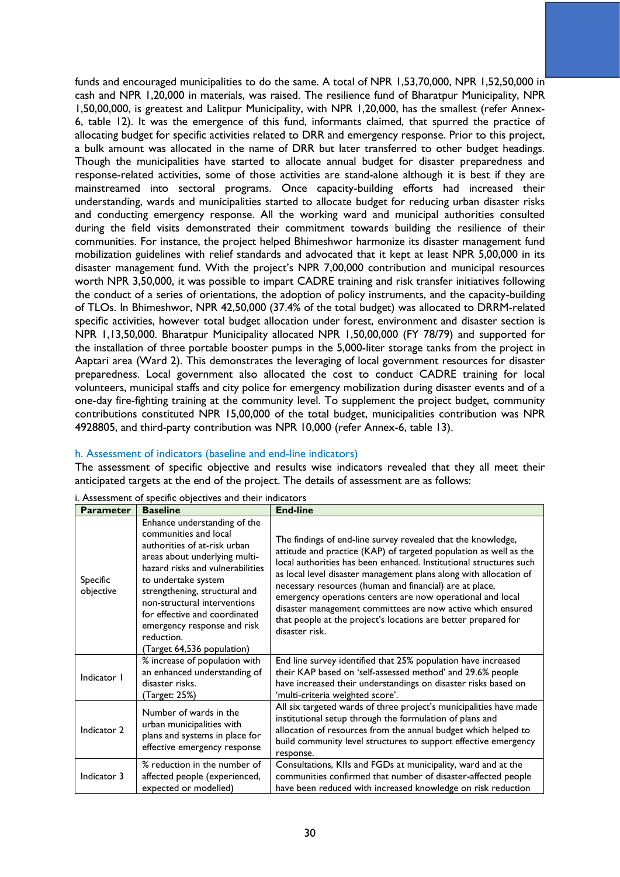funds and encouraged municipalities to do the same. A total of NPR 1,53,70,000, NPR 1,52,50,000 in cash and NPR 1,20,000 in materials, was raised. The resilience fund of Bharatpur Municipality, NPR 1,50,00,000, is greatest and Lalitpur Municipality, with NPR 1,20,000, has the smallest (refer Annex-6, table 12). It was the emergence of this fund, informants claimed, that spurred the practice of allocating budget for specific activities related to DRR and emergency response. Prior to this project, a bulk amount was allocated in the name of DRR but later transferred to other budget headings. Though the municipalities have started to allocate annual budget for disaster preparedness and response-related activities, some of those activities are stand-alone although it is best if they are mainstreamed into sectoral programs. Once capacity-building efforts had increased their understanding, wards and municipalities started to allocate budget for reducing urban disaster risks and conducting emergency response. All the working ward and municipal authorities consulted during the field visits demonstrated their commitment towards building the resilience of their communities. For instance, the project helped Bhimeshwor harmonize its disaster management fund mobilization guidelines with relief standards and advocated that it kept at least NPR 5,00,000 in its disaster management fund. With the project's NPR 7,00,000 contribution and municipal resources worth NPR 3,50,000, it was possible to impart CADRE training and risk transfer initiatives following the conduct of a series of orientations, the adoption of policy instruments, and the capacity-building of TLOs. In Bhimeshwor, NPR 42,50,000 (37.4% of the total budget) was allocated to DRRM-related specific activities, however total budget allocation under forest, environment and disaster section is NPR 1,13,50,000. Bharatpur Municipality allocated NPR 1,50,00,000 (FY 78/79) and supported for the installation of three portable booster pumps in the 5,000-liter storage tanks from the project in Aaptari area (Ward 2). This demonstrates the leveraging of local government resources for disaster preparedness. Local government also allocated the cost to conduct CADRE training for local volunteers, municipal staffs and city police for emergency mobilization during disaster events and of a one-day fire-fighting training at the community level. To supplement the project budget, community contributions constituted NPR 15,00,000 of the total budget, municipalities contribution was NPR 4928805, and third-party contribution was NPR 10,000 (refer Annex-6, table 13).

### h. Assessment of indicators (baseline and end-line indicators)

The assessment of specific objective and results wise indicators revealed that they all meet their anticipated targets at the end of the project. The details of assessment are as follows:

i. Assessment of specific objectives and their indicators

| Parameter | Baseline | End-line |
|---|---|---|
| Specific objective | Enhance understanding of the communities and local authorities of at-risk urban areas about underlying multi-hazard risks and vulnerabilities to undertake system strengthening, structural and non-structural interventions for effective and coordinated emergency response and risk reduction. (Target 64,536 population) | The findings of end-line survey revealed that the knowledge, attitude and practice (KAP) of targeted population as well as the local authorities has been enhanced. Institutional structures such as local level disaster management plans along with allocation of necessary resources (human and financial) are at place, emergency operations centers are now operational and local disaster management committees are now active which ensured that people at the project's locations are better prepared for disaster risk. |
| Indicator 1 | % increase of population with an enhanced understanding of disaster risks. (Target: 25%) | End line survey identified that 25% population have increased their KAP based on 'self-assessed method' and 29.6% people have increased their understandings on disaster risks based on 'multi-criteria weighted score'. |
| Indicator 2 | Number of wards in the urban municipalities with plans and systems in place for effective emergency response | All six targeted wards of three project's municipalities have made institutional setup through the formulation of plans and allocation of resources from the annual budget which helped to build community level structures to support effective emergency response. |
| Indicator 3 | % reduction in the number of affected people (experienced, expected or modelled) | Consultations, KIIs and FGDs at municipality, ward and at the communities confirmed that number of disaster-affected people have been reduced with increased knowledge on risk reduction |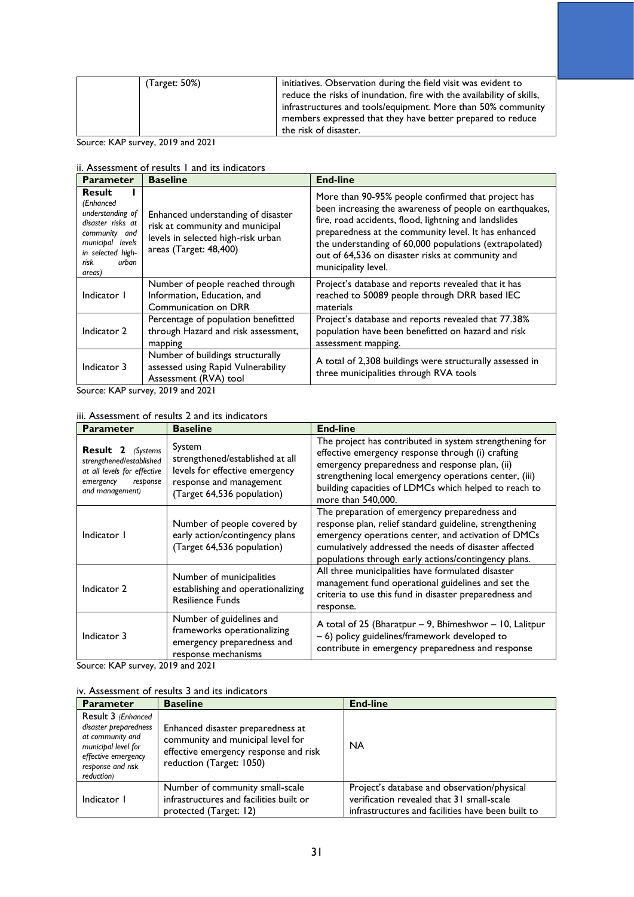|  | (Target: 50%) | initiatives. Observation during the field visit was evident to reduce the risks of inundation, fire with the availability of skills, infrastructures and tools/equipment. More than 50% community members expressed that they have better prepared to reduce the risk of disaster. |
|---|---|---|

Source: KAP survey, 2019 and 2021

ii. Assessment of results 1 and its indicators

| Parameter | Baseline | End-line |
|---|---|---|
| **Result 1** *(Enhanced understanding of disaster risks at community and municipal levels in selected high-risk urban areas)* | Enhanced understanding of disaster risk at community and municipal levels in selected high-risk urban areas (Target: 48,400) | More than 90-95% people confirmed that project has been increasing the awareness of people on earthquakes, fire, road accidents, flood, lightning and landslides preparedness at the community level. It has enhanced the understanding of 60,000 populations (extrapolated) out of 64,536 on disaster risks at community and municipality level. |
| Indicator 1 | Number of people reached through Information, Education, and Communication on DRR | Project's database and reports revealed that it has reached to 50089 people through DRR based IEC materials |
| Indicator 2 | Percentage of population benefitted through Hazard and risk assessment, mapping | Project's database and reports revealed that 77.38% population have been benefitted on hazard and risk assessment mapping. |
| Indicator 3 | Number of buildings structurally assessed using Rapid Vulnerability Assessment (RVA) tool | A total of 2,308 buildings were structurally assessed in three municipalities through RVA tools |

Source: KAP survey, 2019 and 2021

iii. Assessment of results 2 and its indicators

| Parameter | Baseline | End-line |
|---|---|---|
| **Result 2** *(Systems strengthened/established at all levels for effective emergency response and management)* | System strengthened/established at all levels for effective emergency response and management (Target 64,536 population) | The project has contributed in system strengthening for effective emergency response through (i) crafting emergency preparedness and response plan, (ii) strengthening local emergency operations center, (iii) building capacities of LDMCs which helped to reach to more than 540,000. |
| Indicator 1 | Number of people covered by early action/contingency plans (Target 64,536 population) | The preparation of emergency preparedness and response plan, relief standard guideline, strengthening emergency operations center, and activation of DMCs cumulatively addressed the needs of disaster affected populations through early actions/contingency plans. |
| Indicator 2 | Number of municipalities establishing and operationalizing Resilience Funds | All three municipalities have formulated disaster management fund operational guidelines and set the criteria to use this fund in disaster preparedness and response. |
| Indicator 3 | Number of guidelines and frameworks operationalizing emergency preparedness and response mechanisms | A total of 25 (Bharatpur – 9, Bhimeshwor – 10, Lalitpur – 6) policy guidelines/framework developed to contribute in emergency preparedness and response |

Source: KAP survey, 2019 and 2021

iv. Assessment of results 3 and its indicators

| Parameter | Baseline | End-line |
|---|---|---|
| Result 3 *(Enhanced disaster preparedness at community and municipal level for effective emergency response and risk reduction)* | Enhanced disaster preparedness at community and municipal level for effective emergency response and risk reduction (Target: 1050) | NA |
| Indicator 1 | Number of community small-scale infrastructures and facilities built or protected (Target: 12) | Project's database and observation/physical verification revealed that 31 small-scale infrastructures and facilities have been built to |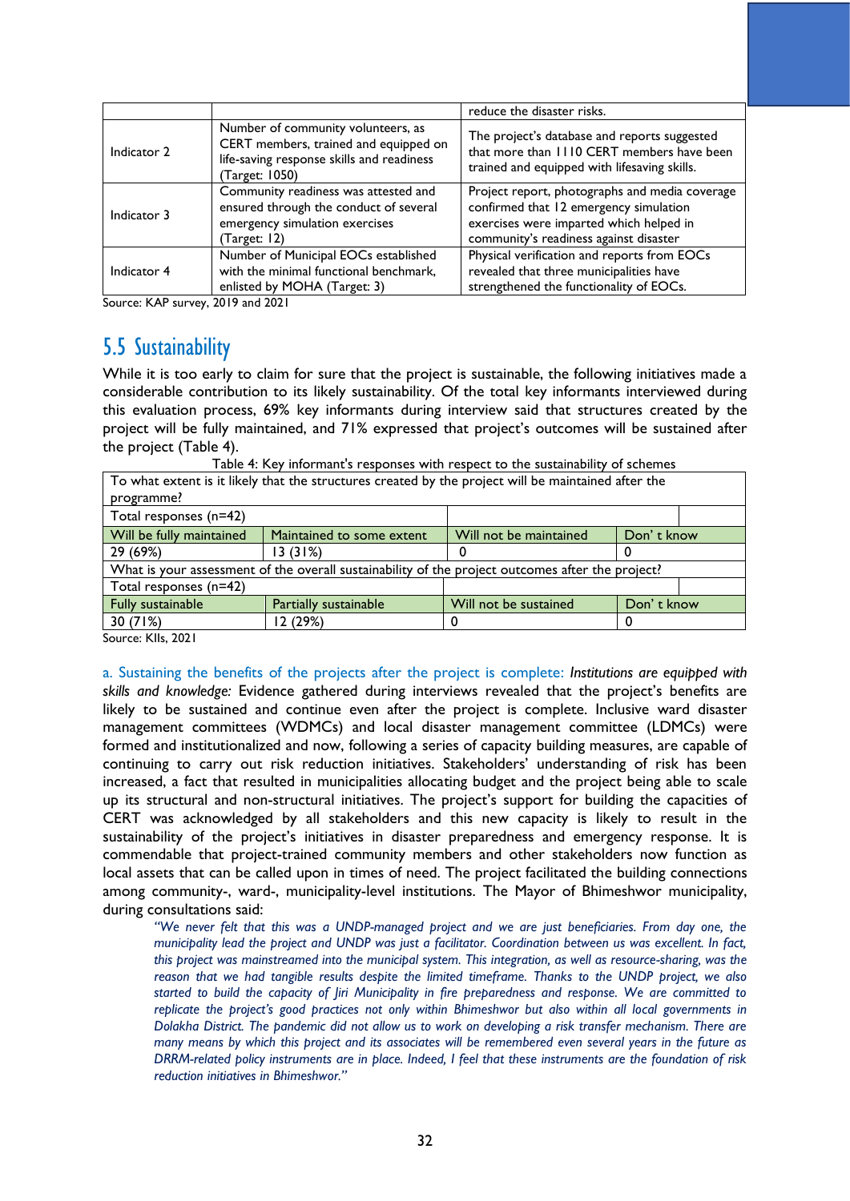| | | reduce the disaster risks. |
|---|---|---|
| Indicator 2 | Number of community volunteers, as CERT members, trained and equipped on life-saving response skills and readiness (Target: 1050) | The project's database and reports suggested that more than 1110 CERT members have been trained and equipped with lifesaving skills. |
| Indicator 3 | Community readiness was attested and ensured through the conduct of several emergency simulation exercises (Target: 12) | Project report, photographs and media coverage confirmed that 12 emergency simulation exercises were imparted which helped in community's readiness against disaster |
| Indicator 4 | Number of Municipal EOCs established with the minimal functional benchmark, enlisted by MOHA (Target: 3) | Physical verification and reports from EOCs revealed that three municipalities have strengthened the functionality of EOCs. |

Source: KAP survey, 2019 and 2021

## 5.5 Sustainability

While it is too early to claim for sure that the project is sustainable, the following initiatives made a considerable contribution to its likely sustainability. Of the total key informants interviewed during this evaluation process, 69% key informants during interview said that structures created by the project will be fully maintained, and 71% expressed that project's outcomes will be sustained after the project (Table 4).

Table 4: Key informant's responses with respect to the sustainability of schemes

| To what extent is it likely that the structures created by the project will be maintained after the programme? | | | |
|---|---|---|---|
| Total responses (n=42) | | | |
| Will be fully maintained | Maintained to some extent | Will not be maintained | Don' t know |
| 29 (69%) | 13 (31%) | 0 | 0 |
| What is your assessment of the overall sustainability of the project outcomes after the project? | | | |
| Total responses (n=42) | | | |
| Fully sustainable | Partially sustainable | Will not be sustained | Don' t know |
| 30 (71%) | 12 (29%) | 0 | 0 |

Source: KIIs, 2021

a. Sustaining the benefits of the projects after the project is complete: *Institutions are equipped with skills and knowledge:* Evidence gathered during interviews revealed that the project's benefits are likely to be sustained and continue even after the project is complete. Inclusive ward disaster management committees (WDMCs) and local disaster management committee (LDMCs) were formed and institutionalized and now, following a series of capacity building measures, are capable of continuing to carry out risk reduction initiatives. Stakeholders' understanding of risk has been increased, a fact that resulted in municipalities allocating budget and the project being able to scale up its structural and non-structural initiatives. The project's support for building the capacities of CERT was acknowledged by all stakeholders and this new capacity is likely to result in the sustainability of the project's initiatives in disaster preparedness and emergency response. It is commendable that project-trained community members and other stakeholders now function as local assets that can be called upon in times of need. The project facilitated the building connections among community-, ward-, municipality-level institutions. The Mayor of Bhimeshwor municipality, during consultations said:

> *"We never felt that this was a UNDP-managed project and we are just beneficiaries. From day one, the municipality lead the project and UNDP was just a facilitator. Coordination between us was excellent. In fact, this project was mainstreamed into the municipal system. This integration, as well as resource-sharing, was the reason that we had tangible results despite the limited timeframe. Thanks to the UNDP project, we also started to build the capacity of Jiri Municipality in fire preparedness and response. We are committed to replicate the project's good practices not only within Bhimeshwor but also within all local governments in Dolakha District. The pandemic did not allow us to work on developing a risk transfer mechanism. There are many means by which this project and its associates will be remembered even several years in the future as DRRM-related policy instruments are in place. Indeed, I feel that these instruments are the foundation of risk reduction initiatives in Bhimeshwor."*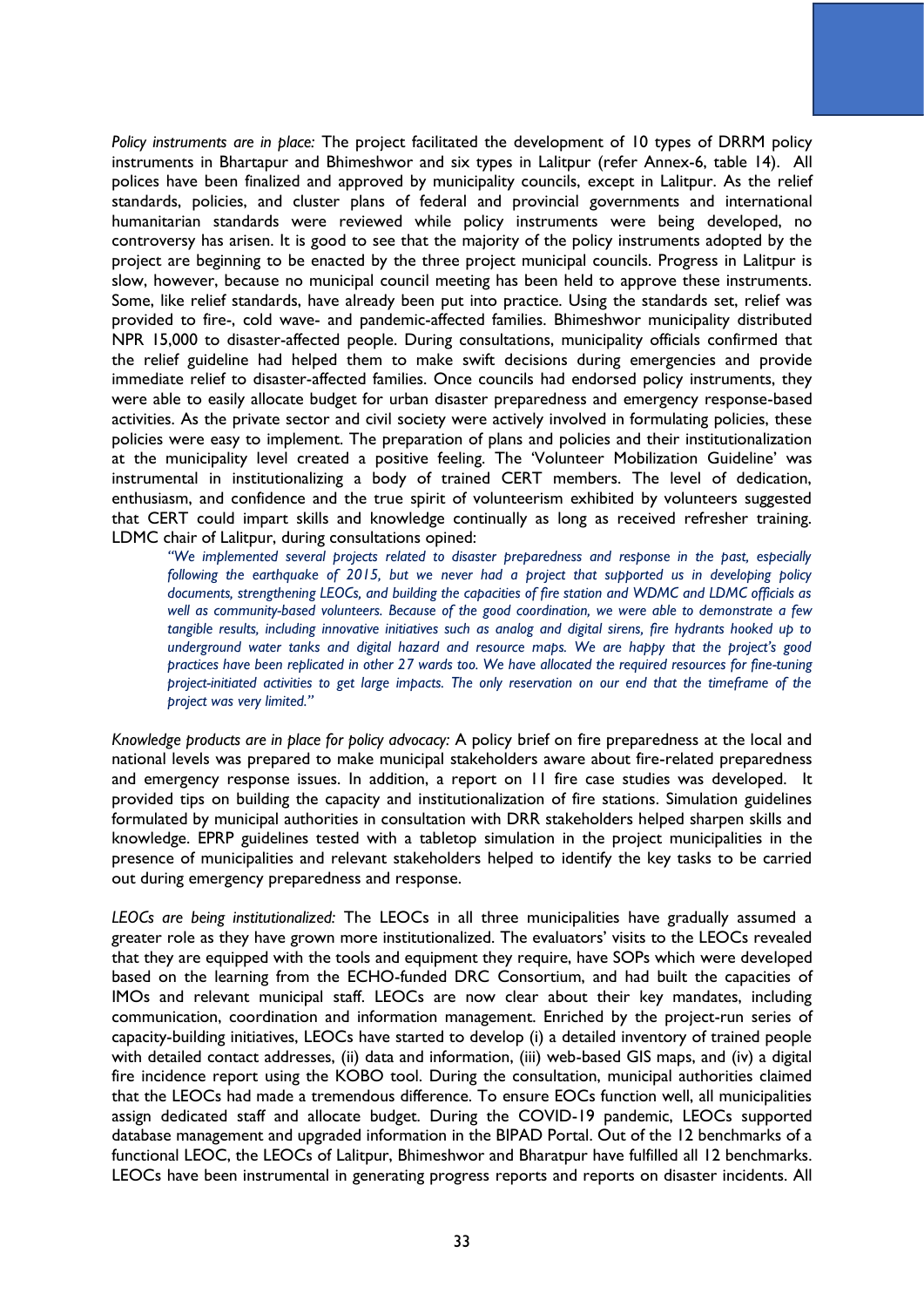*Policy instruments are in place:* The project facilitated the development of 10 types of DRRM policy instruments in Bhartapur and Bhimeshwor and six types in Lalitpur (refer Annex-6, table 14). All polices have been finalized and approved by municipality councils, except in Lalitpur. As the relief standards, policies, and cluster plans of federal and provincial governments and international humanitarian standards were reviewed while policy instruments were being developed, no controversy has arisen. It is good to see that the majority of the policy instruments adopted by the project are beginning to be enacted by the three project municipal councils. Progress in Lalitpur is slow, however, because no municipal council meeting has been held to approve these instruments. Some, like relief standards, have already been put into practice. Using the standards set, relief was provided to fire-, cold wave- and pandemic-affected families. Bhimeshwor municipality distributed NPR 15,000 to disaster-affected people. During consultations, municipality officials confirmed that the relief guideline had helped them to make swift decisions during emergencies and provide immediate relief to disaster-affected families. Once councils had endorsed policy instruments, they were able to easily allocate budget for urban disaster preparedness and emergency response-based activities. As the private sector and civil society were actively involved in formulating policies, these policies were easy to implement. The preparation of plans and policies and their institutionalization at the municipality level created a positive feeling. The 'Volunteer Mobilization Guideline' was instrumental in institutionalizing a body of trained CERT members. The level of dedication, enthusiasm, and confidence and the true spirit of volunteerism exhibited by volunteers suggested that CERT could impart skills and knowledge continually as long as received refresher training. LDMC chair of Lalitpur, during consultations opined:

> *"We implemented several projects related to disaster preparedness and response in the past, especially following the earthquake of 2015, but we never had a project that supported us in developing policy documents, strengthening LEOCs, and building the capacities of fire station and WDMC and LDMC officials as well as community-based volunteers. Because of the good coordination, we were able to demonstrate a few tangible results, including innovative initiatives such as analog and digital sirens, fire hydrants hooked up to underground water tanks and digital hazard and resource maps. We are happy that the project's good practices have been replicated in other 27 wards too. We have allocated the required resources for fine-tuning project-initiated activities to get large impacts. The only reservation on our end that the timeframe of the project was very limited."*

*Knowledge products are in place for policy advocacy:* A policy brief on fire preparedness at the local and national levels was prepared to make municipal stakeholders aware about fire-related preparedness and emergency response issues. In addition, a report on 11 fire case studies was developed. It provided tips on building the capacity and institutionalization of fire stations. Simulation guidelines formulated by municipal authorities in consultation with DRR stakeholders helped sharpen skills and knowledge. EPRP guidelines tested with a tabletop simulation in the project municipalities in the presence of municipalities and relevant stakeholders helped to identify the key tasks to be carried out during emergency preparedness and response.

*LEOCs are being institutionalized:* The LEOCs in all three municipalities have gradually assumed a greater role as they have grown more institutionalized. The evaluators' visits to the LEOCs revealed that they are equipped with the tools and equipment they require, have SOPs which were developed based on the learning from the ECHO-funded DRC Consortium, and had built the capacities of IMOs and relevant municipal staff. LEOCs are now clear about their key mandates, including communication, coordination and information management. Enriched by the project-run series of capacity-building initiatives, LEOCs have started to develop (i) a detailed inventory of trained people with detailed contact addresses, (ii) data and information, (iii) web-based GIS maps, and (iv) a digital fire incidence report using the KOBO tool. During the consultation, municipal authorities claimed that the LEOCs had made a tremendous difference. To ensure EOCs function well, all municipalities assign dedicated staff and allocate budget. During the COVID-19 pandemic, LEOCs supported database management and upgraded information in the BIPAD Portal. Out of the 12 benchmarks of a functional LEOC, the LEOCs of Lalitpur, Bhimeshwor and Bharatpur have fulfilled all 12 benchmarks. LEOCs have been instrumental in generating progress reports and reports on disaster incidents. All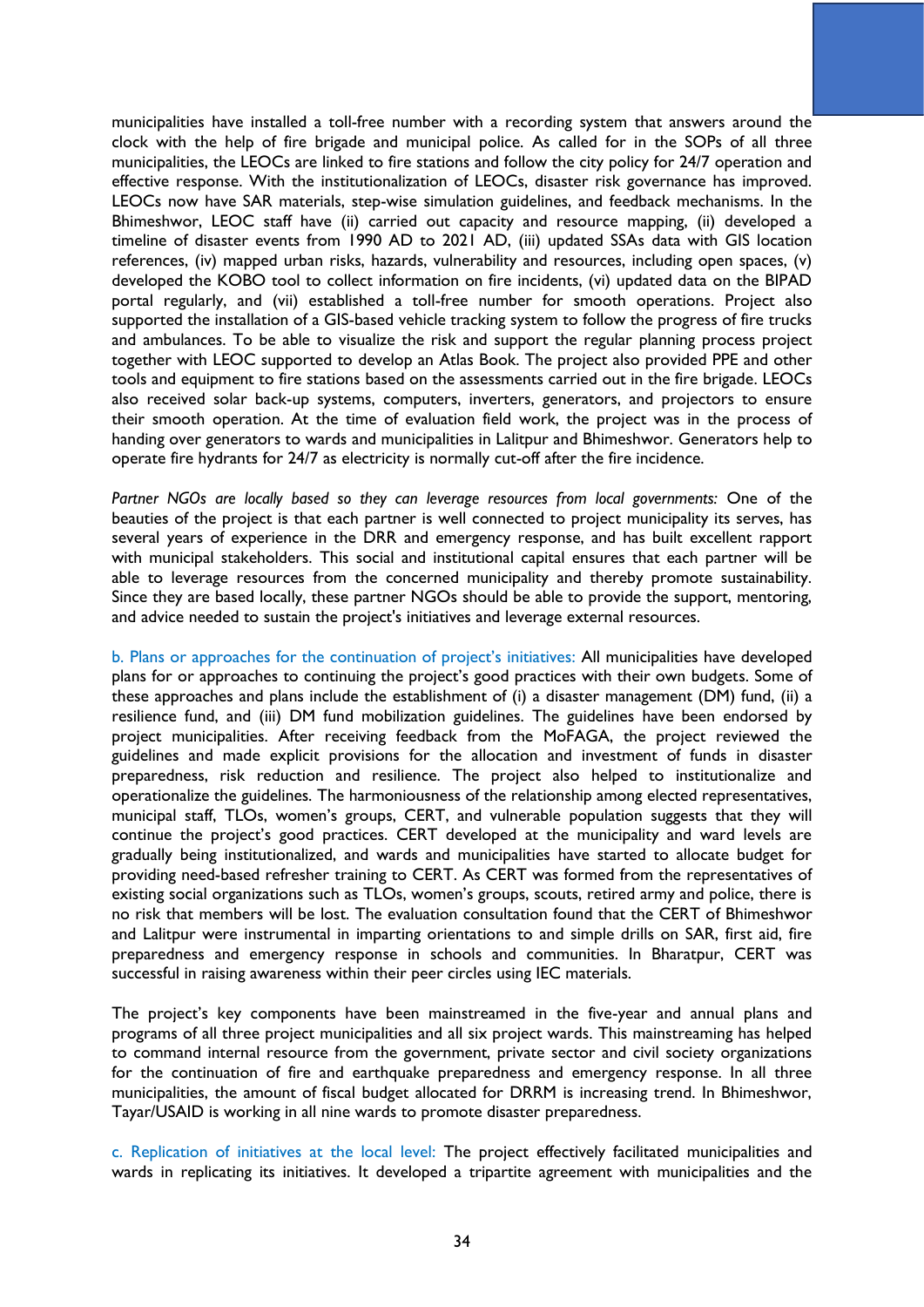municipalities have installed a toll-free number with a recording system that answers around the clock with the help of fire brigade and municipal police. As called for in the SOPs of all three municipalities, the LEOCs are linked to fire stations and follow the city policy for 24/7 operation and effective response. With the institutionalization of LEOCs, disaster risk governance has improved. LEOCs now have SAR materials, step-wise simulation guidelines, and feedback mechanisms. In the Bhimeshwor, LEOC staff have (ii) carried out capacity and resource mapping, (ii) developed a timeline of disaster events from 1990 AD to 2021 AD, (iii) updated SSAs data with GIS location references, (iv) mapped urban risks, hazards, vulnerability and resources, including open spaces, (v) developed the KOBO tool to collect information on fire incidents, (vi) updated data on the BIPAD portal regularly, and (vii) established a toll-free number for smooth operations. Project also supported the installation of a GIS-based vehicle tracking system to follow the progress of fire trucks and ambulances. To be able to visualize the risk and support the regular planning process project together with LEOC supported to develop an Atlas Book. The project also provided PPE and other tools and equipment to fire stations based on the assessments carried out in the fire brigade. LEOCs also received solar back-up systems, computers, inverters, generators, and projectors to ensure their smooth operation. At the time of evaluation field work, the project was in the process of handing over generators to wards and municipalities in Lalitpur and Bhimeshwor. Generators help to operate fire hydrants for 24/7 as electricity is normally cut-off after the fire incidence.

*Partner NGOs are locally based so they can leverage resources from local governments:* One of the beauties of the project is that each partner is well connected to project municipality its serves, has several years of experience in the DRR and emergency response, and has built excellent rapport with municipal stakeholders. This social and institutional capital ensures that each partner will be able to leverage resources from the concerned municipality and thereby promote sustainability. Since they are based locally, these partner NGOs should be able to provide the support, mentoring, and advice needed to sustain the project's initiatives and leverage external resources.

b. Plans or approaches for the continuation of project's initiatives: All municipalities have developed plans for or approaches to continuing the project's good practices with their own budgets. Some of these approaches and plans include the establishment of (i) a disaster management (DM) fund, (ii) a resilience fund, and (iii) DM fund mobilization guidelines. The guidelines have been endorsed by project municipalities. After receiving feedback from the MoFAGA, the project reviewed the guidelines and made explicit provisions for the allocation and investment of funds in disaster preparedness, risk reduction and resilience. The project also helped to institutionalize and operationalize the guidelines. The harmoniousness of the relationship among elected representatives, municipal staff, TLOs, women's groups, CERT, and vulnerable population suggests that they will continue the project's good practices. CERT developed at the municipality and ward levels are gradually being institutionalized, and wards and municipalities have started to allocate budget for providing need-based refresher training to CERT. As CERT was formed from the representatives of existing social organizations such as TLOs, women's groups, scouts, retired army and police, there is no risk that members will be lost. The evaluation consultation found that the CERT of Bhimeshwor and Lalitpur were instrumental in imparting orientations to and simple drills on SAR, first aid, fire preparedness and emergency response in schools and communities. In Bharatpur, CERT was successful in raising awareness within their peer circles using IEC materials.

The project's key components have been mainstreamed in the five-year and annual plans and programs of all three project municipalities and all six project wards. This mainstreaming has helped to command internal resource from the government, private sector and civil society organizations for the continuation of fire and earthquake preparedness and emergency response. In all three municipalities, the amount of fiscal budget allocated for DRRM is increasing trend. In Bhimeshwor, Tayar/USAID is working in all nine wards to promote disaster preparedness.

c. Replication of initiatives at the local level: The project effectively facilitated municipalities and wards in replicating its initiatives. It developed a tripartite agreement with municipalities and the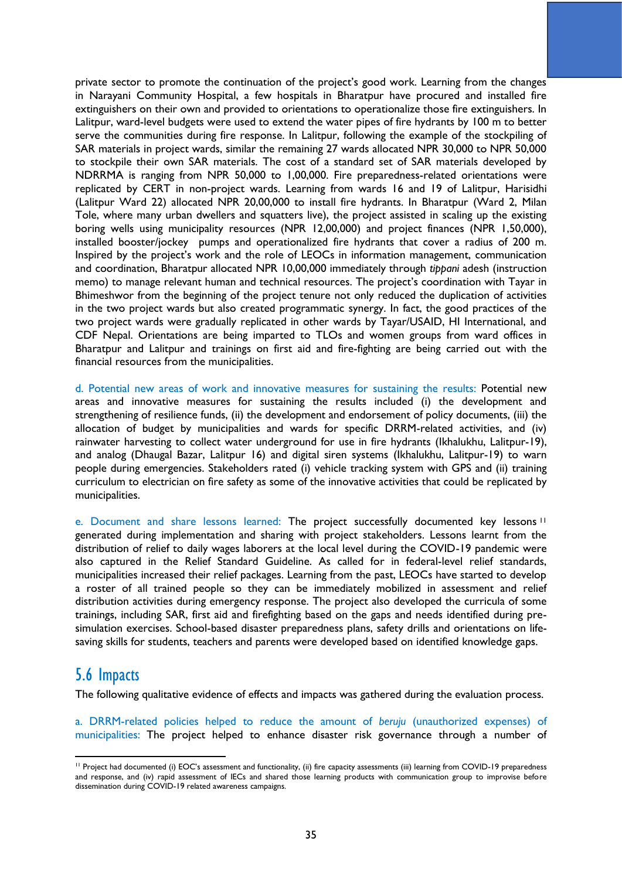private sector to promote the continuation of the project's good work. Learning from the changes in Narayani Community Hospital, a few hospitals in Bharatpur have procured and installed fire extinguishers on their own and provided to orientations to operationalize those fire extinguishers. In Lalitpur, ward-level budgets were used to extend the water pipes of fire hydrants by 100 m to better serve the communities during fire response. In Lalitpur, following the example of the stockpiling of SAR materials in project wards, similar the remaining 27 wards allocated NPR 30,000 to NPR 50,000 to stockpile their own SAR materials. The cost of a standard set of SAR materials developed by NDRRMA is ranging from NPR 50,000 to 1,00,000. Fire preparedness-related orientations were replicated by CERT in non-project wards. Learning from wards 16 and 19 of Lalitpur, Harisidhi (Lalitpur Ward 22) allocated NPR 20,00,000 to install fire hydrants. In Bharatpur (Ward 2, Milan Tole, where many urban dwellers and squatters live), the project assisted in scaling up the existing boring wells using municipality resources (NPR 12,00,000) and project finances (NPR 1,50,000), installed booster/jockey pumps and operationalized fire hydrants that cover a radius of 200 m. Inspired by the project's work and the role of LEOCs in information management, communication and coordination, Bharatpur allocated NPR 10,00,000 immediately through *tippani* adesh (instruction memo) to manage relevant human and technical resources. The project's coordination with Tayar in Bhimeshwor from the beginning of the project tenure not only reduced the duplication of activities in the two project wards but also created programmatic synergy. In fact, the good practices of the two project wards were gradually replicated in other wards by Tayar/USAID, HI International, and CDF Nepal. Orientations are being imparted to TLOs and women groups from ward offices in Bharatpur and Lalitpur and trainings on first aid and fire-fighting are being carried out with the financial resources from the municipalities.

d. Potential new areas of work and innovative measures for sustaining the results: Potential new areas and innovative measures for sustaining the results included (i) the development and strengthening of resilience funds, (ii) the development and endorsement of policy documents, (iii) the allocation of budget by municipalities and wards for specific DRRM-related activities, and (iv) rainwater harvesting to collect water underground for use in fire hydrants (Ikhalukhu, Lalitpur-19), and analog (Dhaugal Bazar, Lalitpur 16) and digital siren systems (Ikhalukhu, Lalitpur-19) to warn people during emergencies. Stakeholders rated (i) vehicle tracking system with GPS and (ii) training curriculum to electrician on fire safety as some of the innovative activities that could be replicated by municipalities.

e. Document and share lessons learned: The project successfully documented key lessons[11] generated during implementation and sharing with project stakeholders. Lessons learnt from the distribution of relief to daily wages laborers at the local level during the COVID-19 pandemic were also captured in the Relief Standard Guideline. As called for in federal-level relief standards, municipalities increased their relief packages. Learning from the past, LEOCs have started to develop a roster of all trained people so they can be immediately mobilized in assessment and relief distribution activities during emergency response. The project also developed the curricula of some trainings, including SAR, first aid and firefighting based on the gaps and needs identified during pre-simulation exercises. School-based disaster preparedness plans, safety drills and orientations on life-saving skills for students, teachers and parents were developed based on identified knowledge gaps.

## 5.6 Impacts

The following qualitative evidence of effects and impacts was gathered during the evaluation process.

a. DRRM-related policies helped to reduce the amount of *beruju* (unauthorized expenses) of municipalities: The project helped to enhance disaster risk governance through a number of

---

[11] Project had documented (i) EOC's assessment and functionality, (ii) fire capacity assessments (iii) learning from COVID-19 preparedness and response, and (iv) rapid assessment of IECs and shared those learning products with communication group to improvise before dissemination during COVID-19 related awareness campaigns.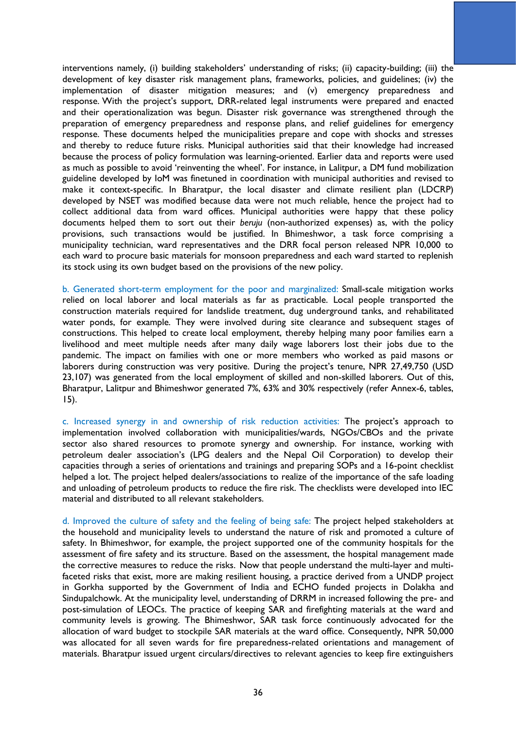interventions namely, (i) building stakeholders' understanding of risks; (ii) capacity-building; (iii) the development of key disaster risk management plans, frameworks, policies, and guidelines; (iv) the implementation of disaster mitigation measures; and (v) emergency preparedness and response. With the project's support, DRR-related legal instruments were prepared and enacted and their operationalization was begun. Disaster risk governance was strengthened through the preparation of emergency preparedness and response plans, and relief guidelines for emergency response. These documents helped the municipalities prepare and cope with shocks and stresses and thereby to reduce future risks. Municipal authorities said that their knowledge had increased because the process of policy formulation was learning-oriented. Earlier data and reports were used as much as possible to avoid 'reinventing the wheel'. For instance, in Lalitpur, a DM fund mobilization guideline developed by IoM was finetuned in coordination with municipal authorities and revised to make it context-specific. In Bharatpur, the local disaster and climate resilient plan (LDCRP) developed by NSET was modified because data were not much reliable, hence the project had to collect additional data from ward offices. Municipal authorities were happy that these policy documents helped them to sort out their *beruju* (non-authorized expenses) as, with the policy provisions, such transactions would be justified. In Bhimeshwor, a task force comprising a municipality technician, ward representatives and the DRR focal person released NPR 10,000 to each ward to procure basic materials for monsoon preparedness and each ward started to replenish its stock using its own budget based on the provisions of the new policy.

b. Generated short-term employment for the poor and marginalized: Small-scale mitigation works relied on local laborer and local materials as far as practicable. Local people transported the construction materials required for landslide treatment, dug underground tanks, and rehabilitated water ponds, for example. They were involved during site clearance and subsequent stages of constructions. This helped to create local employment, thereby helping many poor families earn a livelihood and meet multiple needs after many daily wage laborers lost their jobs due to the pandemic. The impact on families with one or more members who worked as paid masons or laborers during construction was very positive. During the project's tenure, NPR 27,49,750 (USD 23,107) was generated from the local employment of skilled and non-skilled laborers. Out of this, Bharatpur, Lalitpur and Bhimeshwor generated 7%, 63% and 30% respectively (refer Annex-6, tables, 15).

c. Increased synergy in and ownership of risk reduction activities: The project's approach to implementation involved collaboration with municipalities/wards, NGOs/CBOs and the private sector also shared resources to promote synergy and ownership. For instance, working with petroleum dealer association's (LPG dealers and the Nepal Oil Corporation) to develop their capacities through a series of orientations and trainings and preparing SOPs and a 16-point checklist helped a lot. The project helped dealers/associations to realize of the importance of the safe loading and unloading of petroleum products to reduce the fire risk. The checklists were developed into IEC material and distributed to all relevant stakeholders.

d. Improved the culture of safety and the feeling of being safe: The project helped stakeholders at the household and municipality levels to understand the nature of risk and promoted a culture of safety. In Bhimeshwor, for example, the project supported one of the community hospitals for the assessment of fire safety and its structure. Based on the assessment, the hospital management made the corrective measures to reduce the risks. Now that people understand the multi-layer and multi-faceted risks that exist, more are making resilient housing, a practice derived from a UNDP project in Gorkha supported by the Government of India and ECHO funded projects in Dolakha and Sindupalchowk. At the municipality level, understanding of DRRM in increased following the pre- and post-simulation of LEOCs. The practice of keeping SAR and firefighting materials at the ward and community levels is growing. The Bhimeshwor, SAR task force continuously advocated for the allocation of ward budget to stockpile SAR materials at the ward office. Consequently, NPR 50,000 was allocated for all seven wards for fire preparedness-related orientations and management of materials. Bharatpur issued urgent circulars/directives to relevant agencies to keep fire extinguishers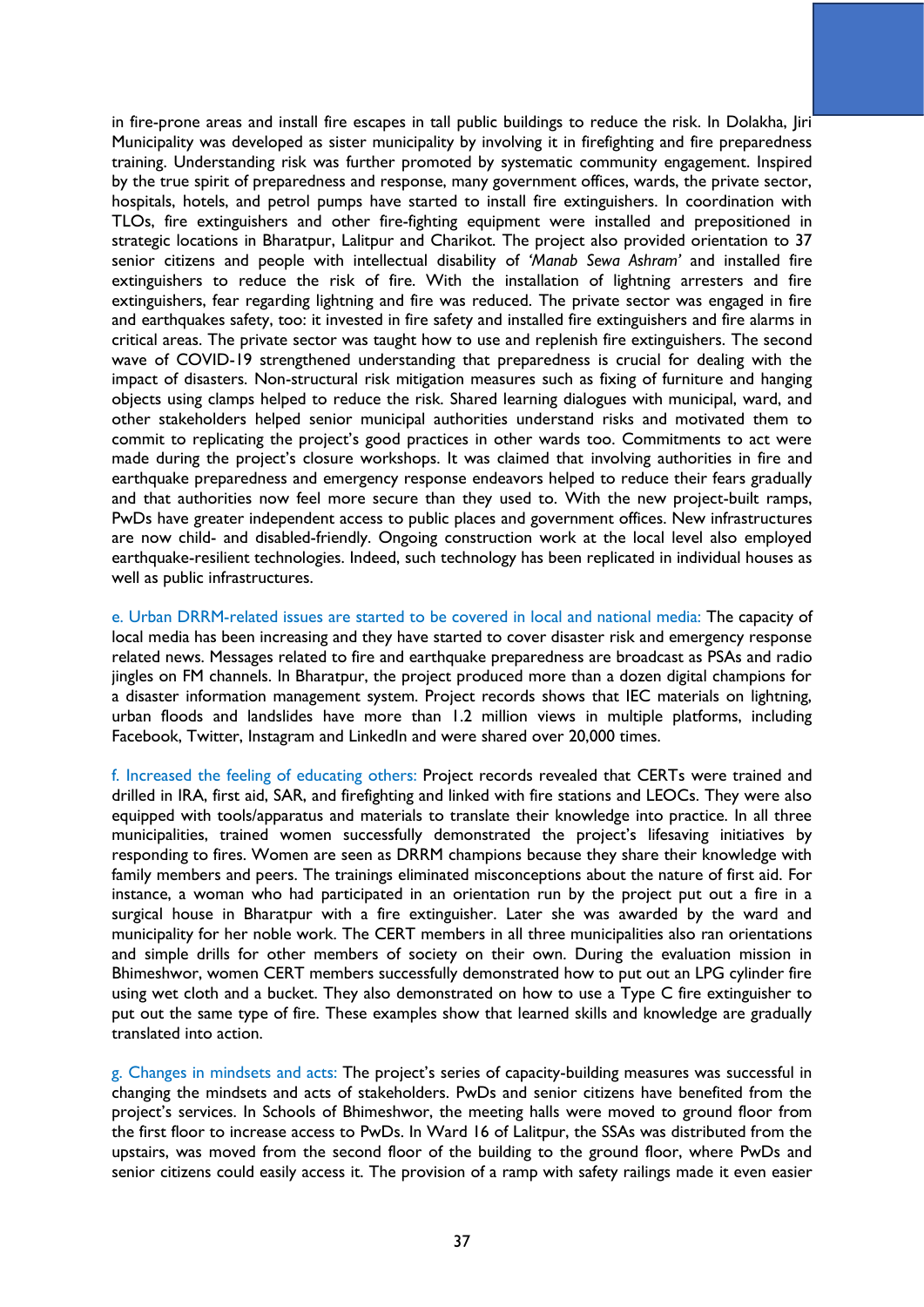in fire-prone areas and install fire escapes in tall public buildings to reduce the risk. In Dolakha, Jiri Municipality was developed as sister municipality by involving it in firefighting and fire preparedness training. Understanding risk was further promoted by systematic community engagement. Inspired by the true spirit of preparedness and response, many government offices, wards, the private sector, hospitals, hotels, and petrol pumps have started to install fire extinguishers. In coordination with TLOs, fire extinguishers and other fire-fighting equipment were installed and prepositioned in strategic locations in Bharatpur, Lalitpur and Charikot. The project also provided orientation to 37 senior citizens and people with intellectual disability of *'Manab Sewa Ashram'* and installed fire extinguishers to reduce the risk of fire. With the installation of lightning arresters and fire extinguishers, fear regarding lightning and fire was reduced. The private sector was engaged in fire and earthquakes safety, too: it invested in fire safety and installed fire extinguishers and fire alarms in critical areas. The private sector was taught how to use and replenish fire extinguishers. The second wave of COVID-19 strengthened understanding that preparedness is crucial for dealing with the impact of disasters. Non-structural risk mitigation measures such as fixing of furniture and hanging objects using clamps helped to reduce the risk. Shared learning dialogues with municipal, ward, and other stakeholders helped senior municipal authorities understand risks and motivated them to commit to replicating the project's good practices in other wards too. Commitments to act were made during the project's closure workshops. It was claimed that involving authorities in fire and earthquake preparedness and emergency response endeavors helped to reduce their fears gradually and that authorities now feel more secure than they used to. With the new project-built ramps, PwDs have greater independent access to public places and government offices. New infrastructures are now child- and disabled-friendly. Ongoing construction work at the local level also employed earthquake-resilient technologies. Indeed, such technology has been replicated in individual houses as well as public infrastructures.

e. Urban DRRM-related issues are started to be covered in local and national media: The capacity of local media has been increasing and they have started to cover disaster risk and emergency response related news. Messages related to fire and earthquake preparedness are broadcast as PSAs and radio jingles on FM channels. In Bharatpur, the project produced more than a dozen digital champions for a disaster information management system. Project records shows that IEC materials on lightning, urban floods and landslides have more than 1.2 million views in multiple platforms, including Facebook, Twitter, Instagram and LinkedIn and were shared over 20,000 times.

f. Increased the feeling of educating others: Project records revealed that CERTs were trained and drilled in IRA, first aid, SAR, and firefighting and linked with fire stations and LEOCs. They were also equipped with tools/apparatus and materials to translate their knowledge into practice. In all three municipalities, trained women successfully demonstrated the project's lifesaving initiatives by responding to fires. Women are seen as DRRM champions because they share their knowledge with family members and peers. The trainings eliminated misconceptions about the nature of first aid. For instance, a woman who had participated in an orientation run by the project put out a fire in a surgical house in Bharatpur with a fire extinguisher. Later she was awarded by the ward and municipality for her noble work. The CERT members in all three municipalities also ran orientations and simple drills for other members of society on their own. During the evaluation mission in Bhimeshwor, women CERT members successfully demonstrated how to put out an LPG cylinder fire using wet cloth and a bucket. They also demonstrated on how to use a Type C fire extinguisher to put out the same type of fire. These examples show that learned skills and knowledge are gradually translated into action.

g. Changes in mindsets and acts: The project's series of capacity-building measures was successful in changing the mindsets and acts of stakeholders. PwDs and senior citizens have benefited from the project's services. In Schools of Bhimeshwor, the meeting halls were moved to ground floor from the first floor to increase access to PwDs. In Ward 16 of Lalitpur, the SSAs was distributed from the upstairs, was moved from the second floor of the building to the ground floor, where PwDs and senior citizens could easily access it. The provision of a ramp with safety railings made it even easier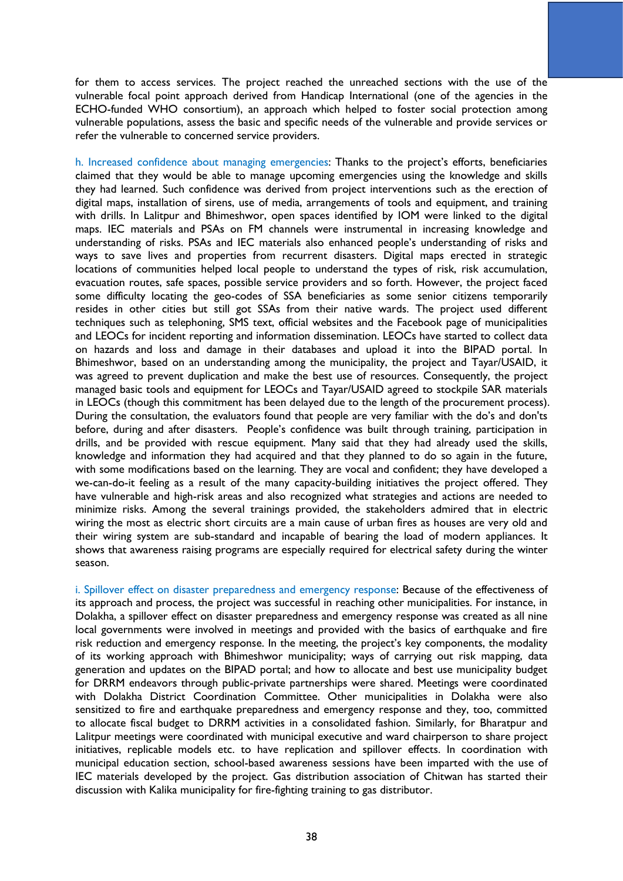for them to access services. The project reached the unreached sections with the use of the vulnerable focal point approach derived from Handicap International (one of the agencies in the ECHO-funded WHO consortium), an approach which helped to foster social protection among vulnerable populations, assess the basic and specific needs of the vulnerable and provide services or refer the vulnerable to concerned service providers.

h. Increased confidence about managing emergencies: Thanks to the project's efforts, beneficiaries claimed that they would be able to manage upcoming emergencies using the knowledge and skills they had learned. Such confidence was derived from project interventions such as the erection of digital maps, installation of sirens, use of media, arrangements of tools and equipment, and training with drills. In Lalitpur and Bhimeshwor, open spaces identified by IOM were linked to the digital maps. IEC materials and PSAs on FM channels were instrumental in increasing knowledge and understanding of risks. PSAs and IEC materials also enhanced people's understanding of risks and ways to save lives and properties from recurrent disasters. Digital maps erected in strategic locations of communities helped local people to understand the types of risk, risk accumulation, evacuation routes, safe spaces, possible service providers and so forth. However, the project faced some difficulty locating the geo-codes of SSA beneficiaries as some senior citizens temporarily resides in other cities but still got SSAs from their native wards. The project used different techniques such as telephoning, SMS text, official websites and the Facebook page of municipalities and LEOCs for incident reporting and information dissemination. LEOCs have started to collect data on hazards and loss and damage in their databases and upload it into the BIPAD portal. In Bhimeshwor, based on an understanding among the municipality, the project and Tayar/USAID, it was agreed to prevent duplication and make the best use of resources. Consequently, the project managed basic tools and equipment for LEOCs and Tayar/USAID agreed to stockpile SAR materials in LEOCs (though this commitment has been delayed due to the length of the procurement process). During the consultation, the evaluators found that people are very familiar with the do's and don'ts before, during and after disasters. People's confidence was built through training, participation in drills, and be provided with rescue equipment. Many said that they had already used the skills, knowledge and information they had acquired and that they planned to do so again in the future, with some modifications based on the learning. They are vocal and confident; they have developed a we-can-do-it feeling as a result of the many capacity-building initiatives the project offered. They have vulnerable and high-risk areas and also recognized what strategies and actions are needed to minimize risks. Among the several trainings provided, the stakeholders admired that in electric wiring the most as electric short circuits are a main cause of urban fires as houses are very old and their wiring system are sub-standard and incapable of bearing the load of modern appliances. It shows that awareness raising programs are especially required for electrical safety during the winter season.

i. Spillover effect on disaster preparedness and emergency response: Because of the effectiveness of its approach and process, the project was successful in reaching other municipalities. For instance, in Dolakha, a spillover effect on disaster preparedness and emergency response was created as all nine local governments were involved in meetings and provided with the basics of earthquake and fire risk reduction and emergency response. In the meeting, the project's key components, the modality of its working approach with Bhimeshwor municipality; ways of carrying out risk mapping, data generation and updates on the BIPAD portal; and how to allocate and best use municipality budget for DRRM endeavors through public-private partnerships were shared. Meetings were coordinated with Dolakha District Coordination Committee. Other municipalities in Dolakha were also sensitized to fire and earthquake preparedness and emergency response and they, too, committed to allocate fiscal budget to DRRM activities in a consolidated fashion. Similarly, for Bharatpur and Lalitpur meetings were coordinated with municipal executive and ward chairperson to share project initiatives, replicable models etc. to have replication and spillover effects. In coordination with municipal education section, school-based awareness sessions have been imparted with the use of IEC materials developed by the project. Gas distribution association of Chitwan has started their discussion with Kalika municipality for fire-fighting training to gas distributor.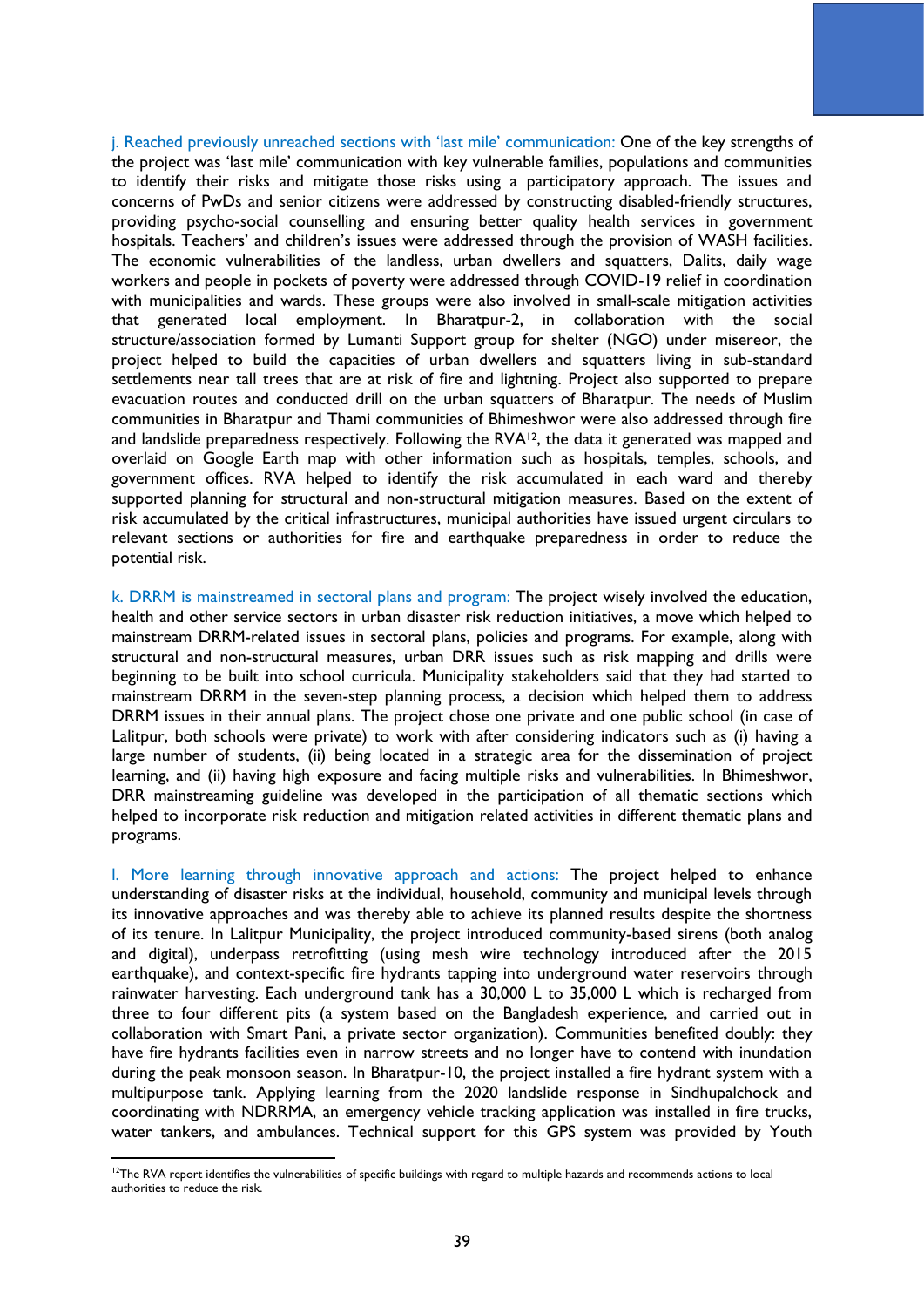j. Reached previously unreached sections with 'last mile' communication: One of the key strengths of the project was 'last mile' communication with key vulnerable families, populations and communities to identify their risks and mitigate those risks using a participatory approach. The issues and concerns of PwDs and senior citizens were addressed by constructing disabled-friendly structures, providing psycho-social counselling and ensuring better quality health services in government hospitals. Teachers' and children's issues were addressed through the provision of WASH facilities. The economic vulnerabilities of the landless, urban dwellers and squatters, Dalits, daily wage workers and people in pockets of poverty were addressed through COVID-19 relief in coordination with municipalities and wards. These groups were also involved in small-scale mitigation activities that generated local employment. In Bharatpur-2, in collaboration with the social structure/association formed by Lumanti Support group for shelter (NGO) under misereor, the project helped to build the capacities of urban dwellers and squatters living in sub-standard settlements near tall trees that are at risk of fire and lightning. Project also supported to prepare evacuation routes and conducted drill on the urban squatters of Bharatpur. The needs of Muslim communities in Bharatpur and Thami communities of Bhimeshwor were also addressed through fire and landslide preparedness respectively. Following the RVA[12], the data it generated was mapped and overlaid on Google Earth map with other information such as hospitals, temples, schools, and government offices. RVA helped to identify the risk accumulated in each ward and thereby supported planning for structural and non-structural mitigation measures. Based on the extent of risk accumulated by the critical infrastructures, municipal authorities have issued urgent circulars to relevant sections or authorities for fire and earthquake preparedness in order to reduce the potential risk.

k. DRRM is mainstreamed in sectoral plans and program: The project wisely involved the education, health and other service sectors in urban disaster risk reduction initiatives, a move which helped to mainstream DRRM-related issues in sectoral plans, policies and programs. For example, along with structural and non-structural measures, urban DRR issues such as risk mapping and drills were beginning to be built into school curricula. Municipality stakeholders said that they had started to mainstream DRRM in the seven-step planning process, a decision which helped them to address DRRM issues in their annual plans. The project chose one private and one public school (in case of Lalitpur, both schools were private) to work with after considering indicators such as (i) having a large number of students, (ii) being located in a strategic area for the dissemination of project learning, and (ii) having high exposure and facing multiple risks and vulnerabilities. In Bhimeshwor, DRR mainstreaming guideline was developed in the participation of all thematic sections which helped to incorporate risk reduction and mitigation related activities in different thematic plans and programs.

l. More learning through innovative approach and actions: The project helped to enhance understanding of disaster risks at the individual, household, community and municipal levels through its innovative approaches and was thereby able to achieve its planned results despite the shortness of its tenure. In Lalitpur Municipality, the project introduced community-based sirens (both analog and digital), underpass retrofitting (using mesh wire technology introduced after the 2015 earthquake), and context-specific fire hydrants tapping into underground water reservoirs through rainwater harvesting. Each underground tank has a 30,000 L to 35,000 L which is recharged from three to four different pits (a system based on the Bangladesh experience, and carried out in collaboration with Smart Pani, a private sector organization). Communities benefited doubly: they have fire hydrants facilities even in narrow streets and no longer have to contend with inundation during the peak monsoon season. In Bharatpur-10, the project installed a fire hydrant system with a multipurpose tank. Applying learning from the 2020 landslide response in Sindhupalchock and coordinating with NDRRMA, an emergency vehicle tracking application was installed in fire trucks, water tankers, and ambulances. Technical support for this GPS system was provided by Youth

[12]The RVA report identifies the vulnerabilities of specific buildings with regard to multiple hazards and recommends actions to local authorities to reduce the risk.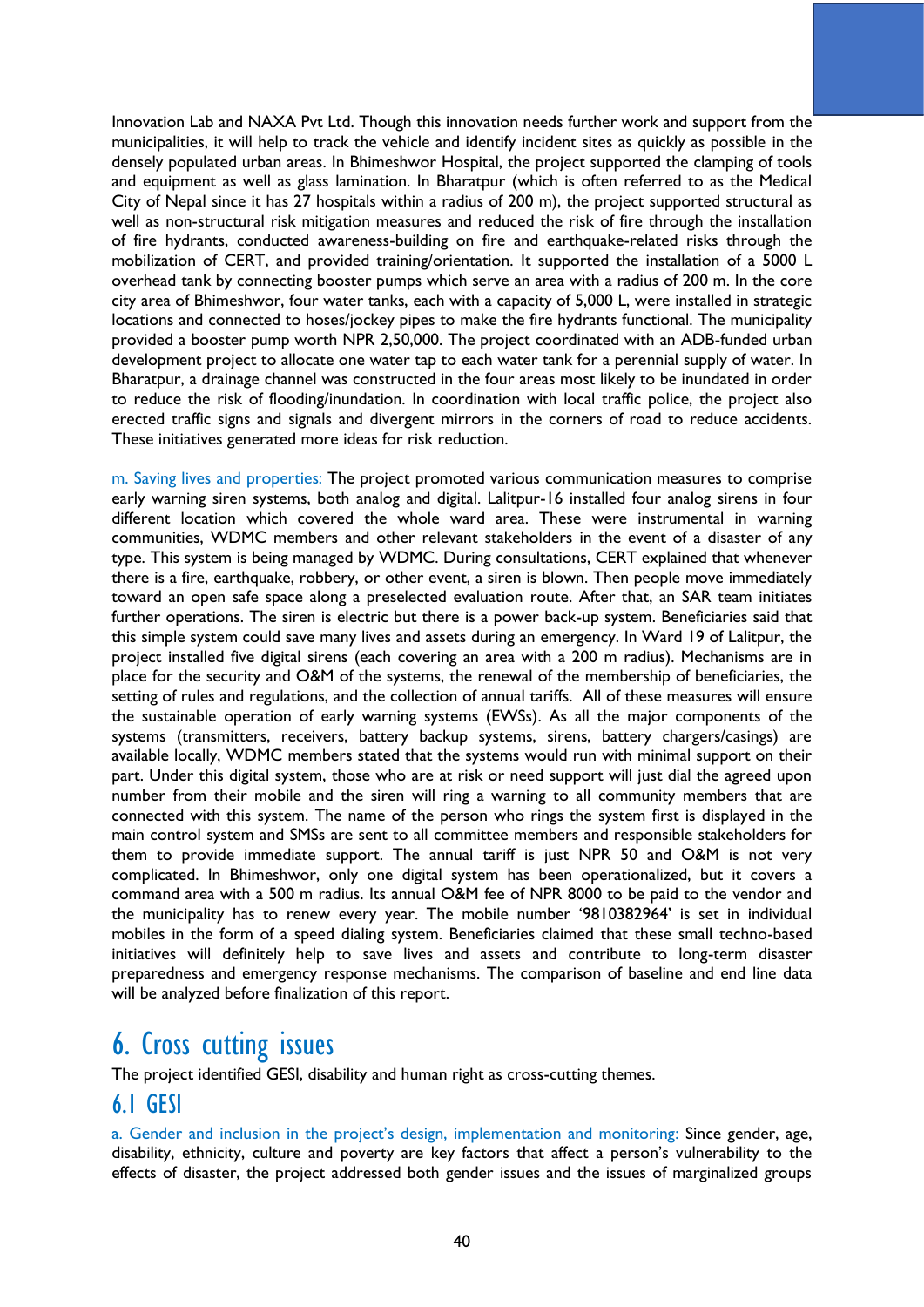Innovation Lab and NAXA Pvt Ltd. Though this innovation needs further work and support from the municipalities, it will help to track the vehicle and identify incident sites as quickly as possible in the densely populated urban areas. In Bhimeshwor Hospital, the project supported the clamping of tools and equipment as well as glass lamination. In Bharatpur (which is often referred to as the Medical City of Nepal since it has 27 hospitals within a radius of 200 m), the project supported structural as well as non-structural risk mitigation measures and reduced the risk of fire through the installation of fire hydrants, conducted awareness-building on fire and earthquake-related risks through the mobilization of CERT, and provided training/orientation. It supported the installation of a 5000 L overhead tank by connecting booster pumps which serve an area with a radius of 200 m. In the core city area of Bhimeshwor, four water tanks, each with a capacity of 5,000 L, were installed in strategic locations and connected to hoses/jockey pipes to make the fire hydrants functional. The municipality provided a booster pump worth NPR 2,50,000. The project coordinated with an ADB-funded urban development project to allocate one water tap to each water tank for a perennial supply of water. In Bharatpur, a drainage channel was constructed in the four areas most likely to be inundated in order to reduce the risk of flooding/inundation. In coordination with local traffic police, the project also erected traffic signs and signals and divergent mirrors in the corners of road to reduce accidents. These initiatives generated more ideas for risk reduction.

m. Saving lives and properties: The project promoted various communication measures to comprise early warning siren systems, both analog and digital. Lalitpur-16 installed four analog sirens in four different location which covered the whole ward area. These were instrumental in warning communities, WDMC members and other relevant stakeholders in the event of a disaster of any type. This system is being managed by WDMC. During consultations, CERT explained that whenever there is a fire, earthquake, robbery, or other event, a siren is blown. Then people move immediately toward an open safe space along a preselected evaluation route. After that, an SAR team initiates further operations. The siren is electric but there is a power back-up system. Beneficiaries said that this simple system could save many lives and assets during an emergency. In Ward 19 of Lalitpur, the project installed five digital sirens (each covering an area with a 200 m radius). Mechanisms are in place for the security and O&M of the systems, the renewal of the membership of beneficiaries, the setting of rules and regulations, and the collection of annual tariffs. All of these measures will ensure the sustainable operation of early warning systems (EWSs). As all the major components of the systems (transmitters, receivers, battery backup systems, sirens, battery chargers/casings) are available locally, WDMC members stated that the systems would run with minimal support on their part. Under this digital system, those who are at risk or need support will just dial the agreed upon number from their mobile and the siren will ring a warning to all community members that are connected with this system. The name of the person who rings the system first is displayed in the main control system and SMSs are sent to all committee members and responsible stakeholders for them to provide immediate support. The annual tariff is just NPR 50 and O&M is not very complicated. In Bhimeshwor, only one digital system has been operationalized, but it covers a command area with a 500 m radius. Its annual O&M fee of NPR 8000 to be paid to the vendor and the municipality has to renew every year. The mobile number '9810382964' is set in individual mobiles in the form of a speed dialing system. Beneficiaries claimed that these small techno-based initiatives will definitely help to save lives and assets and contribute to long-term disaster preparedness and emergency response mechanisms. The comparison of baseline and end line data will be analyzed before finalization of this report.

# 6. Cross cutting issues

The project identified GESI, disability and human right as cross-cutting themes.

## 6.1 GESI

a. Gender and inclusion in the project's design, implementation and monitoring: Since gender, age, disability, ethnicity, culture and poverty are key factors that affect a person's vulnerability to the effects of disaster, the project addressed both gender issues and the issues of marginalized groups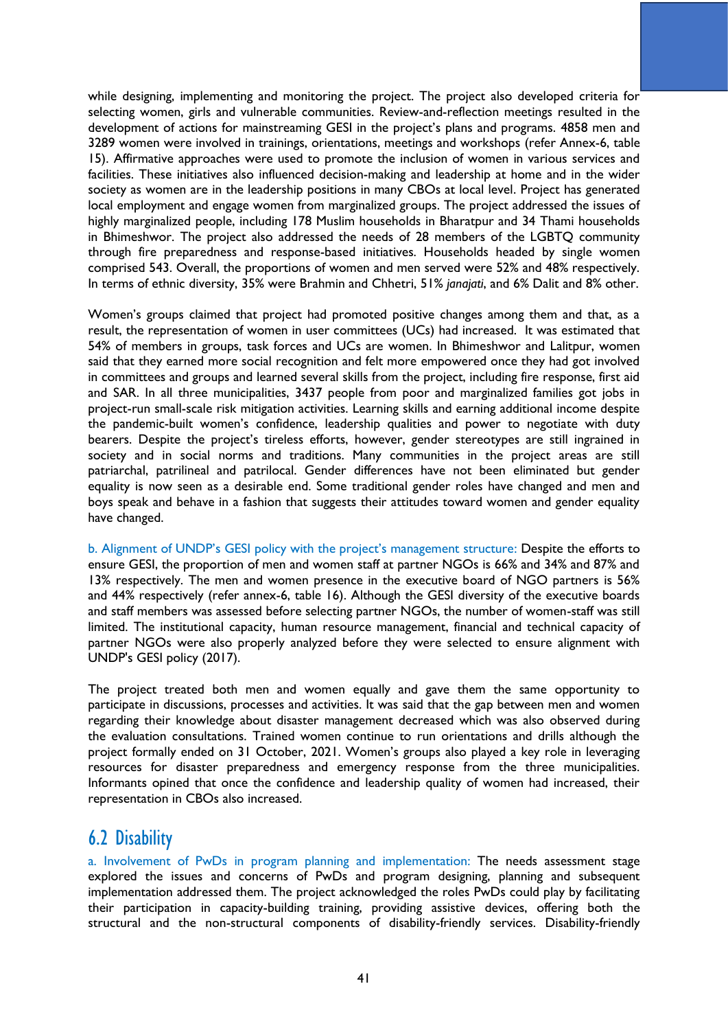while designing, implementing and monitoring the project. The project also developed criteria for selecting women, girls and vulnerable communities. Review-and-reflection meetings resulted in the development of actions for mainstreaming GESI in the project's plans and programs. 4858 men and 3289 women were involved in trainings, orientations, meetings and workshops (refer Annex-6, table 15). Affirmative approaches were used to promote the inclusion of women in various services and facilities. These initiatives also influenced decision-making and leadership at home and in the wider society as women are in the leadership positions in many CBOs at local level. Project has generated local employment and engage women from marginalized groups. The project addressed the issues of highly marginalized people, including 178 Muslim households in Bharatpur and 34 Thami households in Bhimeshwor. The project also addressed the needs of 28 members of the LGBTQ community through fire preparedness and response-based initiatives. Households headed by single women comprised 543. Overall, the proportions of women and men served were 52% and 48% respectively. In terms of ethnic diversity, 35% were Brahmin and Chhetri, 51% *janajati*, and 6% Dalit and 8% other.

Women's groups claimed that project had promoted positive changes among them and that, as a result, the representation of women in user committees (UCs) had increased. It was estimated that 54% of members in groups, task forces and UCs are women. In Bhimeshwor and Lalitpur, women said that they earned more social recognition and felt more empowered once they had got involved in committees and groups and learned several skills from the project, including fire response, first aid and SAR. In all three municipalities, 3437 people from poor and marginalized families got jobs in project-run small-scale risk mitigation activities. Learning skills and earning additional income despite the pandemic-built women's confidence, leadership qualities and power to negotiate with duty bearers. Despite the project's tireless efforts, however, gender stereotypes are still ingrained in society and in social norms and traditions. Many communities in the project areas are still patriarchal, patrilineal and patrilocal. Gender differences have not been eliminated but gender equality is now seen as a desirable end. Some traditional gender roles have changed and men and boys speak and behave in a fashion that suggests their attitudes toward women and gender equality have changed.

b. Alignment of UNDP's GESI policy with the project's management structure: Despite the efforts to ensure GESI, the proportion of men and women staff at partner NGOs is 66% and 34% and 87% and 13% respectively. The men and women presence in the executive board of NGO partners is 56% and 44% respectively (refer annex-6, table 16). Although the GESI diversity of the executive boards and staff members was assessed before selecting partner NGOs, the number of women-staff was still limited. The institutional capacity, human resource management, financial and technical capacity of partner NGOs were also properly analyzed before they were selected to ensure alignment with UNDP's GESI policy (2017).

The project treated both men and women equally and gave them the same opportunity to participate in discussions, processes and activities. It was said that the gap between men and women regarding their knowledge about disaster management decreased which was also observed during the evaluation consultations. Trained women continue to run orientations and drills although the project formally ended on 31 October, 2021. Women's groups also played a key role in leveraging resources for disaster preparedness and emergency response from the three municipalities. Informants opined that once the confidence and leadership quality of women had increased, their representation in CBOs also increased.

## 6.2 Disability

a. Involvement of PwDs in program planning and implementation: The needs assessment stage explored the issues and concerns of PwDs and program designing, planning and subsequent implementation addressed them. The project acknowledged the roles PwDs could play by facilitating their participation in capacity-building training, providing assistive devices, offering both the structural and the non-structural components of disability-friendly services. Disability-friendly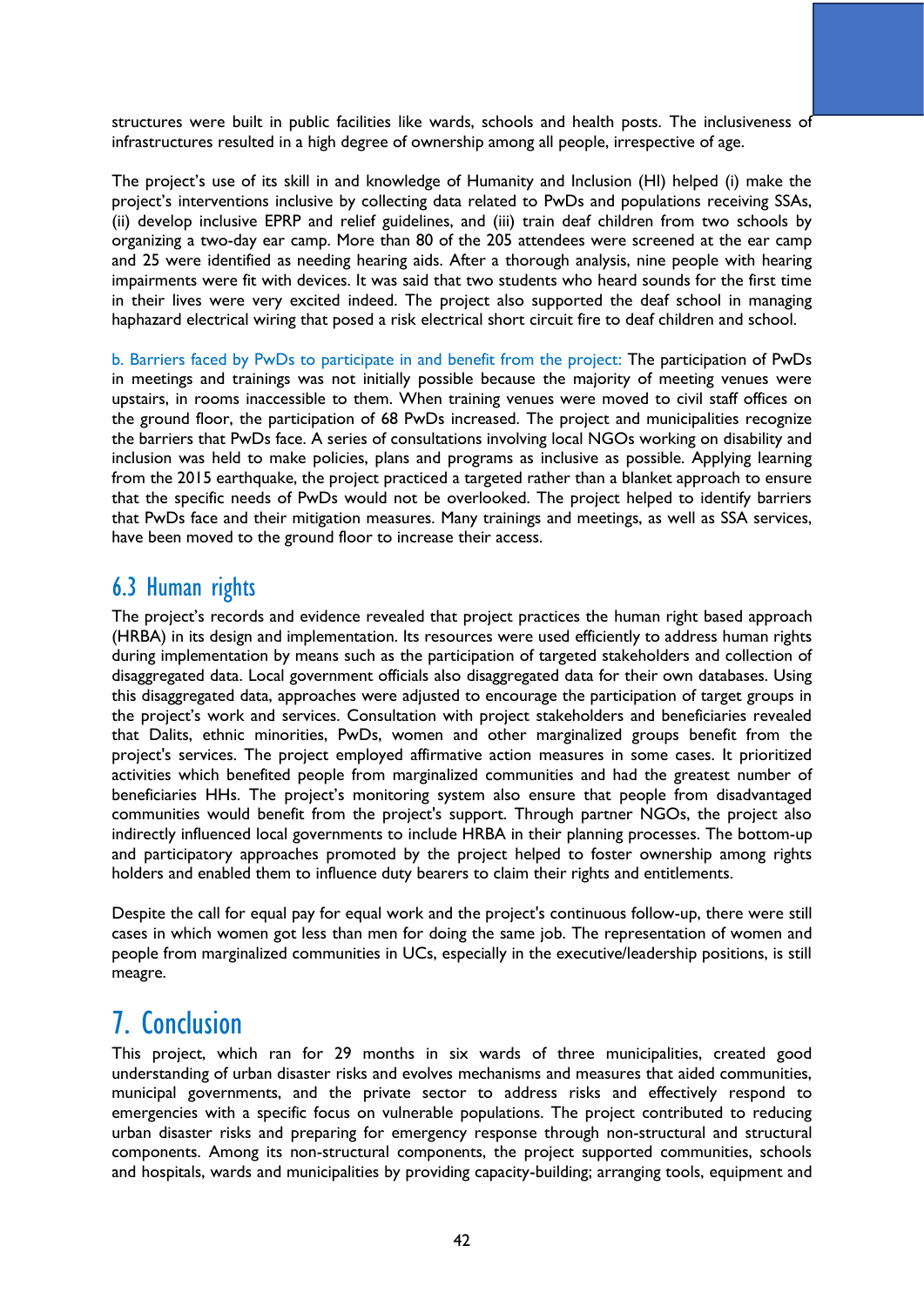structures were built in public facilities like wards, schools and health posts. The inclusiveness of infrastructures resulted in a high degree of ownership among all people, irrespective of age.

The project's use of its skill in and knowledge of Humanity and Inclusion (HI) helped (i) make the project's interventions inclusive by collecting data related to PwDs and populations receiving SSAs, (ii) develop inclusive EPRP and relief guidelines, and (iii) train deaf children from two schools by organizing a two-day ear camp. More than 80 of the 205 attendees were screened at the ear camp and 25 were identified as needing hearing aids. After a thorough analysis, nine people with hearing impairments were fit with devices. It was said that two students who heard sounds for the first time in their lives were very excited indeed. The project also supported the deaf school in managing haphazard electrical wiring that posed a risk electrical short circuit fire to deaf children and school.

b. Barriers faced by PwDs to participate in and benefit from the project: The participation of PwDs in meetings and trainings was not initially possible because the majority of meeting venues were upstairs, in rooms inaccessible to them. When training venues were moved to civil staff offices on the ground floor, the participation of 68 PwDs increased. The project and municipalities recognize the barriers that PwDs face. A series of consultations involving local NGOs working on disability and inclusion was held to make policies, plans and programs as inclusive as possible. Applying learning from the 2015 earthquake, the project practiced a targeted rather than a blanket approach to ensure that the specific needs of PwDs would not be overlooked. The project helped to identify barriers that PwDs face and their mitigation measures. Many trainings and meetings, as well as SSA services, have been moved to the ground floor to increase their access.

## 6.3 Human rights

The project's records and evidence revealed that project practices the human right based approach (HRBA) in its design and implementation. Its resources were used efficiently to address human rights during implementation by means such as the participation of targeted stakeholders and collection of disaggregated data. Local government officials also disaggregated data for their own databases. Using this disaggregated data, approaches were adjusted to encourage the participation of target groups in the project's work and services. Consultation with project stakeholders and beneficiaries revealed that Dalits, ethnic minorities, PwDs, women and other marginalized groups benefit from the project's services. The project employed affirmative action measures in some cases. It prioritized activities which benefited people from marginalized communities and had the greatest number of beneficiaries HHs. The project's monitoring system also ensure that people from disadvantaged communities would benefit from the project's support. Through partner NGOs, the project also indirectly influenced local governments to include HRBA in their planning processes. The bottom-up and participatory approaches promoted by the project helped to foster ownership among rights holders and enabled them to influence duty bearers to claim their rights and entitlements.

Despite the call for equal pay for equal work and the project's continuous follow-up, there were still cases in which women got less than men for doing the same job. The representation of women and people from marginalized communities in UCs, especially in the executive/leadership positions, is still meagre.

# 7. Conclusion

This project, which ran for 29 months in six wards of three municipalities, created good understanding of urban disaster risks and evolves mechanisms and measures that aided communities, municipal governments, and the private sector to address risks and effectively respond to emergencies with a specific focus on vulnerable populations. The project contributed to reducing urban disaster risks and preparing for emergency response through non-structural and structural components. Among its non-structural components, the project supported communities, schools and hospitals, wards and municipalities by providing capacity-building; arranging tools, equipment and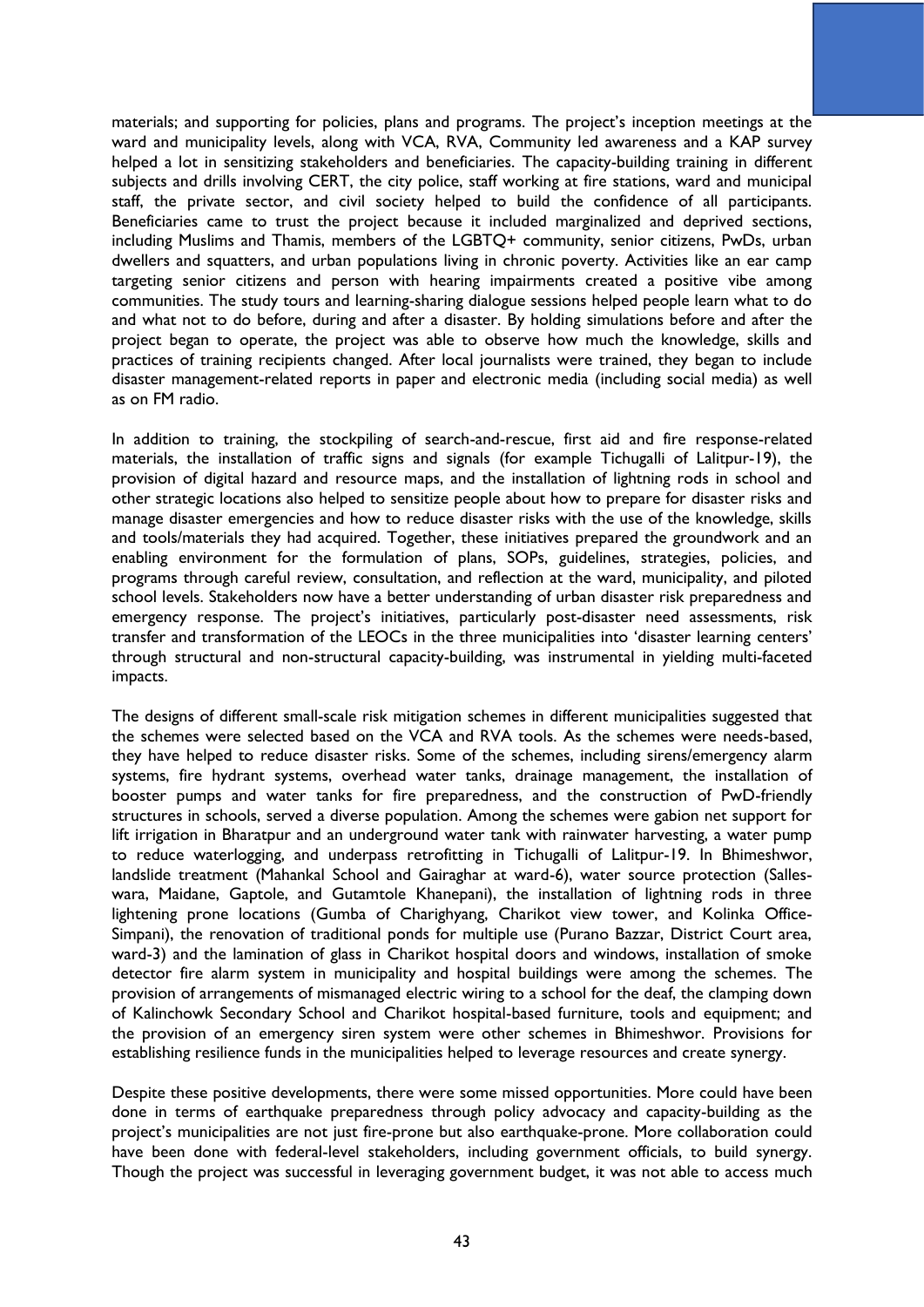materials; and supporting for policies, plans and programs. The project's inception meetings at the ward and municipality levels, along with VCA, RVA, Community led awareness and a KAP survey helped a lot in sensitizing stakeholders and beneficiaries. The capacity-building training in different subjects and drills involving CERT, the city police, staff working at fire stations, ward and municipal staff, the private sector, and civil society helped to build the confidence of all participants. Beneficiaries came to trust the project because it included marginalized and deprived sections, including Muslims and Thamis, members of the LGBTQ+ community, senior citizens, PwDs, urban dwellers and squatters, and urban populations living in chronic poverty. Activities like an ear camp targeting senior citizens and person with hearing impairments created a positive vibe among communities. The study tours and learning-sharing dialogue sessions helped people learn what to do and what not to do before, during and after a disaster. By holding simulations before and after the project began to operate, the project was able to observe how much the knowledge, skills and practices of training recipients changed. After local journalists were trained, they began to include disaster management-related reports in paper and electronic media (including social media) as well as on FM radio.

In addition to training, the stockpiling of search-and-rescue, first aid and fire response-related materials, the installation of traffic signs and signals (for example Tichugalli of Lalitpur-19), the provision of digital hazard and resource maps, and the installation of lightning rods in school and other strategic locations also helped to sensitize people about how to prepare for disaster risks and manage disaster emergencies and how to reduce disaster risks with the use of the knowledge, skills and tools/materials they had acquired. Together, these initiatives prepared the groundwork and an enabling environment for the formulation of plans, SOPs, guidelines, strategies, policies, and programs through careful review, consultation, and reflection at the ward, municipality, and piloted school levels. Stakeholders now have a better understanding of urban disaster risk preparedness and emergency response. The project's initiatives, particularly post-disaster need assessments, risk transfer and transformation of the LEOCs in the three municipalities into 'disaster learning centers' through structural and non-structural capacity-building, was instrumental in yielding multi-faceted impacts.

The designs of different small-scale risk mitigation schemes in different municipalities suggested that the schemes were selected based on the VCA and RVA tools. As the schemes were needs-based, they have helped to reduce disaster risks. Some of the schemes, including sirens/emergency alarm systems, fire hydrant systems, overhead water tanks, drainage management, the installation of booster pumps and water tanks for fire preparedness, and the construction of PwD-friendly structures in schools, served a diverse population. Among the schemes were gabion net support for lift irrigation in Bharatpur and an underground water tank with rainwater harvesting, a water pump to reduce waterlogging, and underpass retrofitting in Tichugalli of Lalitpur-19. In Bhimeshwor, landslide treatment (Mahankal School and Gairaghar at ward-6), water source protection (Salles-wara, Maidane, Gaptole, and Gutamtole Khanepani), the installation of lightning rods in three lightening prone locations (Gumba of Charighyang, Charikot view tower, and Kolinka Office-Simpani), the renovation of traditional ponds for multiple use (Purano Bazzar, District Court area, ward-3) and the lamination of glass in Charikot hospital doors and windows, installation of smoke detector fire alarm system in municipality and hospital buildings were among the schemes. The provision of arrangements of mismanaged electric wiring to a school for the deaf, the clamping down of Kalinchowk Secondary School and Charikot hospital-based furniture, tools and equipment; and the provision of an emergency siren system were other schemes in Bhimeshwor. Provisions for establishing resilience funds in the municipalities helped to leverage resources and create synergy.

Despite these positive developments, there were some missed opportunities. More could have been done in terms of earthquake preparedness through policy advocacy and capacity-building as the project's municipalities are not just fire-prone but also earthquake-prone. More collaboration could have been done with federal-level stakeholders, including government officials, to build synergy. Though the project was successful in leveraging government budget, it was not able to access much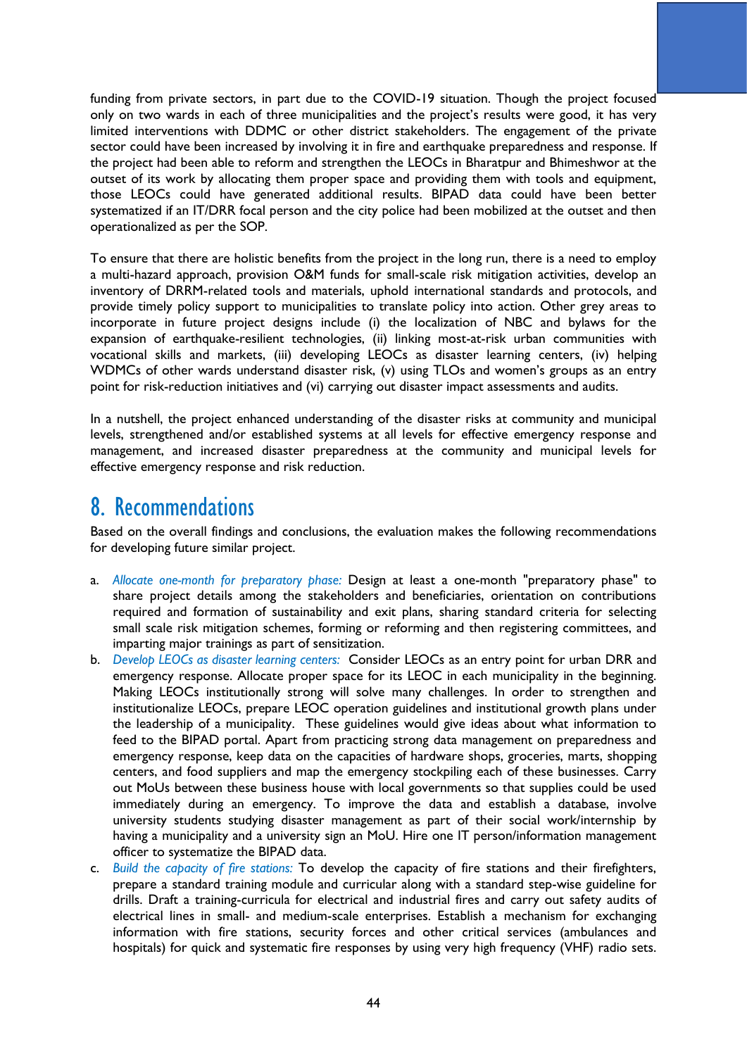funding from private sectors, in part due to the COVID-19 situation. Though the project focused only on two wards in each of three municipalities and the project's results were good, it has very limited interventions with DDMC or other district stakeholders. The engagement of the private sector could have been increased by involving it in fire and earthquake preparedness and response. If the project had been able to reform and strengthen the LEOCs in Bharatpur and Bhimeshwor at the outset of its work by allocating them proper space and providing them with tools and equipment, those LEOCs could have generated additional results. BIPAD data could have been better systematized if an IT/DRR focal person and the city police had been mobilized at the outset and then operationalized as per the SOP.

To ensure that there are holistic benefits from the project in the long run, there is a need to employ a multi-hazard approach, provision O&M funds for small-scale risk mitigation activities, develop an inventory of DRRM-related tools and materials, uphold international standards and protocols, and provide timely policy support to municipalities to translate policy into action. Other grey areas to incorporate in future project designs include (i) the localization of NBC and bylaws for the expansion of earthquake-resilient technologies, (ii) linking most-at-risk urban communities with vocational skills and markets, (iii) developing LEOCs as disaster learning centers, (iv) helping WDMCs of other wards understand disaster risk, (v) using TLOs and women's groups as an entry point for risk-reduction initiatives and (vi) carrying out disaster impact assessments and audits.

In a nutshell, the project enhanced understanding of the disaster risks at community and municipal levels, strengthened and/or established systems at all levels for effective emergency response and management, and increased disaster preparedness at the community and municipal levels for effective emergency response and risk reduction.

# 8. Recommendations

Based on the overall findings and conclusions, the evaluation makes the following recommendations for developing future similar project.

a. *Allocate one-month for preparatory phase:* Design at least a one-month "preparatory phase" to share project details among the stakeholders and beneficiaries, orientation on contributions required and formation of sustainability and exit plans, sharing standard criteria for selecting small scale risk mitigation schemes, forming or reforming and then registering committees, and imparting major trainings as part of sensitization.
b. *Develop LEOCs as disaster learning centers:* Consider LEOCs as an entry point for urban DRR and emergency response. Allocate proper space for its LEOC in each municipality in the beginning. Making LEOCs institutionally strong will solve many challenges. In order to strengthen and institutionalize LEOCs, prepare LEOC operation guidelines and institutional growth plans under the leadership of a municipality. These guidelines would give ideas about what information to feed to the BIPAD portal. Apart from practicing strong data management on preparedness and emergency response, keep data on the capacities of hardware shops, groceries, marts, shopping centers, and food suppliers and map the emergency stockpiling each of these businesses. Carry out MoUs between these business house with local governments so that supplies could be used immediately during an emergency. To improve the data and establish a database, involve university students studying disaster management as part of their social work/internship by having a municipality and a university sign an MoU. Hire one IT person/information management officer to systematize the BIPAD data.
c. *Build the capacity of fire stations:* To develop the capacity of fire stations and their firefighters, prepare a standard training module and curricular along with a standard step-wise guideline for drills. Draft a training-curricula for electrical and industrial fires and carry out safety audits of electrical lines in small- and medium-scale enterprises. Establish a mechanism for exchanging information with fire stations, security forces and other critical services (ambulances and hospitals) for quick and systematic fire responses by using very high frequency (VHF) radio sets.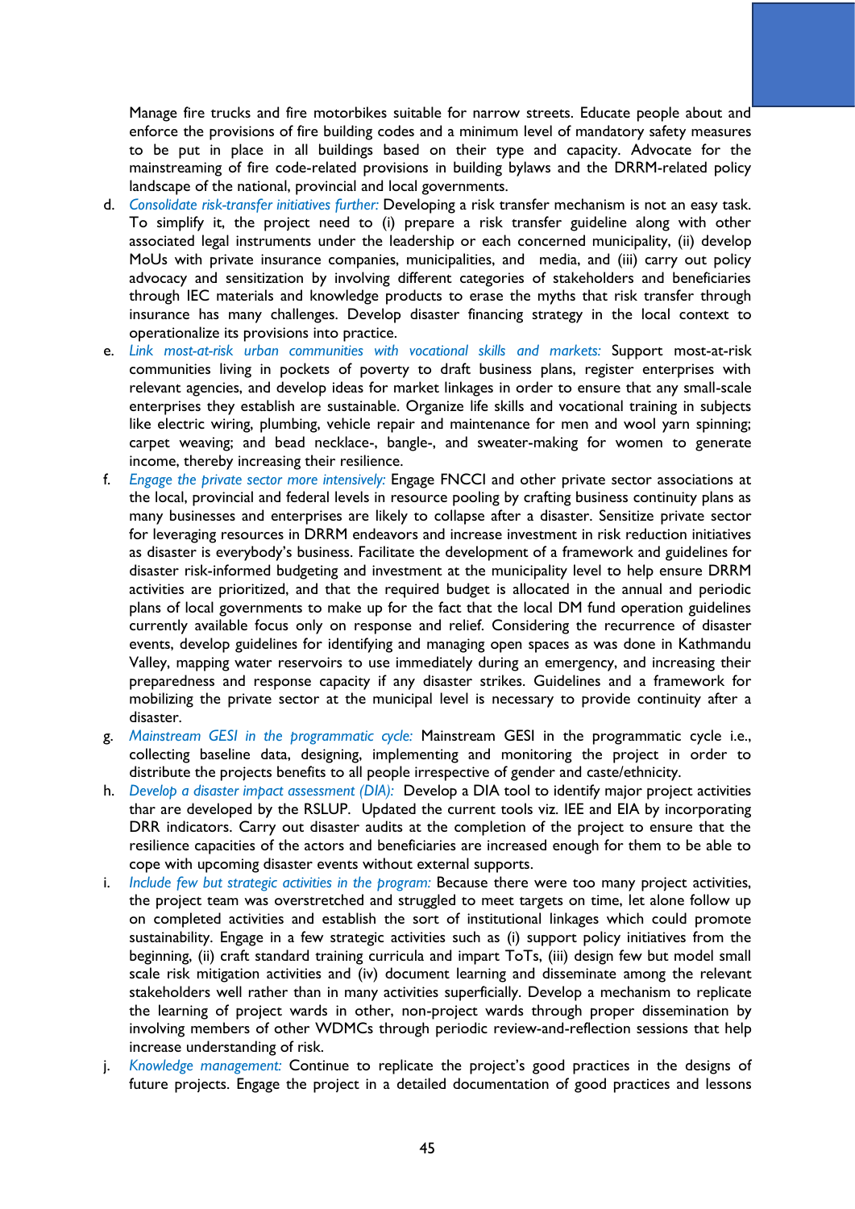Manage fire trucks and fire motorbikes suitable for narrow streets. Educate people about and enforce the provisions of fire building codes and a minimum level of mandatory safety measures to be put in place in all buildings based on their type and capacity. Advocate for the mainstreaming of fire code-related provisions in building bylaws and the DRRM-related policy landscape of the national, provincial and local governments.

d. *Consolidate risk-transfer initiatives further:* Developing a risk transfer mechanism is not an easy task. To simplify it, the project need to (i) prepare a risk transfer guideline along with other associated legal instruments under the leadership or each concerned municipality, (ii) develop MoUs with private insurance companies, municipalities, and media, and (iii) carry out policy advocacy and sensitization by involving different categories of stakeholders and beneficiaries through IEC materials and knowledge products to erase the myths that risk transfer through insurance has many challenges. Develop disaster financing strategy in the local context to operationalize its provisions into practice.

e. *Link most-at-risk urban communities with vocational skills and markets:* Support most-at-risk communities living in pockets of poverty to draft business plans, register enterprises with relevant agencies, and develop ideas for market linkages in order to ensure that any small-scale enterprises they establish are sustainable. Organize life skills and vocational training in subjects like electric wiring, plumbing, vehicle repair and maintenance for men and wool yarn spinning; carpet weaving; and bead necklace-, bangle-, and sweater-making for women to generate income, thereby increasing their resilience.

f. *Engage the private sector more intensively:* Engage FNCCI and other private sector associations at the local, provincial and federal levels in resource pooling by crafting business continuity plans as many businesses and enterprises are likely to collapse after a disaster. Sensitize private sector for leveraging resources in DRRM endeavors and increase investment in risk reduction initiatives as disaster is everybody's business. Facilitate the development of a framework and guidelines for disaster risk-informed budgeting and investment at the municipality level to help ensure DRRM activities are prioritized, and that the required budget is allocated in the annual and periodic plans of local governments to make up for the fact that the local DM fund operation guidelines currently available focus only on response and relief. Considering the recurrence of disaster events, develop guidelines for identifying and managing open spaces as was done in Kathmandu Valley, mapping water reservoirs to use immediately during an emergency, and increasing their preparedness and response capacity if any disaster strikes. Guidelines and a framework for mobilizing the private sector at the municipal level is necessary to provide continuity after a disaster.

g. *Mainstream GESI in the programmatic cycle:* Mainstream GESI in the programmatic cycle i.e., collecting baseline data, designing, implementing and monitoring the project in order to distribute the projects benefits to all people irrespective of gender and caste/ethnicity.

h. *Develop a disaster impact assessment (DIA):* Develop a DIA tool to identify major project activities thar are developed by the RSLUP. Updated the current tools viz. IEE and EIA by incorporating DRR indicators. Carry out disaster audits at the completion of the project to ensure that the resilience capacities of the actors and beneficiaries are increased enough for them to be able to cope with upcoming disaster events without external supports.

i. *Include few but strategic activities in the program:* Because there were too many project activities, the project team was overstretched and struggled to meet targets on time, let alone follow up on completed activities and establish the sort of institutional linkages which could promote sustainability. Engage in a few strategic activities such as (i) support policy initiatives from the beginning, (ii) craft standard training curricula and impart ToTs, (iii) design few but model small scale risk mitigation activities and (iv) document learning and disseminate among the relevant stakeholders well rather than in many activities superficially. Develop a mechanism to replicate the learning of project wards in other, non-project wards through proper dissemination by involving members of other WDMCs through periodic review-and-reflection sessions that help increase understanding of risk.

j. *Knowledge management:* Continue to replicate the project's good practices in the designs of future projects. Engage the project in a detailed documentation of good practices and lessons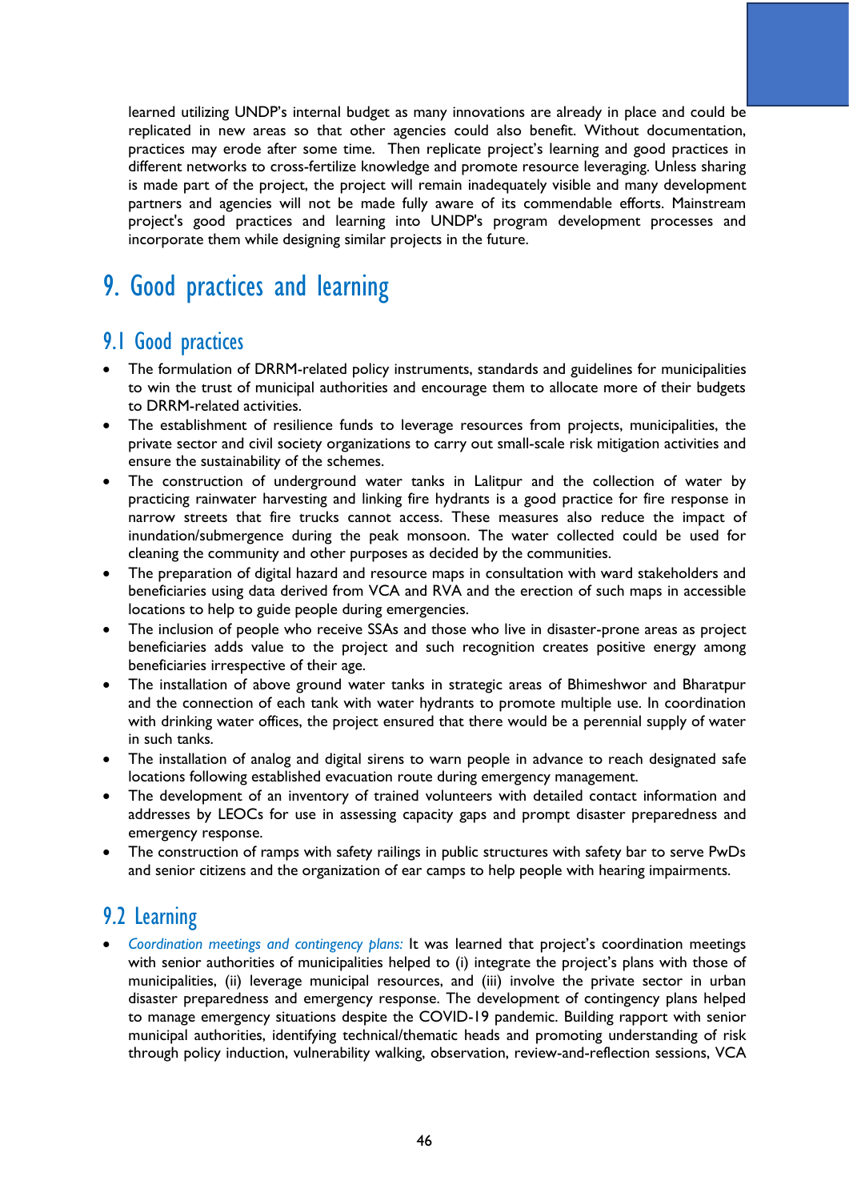learned utilizing UNDP's internal budget as many innovations are already in place and could be replicated in new areas so that other agencies could also benefit. Without documentation, practices may erode after some time. Then replicate project's learning and good practices in different networks to cross-fertilize knowledge and promote resource leveraging. Unless sharing is made part of the project, the project will remain inadequately visible and many development partners and agencies will not be made fully aware of its commendable efforts. Mainstream project's good practices and learning into UNDP's program development processes and incorporate them while designing similar projects in the future.

# 9. Good practices and learning

## 9.1 Good practices

- The formulation of DRRM-related policy instruments, standards and guidelines for municipalities to win the trust of municipal authorities and encourage them to allocate more of their budgets to DRRM-related activities.
- The establishment of resilience funds to leverage resources from projects, municipalities, the private sector and civil society organizations to carry out small-scale risk mitigation activities and ensure the sustainability of the schemes.
- The construction of underground water tanks in Lalitpur and the collection of water by practicing rainwater harvesting and linking fire hydrants is a good practice for fire response in narrow streets that fire trucks cannot access. These measures also reduce the impact of inundation/submergence during the peak monsoon. The water collected could be used for cleaning the community and other purposes as decided by the communities.
- The preparation of digital hazard and resource maps in consultation with ward stakeholders and beneficiaries using data derived from VCA and RVA and the erection of such maps in accessible locations to help to guide people during emergencies.
- The inclusion of people who receive SSAs and those who live in disaster-prone areas as project beneficiaries adds value to the project and such recognition creates positive energy among beneficiaries irrespective of their age.
- The installation of above ground water tanks in strategic areas of Bhimeshwor and Bharatpur and the connection of each tank with water hydrants to promote multiple use. In coordination with drinking water offices, the project ensured that there would be a perennial supply of water in such tanks.
- The installation of analog and digital sirens to warn people in advance to reach designated safe locations following established evacuation route during emergency management.
- The development of an inventory of trained volunteers with detailed contact information and addresses by LEOCs for use in assessing capacity gaps and prompt disaster preparedness and emergency response.
- The construction of ramps with safety railings in public structures with safety bar to serve PwDs and senior citizens and the organization of ear camps to help people with hearing impairments.

## 9.2 Learning

- *Coordination meetings and contingency plans:* It was learned that project's coordination meetings with senior authorities of municipalities helped to (i) integrate the project's plans with those of municipalities, (ii) leverage municipal resources, and (iii) involve the private sector in urban disaster preparedness and emergency response. The development of contingency plans helped to manage emergency situations despite the COVID-19 pandemic. Building rapport with senior municipal authorities, identifying technical/thematic heads and promoting understanding of risk through policy induction, vulnerability walking, observation, review-and-reflection sessions, VCA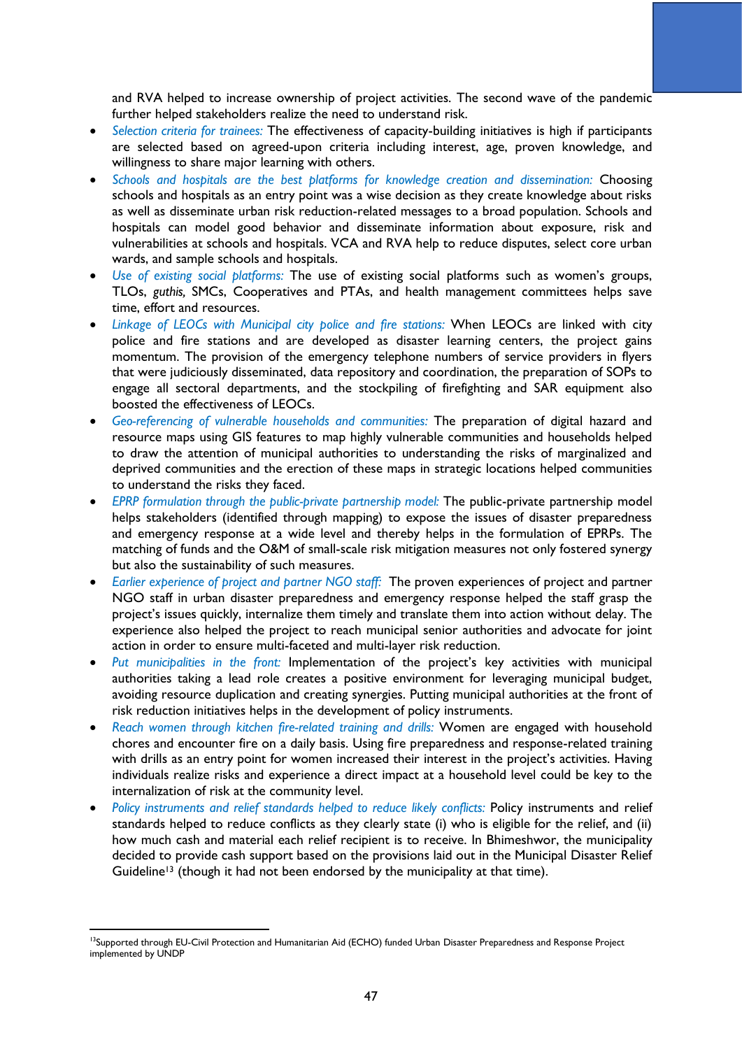and RVA helped to increase ownership of project activities. The second wave of the pandemic further helped stakeholders realize the need to understand risk.

- *Selection criteria for trainees:* The effectiveness of capacity-building initiatives is high if participants are selected based on agreed-upon criteria including interest, age, proven knowledge, and willingness to share major learning with others.
- *Schools and hospitals are the best platforms for knowledge creation and dissemination:* Choosing schools and hospitals as an entry point was a wise decision as they create knowledge about risks as well as disseminate urban risk reduction-related messages to a broad population. Schools and hospitals can model good behavior and disseminate information about exposure, risk and vulnerabilities at schools and hospitals. VCA and RVA help to reduce disputes, select core urban wards, and sample schools and hospitals.
- *Use of existing social platforms:* The use of existing social platforms such as women's groups, TLOs, *guthis,* SMCs, Cooperatives and PTAs, and health management committees helps save time, effort and resources.
- *Linkage of LEOCs with Municipal city police and fire stations:* When LEOCs are linked with city police and fire stations and are developed as disaster learning centers, the project gains momentum. The provision of the emergency telephone numbers of service providers in flyers that were judiciously disseminated, data repository and coordination, the preparation of SOPs to engage all sectoral departments, and the stockpiling of firefighting and SAR equipment also boosted the effectiveness of LEOCs.
- *Geo-referencing of vulnerable households and communities:* The preparation of digital hazard and resource maps using GIS features to map highly vulnerable communities and households helped to draw the attention of municipal authorities to understanding the risks of marginalized and deprived communities and the erection of these maps in strategic locations helped communities to understand the risks they faced.
- *EPRP formulation through the public-private partnership model:* The public-private partnership model helps stakeholders (identified through mapping) to expose the issues of disaster preparedness and emergency response at a wide level and thereby helps in the formulation of EPRPs. The matching of funds and the O&M of small-scale risk mitigation measures not only fostered synergy but also the sustainability of such measures.
- *Earlier experience of project and partner NGO staff:* The proven experiences of project and partner NGO staff in urban disaster preparedness and emergency response helped the staff grasp the project's issues quickly, internalize them timely and translate them into action without delay. The experience also helped the project to reach municipal senior authorities and advocate for joint action in order to ensure multi-faceted and multi-layer risk reduction.
- *Put municipalities in the front:* Implementation of the project's key activities with municipal authorities taking a lead role creates a positive environment for leveraging municipal budget, avoiding resource duplication and creating synergies. Putting municipal authorities at the front of risk reduction initiatives helps in the development of policy instruments.
- *Reach women through kitchen fire-related training and drills:* Women are engaged with household chores and encounter fire on a daily basis. Using fire preparedness and response-related training with drills as an entry point for women increased their interest in the project's activities. Having individuals realize risks and experience a direct impact at a household level could be key to the internalization of risk at the community level.
- *Policy instruments and relief standards helped to reduce likely conflicts:* Policy instruments and relief standards helped to reduce conflicts as they clearly state (i) who is eligible for the relief, and (ii) how much cash and material each relief recipient is to receive. In Bhimeshwor, the municipality decided to provide cash support based on the provisions laid out in the Municipal Disaster Relief Guideline[13] (though it had not been endorsed by the municipality at that time).

[13]Supported through EU-Civil Protection and Humanitarian Aid (ECHO) funded Urban Disaster Preparedness and Response Project implemented by UNDP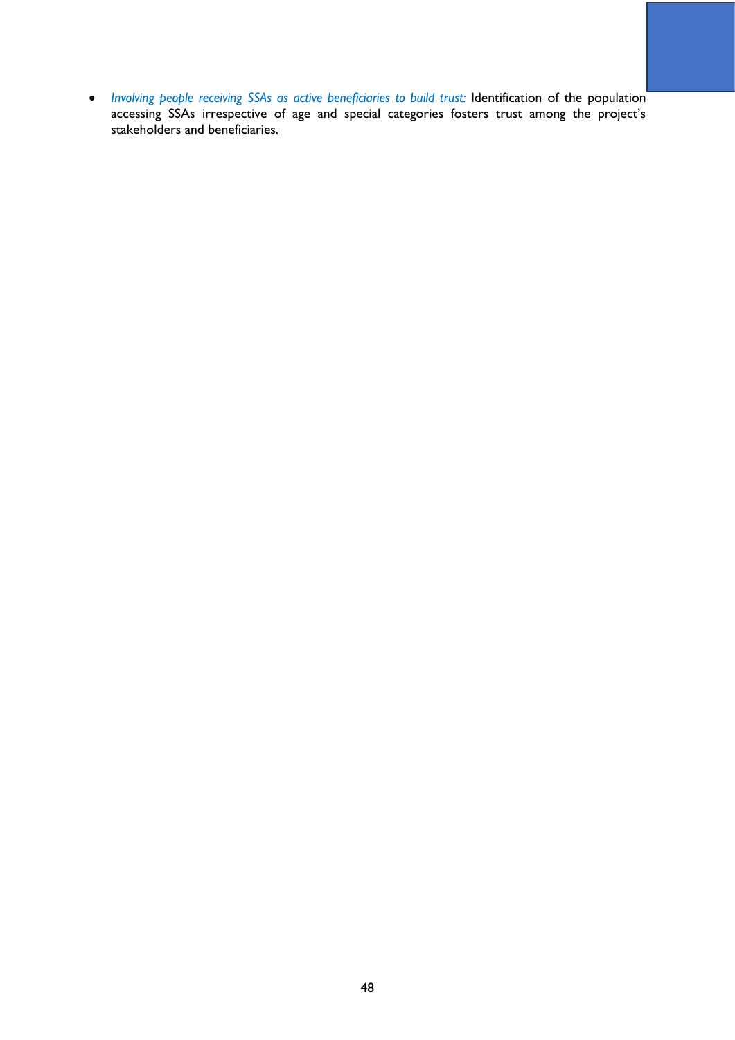- *Involving people receiving SSAs as active beneficiaries to build trust:* Identification of the population accessing SSAs irrespective of age and special categories fosters trust among the project's stakeholders and beneficiaries.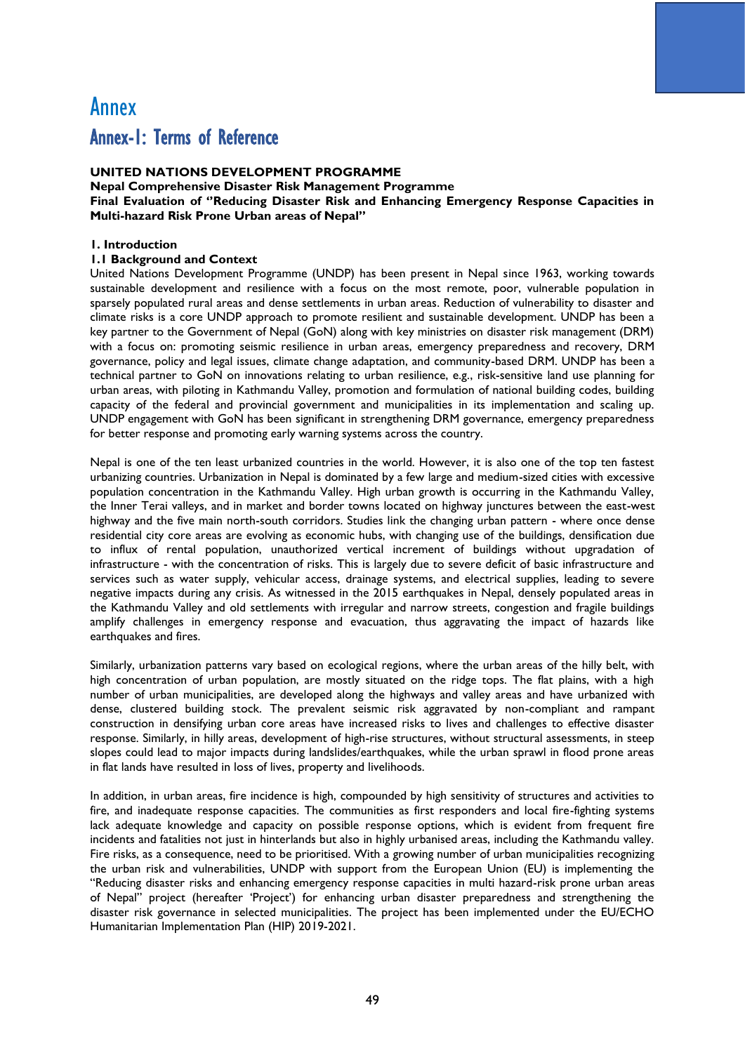# Annex

## Annex-1: Terms of Reference

**UNITED NATIONS DEVELOPMENT PROGRAMME**
**Nepal Comprehensive Disaster Risk Management Programme**
**Final Evaluation of "Reducing Disaster Risk and Enhancing Emergency Response Capacities in Multi-hazard Risk Prone Urban areas of Nepal"**

**1. Introduction**

**1.1 Background and Context**

United Nations Development Programme (UNDP) has been present in Nepal since 1963, working towards sustainable development and resilience with a focus on the most remote, poor, vulnerable population in sparsely populated rural areas and dense settlements in urban areas. Reduction of vulnerability to disaster and climate risks is a core UNDP approach to promote resilient and sustainable development. UNDP has been a key partner to the Government of Nepal (GoN) along with key ministries on disaster risk management (DRM) with a focus on: promoting seismic resilience in urban areas, emergency preparedness and recovery, DRM governance, policy and legal issues, climate change adaptation, and community-based DRM. UNDP has been a technical partner to GoN on innovations relating to urban resilience, e.g., risk-sensitive land use planning for urban areas, with piloting in Kathmandu Valley, promotion and formulation of national building codes, building capacity of the federal and provincial government and municipalities in its implementation and scaling up. UNDP engagement with GoN has been significant in strengthening DRM governance, emergency preparedness for better response and promoting early warning systems across the country.

Nepal is one of the ten least urbanized countries in the world. However, it is also one of the top ten fastest urbanizing countries. Urbanization in Nepal is dominated by a few large and medium-sized cities with excessive population concentration in the Kathmandu Valley. High urban growth is occurring in the Kathmandu Valley, the Inner Terai valleys, and in market and border towns located on highway junctures between the east-west highway and the five main north-south corridors. Studies link the changing urban pattern - where once dense residential city core areas are evolving as economic hubs, with changing use of the buildings, densification due to influx of rental population, unauthorized vertical increment of buildings without upgradation of infrastructure - with the concentration of risks. This is largely due to severe deficit of basic infrastructure and services such as water supply, vehicular access, drainage systems, and electrical supplies, leading to severe negative impacts during any crisis. As witnessed in the 2015 earthquakes in Nepal, densely populated areas in the Kathmandu Valley and old settlements with irregular and narrow streets, congestion and fragile buildings amplify challenges in emergency response and evacuation, thus aggravating the impact of hazards like earthquakes and fires.

Similarly, urbanization patterns vary based on ecological regions, where the urban areas of the hilly belt, with high concentration of urban population, are mostly situated on the ridge tops. The flat plains, with a high number of urban municipalities, are developed along the highways and valley areas and have urbanized with dense, clustered building stock. The prevalent seismic risk aggravated by non-compliant and rampant construction in densifying urban core areas have increased risks to lives and challenges to effective disaster response. Similarly, in hilly areas, development of high-rise structures, without structural assessments, in steep slopes could lead to major impacts during landslides/earthquakes, while the urban sprawl in flood prone areas in flat lands have resulted in loss of lives, property and livelihoods.

In addition, in urban areas, fire incidence is high, compounded by high sensitivity of structures and activities to fire, and inadequate response capacities. The communities as first responders and local fire-fighting systems lack adequate knowledge and capacity on possible response options, which is evident from frequent fire incidents and fatalities not just in hinterlands but also in highly urbanised areas, including the Kathmandu valley. Fire risks, as a consequence, need to be prioritised. With a growing number of urban municipalities recognizing the urban risk and vulnerabilities, UNDP with support from the European Union (EU) is implementing the "Reducing disaster risks and enhancing emergency response capacities in multi hazard-risk prone urban areas of Nepal" project (hereafter 'Project') for enhancing urban disaster preparedness and strengthening the disaster risk governance in selected municipalities. The project has been implemented under the EU/ECHO Humanitarian Implementation Plan (HIP) 2019-2021.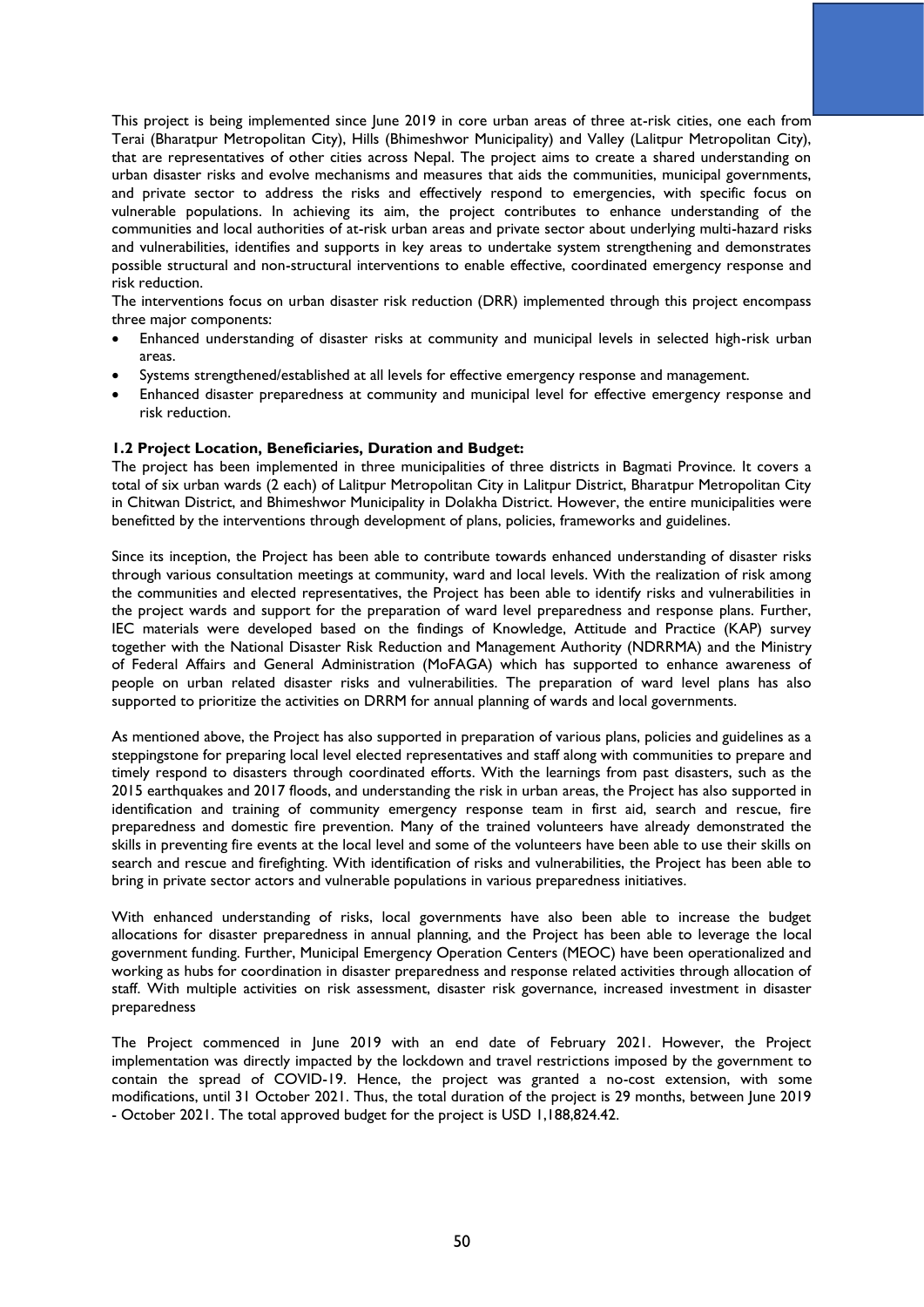This project is being implemented since June 2019 in core urban areas of three at-risk cities, one each from Terai (Bharatpur Metropolitan City), Hills (Bhimeshwor Municipality) and Valley (Lalitpur Metropolitan City), that are representatives of other cities across Nepal. The project aims to create a shared understanding on urban disaster risks and evolve mechanisms and measures that aids the communities, municipal governments, and private sector to address the risks and effectively respond to emergencies, with specific focus on vulnerable populations. In achieving its aim, the project contributes to enhance understanding of the communities and local authorities of at-risk urban areas and private sector about underlying multi-hazard risks and vulnerabilities, identifies and supports in key areas to undertake system strengthening and demonstrates possible structural and non-structural interventions to enable effective, coordinated emergency response and risk reduction.

The interventions focus on urban disaster risk reduction (DRR) implemented through this project encompass three major components:

- Enhanced understanding of disaster risks at community and municipal levels in selected high-risk urban areas.
- Systems strengthened/established at all levels for effective emergency response and management.
- Enhanced disaster preparedness at community and municipal level for effective emergency response and risk reduction.

**1.2 Project Location, Beneficiaries, Duration and Budget:**

The project has been implemented in three municipalities of three districts in Bagmati Province. It covers a total of six urban wards (2 each) of Lalitpur Metropolitan City in Lalitpur District, Bharatpur Metropolitan City in Chitwan District, and Bhimeshwor Municipality in Dolakha District. However, the entire municipalities were benefitted by the interventions through development of plans, policies, frameworks and guidelines.

Since its inception, the Project has been able to contribute towards enhanced understanding of disaster risks through various consultation meetings at community, ward and local levels. With the realization of risk among the communities and elected representatives, the Project has been able to identify risks and vulnerabilities in the project wards and support for the preparation of ward level preparedness and response plans. Further, IEC materials were developed based on the findings of Knowledge, Attitude and Practice (KAP) survey together with the National Disaster Risk Reduction and Management Authority (NDRRMA) and the Ministry of Federal Affairs and General Administration (MoFAGA) which has supported to enhance awareness of people on urban related disaster risks and vulnerabilities. The preparation of ward level plans has also supported to prioritize the activities on DRRM for annual planning of wards and local governments.

As mentioned above, the Project has also supported in preparation of various plans, policies and guidelines as a steppingstone for preparing local level elected representatives and staff along with communities to prepare and timely respond to disasters through coordinated efforts. With the learnings from past disasters, such as the 2015 earthquakes and 2017 floods, and understanding the risk in urban areas, the Project has also supported in identification and training of community emergency response team in first aid, search and rescue, fire preparedness and domestic fire prevention. Many of the trained volunteers have already demonstrated the skills in preventing fire events at the local level and some of the volunteers have been able to use their skills on search and rescue and firefighting. With identification of risks and vulnerabilities, the Project has been able to bring in private sector actors and vulnerable populations in various preparedness initiatives.

With enhanced understanding of risks, local governments have also been able to increase the budget allocations for disaster preparedness in annual planning, and the Project has been able to leverage the local government funding. Further, Municipal Emergency Operation Centers (MEOC) have been operationalized and working as hubs for coordination in disaster preparedness and response related activities through allocation of staff. With multiple activities on risk assessment, disaster risk governance, increased investment in disaster preparedness

The Project commenced in June 2019 with an end date of February 2021. However, the Project implementation was directly impacted by the lockdown and travel restrictions imposed by the government to contain the spread of COVID-19. Hence, the project was granted a no-cost extension, with some modifications, until 31 October 2021. Thus, the total duration of the project is 29 months, between June 2019 - October 2021. The total approved budget for the project is USD 1,188,824.42.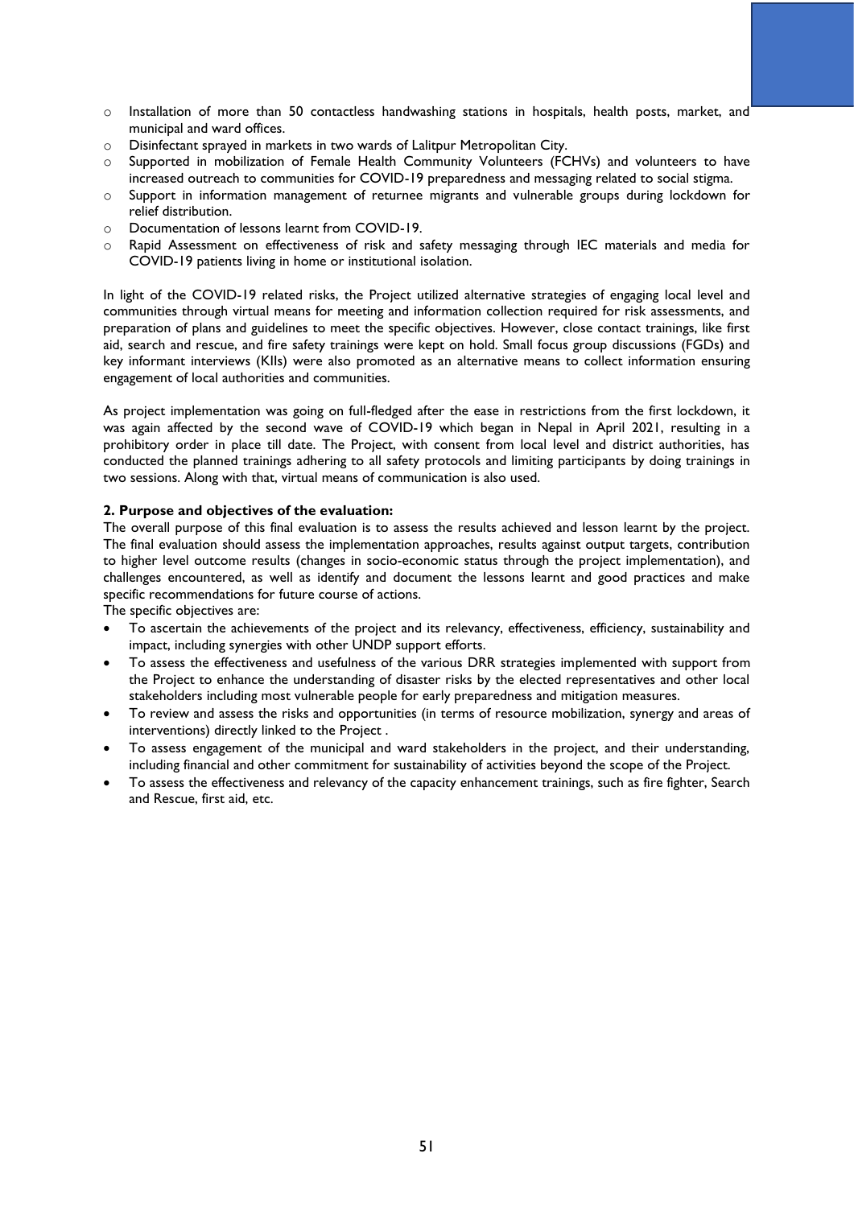- Installation of more than 50 contactless handwashing stations in hospitals, health posts, market, and municipal and ward offices.
- Disinfectant sprayed in markets in two wards of Lalitpur Metropolitan City.
- Supported in mobilization of Female Health Community Volunteers (FCHVs) and volunteers to have increased outreach to communities for COVID-19 preparedness and messaging related to social stigma.
- Support in information management of returnee migrants and vulnerable groups during lockdown for relief distribution.
- Documentation of lessons learnt from COVID-19.
- Rapid Assessment on effectiveness of risk and safety messaging through IEC materials and media for COVID-19 patients living in home or institutional isolation.

In light of the COVID-19 related risks, the Project utilized alternative strategies of engaging local level and communities through virtual means for meeting and information collection required for risk assessments, and preparation of plans and guidelines to meet the specific objectives. However, close contact trainings, like first aid, search and rescue, and fire safety trainings were kept on hold. Small focus group discussions (FGDs) and key informant interviews (KIIs) were also promoted as an alternative means to collect information ensuring engagement of local authorities and communities.

As project implementation was going on full-fledged after the ease in restrictions from the first lockdown, it was again affected by the second wave of COVID-19 which began in Nepal in April 2021, resulting in a prohibitory order in place till date. The Project, with consent from local level and district authorities, has conducted the planned trainings adhering to all safety protocols and limiting participants by doing trainings in two sessions. Along with that, virtual means of communication is also used.

**2. Purpose and objectives of the evaluation:**

The overall purpose of this final evaluation is to assess the results achieved and lesson learnt by the project. The final evaluation should assess the implementation approaches, results against output targets, contribution to higher level outcome results (changes in socio-economic status through the project implementation), and challenges encountered, as well as identify and document the lessons learnt and good practices and make specific recommendations for future course of actions.

The specific objectives are:

- To ascertain the achievements of the project and its relevancy, effectiveness, efficiency, sustainability and impact, including synergies with other UNDP support efforts.
- To assess the effectiveness and usefulness of the various DRR strategies implemented with support from the Project to enhance the understanding of disaster risks by the elected representatives and other local stakeholders including most vulnerable people for early preparedness and mitigation measures.
- To review and assess the risks and opportunities (in terms of resource mobilization, synergy and areas of interventions) directly linked to the Project .
- To assess engagement of the municipal and ward stakeholders in the project, and their understanding, including financial and other commitment for sustainability of activities beyond the scope of the Project.
- To assess the effectiveness and relevancy of the capacity enhancement trainings, such as fire fighter, Search and Rescue, first aid, etc.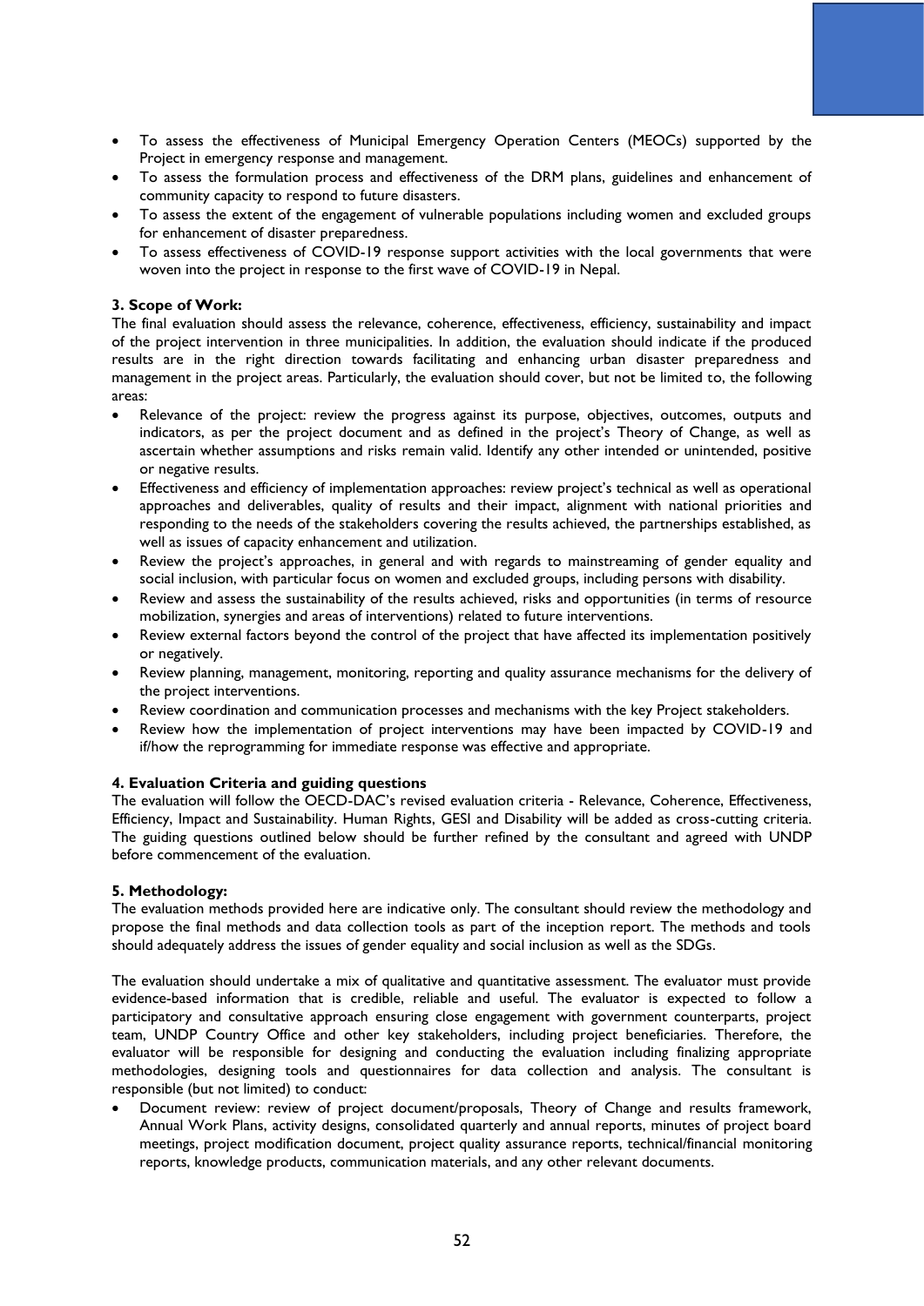- To assess the effectiveness of Municipal Emergency Operation Centers (MEOCs) supported by the Project in emergency response and management.
- To assess the formulation process and effectiveness of the DRM plans, guidelines and enhancement of community capacity to respond to future disasters.
- To assess the extent of the engagement of vulnerable populations including women and excluded groups for enhancement of disaster preparedness.
- To assess effectiveness of COVID-19 response support activities with the local governments that were woven into the project in response to the first wave of COVID-19 in Nepal.

**3. Scope of Work:**

The final evaluation should assess the relevance, coherence, effectiveness, efficiency, sustainability and impact of the project intervention in three municipalities. In addition, the evaluation should indicate if the produced results are in the right direction towards facilitating and enhancing urban disaster preparedness and management in the project areas. Particularly, the evaluation should cover, but not be limited to, the following areas:

- Relevance of the project: review the progress against its purpose, objectives, outcomes, outputs and indicators, as per the project document and as defined in the project's Theory of Change, as well as ascertain whether assumptions and risks remain valid. Identify any other intended or unintended, positive or negative results.
- Effectiveness and efficiency of implementation approaches: review project's technical as well as operational approaches and deliverables, quality of results and their impact, alignment with national priorities and responding to the needs of the stakeholders covering the results achieved, the partnerships established, as well as issues of capacity enhancement and utilization.
- Review the project's approaches, in general and with regards to mainstreaming of gender equality and social inclusion, with particular focus on women and excluded groups, including persons with disability.
- Review and assess the sustainability of the results achieved, risks and opportunities (in terms of resource mobilization, synergies and areas of interventions) related to future interventions.
- Review external factors beyond the control of the project that have affected its implementation positively or negatively.
- Review planning, management, monitoring, reporting and quality assurance mechanisms for the delivery of the project interventions.
- Review coordination and communication processes and mechanisms with the key Project stakeholders.
- Review how the implementation of project interventions may have been impacted by COVID-19 and if/how the reprogramming for immediate response was effective and appropriate.

**4. Evaluation Criteria and guiding questions**

The evaluation will follow the OECD-DAC's revised evaluation criteria - Relevance, Coherence, Effectiveness, Efficiency, Impact and Sustainability. Human Rights, GESI and Disability will be added as cross-cutting criteria. The guiding questions outlined below should be further refined by the consultant and agreed with UNDP before commencement of the evaluation.

**5. Methodology:**

The evaluation methods provided here are indicative only. The consultant should review the methodology and propose the final methods and data collection tools as part of the inception report. The methods and tools should adequately address the issues of gender equality and social inclusion as well as the SDGs.

The evaluation should undertake a mix of qualitative and quantitative assessment. The evaluator must provide evidence-based information that is credible, reliable and useful. The evaluator is expected to follow a participatory and consultative approach ensuring close engagement with government counterparts, project team, UNDP Country Office and other key stakeholders, including project beneficiaries. Therefore, the evaluator will be responsible for designing and conducting the evaluation including finalizing appropriate methodologies, designing tools and questionnaires for data collection and analysis. The consultant is responsible (but not limited) to conduct:

- Document review: review of project document/proposals, Theory of Change and results framework, Annual Work Plans, activity designs, consolidated quarterly and annual reports, minutes of project board meetings, project modification document, project quality assurance reports, technical/financial monitoring reports, knowledge products, communication materials, and any other relevant documents.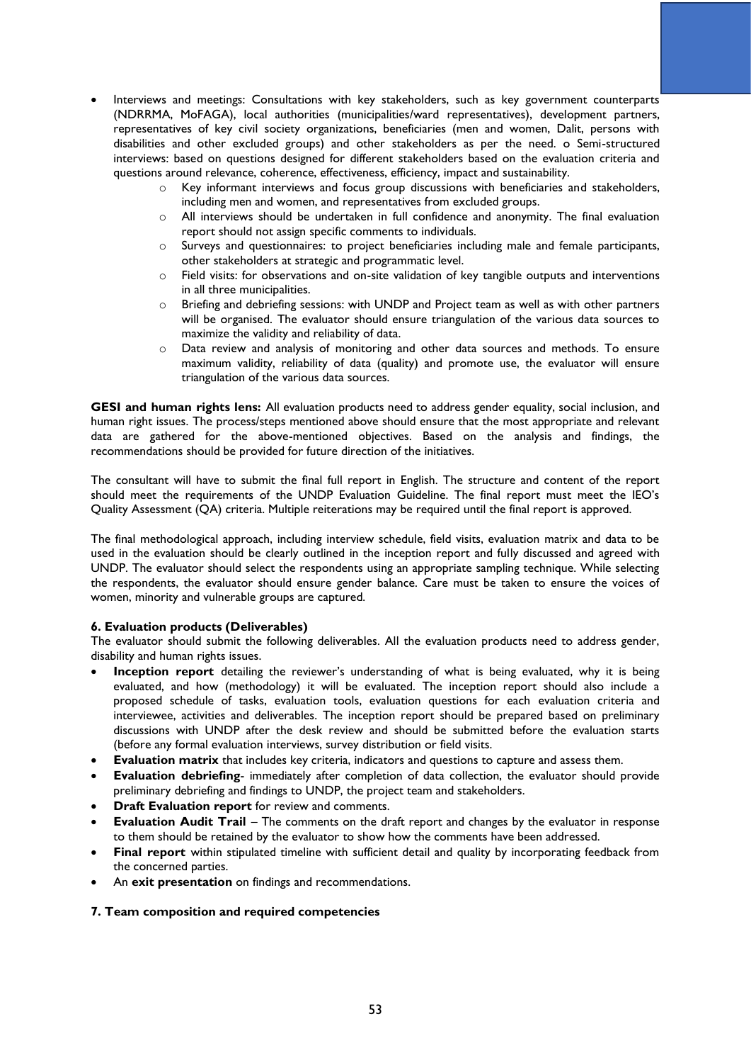- Interviews and meetings: Consultations with key stakeholders, such as key government counterparts (NDRRMA, MoFAGA), local authorities (municipalities/ward representatives), development partners, representatives of key civil society organizations, beneficiaries (men and women, Dalit, persons with disabilities and other excluded groups) and other stakeholders as per the need. o Semi-structured interviews: based on questions designed for different stakeholders based on the evaluation criteria and questions around relevance, coherence, effectiveness, efficiency, impact and sustainability.
    - Key informant interviews and focus group discussions with beneficiaries and stakeholders, including men and women, and representatives from excluded groups.
    - All interviews should be undertaken in full confidence and anonymity. The final evaluation report should not assign specific comments to individuals.
    - Surveys and questionnaires: to project beneficiaries including male and female participants, other stakeholders at strategic and programmatic level.
    - Field visits: for observations and on-site validation of key tangible outputs and interventions in all three municipalities.
    - Briefing and debriefing sessions: with UNDP and Project team as well as with other partners will be organised. The evaluator should ensure triangulation of the various data sources to maximize the validity and reliability of data.
    - Data review and analysis of monitoring and other data sources and methods. To ensure maximum validity, reliability of data (quality) and promote use, the evaluator will ensure triangulation of the various data sources.

**GESI and human rights lens:** All evaluation products need to address gender equality, social inclusion, and human right issues. The process/steps mentioned above should ensure that the most appropriate and relevant data are gathered for the above-mentioned objectives. Based on the analysis and findings, the recommendations should be provided for future direction of the initiatives.

The consultant will have to submit the final full report in English. The structure and content of the report should meet the requirements of the UNDP Evaluation Guideline. The final report must meet the IEO's Quality Assessment (QA) criteria. Multiple reiterations may be required until the final report is approved.

The final methodological approach, including interview schedule, field visits, evaluation matrix and data to be used in the evaluation should be clearly outlined in the inception report and fully discussed and agreed with UNDP. The evaluator should select the respondents using an appropriate sampling technique. While selecting the respondents, the evaluator should ensure gender balance. Care must be taken to ensure the voices of women, minority and vulnerable groups are captured.

#### 6. Evaluation products (Deliverables)

The evaluator should submit the following deliverables. All the evaluation products need to address gender, disability and human rights issues.

- **Inception report** detailing the reviewer's understanding of what is being evaluated, why it is being evaluated, and how (methodology) it will be evaluated. The inception report should also include a proposed schedule of tasks, evaluation tools, evaluation questions for each evaluation criteria and interviewee, activities and deliverables. The inception report should be prepared based on preliminary discussions with UNDP after the desk review and should be submitted before the evaluation starts (before any formal evaluation interviews, survey distribution or field visits.
- **Evaluation matrix** that includes key criteria, indicators and questions to capture and assess them.
- **Evaluation debriefing**- immediately after completion of data collection, the evaluator should provide preliminary debriefing and findings to UNDP, the project team and stakeholders.
- **Draft Evaluation report** for review and comments.
- **Evaluation Audit Trail** – The comments on the draft report and changes by the evaluator in response to them should be retained by the evaluator to show how the comments have been addressed.
- **Final report** within stipulated timeline with sufficient detail and quality by incorporating feedback from the concerned parties.
- An **exit presentation** on findings and recommendations.

#### 7. Team composition and required competencies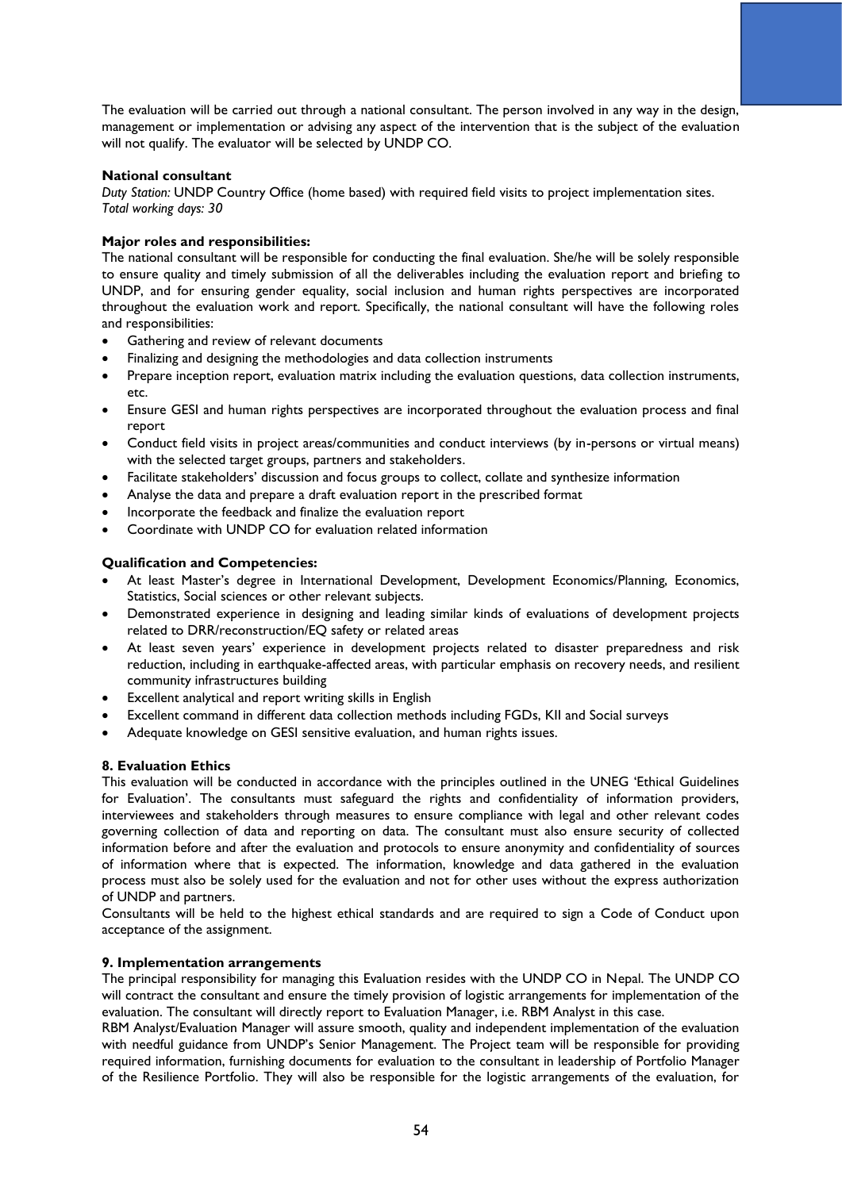The evaluation will be carried out through a national consultant. The person involved in any way in the design, management or implementation or advising any aspect of the intervention that is the subject of the evaluation will not qualify. The evaluator will be selected by UNDP CO.

**National consultant**

*Duty Station:* UNDP Country Office (home based) with required field visits to project implementation sites.
*Total working days: 30*

**Major roles and responsibilities:**

The national consultant will be responsible for conducting the final evaluation. She/he will be solely responsible to ensure quality and timely submission of all the deliverables including the evaluation report and briefing to UNDP, and for ensuring gender equality, social inclusion and human rights perspectives are incorporated throughout the evaluation work and report. Specifically, the national consultant will have the following roles and responsibilities:

- Gathering and review of relevant documents
- Finalizing and designing the methodologies and data collection instruments
- Prepare inception report, evaluation matrix including the evaluation questions, data collection instruments, etc.
- Ensure GESI and human rights perspectives are incorporated throughout the evaluation process and final report
- Conduct field visits in project areas/communities and conduct interviews (by in-persons or virtual means) with the selected target groups, partners and stakeholders.
- Facilitate stakeholders' discussion and focus groups to collect, collate and synthesize information
- Analyse the data and prepare a draft evaluation report in the prescribed format
- Incorporate the feedback and finalize the evaluation report
- Coordinate with UNDP CO for evaluation related information

**Qualification and Competencies:**

- At least Master's degree in International Development, Development Economics/Planning, Economics, Statistics, Social sciences or other relevant subjects.
- Demonstrated experience in designing and leading similar kinds of evaluations of development projects related to DRR/reconstruction/EQ safety or related areas
- At least seven years' experience in development projects related to disaster preparedness and risk reduction, including in earthquake-affected areas, with particular emphasis on recovery needs, and resilient community infrastructures building
- Excellent analytical and report writing skills in English
- Excellent command in different data collection methods including FGDs, KII and Social surveys
- Adequate knowledge on GESI sensitive evaluation, and human rights issues.

**8. Evaluation Ethics**

This evaluation will be conducted in accordance with the principles outlined in the UNEG 'Ethical Guidelines for Evaluation'. The consultants must safeguard the rights and confidentiality of information providers, interviewees and stakeholders through measures to ensure compliance with legal and other relevant codes governing collection of data and reporting on data. The consultant must also ensure security of collected information before and after the evaluation and protocols to ensure anonymity and confidentiality of sources of information where that is expected. The information, knowledge and data gathered in the evaluation process must also be solely used for the evaluation and not for other uses without the express authorization of UNDP and partners.

Consultants will be held to the highest ethical standards and are required to sign a Code of Conduct upon acceptance of the assignment.

**9. Implementation arrangements**

The principal responsibility for managing this Evaluation resides with the UNDP CO in Nepal. The UNDP CO will contract the consultant and ensure the timely provision of logistic arrangements for implementation of the evaluation. The consultant will directly report to Evaluation Manager, i.e. RBM Analyst in this case.

RBM Analyst/Evaluation Manager will assure smooth, quality and independent implementation of the evaluation with needful guidance from UNDP's Senior Management. The Project team will be responsible for providing required information, furnishing documents for evaluation to the consultant in leadership of Portfolio Manager of the Resilience Portfolio. They will also be responsible for the logistic arrangements of the evaluation, for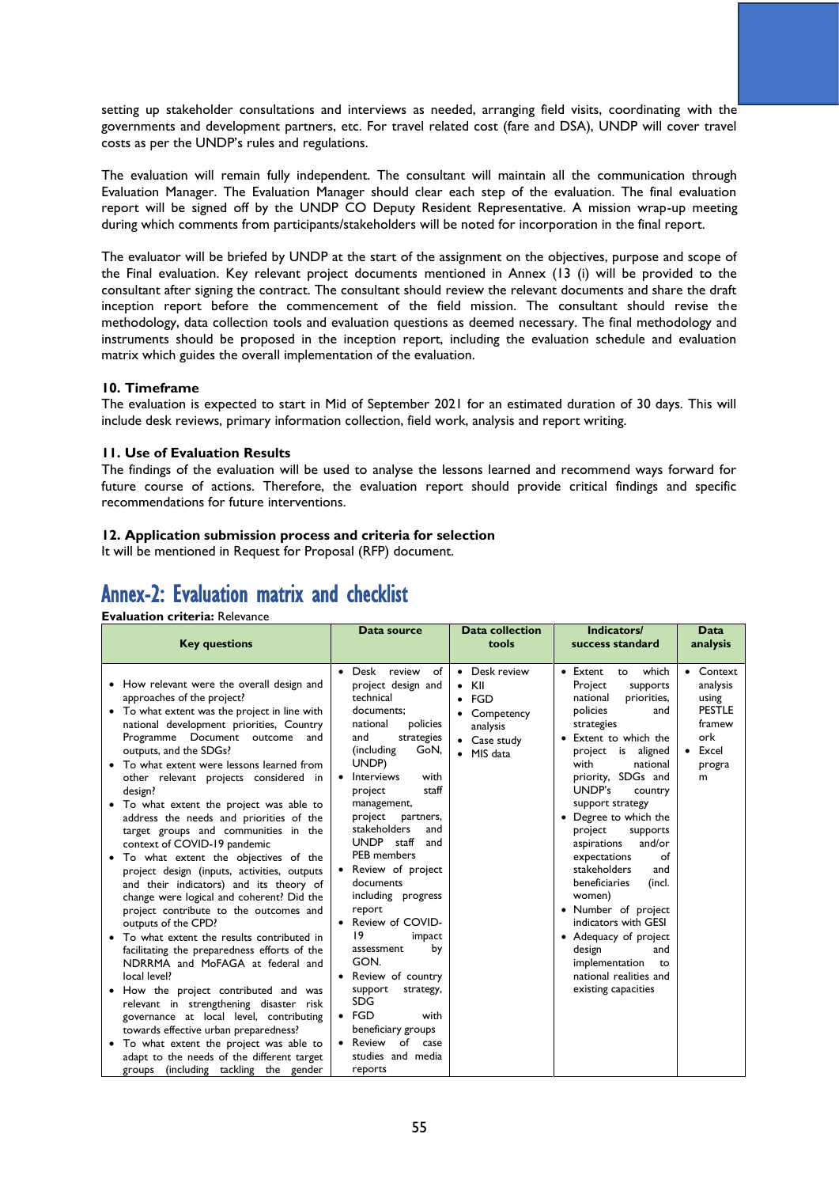setting up stakeholder consultations and interviews as needed, arranging field visits, coordinating with the governments and development partners, etc. For travel related cost (fare and DSA), UNDP will cover travel costs as per the UNDP's rules and regulations.

The evaluation will remain fully independent. The consultant will maintain all the communication through Evaluation Manager. The Evaluation Manager should clear each step of the evaluation. The final evaluation report will be signed off by the UNDP CO Deputy Resident Representative. A mission wrap-up meeting during which comments from participants/stakeholders will be noted for incorporation in the final report.

The evaluator will be briefed by UNDP at the start of the assignment on the objectives, purpose and scope of the Final evaluation. Key relevant project documents mentioned in Annex (13 (i) will be provided to the consultant after signing the contract. The consultant should review the relevant documents and share the draft inception report before the commencement of the field mission. The consultant should revise the methodology, data collection tools and evaluation questions as deemed necessary. The final methodology and instruments should be proposed in the inception report, including the evaluation schedule and evaluation matrix which guides the overall implementation of the evaluation.

### 10. Timeframe

The evaluation is expected to start in Mid of September 2021 for an estimated duration of 30 days. This will include desk reviews, primary information collection, field work, analysis and report writing.

### 11. Use of Evaluation Results

The findings of the evaluation will be used to analyse the lessons learned and recommend ways forward for future course of actions. Therefore, the evaluation report should provide critical findings and specific recommendations for future interventions.

### 12. Application submission process and criteria for selection

It will be mentioned in Request for Proposal (RFP) document.

## Annex-2: Evaluation matrix and checklist

**Evaluation criteria:** Relevance

| Key questions | Data source | Data collection tools | Indicators/ success standard | Data analysis |
|---|---|---|---|---|
| • How relevant were the overall design and approaches of the project?<br>• To what extent was the project in line with national development priorities, Country Programme Document outcome and outputs, and the SDGs?<br>• To what extent were lessons learned from other relevant projects considered in design?<br>• To what extent the project was able to address the needs and priorities of the target groups and communities in the context of COVID-19 pandemic<br>• To what extent the objectives of the project design (inputs, activities, outputs and their indicators) and its theory of change were logical and coherent? Did the project contribute to the outcomes and outputs of the CPD?<br>• To what extent the results contributed in facilitating the preparedness efforts of the NDRRMA and MoFAGA at federal and local level?<br>• How the project contributed and was relevant in strengthening disaster risk governance at local level, contributing towards effective urban preparedness?<br>• To what extent the project was able to adapt to the needs of the different target groups (including tackling the gender | • Desk review of project design and technical documents; national policies and strategies (including GoN, UNDP)<br>• Interviews with project staff management, project partners, stakeholders and UNDP staff and PEB members<br>• Review of project documents including progress report<br>• Review of COVID-19 impact assessment by GON.<br>• Review of country support strategy, SDG<br>• FGD with beneficiary groups<br>• Review of case studies and media reports | • Desk review<br>• KII<br>• FGD<br>• Competency analysis<br>• Case study<br>• MIS data | • Extent to which Project supports national priorities, policies and strategies<br>• Extent to which the project is aligned with national priority, SDGs and UNDP's country support strategy<br>• Degree to which the project supports aspirations and/or expectations of stakeholders and beneficiaries (incl. women)<br>• Number of project indicators with GESI<br>• Adequacy of project design and implementation to national realities and existing capacities | • Context analysis using PESTLE framework<br>• Excel program |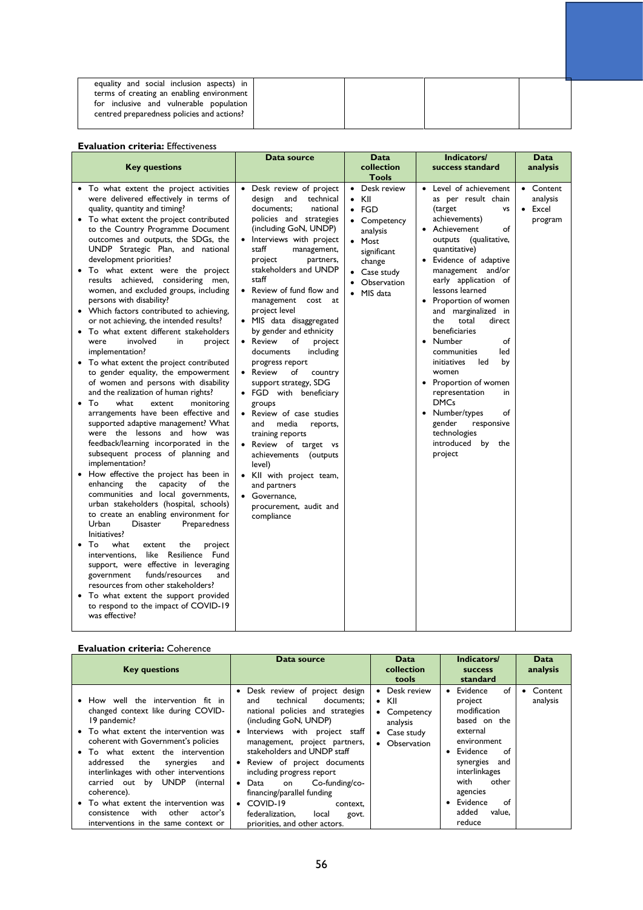| | | | | |
|---|---|---|---|---|
| equality and social inclusion aspects) in terms of creating an enabling environment for inclusive and vulnerable population centred preparedness policies and actions? | | | | |

**Evaluation criteria:** Effectiveness

| Key questions | Data source | Data collection Tools | Indicators/ success standard | Data analysis |
|---|---|---|---|---|
| • To what extent the project activities were delivered effectively in terms of quality, quantity and timing?<br>• To what extent the project contributed to the Country Programme Document outcomes and outputs, the SDGs, the UNDP Strategic Plan, and national development priorities?<br>• To what extent were the project results achieved, considering men, women, and excluded groups, including persons with disability?<br>• Which factors contributed to achieving, or not achieving, the intended results?<br>• To what extent different stakeholders were involved in project implementation?<br>• To what extent the project contributed to gender equality, the empowerment of women and persons with disability and the realization of human rights?<br>• To what extent monitoring arrangements have been effective and supported adaptive management? What were the lessons and how was feedback/learning incorporated in the subsequent process of planning and implementation?<br>• How effective the project has been in enhancing the capacity of the communities and local governments, urban stakeholders (hospital, schools) to create an enabling environment for Urban Disaster Preparedness Initiatives?<br>• To what extent the project interventions, like Resilience Fund support, were effective in leveraging government funds/resources and resources from other stakeholders?<br>• To what extent the support provided to respond to the impact of COVID-19 was effective? | • Desk review of project design and technical documents; national policies and strategies (including GoN, UNDP)<br>• Interviews with project staff management, project partners, stakeholders and UNDP staff<br>• Review of fund flow and management cost at project level<br>• MIS data disaggregated by gender and ethnicity<br>• Review of project documents including progress report<br>• Review of country support strategy, SDG<br>• FGD with beneficiary groups<br>• Review of case studies and media reports, training reports<br>• Review of target vs achievements (outputs level)<br>• KII with project team, and partners<br>• Governance, procurement, audit and compliance | • Desk review<br>• KII<br>• FGD<br>• Competency analysis<br>• Most significant change<br>• Case study<br>• Observation<br>• MIS data | • Level of achievement as per result chain (target vs achievements)<br>• Achievement of outputs (qualitative, quantitative)<br>• Evidence of adaptive management and/or early application of lessons learned<br>• Proportion of women and marginalized in the total direct beneficiaries<br>• Number of communities led initiatives led by women<br>• Proportion of women representation in DMCs<br>• Number/types of gender responsive technologies introduced by the project | • Content analysis<br>• Excel program |

**Evaluation criteria:** Coherence

| Key questions | Data source | Data collection tools | Indicators/ success standard | Data analysis |
|---|---|---|---|---|
| • How well the intervention fit in changed context like during COVID-19 pandemic?<br>• To what extent the intervention was coherent with Government's policies<br>• To what extent the intervention addressed the synergies and interlinkages with other interventions carried out by UNDP (internal coherence).<br>• To what extent the intervention was consistence with other actor's interventions in the same context or | • Desk review of project design and technical documents; national policies and strategies (including GoN, UNDP)<br>• Interviews with project staff management, project partners, stakeholders and UNDP staff<br>• Review of project documents including progress report<br>• Data on Co-funding/co-financing/parallel funding<br>• COVID-19 context, federalization, local govt. priorities, and other actors. | • Desk review<br>• KII<br>• Competency analysis<br>• Case study<br>• Observation | • Evidence of project modification based on the external environment<br>• Evidence of synergies and interlinkages with other agencies<br>• Evidence of added value, reduce | • Content analysis |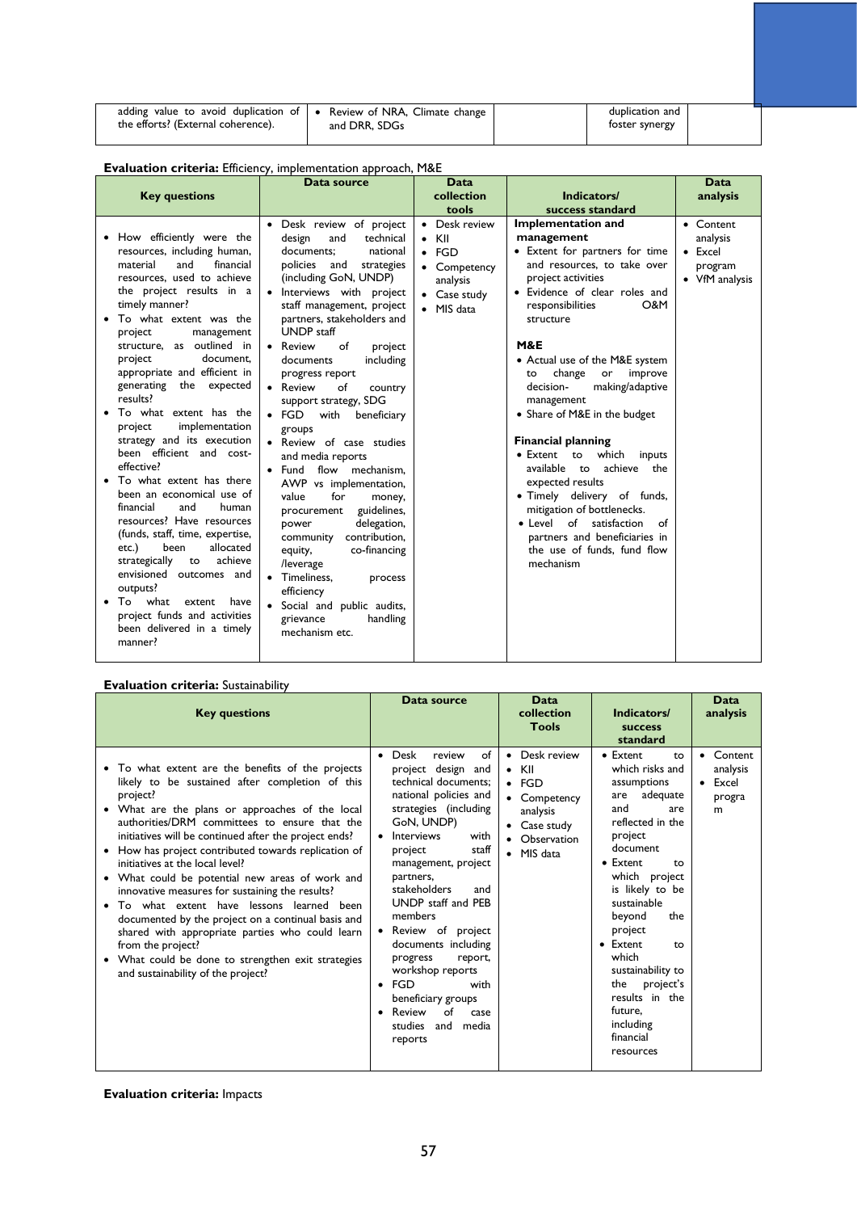| adding value to avoid duplication of the efforts? (External coherence). | • Review of NRA, Climate change and DRR, SDGs | | duplication and foster synergy | |
|---|---|---|---|---|

**Evaluation criteria:** Efficiency, implementation approach, M&E

| Key questions | Data source | Data collection tools | Indicators/ success standard | Data analysis |
|---|---|---|---|---|
| • How efficiently were the resources, including human, material and financial resources, used to achieve the project results in a timely manner?<br>• To what extent was the project management structure, as outlined in project document, appropriate and efficient in generating the expected results?<br>• To what extent has the project implementation strategy and its execution been efficient and cost-effective?<br>• To what extent has there been an economical use of financial and human resources? Have resources (funds, staff, time, expertise, etc.) been allocated strategically to achieve envisioned outcomes and outputs?<br>• To what extent have project funds and activities been delivered in a timely manner? | • Desk review of project design and technical documents; national policies and strategies (including GoN, UNDP)<br>• Interviews with project staff management, project partners, stakeholders and UNDP staff<br>• Review of project documents including progress report<br>• Review of country support strategy, SDG<br>• FGD with beneficiary groups<br>• Review of case studies and media reports<br>• Fund flow mechanism, AWP vs implementation, value for money, procurement guidelines, power delegation, community contribution, equity, co-financing /leverage<br>• Timeliness, process efficiency<br>• Social and public audits, grievance handling mechanism etc. | • Desk review<br>• KII<br>• FGD<br>• Competency analysis<br>• Case study<br>• MIS data | **Implementation and management**<br>• Extent for partners for time and resources, to take over project activities<br>• Evidence of clear roles and responsibilities O&M structure<br><br>**M&E**<br>• Actual use of the M&E system to change or improve decision-making/adaptive management<br>• Share of M&E in the budget<br><br>**Financial planning**<br>• Extent to which inputs available to achieve the expected results<br>• Timely delivery of funds, mitigation of bottlenecks.<br>• Level of satisfaction of partners and beneficiaries in the use of funds, fund flow mechanism | • Content analysis<br>• Excel program<br>• VfM analysis |

**Evaluation criteria:** Sustainability

| Key questions | Data source | Data collection Tools | Indicators/ success standard | Data analysis |
|---|---|---|---|---|
| • To what extent are the benefits of the projects likely to be sustained after completion of this project?<br>• What are the plans or approaches of the local authorities/DRM committees to ensure that the initiatives will be continued after the project ends?<br>• How has project contributed towards replication of initiatives at the local level?<br>• What could be potential new areas of work and innovative measures for sustaining the results?<br>• To what extent have lessons learned been documented by the project on a continual basis and shared with appropriate parties who could learn from the project?<br>• What could be done to strengthen exit strategies and sustainability of the project? | • Desk review of project design and technical documents; national policies and strategies (including GoN, UNDP)<br>• Interviews with project staff management, project partners, stakeholders and UNDP staff and PEB members<br>• Review of project documents including progress report, workshop reports<br>• FGD with beneficiary groups<br>• Review of case studies and media reports | • Desk review<br>• KII<br>• FGD<br>• Competency analysis<br>• Case study<br>• Observation<br>• MIS data | • Extent to which risks and assumptions are adequate and are reflected in the project document<br>• Extent to which project is likely to be sustainable beyond the project<br>• Extent to which sustainability to the project's results in the future, including financial resources | • Content analysis<br>• Excel program |

**Evaluation criteria:** Impacts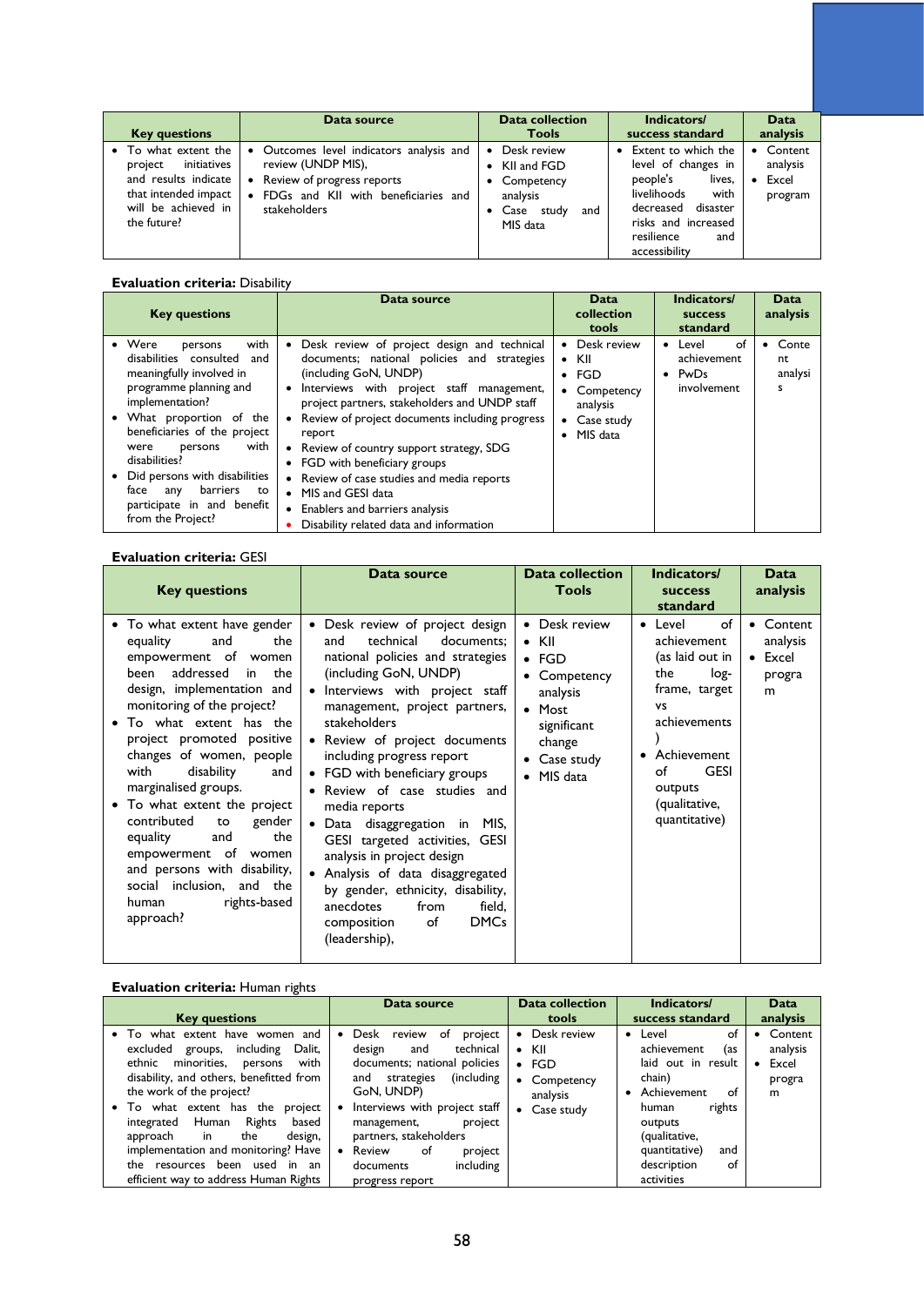| Key questions | Data source | Data collection Tools | Indicators/ success standard | Data analysis |
|---|---|---|---|---|
| • To what extent the project initiatives and results indicate that intended impact will be achieved in the future? | • Outcomes level indicators analysis and review (UNDP MIS),<br>• Review of progress reports<br>• FDGs and KII with beneficiaries and stakeholders | • Desk review<br>• KII and FGD<br>• Competency analysis<br>• Case study and MIS data | • Extent to which the level of changes in people's lives, livelihoods with decreased disaster risks and increased resilience and accessibility | • Content analysis<br>• Excel program |

**Evaluation criteria:** Disability

| Key questions | Data source | Data collection tools | Indicators/ success standard | Data analysis |
|---|---|---|---|---|
| • Were persons with disabilities consulted and meaningfully involved in programme planning and implementation?<br>• What proportion of the beneficiaries of the project were persons with disabilities?<br>• Did persons with disabilities face any barriers to participate in and benefit from the Project? | • Desk review of project design and technical documents; national policies and strategies (including GoN, UNDP)<br>• Interviews with project staff management, project partners, stakeholders and UNDP staff<br>• Review of project documents including progress report<br>• Review of country support strategy, SDG<br>• FGD with beneficiary groups<br>• Review of case studies and media reports<br>• MIS and GESI data<br>• Enablers and barriers analysis<br>• Disability related data and information | • Desk review<br>• KII<br>• FGD<br>• Competency analysis<br>• Case study<br>• MIS data | • Level of achievement<br>• PwDs involvement | • Content analysis |

**Evaluation criteria:** GESI

| Key questions | Data source | Data collection Tools | Indicators/ success standard | Data analysis |
|---|---|---|---|---|
| • To what extent have gender equality and the empowerment of women been addressed in the design, implementation and monitoring of the project?<br>• To what extent has the project promoted positive changes of women, people with disability and marginalised groups.<br>• To what extent the project contributed to gender equality and the empowerment of women and persons with disability, social inclusion, and the human rights-based approach? | • Desk review of project design and technical documents; national policies and strategies (including GoN, UNDP)<br>• Interviews with project staff management, project partners, stakeholders<br>• Review of project documents including progress report<br>• FGD with beneficiary groups<br>• Review of case studies and media reports<br>• Data disaggregation in MIS, GESI targeted activities, GESI analysis in project design<br>• Analysis of data disaggregated by gender, ethnicity, disability, anecdotes from field, composition of DMCs (leadership), | • Desk review<br>• KII<br>• FGD<br>• Competency analysis<br>• Most significant change<br>• Case study<br>• MIS data | • Level of achievement (as laid out in the log-frame, target vs achievements)<br>• Achievement of GESI outputs (qualitative, quantitative) | • Content analysis<br>• Excel program |

**Evaluation criteria:** Human rights

| Key questions | Data source | Data collection tools | Indicators/ success standard | Data analysis |
|---|---|---|---|---|
| • To what extent have women and excluded groups, including Dalit, ethnic minorities, persons with disability, and others, benefitted from the work of the project?<br>• To what extent has the project integrated Human Rights based approach in the design, implementation and monitoring? Have the resources been used in an efficient way to address Human Rights | • Desk review of project design and technical documents; national policies and strategies (including GoN, UNDP)<br>• Interviews with project staff management, project partners, stakeholders<br>• Review of project documents including progress report | • Desk review<br>• KII<br>• FGD<br>• Competency analysis<br>• Case study | • Level of achievement (as laid out in result chain)<br>• Achievement of human rights outputs (qualitative, quantitative) and description of activities | • Content analysis<br>• Excel program |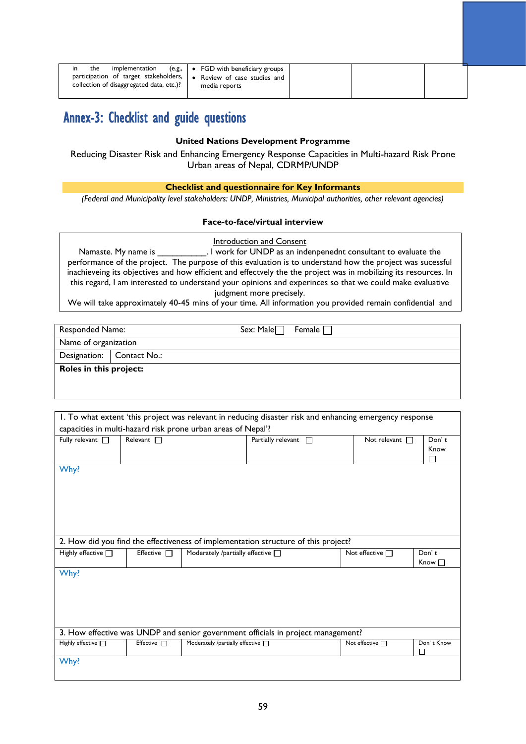| in the implementation (e.g., participation of target stakeholders, collection of disaggregated data, etc.)? | • FGD with beneficiary groups<br>• Review of case studies and media reports | | | |
|---|---|---|---|---|

# Annex-3: Checklist and guide questions

**United Nations Development Programme**

Reducing Disaster Risk and Enhancing Emergency Response Capacities in Multi-hazard Risk Prone Urban areas of Nepal, CDRMP/UNDP

**Checklist and questionnaire for Key Informants**

*(Federal and Municipality level stakeholders: UNDP, Ministries, Municipal authorities, other relevant agencies)*

**Face-to-face/virtual interview**

<u>Introduction and Consent</u>

Namaste. My name is ___________. I work for UNDP as an indenpenednt consultant to evaluate the performance of the project. The purpose of this evaluation is to understand how the project was sucessful inachieveing its objectives and how efficient and effectvely the the project was in mobilizing its resources. In this regard, I am interested to understand your opinions and experinces so that we could make evaluative judgment more precisely.

We will take approximately 40-45 mins of your time. All information you provided remain confidential and

| Responded Name: | | Sex: Male ☐ Female ☐ |
|---|---|---|
| Name of organization | | |
| Designation: | Contact No.: | |
| **Roles in this project:** | | |

| 1. To what extent 'this project was relevant in reducing disaster risk and enhancing emergency response capacities in multi-hazard risk prone urban areas of Nepal'? | | | | |
|---|---|---|---|---|
| Fully relevant ☐ | Relevant ☐ | Partially relevant ☐ | Not relevant ☐ | Don' t Know ☐ |
| Why? | | | | |
| 2. How did you find the effectiveness of implementation structure of this project? | | | | |
| Highly effective ☐ | Effective ☐ | Moderately /partially effective ☐ | Not effective ☐ | Don' t Know ☐ |
| Why? | | | | |
| 3. How effective was UNDP and senior government officials in project management? | | | | |
| Highly effective ☐ | Effective ☐ | Moderately /partially effective ☐ | Not effective ☐ | Don' t Know ☐ |
| Why? | | | | |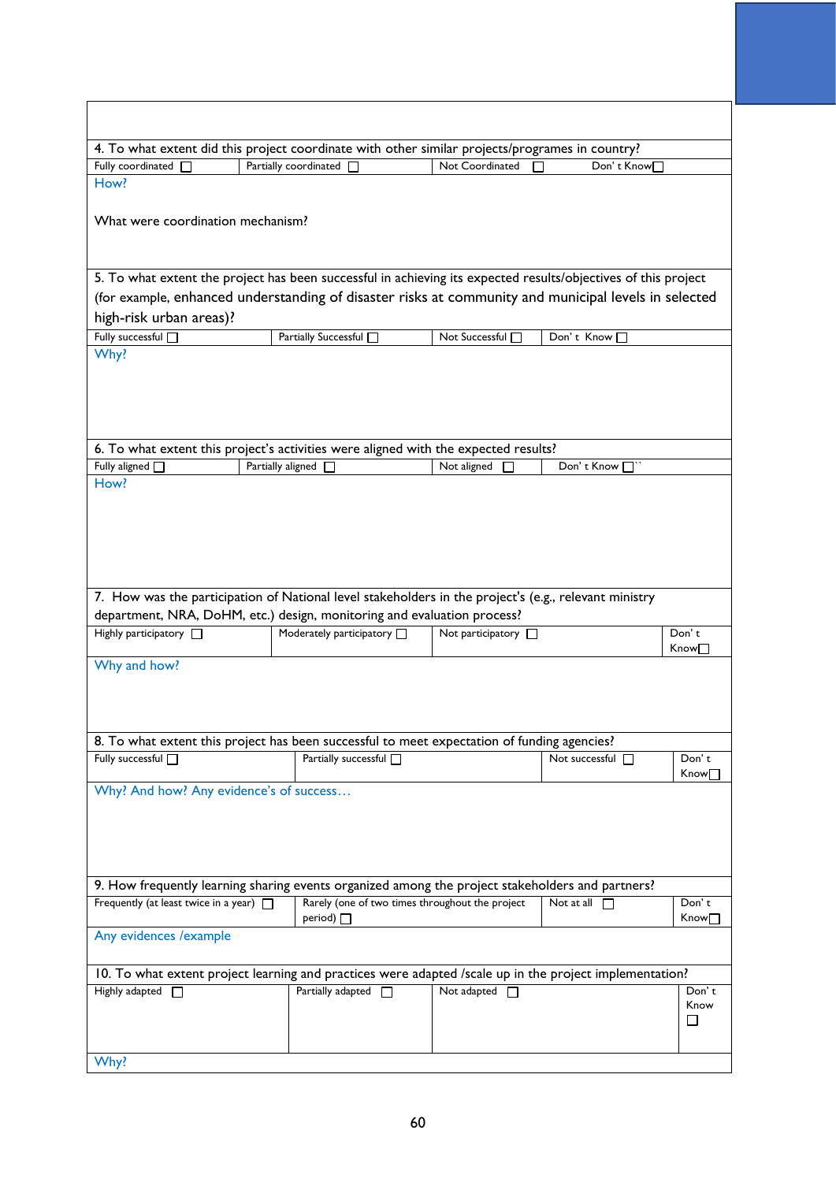4. To what extent did this project coordinate with other similar projects/programes in country?

| Fully coordinated ☐ | Partially coordinated ☐ | Not Coordinated ☐ | Don' t Know☐ |
|---|---|---|---|

How?

What were coordination mechanism?

5. To what extent the project has been successful in achieving its expected results/objectives of this project (for example, enhanced understanding of disaster risks at community and municipal levels in selected high-risk urban areas)?

| Fully successful ☐ | Partially Successful ☐ | Not Successful ☐ | Don' t Know ☐ |
|---|---|---|---|

Why?

6. To what extent this project's activities were aligned with the expected results?

| Fully aligned ☐ | Partially aligned ☐ | Not aligned ☐ | Don' t Know ☐`` |
|---|---|---|---|

How?

7. How was the participation of National level stakeholders in the project's (e.g., relevant ministry department, NRA, DoHM, etc.) design, monitoring and evaluation process?

| Highly participatory ☐ | Moderately participatory ☐ | Not participatory ☐ | Don' t Know☐ |
|---|---|---|---|

Why and how?

8. To what extent this project has been successful to meet expectation of funding agencies?

| Fully successful ☐ | Partially successful ☐ | Not successful ☐ | Don' t Know☐ |
|---|---|---|---|

Why? And how? Any evidence's of success…

9. How frequently learning sharing events organized among the project stakeholders and partners?

| Frequently (at least twice in a year) ☐ | Rarely (one of two times throughout the project period) ☐ | Not at all ☐ | Don' t Know☐ |
|---|---|---|---|

Any evidences /example

10. To what extent project learning and practices were adapted /scale up in the project implementation?

| Highly adapted ☐ | Partially adapted ☐ | Not adapted ☐ | Don' t Know ☐ |
|---|---|---|---|

Why?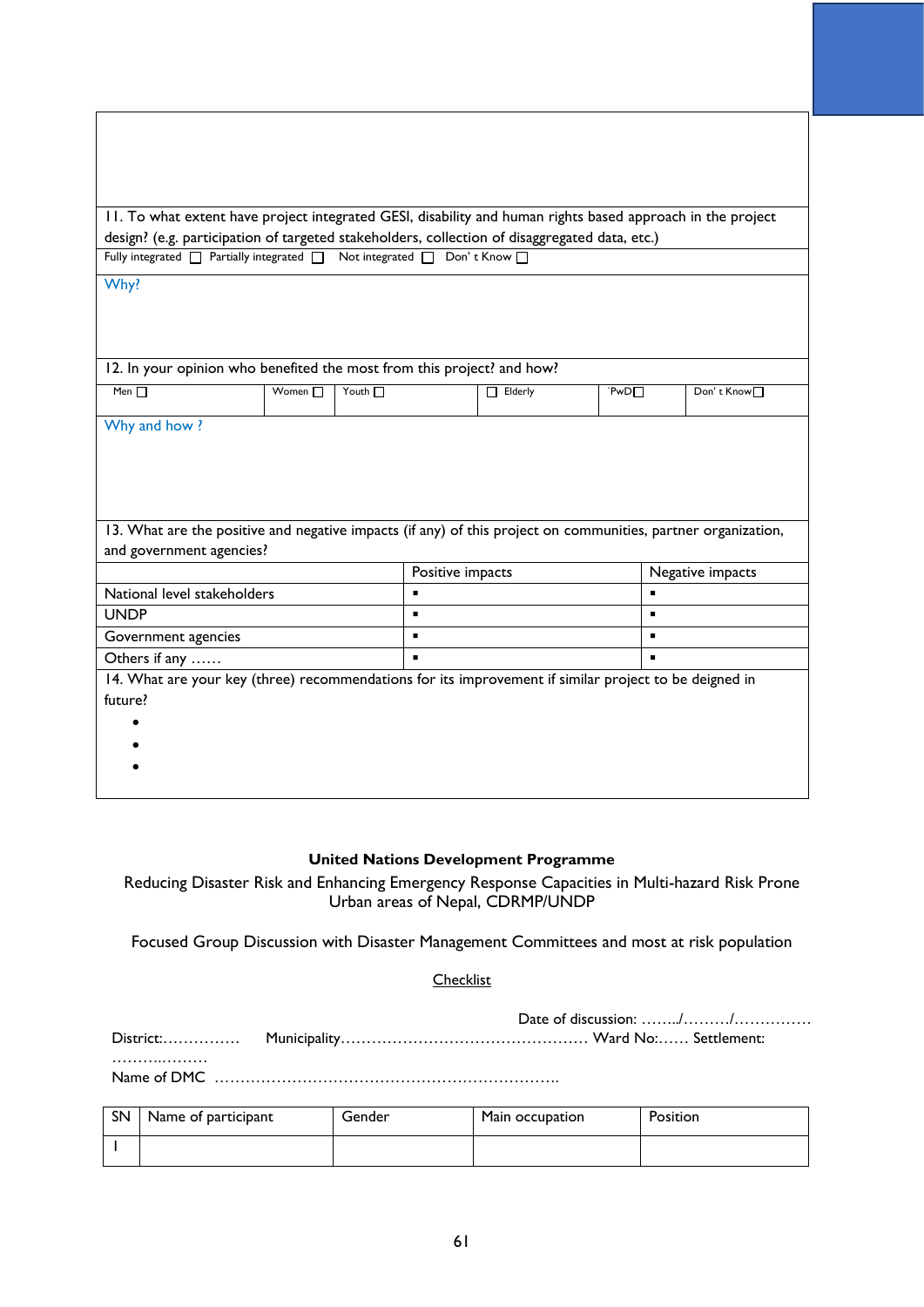11. To what extent have project integrated GESI, disability and human rights based approach in the project design? (e.g. participation of targeted stakeholders, collection of disaggregated data, etc.)

Fully integrated ☐ Partially integrated ☐ Not integrated ☐ Don' t Know ☐

Why?

12. In your opinion who benefited the most from this project? and how?

| Men ☐ | Women ☐ | Youth ☐ | ☐ Elderly | `PwD☐ | Don' t Know☐ |
|---|---|---|---|---|---|

Why and how ?

13. What are the positive and negative impacts (if any) of this project on communities, partner organization, and government agencies?

| | Positive impacts | Negative impacts |
|---|---|---|
| National level stakeholders | ▪ | ▪ |
| UNDP | ▪ | ▪ |
| Government agencies | ▪ | ▪ |
| Others if any …… | ▪ | ▪ |

14. What are your key (three) recommendations for its improvement if similar project to be deigned in future?

- 
- 
- 

**United Nations Development Programme**

Reducing Disaster Risk and Enhancing Emergency Response Capacities in Multi-hazard Risk Prone Urban areas of Nepal, CDRMP/UNDP

Focused Group Discussion with Disaster Management Committees and most at risk population

Checklist

Date of discussion: ……../………/……………

District:…………… Municipality………………………………………… Ward No:…… Settlement: ……….………

Name of DMC …………………………………………………………

| SN | Name of participant | Gender | Main occupation | Position |
|---|---|---|---|---|
| 1 | | | | |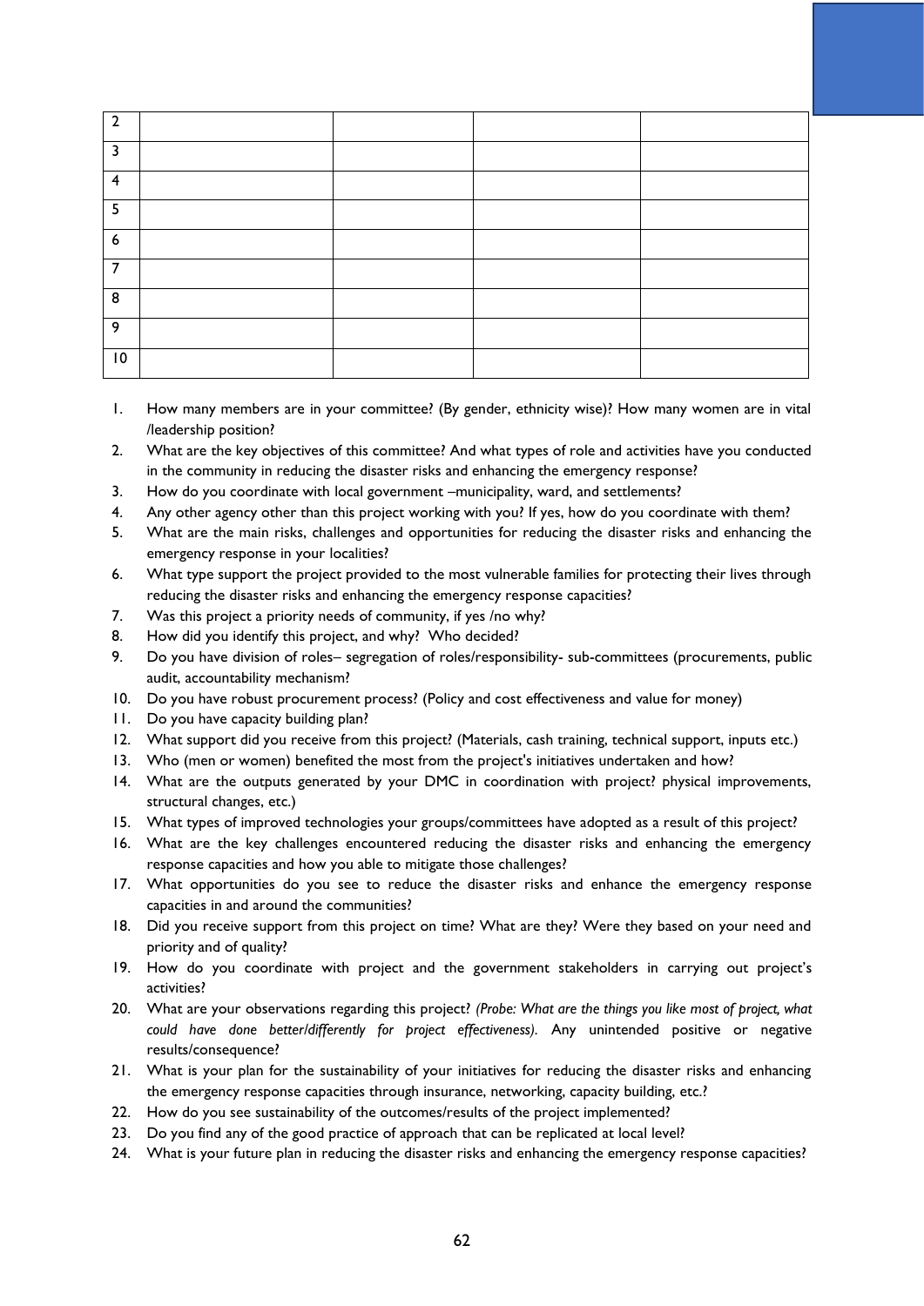| | | | | |
|---|---|---|---|---|
| 2 | | | | |
| 3 | | | | |
| 4 | | | | |
| 5 | | | | |
| 6 | | | | |
| 7 | | | | |
| 8 | | | | |
| 9 | | | | |
| 10 | | | | |

1. How many members are in your committee? (By gender, ethnicity wise)? How many women are in vital /leadership position?
2. What are the key objectives of this committee? And what types of role and activities have you conducted in the community in reducing the disaster risks and enhancing the emergency response?
3. How do you coordinate with local government –municipality, ward, and settlements?
4. Any other agency other than this project working with you? If yes, how do you coordinate with them?
5. What are the main risks, challenges and opportunities for reducing the disaster risks and enhancing the emergency response in your localities?
6. What type support the project provided to the most vulnerable families for protecting their lives through reducing the disaster risks and enhancing the emergency response capacities?
7. Was this project a priority needs of community, if yes /no why?
8. How did you identify this project, and why? Who decided?
9. Do you have division of roles– segregation of roles/responsibility- sub-committees (procurements, public audit, accountability mechanism?
10. Do you have robust procurement process? (Policy and cost effectiveness and value for money)
11. Do you have capacity building plan?
12. What support did you receive from this project? (Materials, cash training, technical support, inputs etc.)
13. Who (men or women) benefited the most from the project's initiatives undertaken and how?
14. What are the outputs generated by your DMC in coordination with project? physical improvements, structural changes, etc.)
15. What types of improved technologies your groups/committees have adopted as a result of this project?
16. What are the key challenges encountered reducing the disaster risks and enhancing the emergency response capacities and how you able to mitigate those challenges?
17. What opportunities do you see to reduce the disaster risks and enhance the emergency response capacities in and around the communities?
18. Did you receive support from this project on time? What are they? Were they based on your need and priority and of quality?
19. How do you coordinate with project and the government stakeholders in carrying out project's activities?
20. What are your observations regarding this project? *(Probe: What are the things you like most of project, what could have done better/differently for project effectiveness).* Any unintended positive or negative results/consequence?
21. What is your plan for the sustainability of your initiatives for reducing the disaster risks and enhancing the emergency response capacities through insurance, networking, capacity building, etc.?
22. How do you see sustainability of the outcomes/results of the project implemented?
23. Do you find any of the good practice of approach that can be replicated at local level?
24. What is your future plan in reducing the disaster risks and enhancing the emergency response capacities?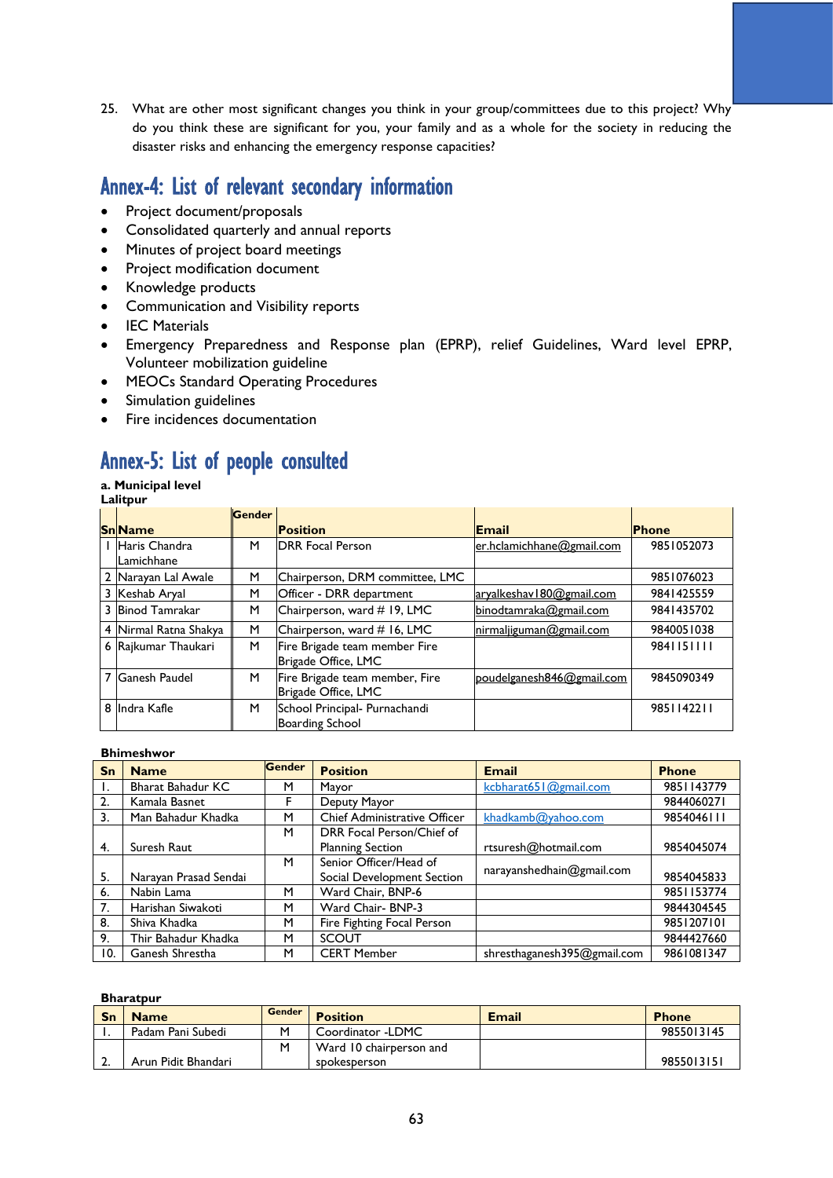25. What are other most significant changes you think in your group/committees due to this project? Why do you think these are significant for you, your family and as a whole for the society in reducing the disaster risks and enhancing the emergency response capacities?

## Annex-4: List of relevant secondary information

- Project document/proposals
- Consolidated quarterly and annual reports
- Minutes of project board meetings
- Project modification document
- Knowledge products
- Communication and Visibility reports
- IEC Materials
- Emergency Preparedness and Response plan (EPRP), relief Guidelines, Ward level EPRP, Volunteer mobilization guideline
- MEOCs Standard Operating Procedures
- Simulation guidelines
- Fire incidences documentation

## Annex-5: List of people consulted

**a. Municipal level**

**Lalitpur**

| Sn | Name | Gender | Position | Email | Phone |
|---|---|---|---|---|---|
| 1 | Haris Chandra Lamichhane | M | DRR Focal Person | er.hclamichhane@gmail.com | 9851052073 |
| 2 | Narayan Lal Awale | M | Chairperson, DRM committee, LMC | | 9851076023 |
| 3 | Keshab Aryal | M | Officer - DRR department | aryalkeshav180@gmail.com | 9841425559 |
| 3 | Binod Tamrakar | M | Chairperson, ward # 19, LMC | binodtamraka@gmail.com | 9841435702 |
| 4 | Nirmal Ratna Shakya | M | Chairperson, ward # 16, LMC | nirmaljiguman@gmail.com | 9840051038 |
| 6 | Rajkumar Thaukari | M | Fire Brigade team member Fire Brigade Office, LMC | | 9841151111 |
| 7 | Ganesh Paudel | M | Fire Brigade team member, Fire Brigade Office, LMC | poudelganesh846@gmail.com | 9845090349 |
| 8 | Indra Kafle | M | School Principal- Purnachandi Boarding School | | 9851142211 |

**Bhimeshwor**

| Sn | Name | Gender | Position | Email | Phone |
|---|---|---|---|---|---|
| 1. | Bharat Bahadur KC | M | Mayor | kcbharat651@gmail.com | 9851143779 |
| 2. | Kamala Basnet | F | Deputy Mayor | | 9844060271 |
| 3. | Man Bahadur Khadka | M | Chief Administrative Officer | khadkamb@yahoo.com | 9854046111 |
| 4. | Suresh Raut | M | DRR Focal Person/Chief of Planning Section | rtsuresh@hotmail.com | 9854045074 |
| 5. | Narayan Prasad Sendai | M | Senior Officer/Head of Social Development Section | narayanshedhain@gmail.com | 9854045833 |
| 6. | Nabin Lama | M | Ward Chair, BNP-6 | | 9851153774 |
| 7. | Harishan Siwakoti | M | Ward Chair- BNP-3 | | 9844304545 |
| 8. | Shiva Khadka | M | Fire Fighting Focal Person | | 9851207101 |
| 9. | Thir Bahadur Khadka | M | SCOUT | | 9844427660 |
| 10. | Ganesh Shrestha | M | CERT Member | shresthaganesh395@gmail.com | 9861081347 |

**Bharatpur**

| Sn | Name | Gender | Position | Email | Phone |
|---|---|---|---|---|---|
| 1. | Padam Pani Subedi | M | Coordinator -LDMC | | 9855013145 |
| 2. | Arun Pidit Bhandari | M | Ward 10 chairperson and spokesperson | | 9855013151 |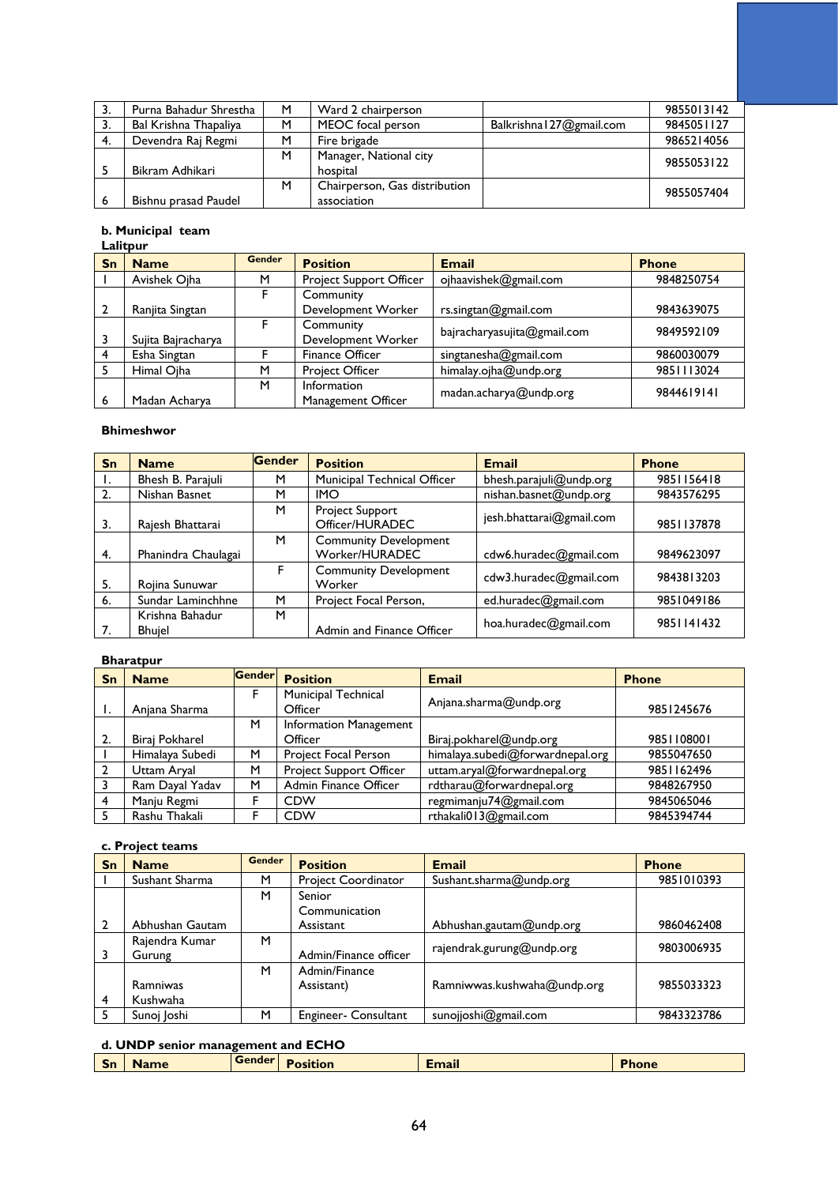| 3. | Purna Bahadur Shrestha | M | Ward 2 chairperson | | 9855013142 |
|---|---|---|---|---|---|
| 3. | Bal Krishna Thapaliya | M | MEOC focal person | Balkrishna127@gmail.com | 9845051127 |
| 4. | Devendra Raj Regmi | M | Fire brigade | | 9865214056 |
| 5 | Bikram Adhikari | M | Manager, National city hospital | | 9855053122 |
| 6 | Bishnu prasad Paudel | M | Chairperson, Gas distribution association | | 9855057404 |

**b. Municipal team**

**Lalitpur**

| Sn | Name | Gender | Position | Email | Phone |
|---|---|---|---|---|---|
| 1 | Avishek Ojha | M | Project Support Officer | ojhaavishek@gmail.com | 9848250754 |
| 2 | Ranjita Singtan | F | Community Development Worker | rs.singtan@gmail.com | 9843639075 |
| 3 | Sujita Bajracharya | F | Community Development Worker | bajracharyasujita@gmail.com | 9849592109 |
| 4 | Esha Singtan | F | Finance Officer | singtanesha@gmail.com | 9860030079 |
| 5 | Himal Ojha | M | Project Officer | himalay.ojha@undp.org | 9851113024 |
| 6 | Madan Acharya | M | Information Management Officer | madan.acharya@undp.org | 9844619141 |

**Bhimeshwor**

| Sn | Name | Gender | Position | Email | Phone |
|---|---|---|---|---|---|
| 1. | Bhesh B. Parajuli | M | Municipal Technical Officer | bhesh.parajuli@undp.org | 9851156418 |
| 2. | Nishan Basnet | M | IMO | nishan.basnet@undp.org | 9843576295 |
| 3. | Rajesh Bhattarai | M | Project Support Officer/HURADEC | jesh.bhattarai@gmail.com | 9851137878 |
| 4. | Phanindra Chaulagai | M | Community Development Worker/HURADEC | cdw6.huradec@gmail.com | 9849623097 |
| 5. | Rojina Sunuwar | F | Community Development Worker | cdw3.huradec@gmail.com | 9843813203 |
| 6. | Sundar Laminchhne | M | Project Focal Person, | ed.huradec@gmail.com | 9851049186 |
| 7. | Krishna Bahadur Bhujel | M | Admin and Finance Officer | hoa.huradec@gmail.com | 9851141432 |

**Bharatpur**

| Sn | Name | Gender | Position | Email | Phone |
|---|---|---|---|---|---|
| 1. | Anjana Sharma | F | Municipal Technical Officer | Anjana.sharma@undp.org | 9851245676 |
| 2. | Biraj Pokharel | M | Information Management Officer | Biraj.pokharel@undp.org | 9851108001 |
| 1 | Himalaya Subedi | M | Project Focal Person | himalaya.subedi@forwardnepal.org | 9855047650 |
| 2 | Uttam Aryal | M | Project Support Officer | uttam.aryal@forwardnepal.org | 9851162496 |
| 3 | Ram Dayal Yadav | M | Admin Finance Officer | rdtharau@forwardnepal.org | 9848267950 |
| 4 | Manju Regmi | F | CDW | regmimanju74@gmail.com | 9845065046 |
| 5 | Rashu Thakali | F | CDW | rthakali013@gmail.com | 9845394744 |

**c. Project teams**

| Sn | Name | Gender | Position | Email | Phone |
|---|---|---|---|---|---|
| 1 | Sushant Sharma | M | Project Coordinator | Sushant.sharma@undp.org | 9851010393 |
| 2 | Abhushan Gautam | M | Senior Communication Assistant | Abhushan.gautam@undp.org | 9860462408 |
| 3 | Rajendra Kumar Gurung | M | Admin/Finance officer | rajendrak.gurung@undp.org | 9803006935 |
| 4 | Ramniwas Kushwaha | M | Admin/Finance Assistant) | Ramniwwas.kushwaha@undp.org | 9855033323 |
| 5 | Sunoj Joshi | M | Engineer- Consultant | sunojjoshi@gmail.com | 9843323786 |

**d. UNDP senior management and ECHO**

| Sn | Name | Gender | Position | Email | Phone |
|---|---|---|---|---|---|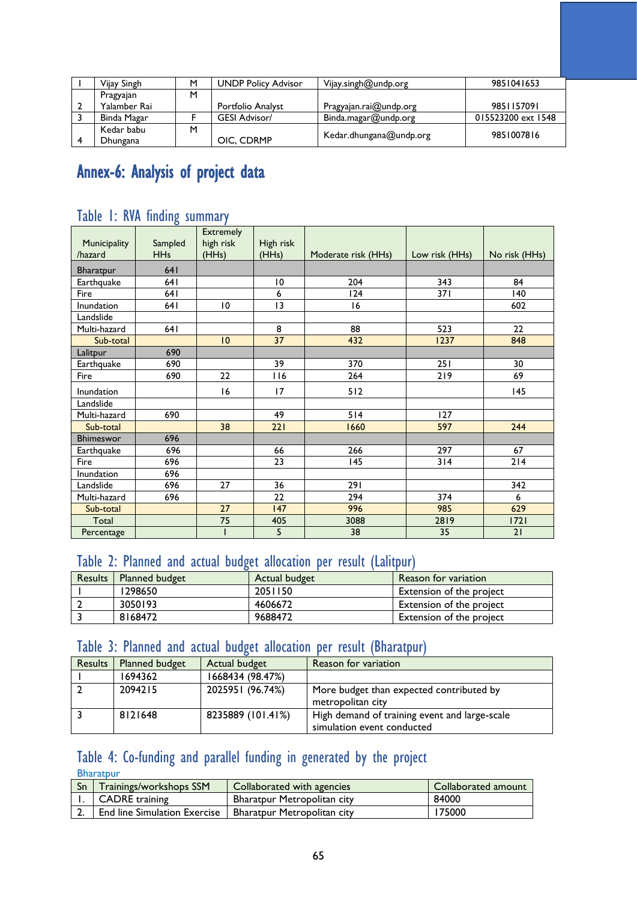| 1 | Vijay Singh | M | UNDP Policy Advisor | Vijay.singh@undp.org | 9851041653 |
|---|---|---|---|---|---|
| 2 | Pragyajan Yalamber Rai | M | Portfolio Analyst | Pragyajan.rai@undp.org | 9851157091 |
| 3 | Binda Magar | F | GESI Advisor/ | Binda.magar@undp.org | 015523200 ext 1548 |
| 4 | Kedar babu Dhungana | M | OIC, CDRMP | Kedar.dhungana@undp.org | 9851007816 |

# Annex-6: Analysis of project data

## Table 1: RVA finding summary

| Municipality /hazard | Sampled HHs | Extremely high risk (HHs) | High risk (HHs) | Moderate risk (HHs) | Low risk (HHs) | No risk (HHs) |
|---|---|---|---|---|---|---|
| Bharatpur | 641 | | | | | |
| Earthquake | 641 | | 10 | 204 | 343 | 84 |
| Fire | 641 | | 6 | 124 | 371 | 140 |
| Inundation | 641 | 10 | 13 | 16 | | 602 |
| Landslide | | | | | | |
| Multi-hazard | 641 | | 8 | 88 | 523 | 22 |
| Sub-total | | 10 | 37 | 432 | 1237 | 848 |
| Lalitpur | 690 | | | | | |
| Earthquake | 690 | | 39 | 370 | 251 | 30 |
| Fire | 690 | 22 | 116 | 264 | 219 | 69 |
| Inundation | | 16 | 17 | 512 | | 145 |
| Landslide | | | | | | |
| Multi-hazard | 690 | | 49 | 514 | 127 | |
| Sub-total | | 38 | 221 | 1660 | 597 | 244 |
| Bhimeswor | 696 | | | | | |
| Earthquake | 696 | | 66 | 266 | 297 | 67 |
| Fire | 696 | | 23 | 145 | 314 | 214 |
| Inundation | 696 | | | | | |
| Landslide | 696 | 27 | 36 | 291 | | 342 |
| Multi-hazard | 696 | | 22 | 294 | 374 | 6 |
| Sub-total | | 27 | 147 | 996 | 985 | 629 |
| Total | | 75 | 405 | 3088 | 2819 | 1721 |
| Percentage | | 1 | 5 | 38 | 35 | 21 |

## Table 2: Planned and actual budget allocation per result (Lalitpur)

| Results | Planned budget | Actual budget | Reason for variation |
|---|---|---|---|
| 1 | 1298650 | 2051150 | Extension of the project |
| 2 | 3050193 | 4606672 | Extension of the project |
| 3 | 8168472 | 9688472 | Extension of the project |

## Table 3: Planned and actual budget allocation per result (Bharatpur)

| Results | Planned budget | Actual budget | Reason for variation |
|---|---|---|---|
| 1 | 1694362 | 1668434 (98.47%) | |
| 2 | 2094215 | 2025951 (96.74%) | More budget than expected contributed by metropolitan city |
| 3 | 8121648 | 8235889 (101.41%) | High demand of training event and large-scale simulation event conducted |

## Table 4: Co-funding and parallel funding in generated by the project

Bharatpur

| Sn | Trainings/workshops SSM | Collaborated with agencies | Collaborated amount |
|---|---|---|---|
| 1. | CADRE training | Bharatpur Metropolitan city | 84000 |
| 2. | End line Simulation Exercise | Bharatpur Metropolitan city | 175000 |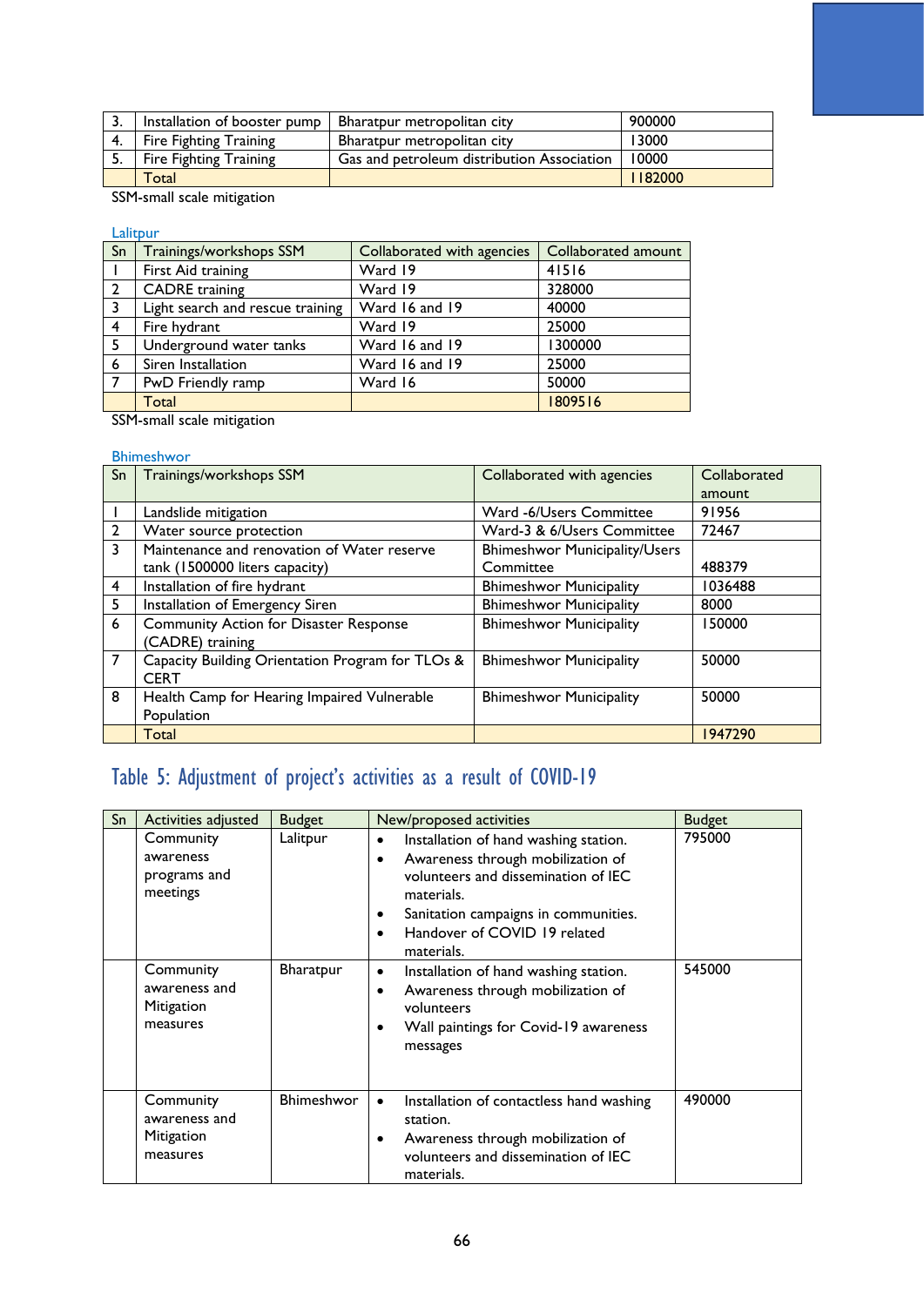| 3. | Installation of booster pump | Bharatpur metropolitan city | 900000 |
|---|---|---|---|
| 4. | Fire Fighting Training | Bharatpur metropolitan city | 13000 |
| 5. | Fire Fighting Training | Gas and petroleum distribution Association | 10000 |
| | Total | | 1182000 |

SSM-small scale mitigation

Lalitpur

| Sn | Trainings/workshops SSM | Collaborated with agencies | Collaborated amount |
|---|---|---|---|
| 1 | First Aid training | Ward 19 | 41516 |
| 2 | CADRE training | Ward 19 | 328000 |
| 3 | Light search and rescue training | Ward 16 and 19 | 40000 |
| 4 | Fire hydrant | Ward 19 | 25000 |
| 5 | Underground water tanks | Ward 16 and 19 | 1300000 |
| 6 | Siren Installation | Ward 16 and 19 | 25000 |
| 7 | PwD Friendly ramp | Ward 16 | 50000 |
| | Total | | 1809516 |

SSM-small scale mitigation

Bhimeshwor

| Sn | Trainings/workshops SSM | Collaborated with agencies | Collaborated amount |
|---|---|---|---|
| 1 | Landslide mitigation | Ward -6/Users Committee | 91956 |
| 2 | Water source protection | Ward-3 & 6/Users Committee | 72467 |
| 3 | Maintenance and renovation of Water reserve tank (1500000 liters capacity) | Bhimeshwor Municipality/Users Committee | 488379 |
| 4 | Installation of fire hydrant | Bhimeshwor Municipality | 1036488 |
| 5 | Installation of Emergency Siren | Bhimeshwor Municipality | 8000 |
| 6 | Community Action for Disaster Response (CADRE) training | Bhimeshwor Municipality | 150000 |
| 7 | Capacity Building Orientation Program for TLOs & CERT | Bhimeshwor Municipality | 50000 |
| 8 | Health Camp for Hearing Impaired Vulnerable Population | Bhimeshwor Municipality | 50000 |
| | Total | | 1947290 |

## Table 5: Adjustment of project's activities as a result of COVID-19

| Sn | Activities adjusted | Budget | New/proposed activities | Budget |
|---|---|---|---|---|
| | Community awareness programs and meetings | Lalitpur | • Installation of hand washing station.<br>• Awareness through mobilization of volunteers and dissemination of IEC materials.<br>• Sanitation campaigns in communities.<br>• Handover of COVID 19 related materials. | 795000 |
| | Community awareness and Mitigation measures | Bharatpur | • Installation of hand washing station.<br>• Awareness through mobilization of volunteers<br>• Wall paintings for Covid-19 awareness messages | 545000 |
| | Community awareness and Mitigation measures | Bhimeshwor | • Installation of contactless hand washing station.<br>• Awareness through mobilization of volunteers and dissemination of IEC materials. | 490000 |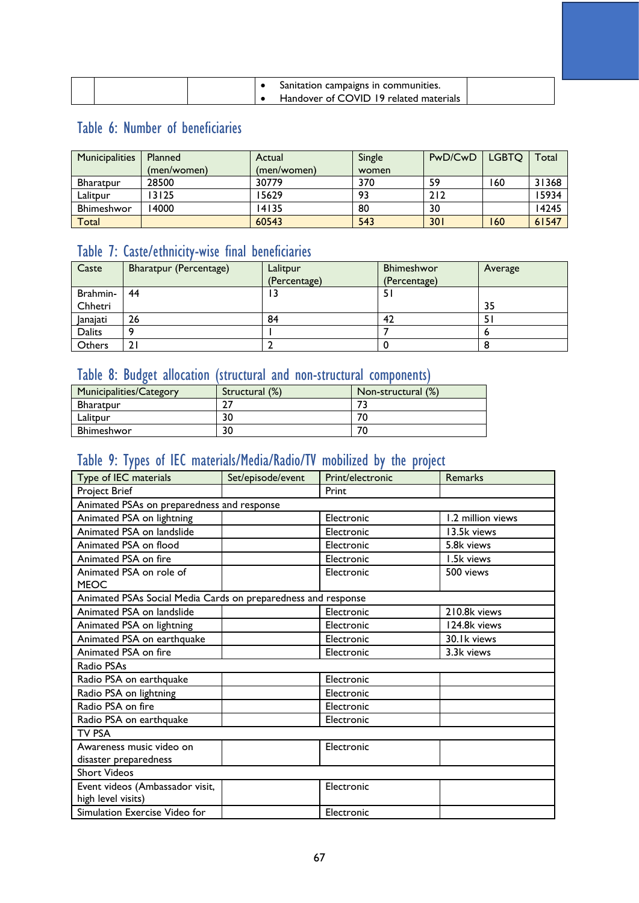|  |  |  | • Sanitation campaigns in communities.<br>• Handover of COVID 19 related materials |  |
|---|---|---|---|---|

## Table 6: Number of beneficiaries

| Municipalities | Planned (men/women) | Actual (men/women) | Single women | PwD/CwD | LGBTQ | Total |
|---|---|---|---|---|---|---|
| Bharatpur | 28500 | 30779 | 370 | 59 | 160 | 31368 |
| Lalitpur | 13125 | 15629 | 93 | 212 |  | 15934 |
| Bhimeshwor | 14000 | 14135 | 80 | 30 |  | 14245 |
| Total |  | 60543 | 543 | 301 | 160 | 61547 |

## Table 7: Caste/ethnicity-wise final beneficiaries

| Caste | Bharatpur (Percentage) | Lalitpur (Percentage) | Bhimeshwor (Percentage) | Average |
|---|---|---|---|---|
| Brahmin-Chhetri | 44 | 13 | 51 | 35 |
| Janajati | 26 | 84 | 42 | 51 |
| Dalits | 9 | 1 | 7 | 6 |
| Others | 21 | 2 | 0 | 8 |

## Table 8: Budget allocation (structural and non-structural components)

| Municipalities/Category | Structural (%) | Non-structural (%) |
|---|---|---|
| Bharatpur | 27 | 73 |
| Lalitpur | 30 | 70 |
| Bhimeshwor | 30 | 70 |

## Table 9: Types of IEC materials/Media/Radio/TV mobilized by the project

| Type of IEC materials | Set/episode/event | Print/electronic | Remarks |
|---|---|---|---|
| Project Brief |  | Print |  |
| Animated PSAs on preparedness and response |  |  |  |
| Animated PSA on lightning |  | Electronic | 1.2 million views |
| Animated PSA on landslide |  | Electronic | 13.5k views |
| Animated PSA on flood |  | Electronic | 5.8k views |
| Animated PSA on fire |  | Electronic | 1.5k views |
| Animated PSA on role of MEOC |  | Electronic | 500 views |
| Animated PSAs Social Media Cards on preparedness and response |  |  |  |
| Animated PSA on landslide |  | Electronic | 210.8k views |
| Animated PSA on lightning |  | Electronic | 124.8k views |
| Animated PSA on earthquake |  | Electronic | 30.1k views |
| Animated PSA on fire |  | Electronic | 3.3k views |
| Radio PSAs |  |  |  |
| Radio PSA on earthquake |  | Electronic |  |
| Radio PSA on lightning |  | Electronic |  |
| Radio PSA on fire |  | Electronic |  |
| Radio PSA on earthquake |  | Electronic |  |
| TV PSA |  |  |  |
| Awareness music video on disaster preparedness |  | Electronic |  |
| Short Videos |  |  |  |
| Event videos (Ambassador visit, high level visits) |  | Electronic |  |
| Simulation Exercise Video for |  | Electronic |  |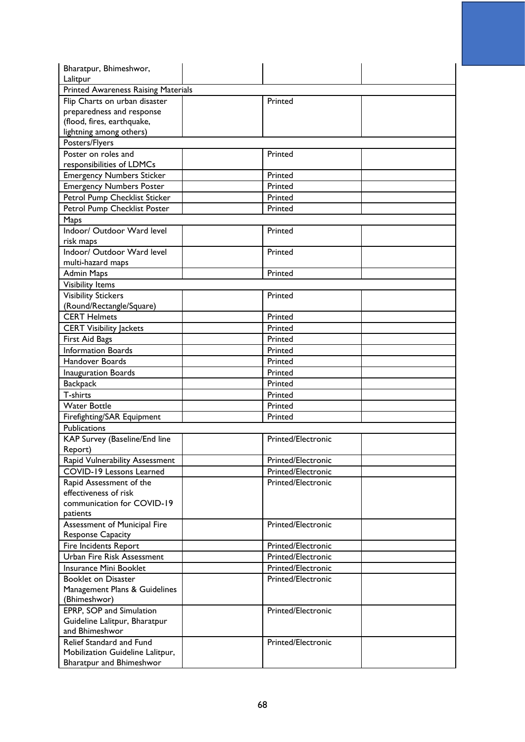| | | | |
|---|---|---|---|
| Bharatpur, Bhimeshwor, Lalitpur | | | |
| Printed Awareness Raising Materials | | | |
| Flip Charts on urban disaster preparedness and response (flood, fires, earthquake, lightning among others) | | Printed | |
| Posters/Flyers | | | |
| Poster on roles and responsibilities of LDMCs | | Printed | |
| Emergency Numbers Sticker | | Printed | |
| Emergency Numbers Poster | | Printed | |
| Petrol Pump Checklist Sticker | | Printed | |
| Petrol Pump Checklist Poster | | Printed | |
| Maps | | | |
| Indoor/ Outdoor Ward level risk maps | | Printed | |
| Indoor/ Outdoor Ward level multi-hazard maps | | Printed | |
| Admin Maps | | Printed | |
| Visibility Items | | | |
| Visibility Stickers (Round/Rectangle/Square) | | Printed | |
| CERT Helmets | | Printed | |
| CERT Visibility Jackets | | Printed | |
| First Aid Bags | | Printed | |
| Information Boards | | Printed | |
| Handover Boards | | Printed | |
| Inauguration Boards | | Printed | |
| Backpack | | Printed | |
| T-shirts | | Printed | |
| Water Bottle | | Printed | |
| Firefighting/SAR Equipment | | Printed | |
| Publications | | | |
| KAP Survey (Baseline/End line Report) | | Printed/Electronic | |
| Rapid Vulnerability Assessment | | Printed/Electronic | |
| COVID-19 Lessons Learned | | Printed/Electronic | |
| Rapid Assessment of the effectiveness of risk communication for COVID-19 patients | | Printed/Electronic | |
| Assessment of Municipal Fire Response Capacity | | Printed/Electronic | |
| Fire Incidents Report | | Printed/Electronic | |
| Urban Fire Risk Assessment | | Printed/Electronic | |
| Insurance Mini Booklet | | Printed/Electronic | |
| Booklet on Disaster Management Plans & Guidelines (Bhimeshwor) | | Printed/Electronic | |
| EPRP, SOP and Simulation Guideline Lalitpur, Bharatpur and Bhimeshwor | | Printed/Electronic | |
| Relief Standard and Fund Mobilization Guideline Lalitpur, Bharatpur and Bhimeshwor | | Printed/Electronic | |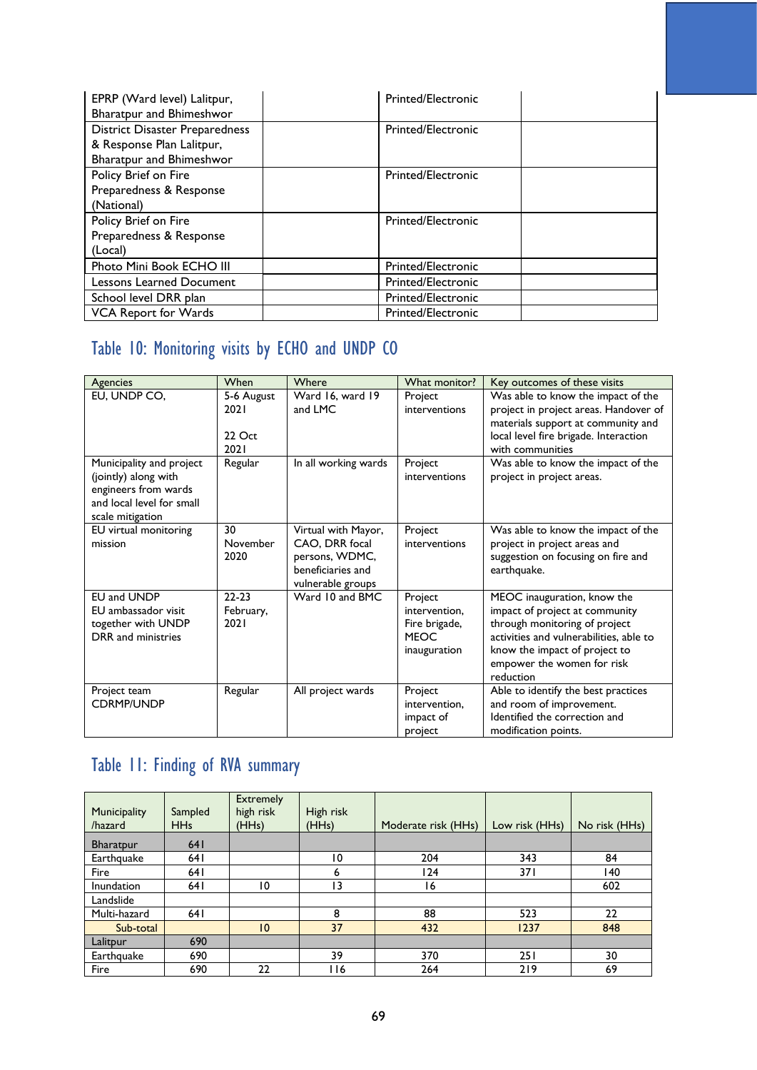| | | | |
|---|---|---|---|
| EPRP (Ward level) Lalitpur, Bharatpur and Bhimeshwor | | Printed/Electronic | |
| District Disaster Preparedness & Response Plan Lalitpur, Bharatpur and Bhimeshwor | | Printed/Electronic | |
| Policy Brief on Fire Preparedness & Response (National) | | Printed/Electronic | |
| Policy Brief on Fire Preparedness & Response (Local) | | Printed/Electronic | |
| Photo Mini Book ECHO III | | Printed/Electronic | |
| Lessons Learned Document | | Printed/Electronic | |
| School level DRR plan | | Printed/Electronic | |
| VCA Report for Wards | | Printed/Electronic | |

## Table 10: Monitoring visits by ECHO and UNDP CO

| Agencies | When | Where | What monitor? | Key outcomes of these visits |
|---|---|---|---|---|
| EU, UNDP CO, | 5-6 August 2021<br><br>22 Oct 2021 | Ward 16, ward 19 and LMC | Project interventions | Was able to know the impact of the project in project areas. Handover of materials support at community and local level fire brigade. Interaction with communities |
| Municipality and project (jointly) along with engineers from wards and local level for small scale mitigation | Regular | In all working wards | Project interventions | Was able to know the impact of the project in project areas. |
| EU virtual monitoring mission | 30 November 2020 | Virtual with Mayor, CAO, DRR focal persons, WDMC, beneficiaries and vulnerable groups | Project interventions | Was able to know the impact of the project and suggestion on focusing on fire and earthquake. |
| EU and UNDP<br>EU ambassador visit together with UNDP DRR and ministries | 22-23 February, 2021 | Ward 10 and BMC | Project intervention, Fire brigade, MEOC inauguration | MEOC inauguration, know the impact of project at community through monitoring of project activities and vulnerabilities, able to know the impact of project to empower the women for risk reduction |
| Project team CDRMP/UNDP | Regular | All project wards | Project intervention, impact of project | Able to identify the best practices and room of improvement. Identified the correction and modification points. |

## Table 11: Finding of RVA summary

| Municipality /hazard | Sampled HHs | Extremely high risk (HHs) | High risk (HHs) | Moderate risk (HHs) | Low risk (HHs) | No risk (HHs) |
|---|---|---|---|---|---|---|
| Bharatpur | 641 | | | | | |
| Earthquake | 641 | | 10 | 204 | 343 | 84 |
| Fire | 641 | | 6 | 124 | 371 | 140 |
| Inundation | 641 | 10 | 13 | 16 | | 602 |
| Landslide | | | | | | |
| Multi-hazard | 641 | | 8 | 88 | 523 | 22 |
| Sub-total | | 10 | 37 | 432 | 1237 | 848 |
| Lalitpur | 690 | | | | | |
| Earthquake | 690 | | 39 | 370 | 251 | 30 |
| Fire | 690 | 22 | 116 | 264 | 219 | 69 |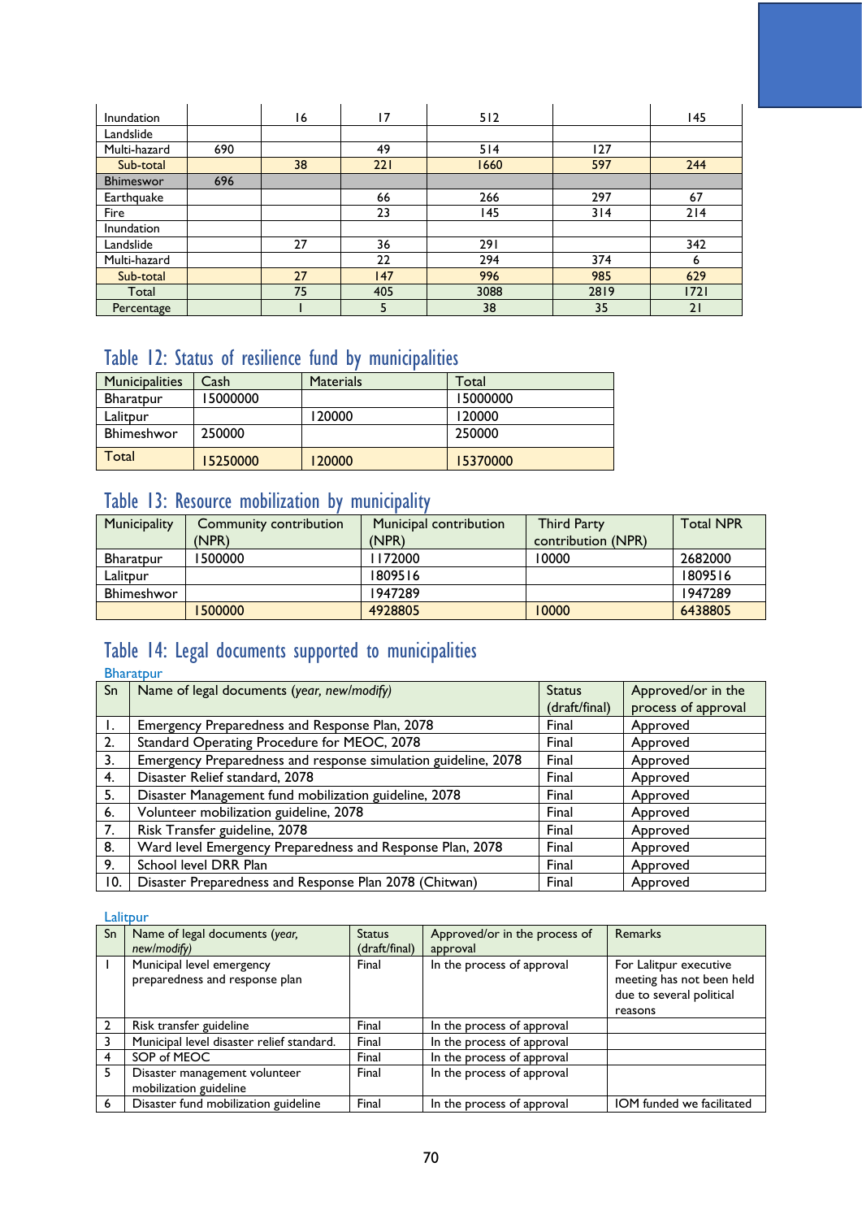| Inundation | | 16 | 17 | 512 | | 145 |
|---|---|---|---|---|---|---|
| Landslide | | | | | | |
| Multi-hazard | 690 | | 49 | 514 | 127 | |
| Sub-total | | 38 | 221 | 1660 | 597 | 244 |
| Bhimeswor | 696 | | | | | |
| Earthquake | | | 66 | 266 | 297 | 67 |
| Fire | | | 23 | 145 | 314 | 214 |
| Inundation | | | | | | |
| Landslide | | 27 | 36 | 291 | | 342 |
| Multi-hazard | | | 22 | 294 | 374 | 6 |
| Sub-total | | 27 | 147 | 996 | 985 | 629 |
| Total | | 75 | 405 | 3088 | 2819 | 1721 |
| Percentage | | 1 | 5 | 38 | 35 | 21 |

## Table 12: Status of resilience fund by municipalities

| Municipalities | Cash | Materials | Total |
|---|---|---|---|
| Bharatpur | 15000000 | | 15000000 |
| Lalitpur | | 120000 | 120000 |
| Bhimeshwor | 250000 | | 250000 |
| Total | 15250000 | 120000 | 15370000 |

## Table 13: Resource mobilization by municipality

| Municipality | Community contribution (NPR) | Municipal contribution (NPR) | Third Party contribution (NPR) | Total NPR |
|---|---|---|---|---|
| Bharatpur | 1500000 | 1172000 | 10000 | 2682000 |
| Lalitpur | | 1809516 | | 1809516 |
| Bhimeshwor | | 1947289 | | 1947289 |
| | 1500000 | 4928805 | 10000 | 6438805 |

## Table 14: Legal documents supported to municipalities

### Bharatpur

| Sn | Name of legal documents *(year, new/modify)* | Status (draft/final) | Approved/or in the process of approval |
|---|---|---|---|
| 1. | Emergency Preparedness and Response Plan, 2078 | Final | Approved |
| 2. | Standard Operating Procedure for MEOC, 2078 | Final | Approved |
| 3. | Emergency Preparedness and response simulation guideline, 2078 | Final | Approved |
| 4. | Disaster Relief standard, 2078 | Final | Approved |
| 5. | Disaster Management fund mobilization guideline, 2078 | Final | Approved |
| 6. | Volunteer mobilization guideline, 2078 | Final | Approved |
| 7. | Risk Transfer guideline, 2078 | Final | Approved |
| 8. | Ward level Emergency Preparedness and Response Plan, 2078 | Final | Approved |
| 9. | School level DRR Plan | Final | Approved |
| 10. | Disaster Preparedness and Response Plan 2078 (Chitwan) | Final | Approved |

### Lalitpur

| Sn | Name of legal documents *(year, new/modify)* | Status (draft/final) | Approved/or in the process of approval | Remarks |
|---|---|---|---|---|
| 1 | Municipal level emergency preparedness and response plan | Final | In the process of approval | For Lalitpur executive meeting has not been held due to several political reasons |
| 2 | Risk transfer guideline | Final | In the process of approval | |
| 3 | Municipal level disaster relief standard. | Final | In the process of approval | |
| 4 | SOP of MEOC | Final | In the process of approval | |
| 5 | Disaster management volunteer mobilization guideline | Final | In the process of approval | |
| 6 | Disaster fund mobilization guideline | Final | In the process of approval | IOM funded we facilitated |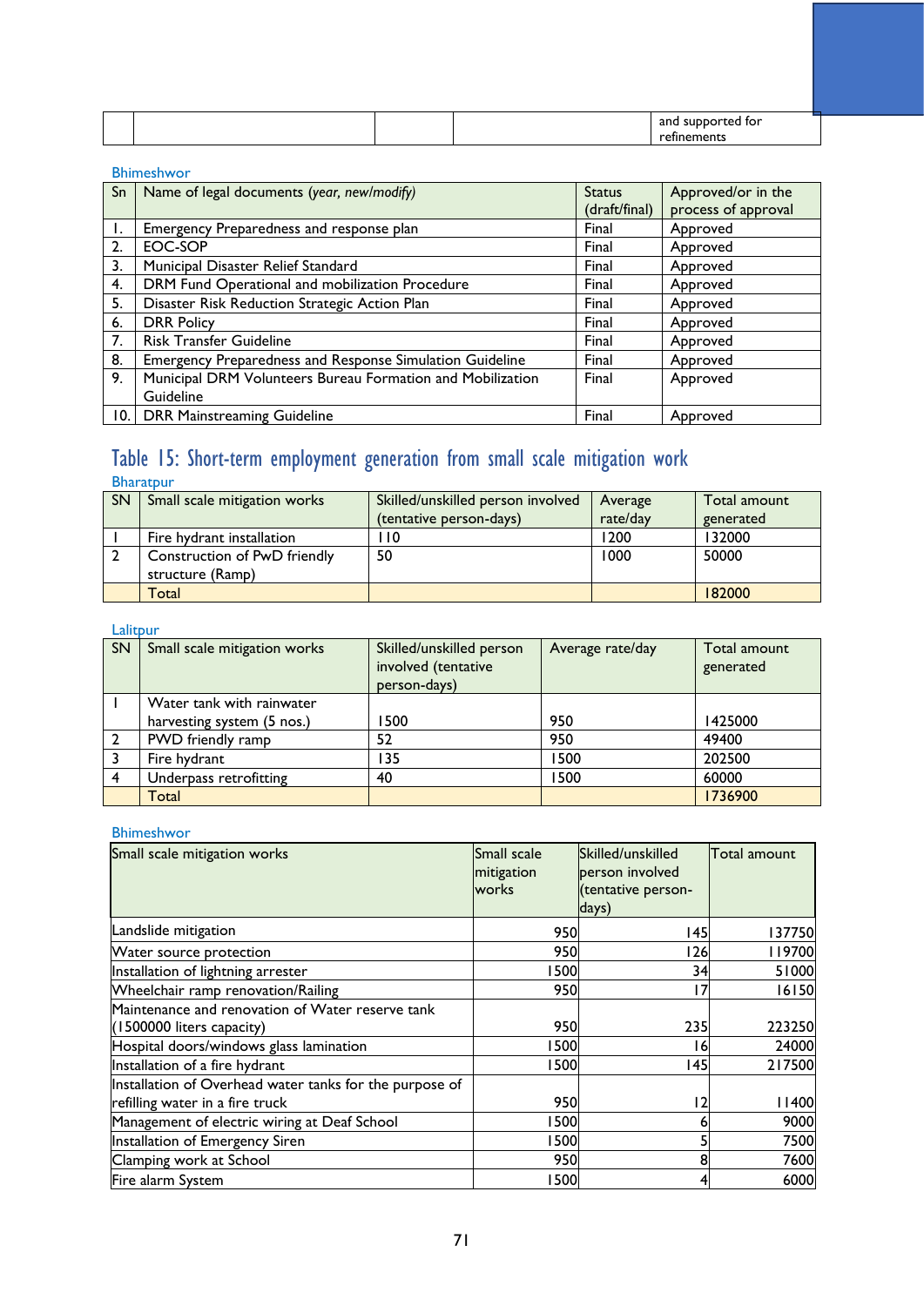| | | | | and supported for refinements |
|---|---|---|---|---|

Bhimeshwor

| Sn | Name of legal documents *(year, new/modify)* | Status (draft/final) | Approved/or in the process of approval |
|---|---|---|---|
| 1. | Emergency Preparedness and response plan | Final | Approved |
| 2. | EOC-SOP | Final | Approved |
| 3. | Municipal Disaster Relief Standard | Final | Approved |
| 4. | DRM Fund Operational and mobilization Procedure | Final | Approved |
| 5. | Disaster Risk Reduction Strategic Action Plan | Final | Approved |
| 6. | DRR Policy | Final | Approved |
| 7. | Risk Transfer Guideline | Final | Approved |
| 8. | Emergency Preparedness and Response Simulation Guideline | Final | Approved |
| 9. | Municipal DRM Volunteers Bureau Formation and Mobilization Guideline | Final | Approved |
| 10. | DRR Mainstreaming Guideline | Final | Approved |

## Table 15: Short-term employment generation from small scale mitigation work

Bharatpur

| SN | Small scale mitigation works | Skilled/unskilled person involved (tentative person-days) | Average rate/day | Total amount generated |
|---|---|---|---|---|
| 1 | Fire hydrant installation | 110 | 1200 | 132000 |
| 2 | Construction of PwD friendly structure (Ramp) | 50 | 1000 | 50000 |
| | Total | | | 182000 |

Lalitpur

| SN | Small scale mitigation works | Skilled/unskilled person involved (tentative person-days) | Average rate/day | Total amount generated |
|---|---|---|---|---|
| 1 | Water tank with rainwater harvesting system (5 nos.) | 1500 | 950 | 1425000 |
| 2 | PWD friendly ramp | 52 | 950 | 49400 |
| 3 | Fire hydrant | 135 | 1500 | 202500 |
| 4 | Underpass retrofitting | 40 | 1500 | 60000 |
| | Total | | | 1736900 |

Bhimeshwor

| Small scale mitigation works | Small scale mitigation works | Skilled/unskilled person involved (tentative person-days) | Total amount |
|---|---|---|---|
| Landslide mitigation | 950 | 145 | 137750 |
| Water source protection | 950 | 126 | 119700 |
| Installation of lightning arrester | 1500 | 34 | 51000 |
| Wheelchair ramp renovation/Railing | 950 | 17 | 16150 |
| Maintenance and renovation of Water reserve tank (1500000 liters capacity) | 950 | 235 | 223250 |
| Hospital doors/windows glass lamination | 1500 | 16 | 24000 |
| Installation of a fire hydrant | 1500 | 145 | 217500 |
| Installation of Overhead water tanks for the purpose of refilling water in a fire truck | 950 | 12 | 11400 |
| Management of electric wiring at Deaf School | 1500 | 6 | 9000 |
| Installation of Emergency Siren | 1500 | 5 | 7500 |
| Clamping work at School | 950 | 8 | 7600 |
| Fire alarm System | 1500 | 4 | 6000 |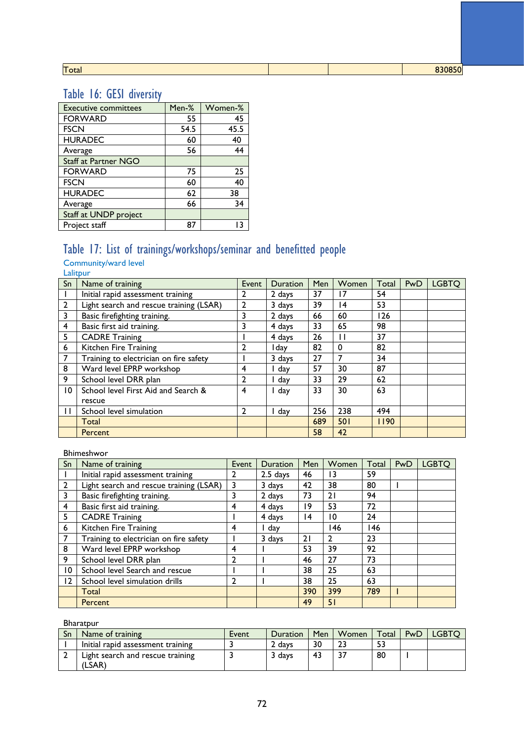| Total | | | 830850 |
|---|---|---|---|

## Table 16: GESI diversity

| Executive committees | Men-% | Women-% |
|---|---|---|
| FORWARD | 55 | 45 |
| FSCN | 54.5 | 45.5 |
| HURADEC | 60 | 40 |
| Average | 56 | 44 |
| Staff at Partner NGO | | |
| FORWARD | 75 | 25 |
| FSCN | 60 | 40 |
| HURADEC | 62 | 38 |
| Average | 66 | 34 |
| Staff at UNDP project | | |
| Project staff | 87 | 13 |

## Table 17: List of trainings/workshops/seminar and benefitted people

### Community/ward level

Lalitpur

| Sn | Name of training | Event | Duration | Men | Women | Total | PwD | LGBTQ |
|---|---|---|---|---|---|---|---|---|
| 1 | Initial rapid assessment training | 2 | 2 days | 37 | 17 | 54 | | |
| 2 | Light search and rescue training (LSAR) | 2 | 3 days | 39 | 14 | 53 | | |
| 3 | Basic firefighting training. | 3 | 2 days | 66 | 60 | 126 | | |
| 4 | Basic first aid training. | 3 | 4 days | 33 | 65 | 98 | | |
| 5 | CADRE Training | 1 | 4 days | 26 | 11 | 37 | | |
| 6 | Kitchen Fire Training | 2 | 1day | 82 | 0 | 82 | | |
| 7 | Training to electrician on fire safety | 1 | 3 days | 27 | 7 | 34 | | |
| 8 | Ward level EPRP workshop | 4 | 1 day | 57 | 30 | 87 | | |
| 9 | School level DRR plan | 2 | 1 day | 33 | 29 | 62 | | |
| 10 | School level First Aid and Search & rescue | 4 | 1 day | 33 | 30 | 63 | | |
| 11 | School level simulation | 2 | 1 day | 256 | 238 | 494 | | |
| | Total | | | 689 | 501 | 1190 | | |
| | Percent | | | 58 | 42 | | | |

Bhimeshwor

| Sn | Name of training | Event | Duration | Men | Women | Total | PwD | LGBTQ |
|---|---|---|---|---|---|---|---|---|
| 1 | Initial rapid assessment training | 2 | 2.5 days | 46 | 13 | 59 | | |
| 2 | Light search and rescue training (LSAR) | 3 | 3 days | 42 | 38 | 80 | 1 | |
| 3 | Basic firefighting training. | 3 | 2 days | 73 | 21 | 94 | | |
| 4 | Basic first aid training. | 4 | 4 days | 19 | 53 | 72 | | |
| 5 | CADRE Training | 1 | 4 days | 14 | 10 | 24 | | |
| 6 | Kitchen Fire Training | 4 | 1 day | | 146 | 146 | | |
| 7 | Training to electrician on fire safety | 1 | 3 days | 21 | 2 | 23 | | |
| 8 | Ward level EPRP workshop | 4 | 1 | 53 | 39 | 92 | | |
| 9 | School level DRR plan | 2 | 1 | 46 | 27 | 73 | | |
| 10 | School level Search and rescue | 1 | 1 | 38 | 25 | 63 | | |
| 12 | School level simulation drills | 2 | 1 | 38 | 25 | 63 | | |
| | Total | | | 390 | 399 | 789 | 1 | |
| | Percent | | | 49 | 51 | | | |

Bharatpur

| Sn | Name of training | Event | Duration | Men | Women | Total | PwD | LGBTQ |
|---|---|---|---|---|---|---|---|---|
| 1 | Initial rapid assessment training | 3 | 2 days | 30 | 23 | 53 | | |
| 2 | Light search and rescue training (LSAR) | 3 | 3 days | 43 | 37 | 80 | 1 | |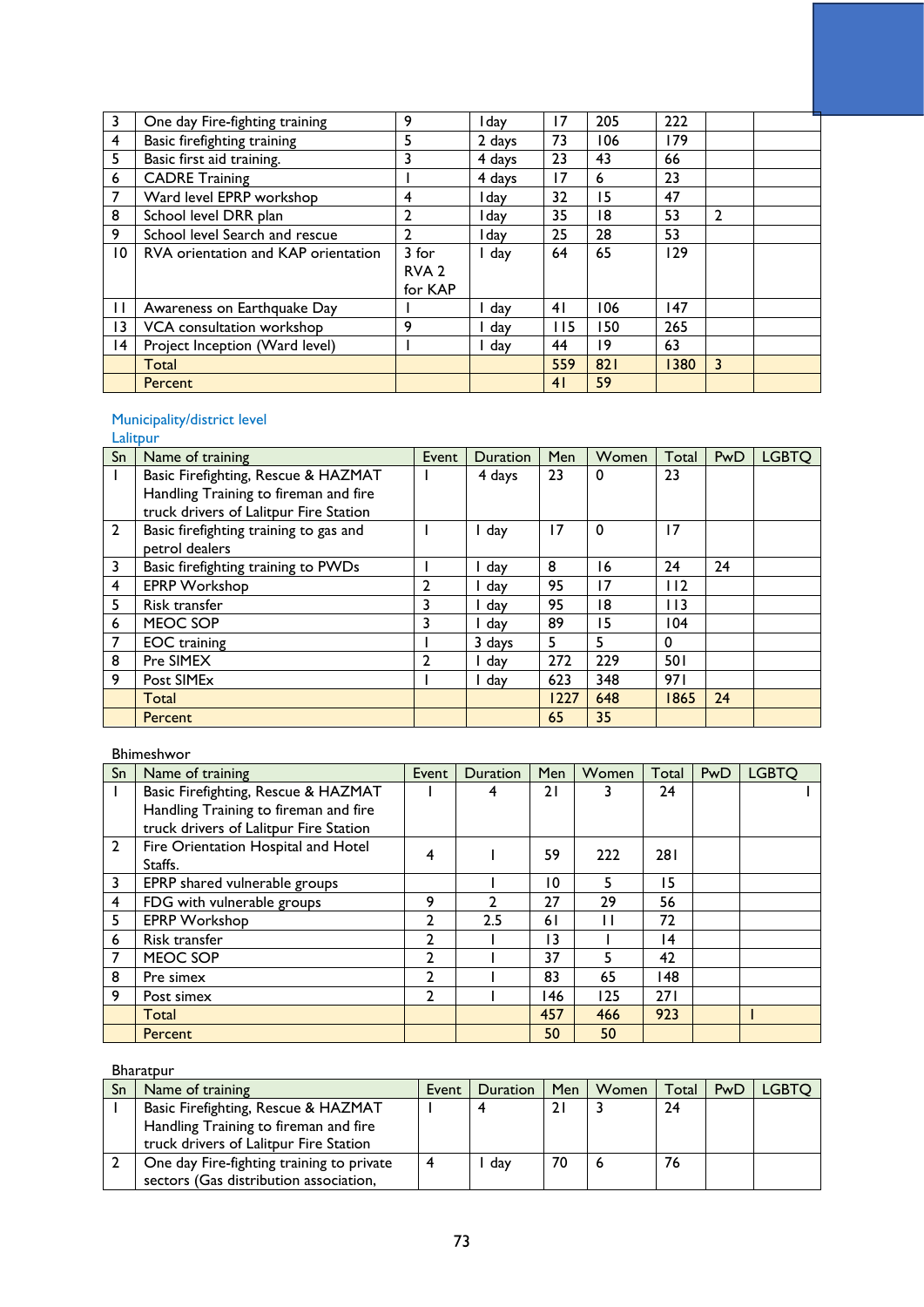| 3 | One day Fire-fighting training | 9 | I day | 17 | 205 | 222 | | |
|---|---|---|---|---|---|---|---|---|
| 4 | Basic firefighting training | 5 | 2 days | 73 | 106 | 179 | | |
| 5 | Basic first aid training. | 3 | 4 days | 23 | 43 | 66 | | |
| 6 | CADRE Training | I | 4 days | 17 | 6 | 23 | | |
| 7 | Ward level EPRP workshop | 4 | I day | 32 | 15 | 47 | | |
| 8 | School level DRR plan | 2 | I day | 35 | 18 | 53 | 2 | |
| 9 | School level Search and rescue | 2 | I day | 25 | 28 | 53 | | |
| 10 | RVA orientation and KAP orientation | 3 for RVA 2 for KAP | I day | 64 | 65 | 129 | | |
| 11 | Awareness on Earthquake Day | I | I day | 41 | 106 | 147 | | |
| 13 | VCA consultation workshop | 9 | I day | 115 | 150 | 265 | | |
| 14 | Project Inception (Ward level) | I | I day | 44 | 19 | 63 | | |
| | Total | | | 559 | 821 | 1380 | 3 | |
| | Percent | | | 41 | 59 | | | |

Municipality/district level

Lalitpur

| Sn | Name of training | Event | Duration | Men | Women | Total | PwD | LGBTQ |
|---|---|---|---|---|---|---|---|---|
| 1 | Basic Firefighting, Rescue & HAZMAT Handling Training to fireman and fire truck drivers of Lalitpur Fire Station | I | 4 days | 23 | 0 | 23 | | |
| 2 | Basic firefighting training to gas and petrol dealers | I | I day | 17 | 0 | 17 | | |
| 3 | Basic firefighting training to PWDs | I | I day | 8 | 16 | 24 | 24 | |
| 4 | EPRP Workshop | 2 | I day | 95 | 17 | 112 | | |
| 5 | Risk transfer | 3 | I day | 95 | 18 | 113 | | |
| 6 | MEOC SOP | 3 | I day | 89 | 15 | 104 | | |
| 7 | EOC training | I | 3 days | 5 | 5 | 0 | | |
| 8 | Pre SIMEX | 2 | I day | 272 | 229 | 501 | | |
| 9 | Post SIMEx | I | I day | 623 | 348 | 971 | | |
| | Total | | | 1227 | 648 | 1865 | 24 | |
| | Percent | | | 65 | 35 | | | |

Bhimeshwor

| Sn | Name of training | Event | Duration | Men | Women | Total | PwD | LGBTQ |
|---|---|---|---|---|---|---|---|---|
| 1 | Basic Firefighting, Rescue & HAZMAT Handling Training to fireman and fire truck drivers of Lalitpur Fire Station | I | 4 | 21 | 3 | 24 | | I |
| 2 | Fire Orientation Hospital and Hotel Staffs. | 4 | I | 59 | 222 | 281 | | |
| 3 | EPRP shared vulnerable groups | | I | 10 | 5 | 15 | | |
| 4 | FDG with vulnerable groups | 9 | 2 | 27 | 29 | 56 | | |
| 5 | EPRP Workshop | 2 | 2.5 | 61 | 11 | 72 | | |
| 6 | Risk transfer | 2 | I | 13 | I | 14 | | |
| 7 | MEOC SOP | 2 | I | 37 | 5 | 42 | | |
| 8 | Pre simex | 2 | I | 83 | 65 | 148 | | |
| 9 | Post simex | 2 | I | 146 | 125 | 271 | | |
| | Total | | | 457 | 466 | 923 | | I |
| | Percent | | | 50 | 50 | | | |

Bharatpur

| Sn | Name of training | Event | Duration | Men | Women | Total | PwD | LGBTQ |
|---|---|---|---|---|---|---|---|---|
| 1 | Basic Firefighting, Rescue & HAZMAT Handling Training to fireman and fire truck drivers of Lalitpur Fire Station | I | 4 | 21 | 3 | 24 | | |
| 2 | One day Fire-fighting training to private sectors (Gas distribution association, | 4 | I day | 70 | 6 | 76 | | |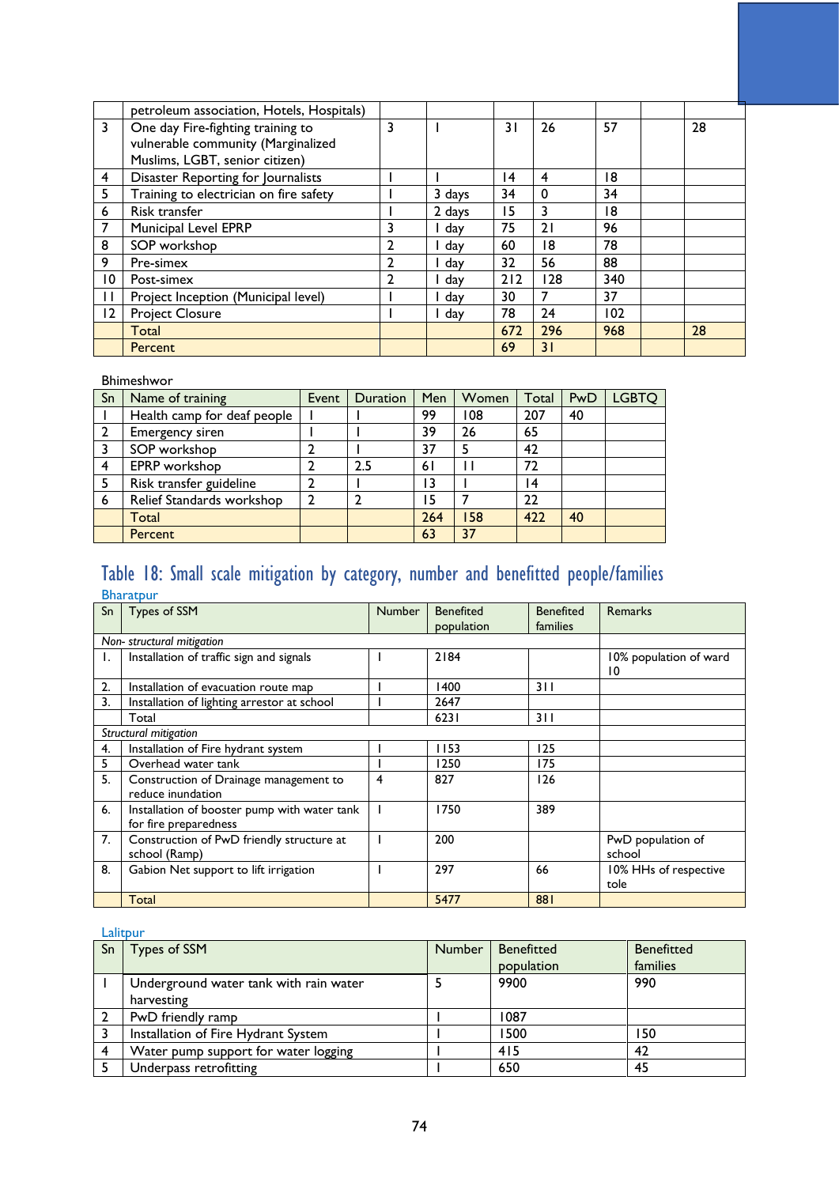|  | petroleum association, Hotels, Hospitals) |  |  |  |  |  |  |  |
|---|---|---|---|---|---|---|---|---|
| 3 | One day Fire-fighting training to vulnerable community (Marginalized Muslims, LGBT, senior citizen) | 3 | 1 | 31 | 26 | 57 |  | 28 |
| 4 | Disaster Reporting for Journalists | 1 | 1 | 14 | 4 | 18 |  |  |
| 5 | Training to electrician on fire safety | 1 | 3 days | 34 | 0 | 34 |  |  |
| 6 | Risk transfer | 1 | 2 days | 15 | 3 | 18 |  |  |
| 7 | Municipal Level EPRP | 3 | 1 day | 75 | 21 | 96 |  |  |
| 8 | SOP workshop | 2 | 1 day | 60 | 18 | 78 |  |  |
| 9 | Pre-simex | 2 | 1 day | 32 | 56 | 88 |  |  |
| 10 | Post-simex | 2 | 1 day | 212 | 128 | 340 |  |  |
| 11 | Project Inception (Municipal level) | 1 | 1 day | 30 | 7 | 37 |  |  |
| 12 | Project Closure | 1 | 1 day | 78 | 24 | 102 |  |  |
|  | Total |  |  | 672 | 296 | 968 |  | 28 |
|  | Percent |  |  | 69 | 31 |  |  |  |

Bhimeshwor

| Sn | Name of training | Event | Duration | Men | Women | Total | PwD | LGBTQ |
|---|---|---|---|---|---|---|---|---|
| 1 | Health camp for deaf people | 1 | 1 | 99 | 108 | 207 | 40 |  |
| 2 | Emergency siren | 1 | 1 | 39 | 26 | 65 |  |  |
| 3 | SOP workshop | 2 | 1 | 37 | 5 | 42 |  |  |
| 4 | EPRP workshop | 2 | 2.5 | 61 | 11 | 72 |  |  |
| 5 | Risk transfer guideline | 2 | 1 | 13 | 1 | 14 |  |  |
| 6 | Relief Standards workshop | 2 | 2 | 15 | 7 | 22 |  |  |
|  | Total |  |  | 264 | 158 | 422 | 40 |  |
|  | Percent |  |  | 63 | 37 |  |  |  |

## Table 18: Small scale mitigation by category, number and benefitted people/families

Bharatpur

| Sn | Types of SSM | Number | Benefited population | Benefited families | Remarks |
|---|---|---|---|---|---|
| *Non- structural mitigation* |  |  |  |  |  |
| 1. | Installation of traffic sign and signals | 1 | 2184 |  | 10% population of ward 10 |
| 2. | Installation of evacuation route map | 1 | 1400 | 311 |  |
| 3. | Installation of lighting arrestor at school | 1 | 2647 |  |  |
|  | Total |  | 6231 | 311 |  |
| *Structural mitigation* |  |  |  |  |  |
| 4. | Installation of Fire hydrant system | 1 | 1153 | 125 |  |
| 5 | Overhead water tank | 1 | 1250 | 175 |  |
| 5. | Construction of Drainage management to reduce inundation | 4 | 827 | 126 |  |
| 6. | Installation of booster pump with water tank for fire preparedness | 1 | 1750 | 389 |  |
| 7. | Construction of PwD friendly structure at school (Ramp) | 1 | 200 |  | PwD population of school |
| 8. | Gabion Net support to lift irrigation | 1 | 297 | 66 | 10% HHs of respective tole |
|  | Total |  | 5477 | 881 |  |

Lalitpur

| Sn | Types of SSM | Number | Benefitted population | Benefitted families |
|---|---|---|---|---|
| 1 | Underground water tank with rain water harvesting | 5 | 9900 | 990 |
| 2 | PwD friendly ramp | 1 | 1087 |  |
| 3 | Installation of Fire Hydrant System | 1 | 1500 | 150 |
| 4 | Water pump support for water logging | 1 | 415 | 42 |
| 5 | Underpass retrofitting | 1 | 650 | 45 |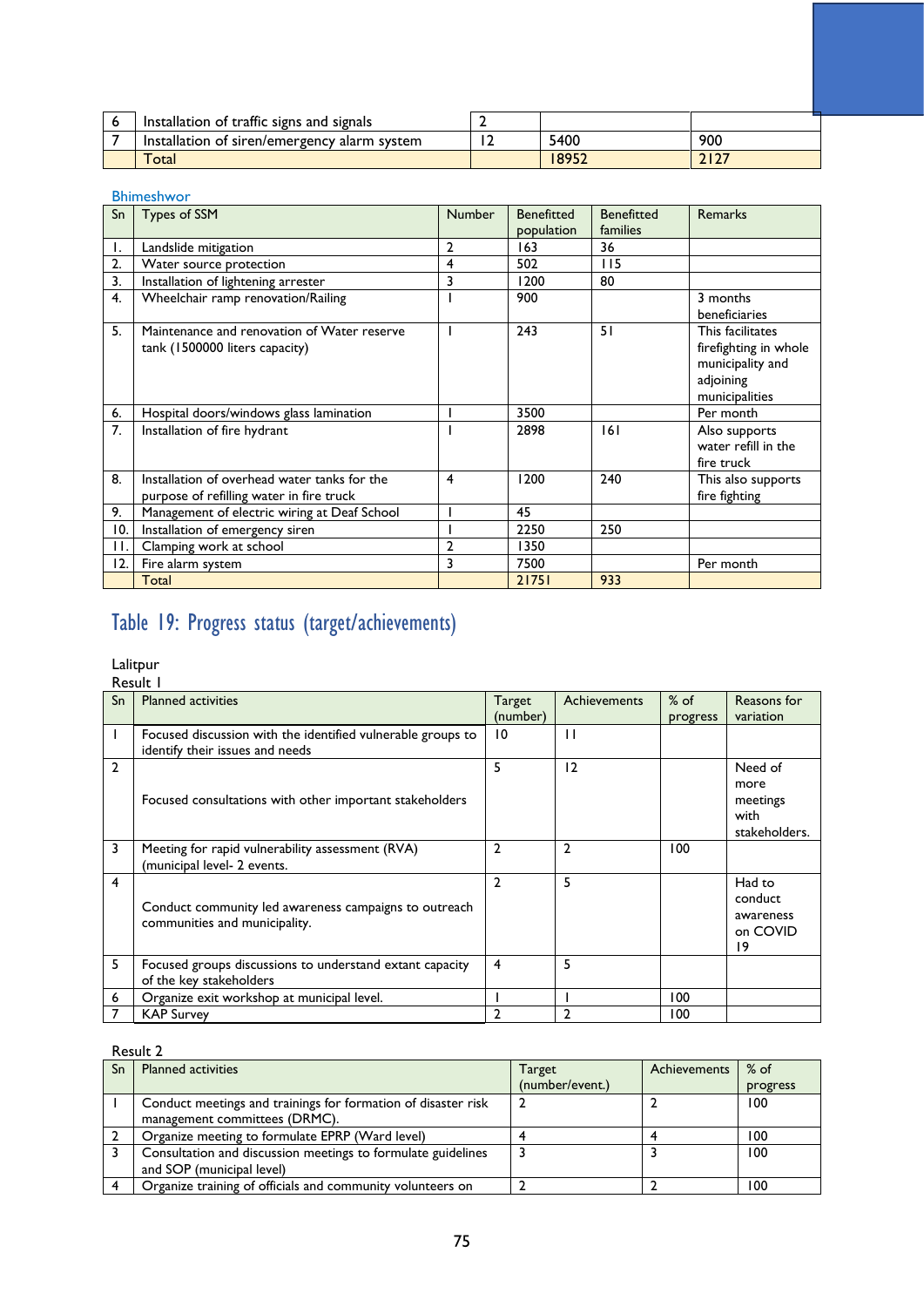| 6 | Installation of traffic signs and signals | 2 | | |
|---|---|---|---|---|
| 7 | Installation of siren/emergency alarm system | 12 | 5400 | 900 |
| | Total | | 18952 | 2127 |

Bhimeshwor

| Sn | Types of SSM | Number | Benefitted population | Benefitted families | Remarks |
|---|---|---|---|---|---|
| 1. | Landslide mitigation | 2 | 163 | 36 | |
| 2. | Water source protection | 4 | 502 | 115 | |
| 3. | Installation of lightening arrester | 3 | 1200 | 80 | |
| 4. | Wheelchair ramp renovation/Railing | 1 | 900 | | 3 months beneficiaries |
| 5. | Maintenance and renovation of Water reserve tank (1500000 liters capacity) | 1 | 243 | 51 | This facilitates firefighting in whole municipality and adjoining municipalities |
| 6. | Hospital doors/windows glass lamination | 1 | 3500 | | Per month |
| 7. | Installation of fire hydrant | 1 | 2898 | 161 | Also supports water refill in the fire truck |
| 8. | Installation of overhead water tanks for the purpose of refilling water in fire truck | 4 | 1200 | 240 | This also supports fire fighting |
| 9. | Management of electric wiring at Deaf School | 1 | 45 | | |
| 10. | Installation of emergency siren | 1 | 2250 | 250 | |
| 11. | Clamping work at school | 2 | 1350 | | |
| 12. | Fire alarm system | 3 | 7500 | | Per month |
| | Total | | 21751 | 933 | |

## Table 19: Progress status (target/achievements)

Lalitpur

Result 1

| Sn | Planned activities | Target (number) | Achievements | % of progress | Reasons for variation |
|---|---|---|---|---|---|
| 1 | Focused discussion with the identified vulnerable groups to identify their issues and needs | 10 | 11 | | |
| 2 | Focused consultations with other important stakeholders | 5 | 12 | | Need of more meetings with stakeholders. |
| 3 | Meeting for rapid vulnerability assessment (RVA) (municipal level- 2 events. | 2 | 2 | 100 | |
| 4 | Conduct community led awareness campaigns to outreach communities and municipality. | 2 | 5 | | Had to conduct awareness on COVID 19 |
| 5 | Focused groups discussions to understand extant capacity of the key stakeholders | 4 | 5 | | |
| 6 | Organize exit workshop at municipal level. | 1 | 1 | 100 | |
| 7 | KAP Survey | 2 | 2 | 100 | |

Result 2

| Sn | Planned activities | Target (number/event.) | Achievements | % of progress |
|---|---|---|---|---|
| 1 | Conduct meetings and trainings for formation of disaster risk management committees (DRMC). | 2 | 2 | 100 |
| 2 | Organize meeting to formulate EPRP (Ward level) | 4 | 4 | 100 |
| 3 | Consultation and discussion meetings to formulate guidelines and SOP (municipal level) | 3 | 3 | 100 |
| 4 | Organize training of officials and community volunteers on | 2 | 2 | 100 |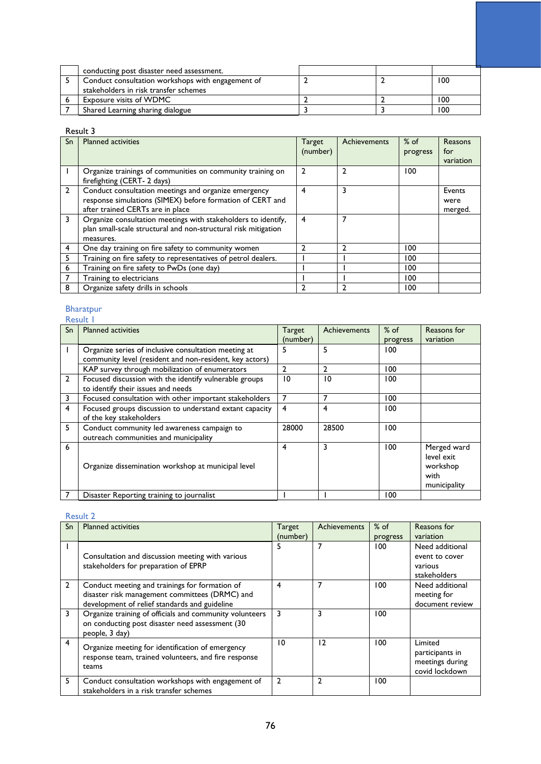| | | | | |
|---|---|---|---|---|
| | conducting post disaster need assessment. | | | |
| 5 | Conduct consultation workshops with engagement of stakeholders in risk transfer schemes | 2 | 2 | 100 |
| 6 | Exposure visits of WDMC | 2 | 2 | 100 |
| 7 | Shared Learning sharing dialogue | 3 | 3 | 100 |

Result 3

| Sn | Planned activities | Target (number) | Achievements | % of progress | Reasons for variation |
|---|---|---|---|---|---|
| 1 | Organize trainings of communities on community training on firefighting (CERT- 2 days) | 2 | 2 | 100 | |
| 2 | Conduct consultation meetings and organize emergency response simulations (SIMEX) before formation of CERT and after trained CERTs are in place | 4 | 3 | | Events were merged. |
| 3 | Organize consultation meetings with stakeholders to identify, plan small-scale structural and non-structural risk mitigation measures. | 4 | 7 | | |
| 4 | One day training on fire safety to community women | 2 | 2 | 100 | |
| 5 | Training on fire safety to representatives of petrol dealers. | 1 | 1 | 100 | |
| 6 | Training on fire safety to PwDs (one day) | 1 | 1 | 100 | |
| 7 | Training to electricians | 1 | 1 | 100 | |
| 8 | Organize safety drills in schools | 2 | 2 | 100 | |

## Bharatpur

### Result 1

| Sn | Planned activities | Target (number) | Achievements | % of progress | Reasons for variation |
|---|---|---|---|---|---|
| 1 | Organize series of inclusive consultation meeting at community level (resident and non-resident, key actors) | 5 | 5 | 100 | |
| | KAP survey through mobilization of enumerators | 2 | 2 | 100 | |
| 2 | Focused discussion with the identify vulnerable groups to identify their issues and needs | 10 | 10 | 100 | |
| 3 | Focused consultation with other important stakeholders | 7 | 7 | 100 | |
| 4 | Focused groups discussion to understand extant capacity of the key stakeholders | 4 | 4 | 100 | |
| 5 | Conduct community led awareness campaign to outreach communities and municipality | 28000 | 28500 | 100 | |
| 6 | Organize dissemination workshop at municipal level | 4 | 3 | 100 | Merged ward level exit workshop with municipality |
| 7 | Disaster Reporting training to journalist | 1 | 1 | 100 | |

### Result 2

| Sn | Planned activities | Target (number) | Achievements | % of progress | Reasons for variation |
|---|---|---|---|---|---|
| 1 | Consultation and discussion meeting with various stakeholders for preparation of EPRP | 5 | 7 | 100 | Need additional event to cover various stakeholders |
| 2 | Conduct meeting and trainings for formation of disaster risk management committees (DRMC) and development of relief standards and guideline | 4 | 7 | 100 | Need additional meeting for document review |
| 3 | Organize training of officials and community volunteers on conducting post disaster need assessment (30 people, 3 day) | 3 | 3 | 100 | |
| 4 | Organize meeting for identification of emergency response team, trained volunteers, and fire response teams | 10 | 12 | 100 | Limited participants in meetings during covid lockdown |
| 5 | Conduct consultation workshops with engagement of stakeholders in a risk transfer schemes | 2 | 2 | 100 | |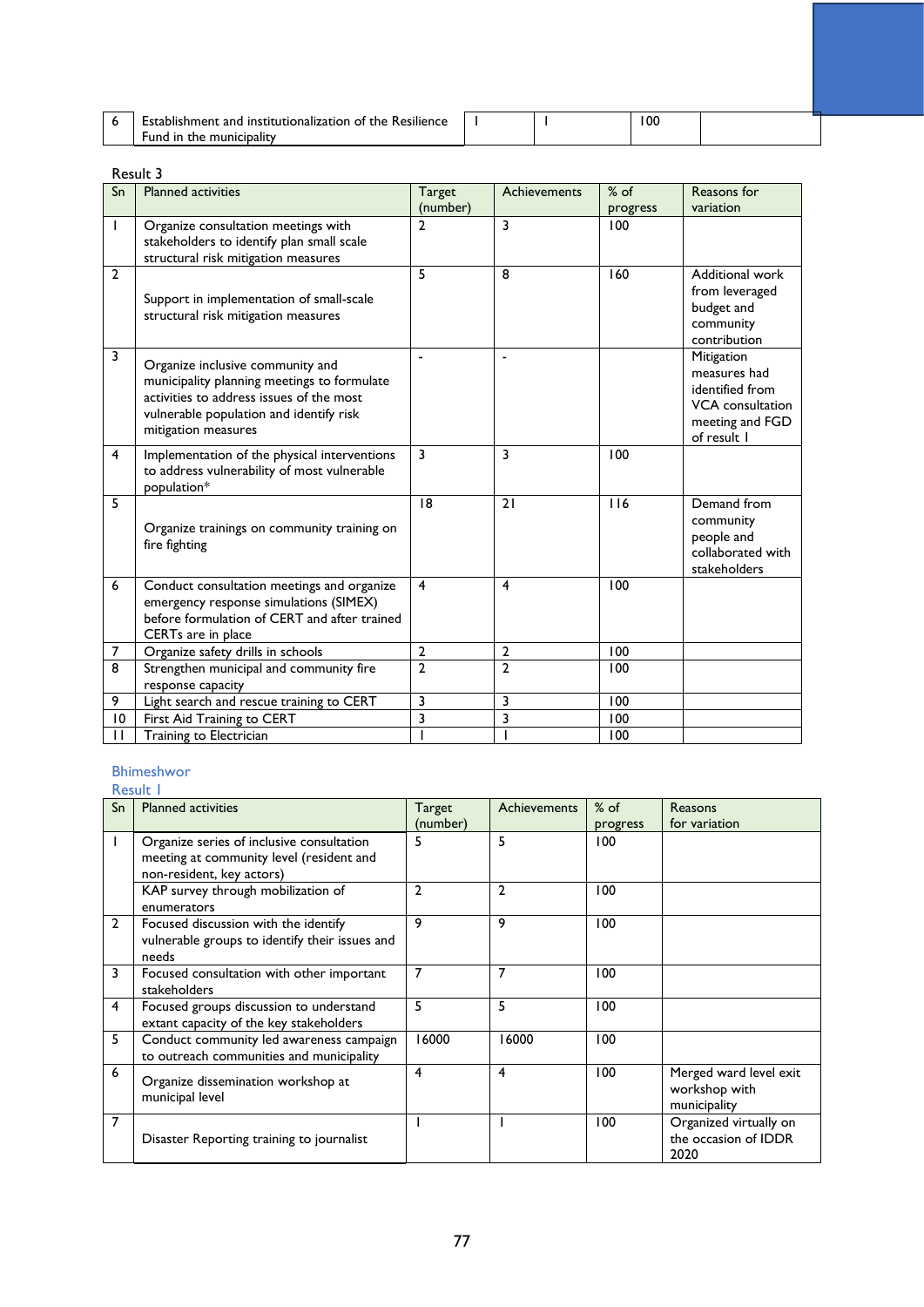| 6 | Establishment and institutionalization of the Resilience Fund in the municipality | 1 | 1 | 100 | |
|---|---|---|---|---|---|

Result 3

| Sn | Planned activities | Target (number) | Achievements | % of progress | Reasons for variation |
|---|---|---|---|---|---|
| 1 | Organize consultation meetings with stakeholders to identify plan small scale structural risk mitigation measures | 2 | 3 | 100 | |
| 2 | Support in implementation of small-scale structural risk mitigation measures | 5 | 8 | 160 | Additional work from leveraged budget and community contribution |
| 3 | Organize inclusive community and municipality planning meetings to formulate activities to address issues of the most vulnerable population and identify risk mitigation measures | - | - | | Mitigation measures had identified from VCA consultation meeting and FGD of result 1 |
| 4 | Implementation of the physical interventions to address vulnerability of most vulnerable population* | 3 | 3 | 100 | |
| 5 | Organize trainings on community training on fire fighting | 18 | 21 | 116 | Demand from community people and collaborated with stakeholders |
| 6 | Conduct consultation meetings and organize emergency response simulations (SIMEX) before formulation of CERT and after trained CERTs are in place | 4 | 4 | 100 | |
| 7 | Organize safety drills in schools | 2 | 2 | 100 | |
| 8 | Strengthen municipal and community fire response capacity | 2 | 2 | 100 | |
| 9 | Light search and rescue training to CERT | 3 | 3 | 100 | |
| 10 | First Aid Training to CERT | 3 | 3 | 100 | |
| 11 | Training to Electrician | 1 | 1 | 100 | |

## Bhimeshwor

### Result 1

| Sn | Planned activities | Target (number) | Achievements | % of progress | Reasons for variation |
|---|---|---|---|---|---|
| 1 | Organize series of inclusive consultation meeting at community level (resident and non-resident, key actors) | 5 | 5 | 100 | |
| | KAP survey through mobilization of enumerators | 2 | 2 | 100 | |
| 2 | Focused discussion with the identify vulnerable groups to identify their issues and needs | 9 | 9 | 100 | |
| 3 | Focused consultation with other important stakeholders | 7 | 7 | 100 | |
| 4 | Focused groups discussion to understand extant capacity of the key stakeholders | 5 | 5 | 100 | |
| 5 | Conduct community led awareness campaign to outreach communities and municipality | 16000 | 16000 | 100 | |
| 6 | Organize dissemination workshop at municipal level | 4 | 4 | 100 | Merged ward level exit workshop with municipality |
| 7 | Disaster Reporting training to journalist | 1 | 1 | 100 | Organized virtually on the occasion of IDDR 2020 |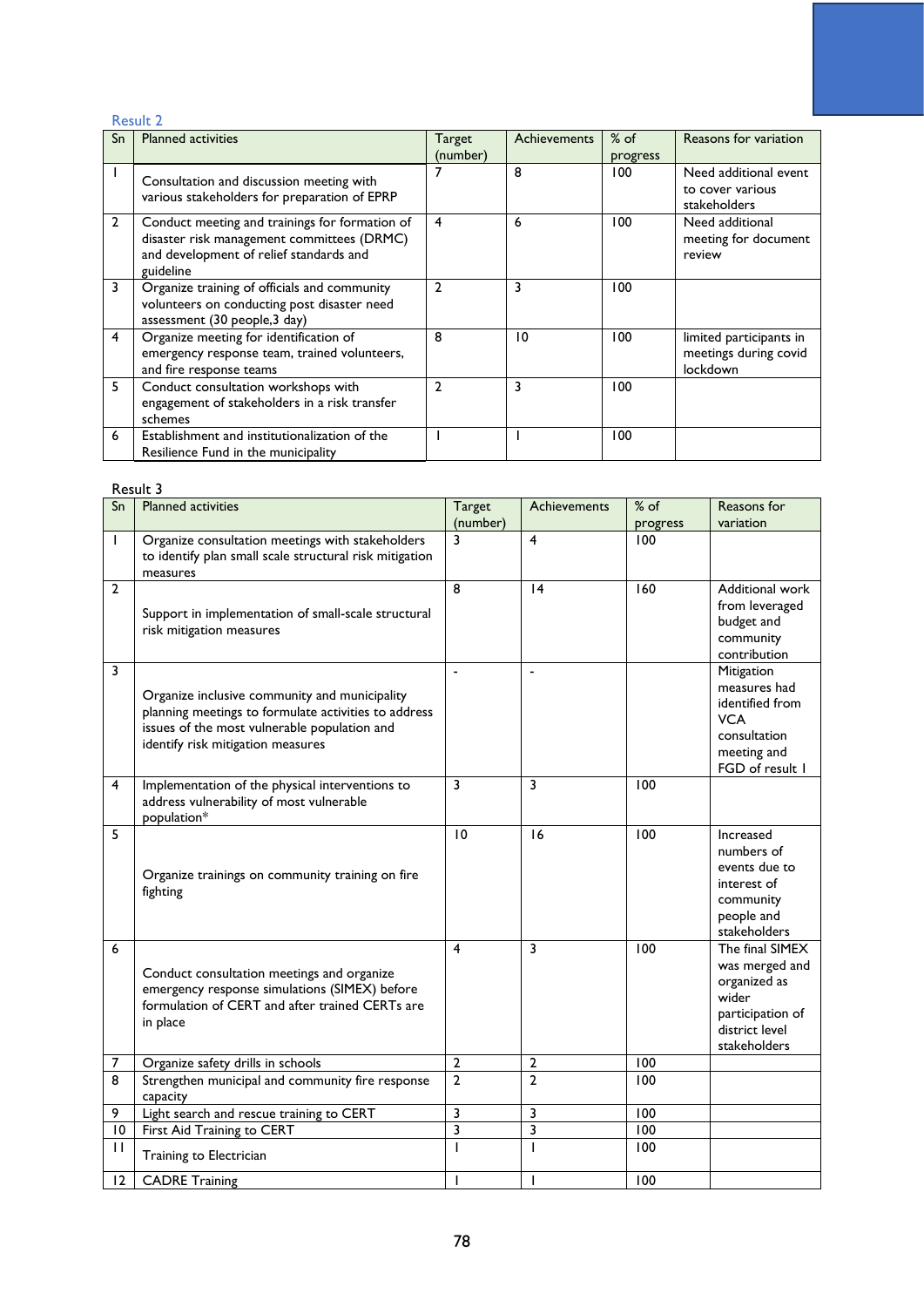Result 2

| Sn | Planned activities | Target (number) | Achievements | % of progress | Reasons for variation |
|---|---|---|---|---|---|
| 1 | Consultation and discussion meeting with various stakeholders for preparation of EPRP | 7 | 8 | 100 | Need additional event to cover various stakeholders |
| 2 | Conduct meeting and trainings for formation of disaster risk management committees (DRMC) and development of relief standards and guideline | 4 | 6 | 100 | Need additional meeting for document review |
| 3 | Organize training of officials and community volunteers on conducting post disaster need assessment (30 people,3 day) | 2 | 3 | 100 | |
| 4 | Organize meeting for identification of emergency response team, trained volunteers, and fire response teams | 8 | 10 | 100 | limited participants in meetings during covid lockdown |
| 5 | Conduct consultation workshops with engagement of stakeholders in a risk transfer schemes | 2 | 3 | 100 | |
| 6 | Establishment and institutionalization of the Resilience Fund in the municipality | 1 | 1 | 100 | |

Result 3

| Sn | Planned activities | Target (number) | Achievements | % of progress | Reasons for variation |
|---|---|---|---|---|---|
| 1 | Organize consultation meetings with stakeholders to identify plan small scale structural risk mitigation measures | 3 | 4 | 100 | |
| 2 | Support in implementation of small-scale structural risk mitigation measures | 8 | 14 | 160 | Additional work from leveraged budget and community contribution |
| 3 | Organize inclusive community and municipality planning meetings to formulate activities to address issues of the most vulnerable population and identify risk mitigation measures | - | - | | Mitigation measures had identified from VCA consultation meeting and FGD of result 1 |
| 4 | Implementation of the physical interventions to address vulnerability of most vulnerable population* | 3 | 3 | 100 | |
| 5 | Organize trainings on community training on fire fighting | 10 | 16 | 100 | Increased numbers of events due to interest of community people and stakeholders |
| 6 | Conduct consultation meetings and organize emergency response simulations (SIMEX) before formulation of CERT and after trained CERTs are in place | 4 | 3 | 100 | The final SIMEX was merged and organized as wider participation of district level stakeholders |
| 7 | Organize safety drills in schools | 2 | 2 | 100 | |
| 8 | Strengthen municipal and community fire response capacity | 2 | 2 | 100 | |
| 9 | Light search and rescue training to CERT | 3 | 3 | 100 | |
| 10 | First Aid Training to CERT | 3 | 3 | 100 | |
| 11 | Training to Electrician | 1 | 1 | 100 | |
| 12 | CADRE Training | 1 | 1 | 100 | |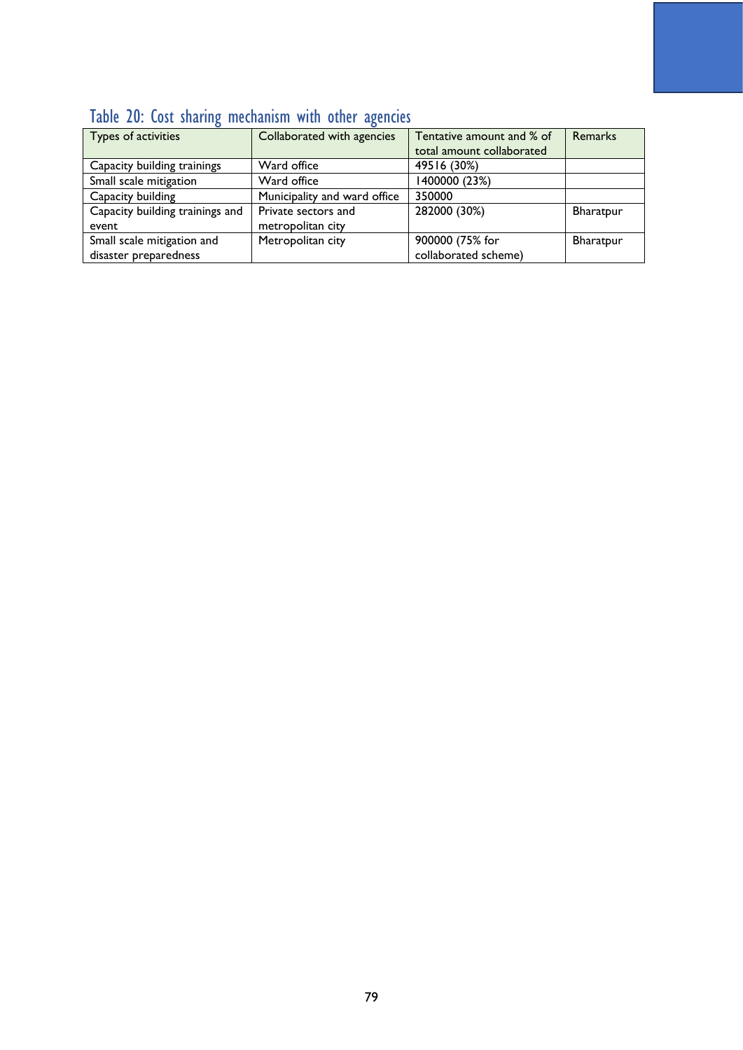### Table 20: Cost sharing mechanism with other agencies

| Types of activities | Collaborated with agencies | Tentative amount and % of total amount collaborated | Remarks |
|---|---|---|---|
| Capacity building trainings | Ward office | 49516 (30%) | |
| Small scale mitigation | Ward office | 1400000 (23%) | |
| Capacity building | Municipality and ward office | 350000 | |
| Capacity building trainings and event | Private sectors and metropolitan city | 282000 (30%) | Bharatpur |
| Small scale mitigation and disaster preparedness | Metropolitan city | 900000 (75% for collaborated scheme) | Bharatpur |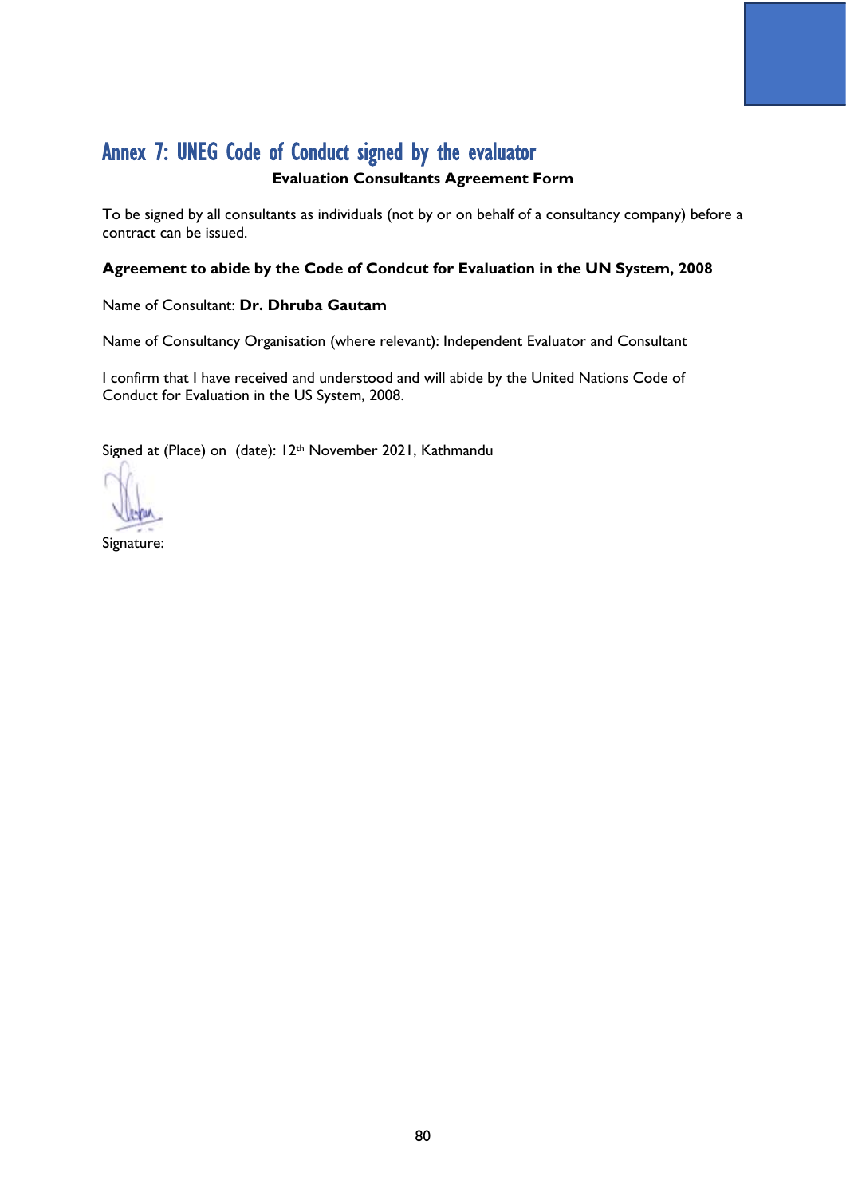# Annex 7: UNEG Code of Conduct signed by the evaluator

**Evaluation Consultants Agreement Form**

To be signed by all consultants as individuals (not by or on behalf of a consultancy company) before a contract can be issued.

**Agreement to abide by the Code of Condcut for Evaluation in the UN System, 2008**

Name of Consultant: **Dr. Dhruba Gautam**

Name of Consultancy Organisation (where relevant): Independent Evaluator and Consultant

I confirm that I have received and understood and will abide by the United Nations Code of Conduct for Evaluation in the US System, 2008.

Signed at (Place) on (date): 12th November 2021, Kathmandu

Signature: